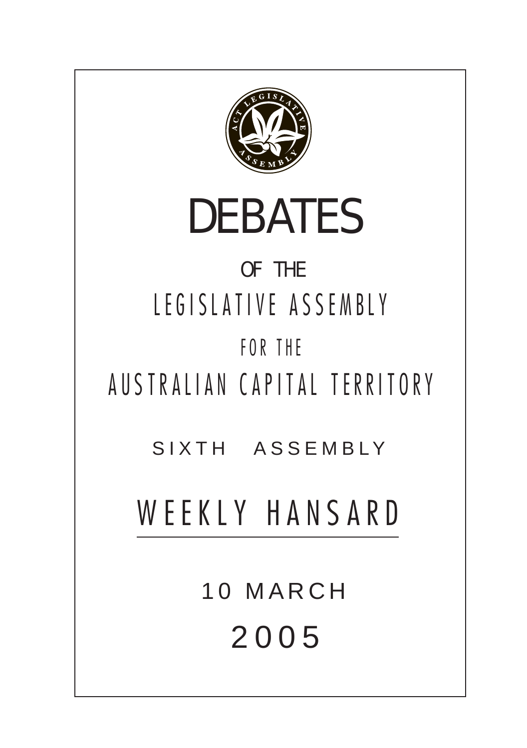# DEBATES

OF THE

LEGISLATIVE ASSEMBLY

FOR THE

AUSTRALIAN CAPITAL TERRITORY

SIXTH ASSEMBLY

## WEEKLY HANSARD

10 MARCH

2005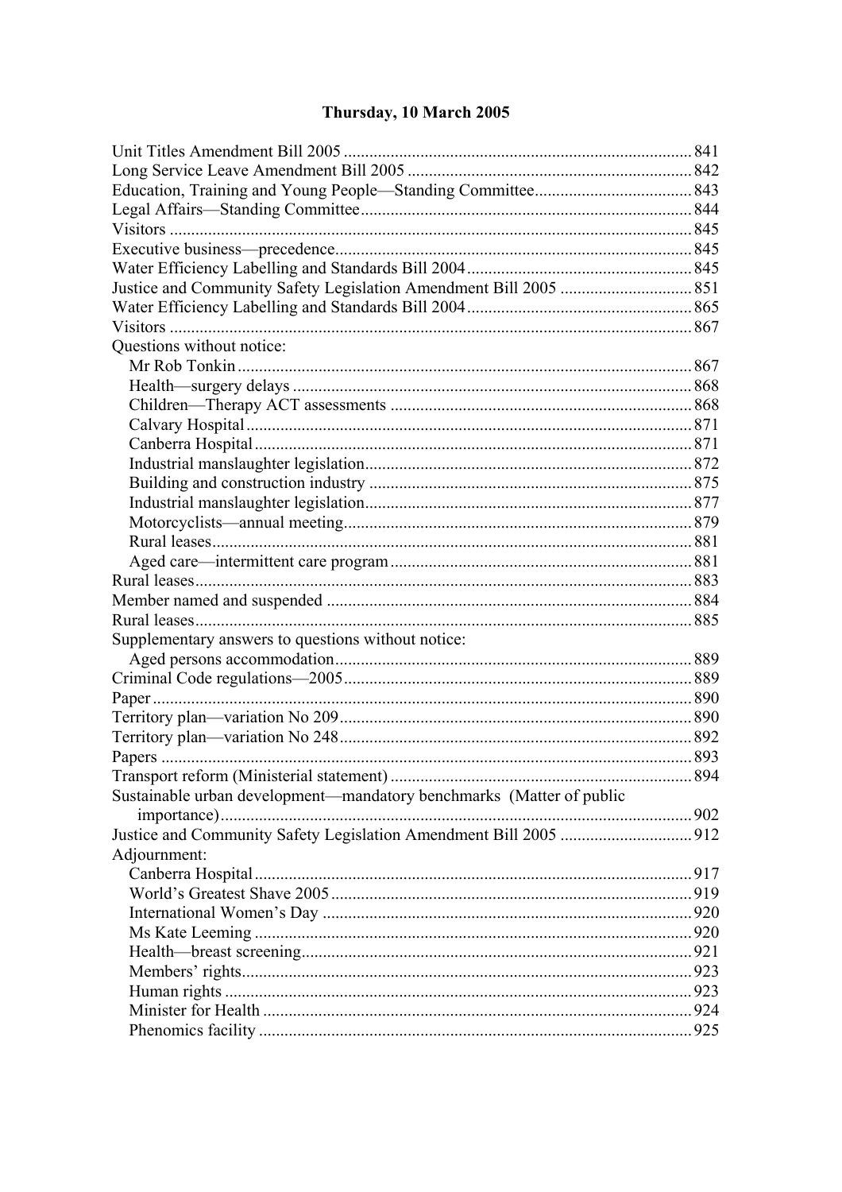# Thursday, 10 March 2005

Unit Titles Amendment Bill 2005 ... 841
Long Service Leave Amendment Bill 2005 ... 842
Education, Training and Young People—Standing Committee ... 843
Legal Affairs—Standing Committee ... 844
Visitors ... 845
Executive business—precedence ... 845
Water Efficiency Labelling and Standards Bill 2004 ... 845
Justice and Community Safety Legislation Amendment Bill 2005 ... 851
Water Efficiency Labelling and Standards Bill 2004 ... 865
Visitors ... 867
Questions without notice:
- Mr Rob Tonkin ... 867
- Health—surgery delays ... 868
- Children—Therapy ACT assessments ... 868
- Calvary Hospital ... 871
- Canberra Hospital ... 871
- Industrial manslaughter legislation ... 872
- Building and construction industry ... 875
- Industrial manslaughter legislation ... 877
- Motorcyclists—annual meeting ... 879
- Rural leases ... 881
- Aged care—intermittent care program ... 881

Rural leases ... 883
Member named and suspended ... 884
Rural leases ... 885
Supplementary answers to questions without notice:
- Aged persons accommodation ... 889

Criminal Code regulations—2005 ... 889
Paper ... 890
Territory plan—variation No 209 ... 890
Territory plan—variation No 248 ... 892
Papers ... 893
Transport reform (Ministerial statement) ... 894
Sustainable urban development—mandatory benchmarks (Matter of public importance) ... 902
Justice and Community Safety Legislation Amendment Bill 2005 ... 912
Adjournment:
- Canberra Hospital ... 917
- World's Greatest Shave 2005 ... 919
- International Women's Day ... 920
- Ms Kate Leeming ... 920
- Health—breast screening ... 921
- Members' rights ... 923
- Human rights ... 923
- Minister for Health ... 924
- Phenomics facility ... 925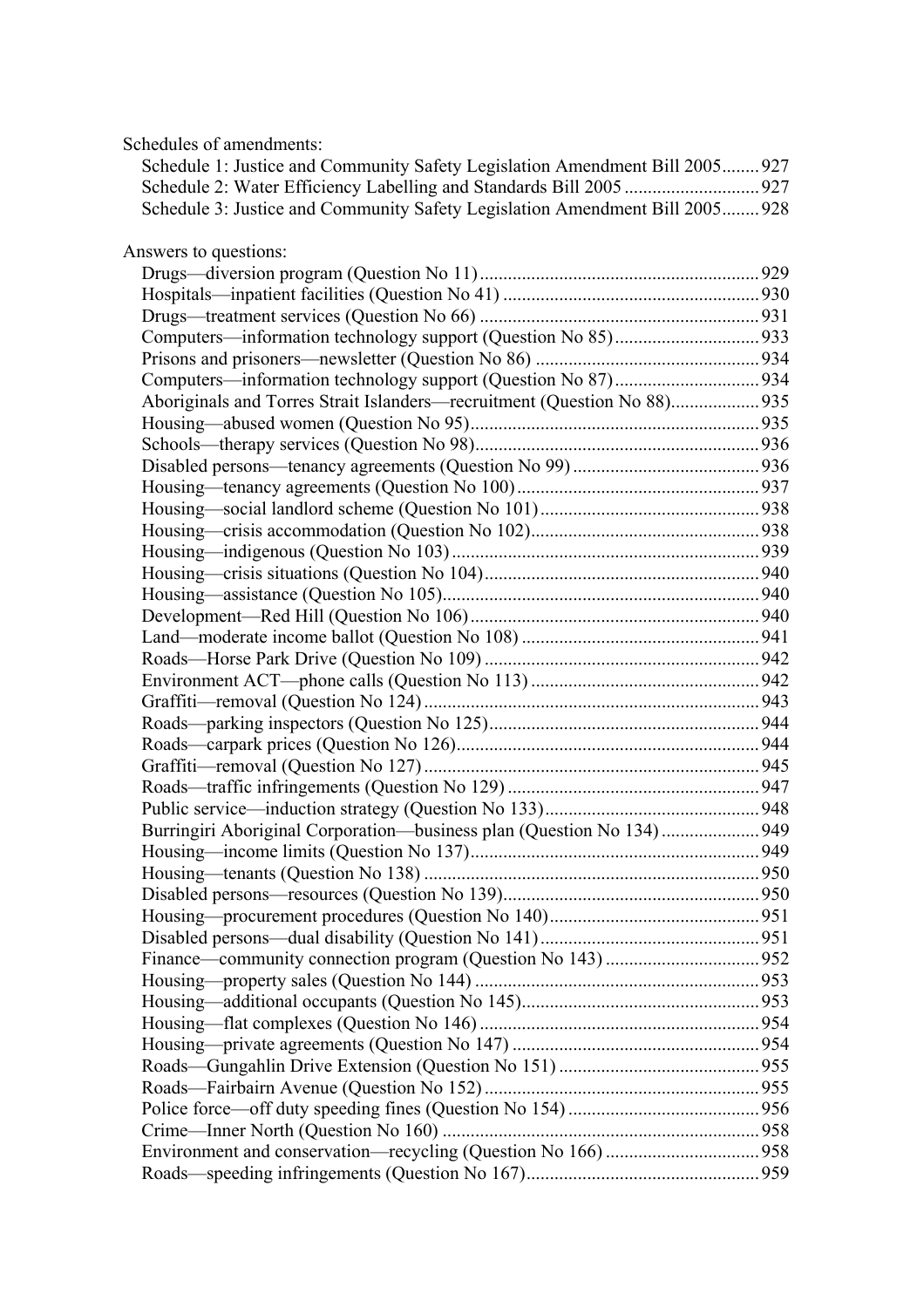Schedules of amendments:

- Schedule 1: Justice and Community Safety Legislation Amendment Bill 2005........927
- Schedule 2: Water Efficiency Labelling and Standards Bill 2005............................927
- Schedule 3: Justice and Community Safety Legislation Amendment Bill 2005........928

Answers to questions:

- Drugs—diversion program (Question No 11)...........................................................929
- Hospitals—inpatient facilities (Question No 41).......................................................930
- Drugs—treatment services (Question No 66)...........................................................931
- Computers—information technology support (Question No 85)..............................933
- Prisons and prisoners—newsletter (Question No 86)...............................................934
- Computers—information technology support (Question No 87)..............................934
- Aboriginals and Torres Strait Islanders—recruitment (Question No 88)..................935
- Housing—abused women (Question No 95).............................................................935
- Schools—therapy services (Question No 98)............................................................936
- Disabled persons—tenancy agreements (Question No 99)........................................936
- Housing—tenancy agreements (Question No 100)....................................................937
- Housing—social landlord scheme (Question No 101)...............................................938
- Housing—crisis accommodation (Question No 102).................................................938
- Housing—indigenous (Question No 103)...................................................................939
- Housing—crisis situations (Question No 104)............................................................940
- Housing—assistance (Question No 105).....................................................................940
- Development—Red Hill (Question No 106)...............................................................940
- Land—moderate income ballot (Question No 108)....................................................941
- Roads—Horse Park Drive (Question No 109)............................................................942
- Environment ACT—phone calls (Question No 113)..................................................942
- Graffiti—removal (Question No 124)..........................................................................943
- Roads—parking inspectors (Question No 125)...........................................................944
- Roads—carpark prices (Question No 126)..................................................................944
- Graffiti—removal (Question No 127)..........................................................................945
- Roads—traffic infringements (Question No 129)........................................................947
- Public service—induction strategy (Question No 133)...............................................948
- Burringiri Aboriginal Corporation—business plan (Question No 134).....................949
- Housing—income limits (Question No 137)...............................................................949
- Housing—tenants (Question No 138)..........................................................................950
- Disabled persons—resources (Question No 139)........................................................950
- Housing—procurement procedures (Question No 140)..............................................951
- Disabled persons—dual disability (Question No 141)................................................951
- Finance—community connection program (Question No 143)..................................952
- Housing—property sales (Question No 144)...............................................................953
- Housing—additional occupants (Question No 145)....................................................953
- Housing—flat complexes (Question No 146)..............................................................954
- Housing—private agreements (Question No 147).......................................................954
- Roads—Gungahlin Drive Extension (Question No 151).............................................955
- Roads—Fairbairn Avenue (Question No 152).............................................................955
- Police force—off duty speeding fines (Question No 154)..........................................956
- Crime—Inner North (Question No 160)......................................................................958
- Environment and conservation—recycling (Question No 166)..................................958
- Roads—speeding infringements (Question No 167)...................................................959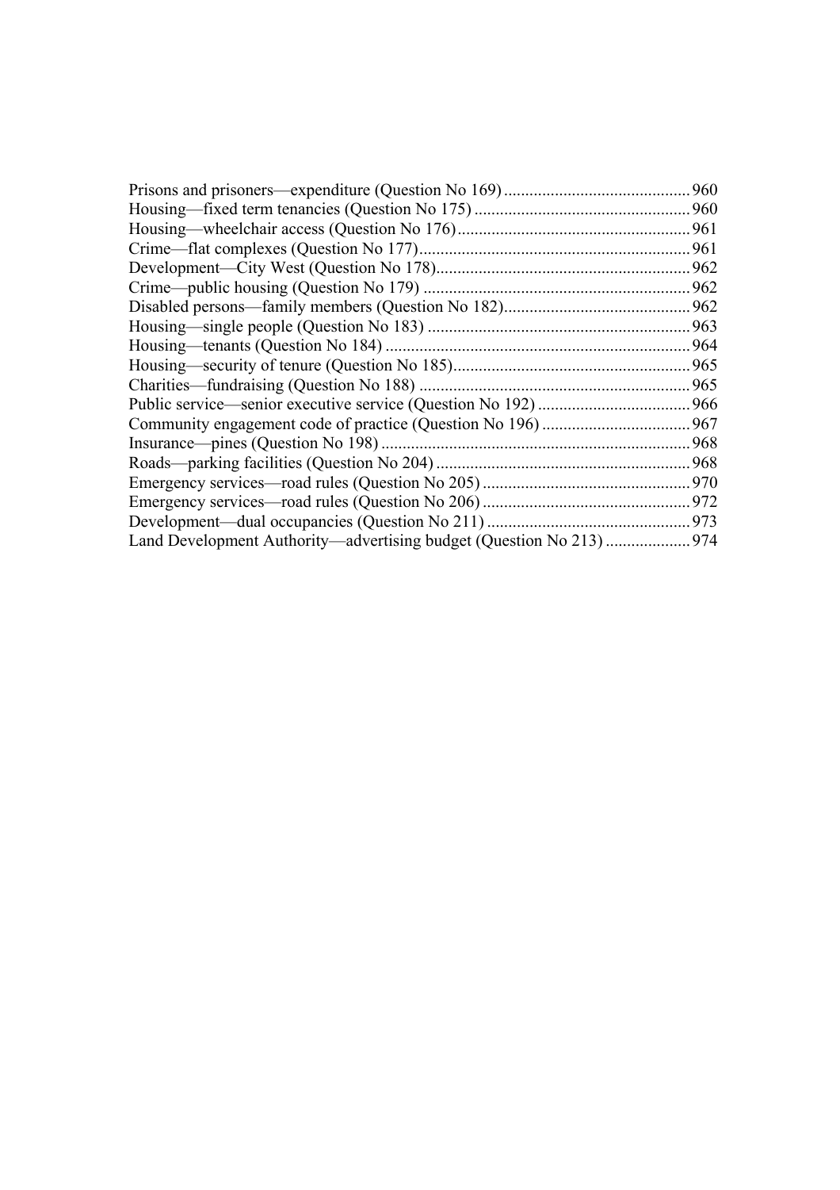Prisons and prisoners—expenditure (Question No 169) ............................................ 960
Housing—fixed term tenancies (Question No 175) .................................................. 960
Housing—wheelchair access (Question No 176)...................................................... 961
Crime—flat complexes (Question No 177)................................................................ 961
Development—City West (Question No 178)............................................................ 962
Crime—public housing (Question No 179) ............................................................... 962
Disabled persons—family members (Question No 182)............................................ 962
Housing—single people (Question No 183) .............................................................. 963
Housing—tenants (Question No 184) ........................................................................ 964
Housing—security of tenure (Question No 185)........................................................ 965
Charities—fundraising (Question No 188) ................................................................ 965
Public service—senior executive service (Question No 192) .................................... 966
Community engagement code of practice (Question No 196) ................................... 967
Insurance—pines (Question No 198) ......................................................................... 968
Roads—parking facilities (Question No 204) ............................................................ 968
Emergency services—road rules (Question No 205) ................................................. 970
Emergency services—road rules (Question No 206) ................................................. 972
Development—dual occupancies (Question No 211) ................................................ 973
Land Development Authority—advertising budget (Question No 213) .................... 974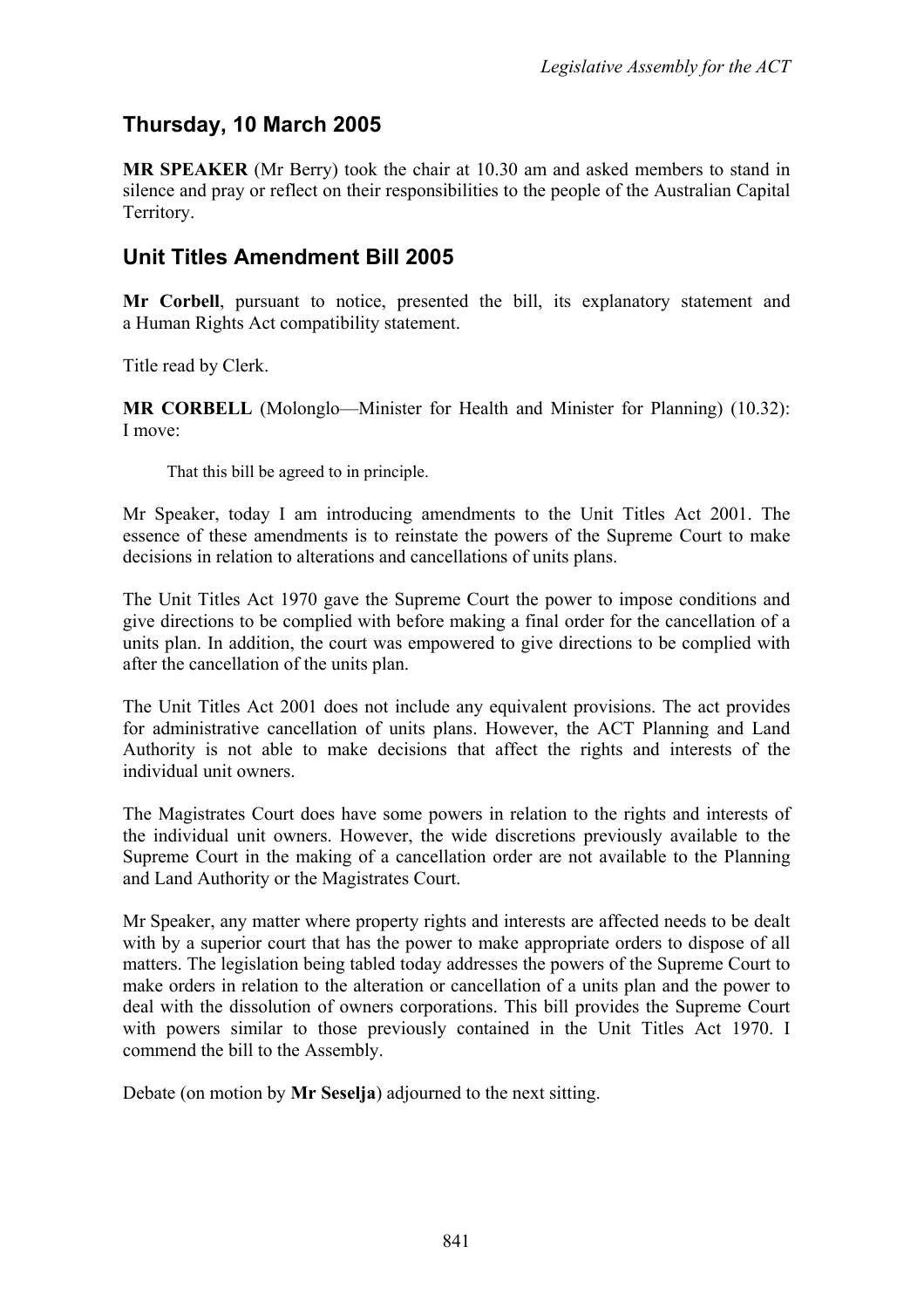## Thursday, 10 March 2005

**MR SPEAKER** (Mr Berry) took the chair at 10.30 am and asked members to stand in silence and pray or reflect on their responsibilities to the people of the Australian Capital Territory.

## Unit Titles Amendment Bill 2005

**Mr Corbell**, pursuant to notice, presented the bill, its explanatory statement and a Human Rights Act compatibility statement.

Title read by Clerk.

**MR CORBELL** (Molonglo—Minister for Health and Minister for Planning) (10.32): I move:

> That this bill be agreed to in principle.

Mr Speaker, today I am introducing amendments to the Unit Titles Act 2001. The essence of these amendments is to reinstate the powers of the Supreme Court to make decisions in relation to alterations and cancellations of units plans.

The Unit Titles Act 1970 gave the Supreme Court the power to impose conditions and give directions to be complied with before making a final order for the cancellation of a units plan. In addition, the court was empowered to give directions to be complied with after the cancellation of the units plan.

The Unit Titles Act 2001 does not include any equivalent provisions. The act provides for administrative cancellation of units plans. However, the ACT Planning and Land Authority is not able to make decisions that affect the rights and interests of the individual unit owners.

The Magistrates Court does have some powers in relation to the rights and interests of the individual unit owners. However, the wide discretions previously available to the Supreme Court in the making of a cancellation order are not available to the Planning and Land Authority or the Magistrates Court.

Mr Speaker, any matter where property rights and interests are affected needs to be dealt with by a superior court that has the power to make appropriate orders to dispose of all matters. The legislation being tabled today addresses the powers of the Supreme Court to make orders in relation to the alteration or cancellation of a units plan and the power to deal with the dissolution of owners corporations. This bill provides the Supreme Court with powers similar to those previously contained in the Unit Titles Act 1970. I commend the bill to the Assembly.

Debate (on motion by **Mr Seselja**) adjourned to the next sitting.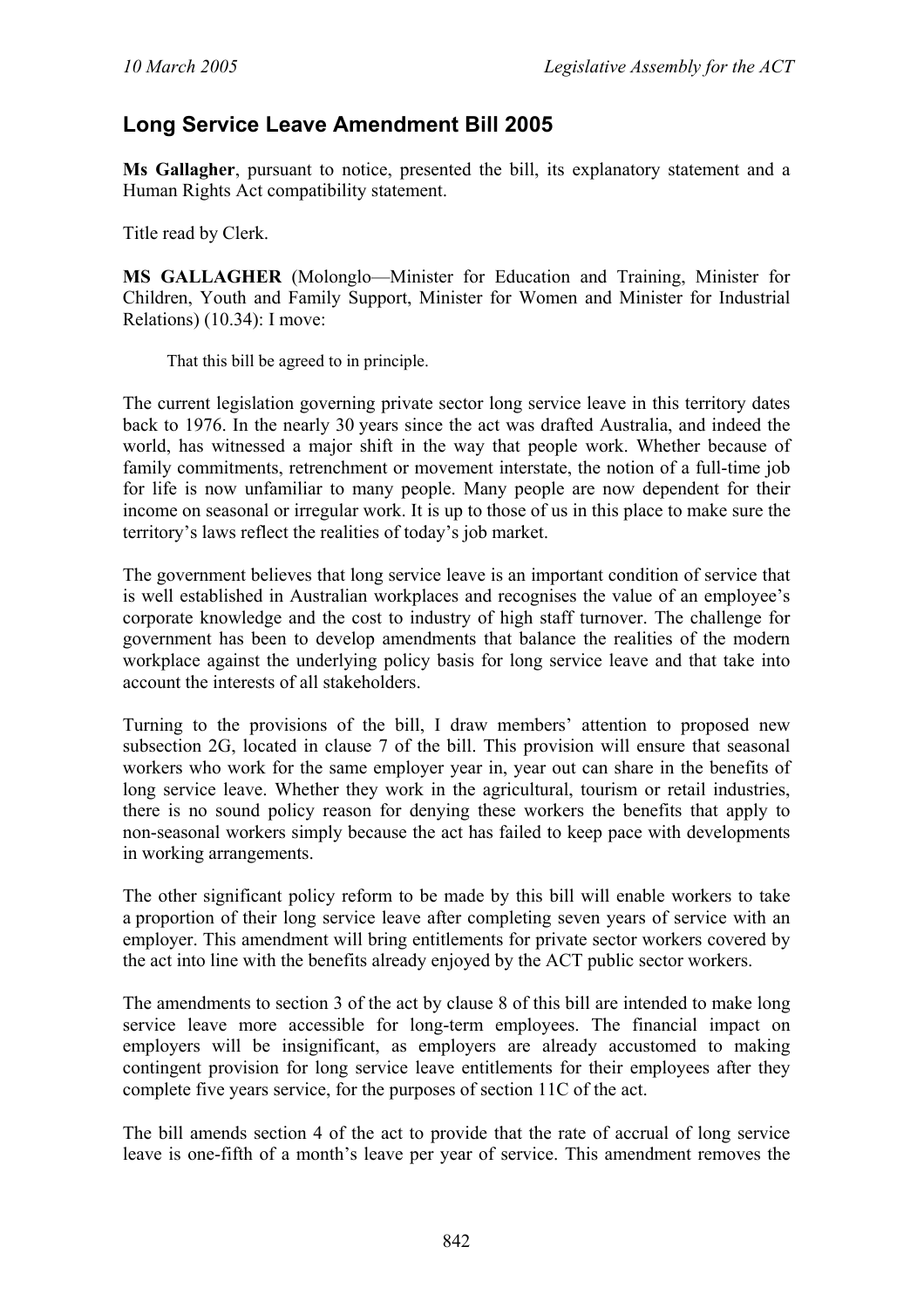## Long Service Leave Amendment Bill 2005

**Ms Gallagher**, pursuant to notice, presented the bill, its explanatory statement and a Human Rights Act compatibility statement.

Title read by Clerk.

**MS GALLAGHER** (Molonglo—Minister for Education and Training, Minister for Children, Youth and Family Support, Minister for Women and Minister for Industrial Relations) (10.34): I move:

> That this bill be agreed to in principle.

The current legislation governing private sector long service leave in this territory dates back to 1976. In the nearly 30 years since the act was drafted Australia, and indeed the world, has witnessed a major shift in the way that people work. Whether because of family commitments, retrenchment or movement interstate, the notion of a full-time job for life is now unfamiliar to many people. Many people are now dependent for their income on seasonal or irregular work. It is up to those of us in this place to make sure the territory's laws reflect the realities of today's job market.

The government believes that long service leave is an important condition of service that is well established in Australian workplaces and recognises the value of an employee's corporate knowledge and the cost to industry of high staff turnover. The challenge for government has been to develop amendments that balance the realities of the modern workplace against the underlying policy basis for long service leave and that take into account the interests of all stakeholders.

Turning to the provisions of the bill, I draw members' attention to proposed new subsection 2G, located in clause 7 of the bill. This provision will ensure that seasonal workers who work for the same employer year in, year out can share in the benefits of long service leave. Whether they work in the agricultural, tourism or retail industries, there is no sound policy reason for denying these workers the benefits that apply to non-seasonal workers simply because the act has failed to keep pace with developments in working arrangements.

The other significant policy reform to be made by this bill will enable workers to take a proportion of their long service leave after completing seven years of service with an employer. This amendment will bring entitlements for private sector workers covered by the act into line with the benefits already enjoyed by the ACT public sector workers.

The amendments to section 3 of the act by clause 8 of this bill are intended to make long service leave more accessible for long-term employees. The financial impact on employers will be insignificant, as employers are already accustomed to making contingent provision for long service leave entitlements for their employees after they complete five years service, for the purposes of section 11C of the act.

The bill amends section 4 of the act to provide that the rate of accrual of long service leave is one-fifth of a month's leave per year of service. This amendment removes the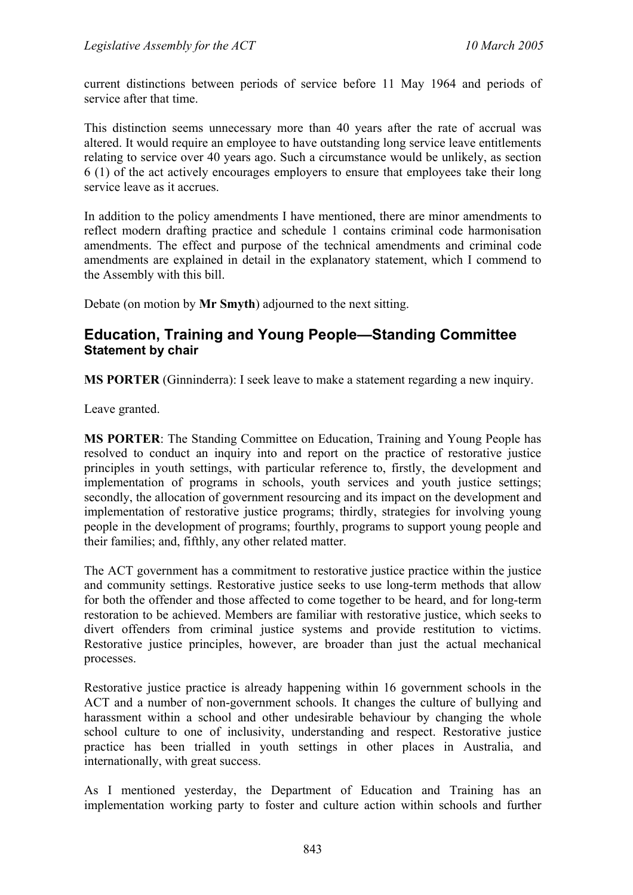current distinctions between periods of service before 11 May 1964 and periods of service after that time.

This distinction seems unnecessary more than 40 years after the rate of accrual was altered. It would require an employee to have outstanding long service leave entitlements relating to service over 40 years ago. Such a circumstance would be unlikely, as section 6 (1) of the act actively encourages employers to ensure that employees take their long service leave as it accrues.

In addition to the policy amendments I have mentioned, there are minor amendments to reflect modern drafting practice and schedule 1 contains criminal code harmonisation amendments. The effect and purpose of the technical amendments and criminal code amendments are explained in detail in the explanatory statement, which I commend to the Assembly with this bill.

Debate (on motion by **Mr Smyth**) adjourned to the next sitting.

## Education, Training and Young People—Standing Committee

### Statement by chair

**MS PORTER** (Ginninderra): I seek leave to make a statement regarding a new inquiry.

Leave granted.

**MS PORTER**: The Standing Committee on Education, Training and Young People has resolved to conduct an inquiry into and report on the practice of restorative justice principles in youth settings, with particular reference to, firstly, the development and implementation of programs in schools, youth services and youth justice settings; secondly, the allocation of government resourcing and its impact on the development and implementation of restorative justice programs; thirdly, strategies for involving young people in the development of programs; fourthly, programs to support young people and their families; and, fifthly, any other related matter.

The ACT government has a commitment to restorative justice practice within the justice and community settings. Restorative justice seeks to use long-term methods that allow for both the offender and those affected to come together to be heard, and for long-term restoration to be achieved. Members are familiar with restorative justice, which seeks to divert offenders from criminal justice systems and provide restitution to victims. Restorative justice principles, however, are broader than just the actual mechanical processes.

Restorative justice practice is already happening within 16 government schools in the ACT and a number of non-government schools. It changes the culture of bullying and harassment within a school and other undesirable behaviour by changing the whole school culture to one of inclusivity, understanding and respect. Restorative justice practice has been trialled in youth settings in other places in Australia, and internationally, with great success.

As I mentioned yesterday, the Department of Education and Training has an implementation working party to foster and culture action within schools and further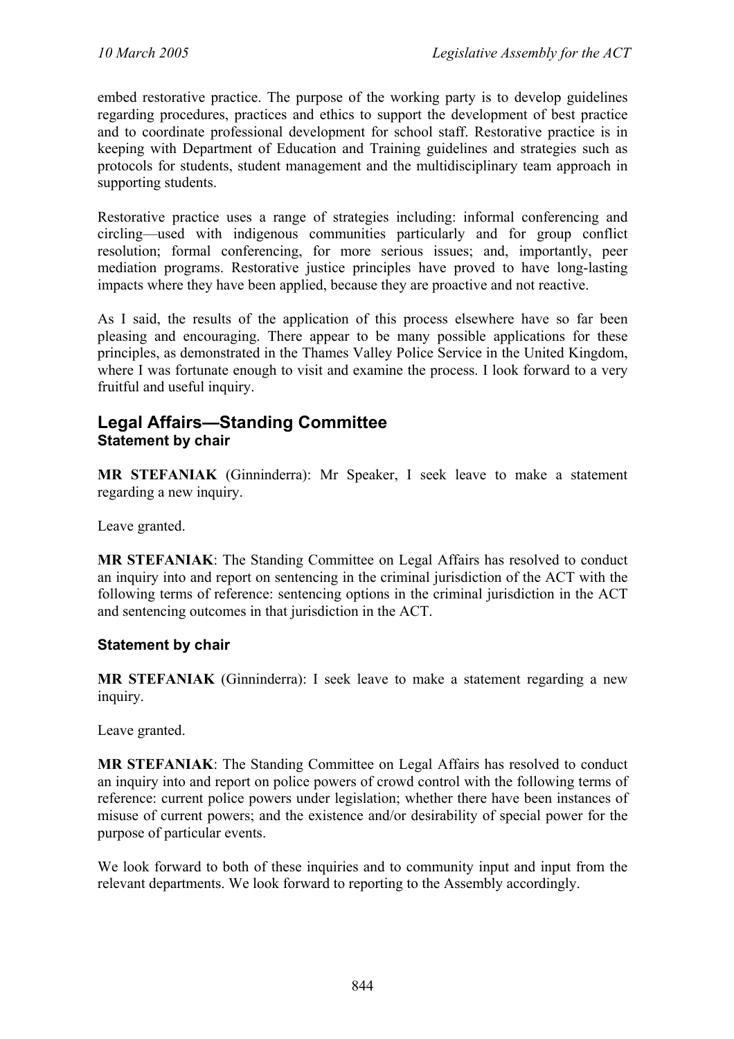embed restorative practice. The purpose of the working party is to develop guidelines regarding procedures, practices and ethics to support the development of best practice and to coordinate professional development for school staff. Restorative practice is in keeping with Department of Education and Training guidelines and strategies such as protocols for students, student management and the multidisciplinary team approach in supporting students.

Restorative practice uses a range of strategies including: informal conferencing and circling—used with indigenous communities particularly and for group conflict resolution; formal conferencing, for more serious issues; and, importantly, peer mediation programs. Restorative justice principles have proved to have long-lasting impacts where they have been applied, because they are proactive and not reactive.

As I said, the results of the application of this process elsewhere have so far been pleasing and encouraging. There appear to be many possible applications for these principles, as demonstrated in the Thames Valley Police Service in the United Kingdom, where I was fortunate enough to visit and examine the process. I look forward to a very fruitful and useful inquiry.

## Legal Affairs—Standing Committee

### Statement by chair

**MR STEFANIAK** (Ginninderra): Mr Speaker, I seek leave to make a statement regarding a new inquiry.

Leave granted.

**MR STEFANIAK**: The Standing Committee on Legal Affairs has resolved to conduct an inquiry into and report on sentencing in the criminal jurisdiction of the ACT with the following terms of reference: sentencing options in the criminal jurisdiction in the ACT and sentencing outcomes in that jurisdiction in the ACT.

### Statement by chair

**MR STEFANIAK** (Ginninderra): I seek leave to make a statement regarding a new inquiry.

Leave granted.

**MR STEFANIAK**: The Standing Committee on Legal Affairs has resolved to conduct an inquiry into and report on police powers of crowd control with the following terms of reference: current police powers under legislation; whether there have been instances of misuse of current powers; and the existence and/or desirability of special power for the purpose of particular events.

We look forward to both of these inquiries and to community input and input from the relevant departments. We look forward to reporting to the Assembly accordingly.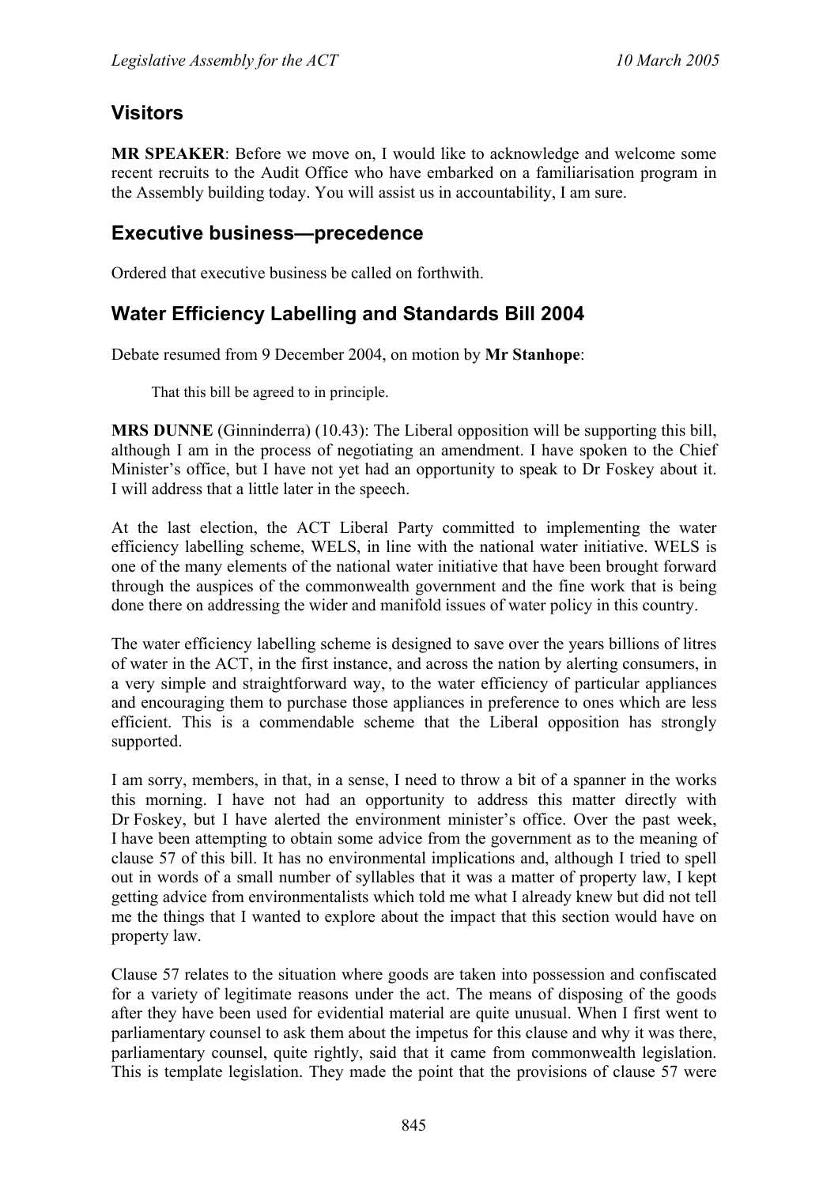## Visitors

**MR SPEAKER**: Before we move on, I would like to acknowledge and welcome some recent recruits to the Audit Office who have embarked on a familiarisation program in the Assembly building today. You will assist us in accountability, I am sure.

## Executive business—precedence

Ordered that executive business be called on forthwith.

## Water Efficiency Labelling and Standards Bill 2004

Debate resumed from 9 December 2004, on motion by **Mr Stanhope**:

> That this bill be agreed to in principle.

**MRS DUNNE** (Ginninderra) (10.43): The Liberal opposition will be supporting this bill, although I am in the process of negotiating an amendment. I have spoken to the Chief Minister's office, but I have not yet had an opportunity to speak to Dr Foskey about it. I will address that a little later in the speech.

At the last election, the ACT Liberal Party committed to implementing the water efficiency labelling scheme, WELS, in line with the national water initiative. WELS is one of the many elements of the national water initiative that have been brought forward through the auspices of the commonwealth government and the fine work that is being done there on addressing the wider and manifold issues of water policy in this country.

The water efficiency labelling scheme is designed to save over the years billions of litres of water in the ACT, in the first instance, and across the nation by alerting consumers, in a very simple and straightforward way, to the water efficiency of particular appliances and encouraging them to purchase those appliances in preference to ones which are less efficient. This is a commendable scheme that the Liberal opposition has strongly supported.

I am sorry, members, in that, in a sense, I need to throw a bit of a spanner in the works this morning. I have not had an opportunity to address this matter directly with Dr Foskey, but I have alerted the environment minister's office. Over the past week, I have been attempting to obtain some advice from the government as to the meaning of clause 57 of this bill. It has no environmental implications and, although I tried to spell out in words of a small number of syllables that it was a matter of property law, I kept getting advice from environmentalists which told me what I already knew but did not tell me the things that I wanted to explore about the impact that this section would have on property law.

Clause 57 relates to the situation where goods are taken into possession and confiscated for a variety of legitimate reasons under the act. The means of disposing of the goods after they have been used for evidential material are quite unusual. When I first went to parliamentary counsel to ask them about the impetus for this clause and why it was there, parliamentary counsel, quite rightly, said that it came from commonwealth legislation. This is template legislation. They made the point that the provisions of clause 57 were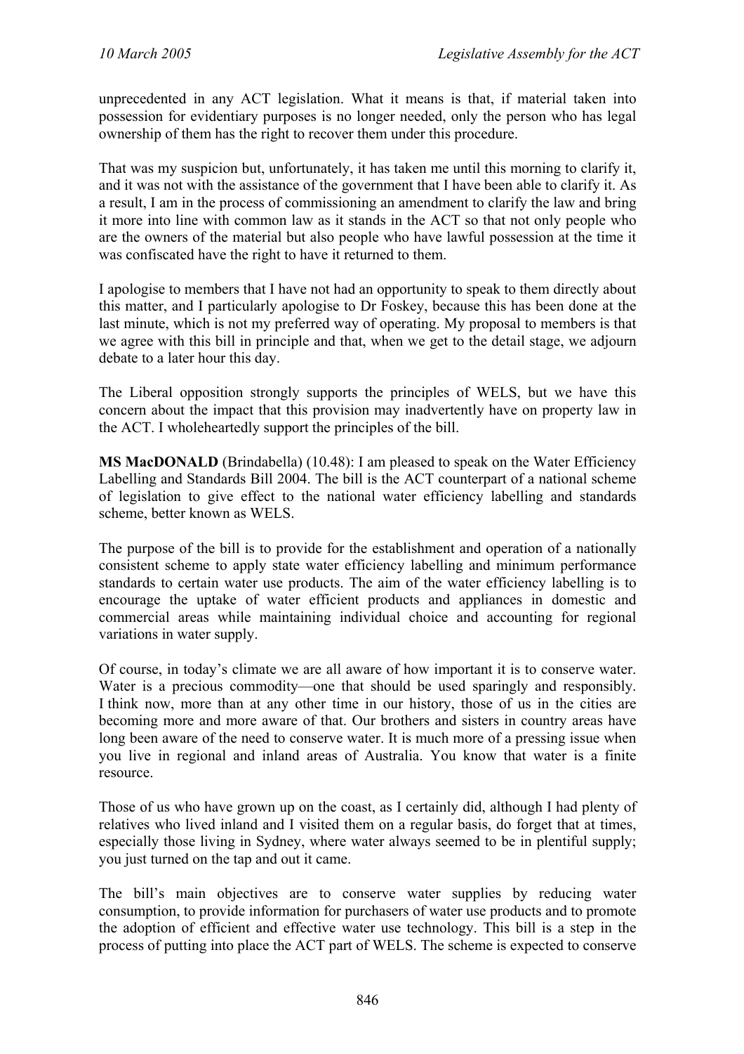unprecedented in any ACT legislation. What it means is that, if material taken into possession for evidentiary purposes is no longer needed, only the person who has legal ownership of them has the right to recover them under this procedure.

That was my suspicion but, unfortunately, it has taken me until this morning to clarify it, and it was not with the assistance of the government that I have been able to clarify it. As a result, I am in the process of commissioning an amendment to clarify the law and bring it more into line with common law as it stands in the ACT so that not only people who are the owners of the material but also people who have lawful possession at the time it was confiscated have the right to have it returned to them.

I apologise to members that I have not had an opportunity to speak to them directly about this matter, and I particularly apologise to Dr Foskey, because this has been done at the last minute, which is not my preferred way of operating. My proposal to members is that we agree with this bill in principle and that, when we get to the detail stage, we adjourn debate to a later hour this day.

The Liberal opposition strongly supports the principles of WELS, but we have this concern about the impact that this provision may inadvertently have on property law in the ACT. I wholeheartedly support the principles of the bill.

**MS MacDONALD** (Brindabella) (10.48): I am pleased to speak on the Water Efficiency Labelling and Standards Bill 2004. The bill is the ACT counterpart of a national scheme of legislation to give effect to the national water efficiency labelling and standards scheme, better known as WELS.

The purpose of the bill is to provide for the establishment and operation of a nationally consistent scheme to apply state water efficiency labelling and minimum performance standards to certain water use products. The aim of the water efficiency labelling is to encourage the uptake of water efficient products and appliances in domestic and commercial areas while maintaining individual choice and accounting for regional variations in water supply.

Of course, in today's climate we are all aware of how important it is to conserve water. Water is a precious commodity—one that should be used sparingly and responsibly. I think now, more than at any other time in our history, those of us in the cities are becoming more and more aware of that. Our brothers and sisters in country areas have long been aware of the need to conserve water. It is much more of a pressing issue when you live in regional and inland areas of Australia. You know that water is a finite resource.

Those of us who have grown up on the coast, as I certainly did, although I had plenty of relatives who lived inland and I visited them on a regular basis, do forget that at times, especially those living in Sydney, where water always seemed to be in plentiful supply; you just turned on the tap and out it came.

The bill's main objectives are to conserve water supplies by reducing water consumption, to provide information for purchasers of water use products and to promote the adoption of efficient and effective water use technology. This bill is a step in the process of putting into place the ACT part of WELS. The scheme is expected to conserve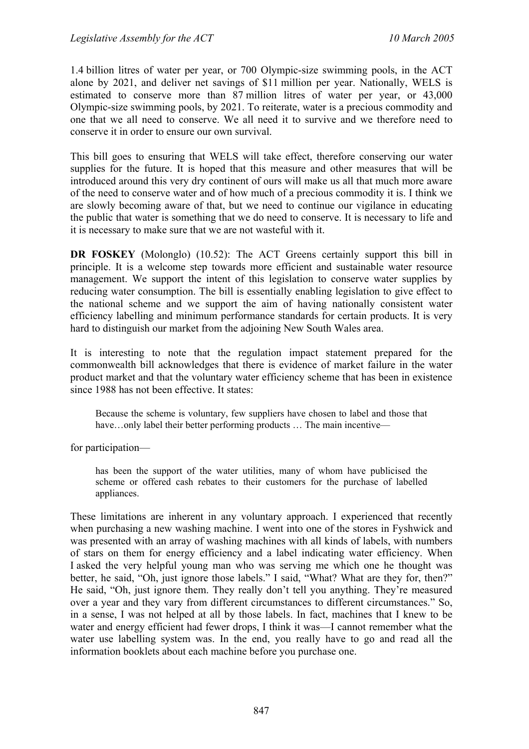1.4 billion litres of water per year, or 700 Olympic-size swimming pools, in the ACT alone by 2021, and deliver net savings of $11 million per year. Nationally, WELS is estimated to conserve more than 87 million litres of water per year, or 43,000 Olympic-size swimming pools, by 2021. To reiterate, water is a precious commodity and one that we all need to conserve. We all need it to survive and we therefore need to conserve it in order to ensure our own survival.

This bill goes to ensuring that WELS will take effect, therefore conserving our water supplies for the future. It is hoped that this measure and other measures that will be introduced around this very dry continent of ours will make us all that much more aware of the need to conserve water and of how much of a precious commodity it is. I think we are slowly becoming aware of that, but we need to continue our vigilance in educating the public that water is something that we do need to conserve. It is necessary to life and it is necessary to make sure that we are not wasteful with it.

**DR FOSKEY** (Molonglo) (10.52): The ACT Greens certainly support this bill in principle. It is a welcome step towards more efficient and sustainable water resource management. We support the intent of this legislation to conserve water supplies by reducing water consumption. The bill is essentially enabling legislation to give effect to the national scheme and we support the aim of having nationally consistent water efficiency labelling and minimum performance standards for certain products. It is very hard to distinguish our market from the adjoining New South Wales area.

It is interesting to note that the regulation impact statement prepared for the commonwealth bill acknowledges that there is evidence of market failure in the water product market and that the voluntary water efficiency scheme that has been in existence since 1988 has not been effective. It states:

> Because the scheme is voluntary, few suppliers have chosen to label and those that have…only label their better performing products … The main incentive—

for participation—

> has been the support of the water utilities, many of whom have publicised the scheme or offered cash rebates to their customers for the purchase of labelled appliances.

These limitations are inherent in any voluntary approach. I experienced that recently when purchasing a new washing machine. I went into one of the stores in Fyshwick and was presented with an array of washing machines with all kinds of labels, with numbers of stars on them for energy efficiency and a label indicating water efficiency. When I asked the very helpful young man who was serving me which one he thought was better, he said, "Oh, just ignore those labels." I said, "What? What are they for, then?" He said, "Oh, just ignore them. They really don't tell you anything. They're measured over a year and they vary from different circumstances to different circumstances." So, in a sense, I was not helped at all by those labels. In fact, machines that I knew to be water and energy efficient had fewer drops, I think it was—I cannot remember what the water use labelling system was. In the end, you really have to go and read all the information booklets about each machine before you purchase one.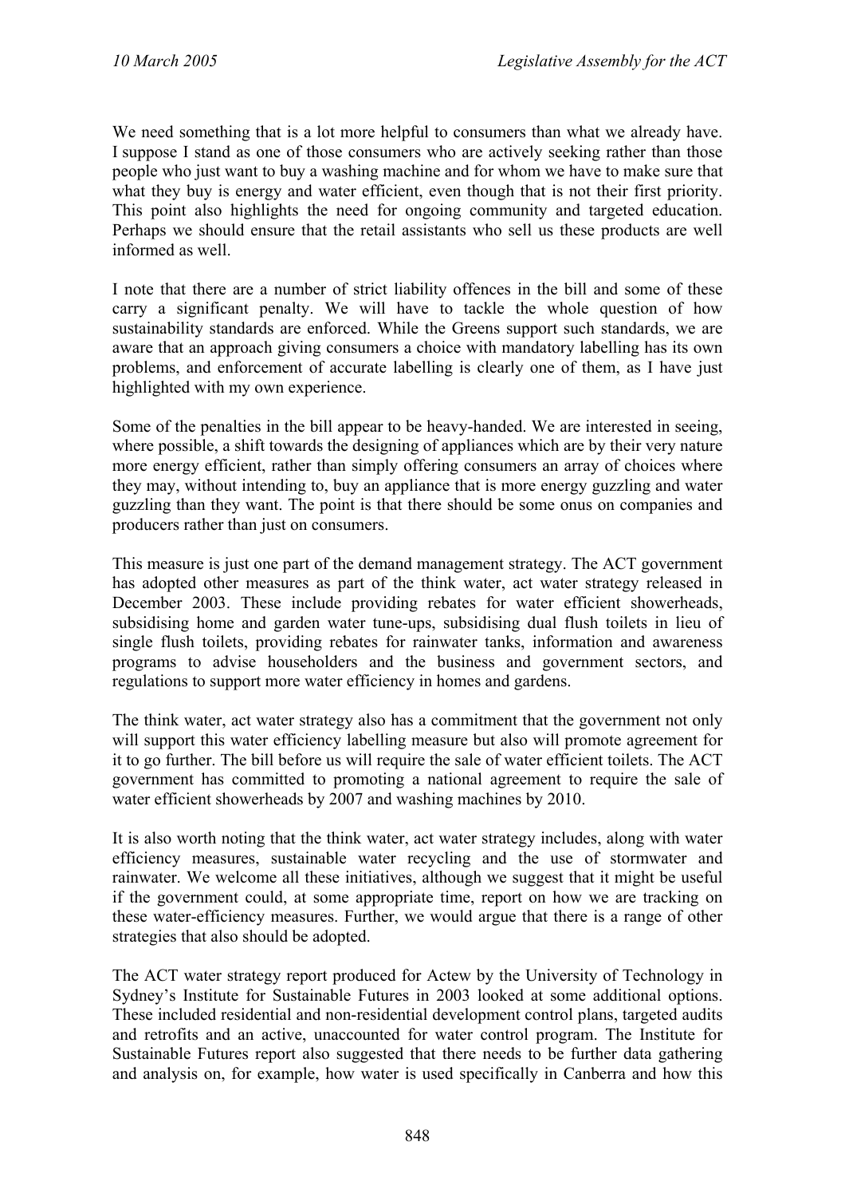We need something that is a lot more helpful to consumers than what we already have. I suppose I stand as one of those consumers who are actively seeking rather than those people who just want to buy a washing machine and for whom we have to make sure that what they buy is energy and water efficient, even though that is not their first priority. This point also highlights the need for ongoing community and targeted education. Perhaps we should ensure that the retail assistants who sell us these products are well informed as well.

I note that there are a number of strict liability offences in the bill and some of these carry a significant penalty. We will have to tackle the whole question of how sustainability standards are enforced. While the Greens support such standards, we are aware that an approach giving consumers a choice with mandatory labelling has its own problems, and enforcement of accurate labelling is clearly one of them, as I have just highlighted with my own experience.

Some of the penalties in the bill appear to be heavy-handed. We are interested in seeing, where possible, a shift towards the designing of appliances which are by their very nature more energy efficient, rather than simply offering consumers an array of choices where they may, without intending to, buy an appliance that is more energy guzzling and water guzzling than they want. The point is that there should be some onus on companies and producers rather than just on consumers.

This measure is just one part of the demand management strategy. The ACT government has adopted other measures as part of the think water, act water strategy released in December 2003. These include providing rebates for water efficient showerheads, subsidising home and garden water tune-ups, subsidising dual flush toilets in lieu of single flush toilets, providing rebates for rainwater tanks, information and awareness programs to advise householders and the business and government sectors, and regulations to support more water efficiency in homes and gardens.

The think water, act water strategy also has a commitment that the government not only will support this water efficiency labelling measure but also will promote agreement for it to go further. The bill before us will require the sale of water efficient toilets. The ACT government has committed to promoting a national agreement to require the sale of water efficient showerheads by 2007 and washing machines by 2010.

It is also worth noting that the think water, act water strategy includes, along with water efficiency measures, sustainable water recycling and the use of stormwater and rainwater. We welcome all these initiatives, although we suggest that it might be useful if the government could, at some appropriate time, report on how we are tracking on these water-efficiency measures. Further, we would argue that there is a range of other strategies that also should be adopted.

The ACT water strategy report produced for Actew by the University of Technology in Sydney's Institute for Sustainable Futures in 2003 looked at some additional options. These included residential and non-residential development control plans, targeted audits and retrofits and an active, unaccounted for water control program. The Institute for Sustainable Futures report also suggested that there needs to be further data gathering and analysis on, for example, how water is used specifically in Canberra and how this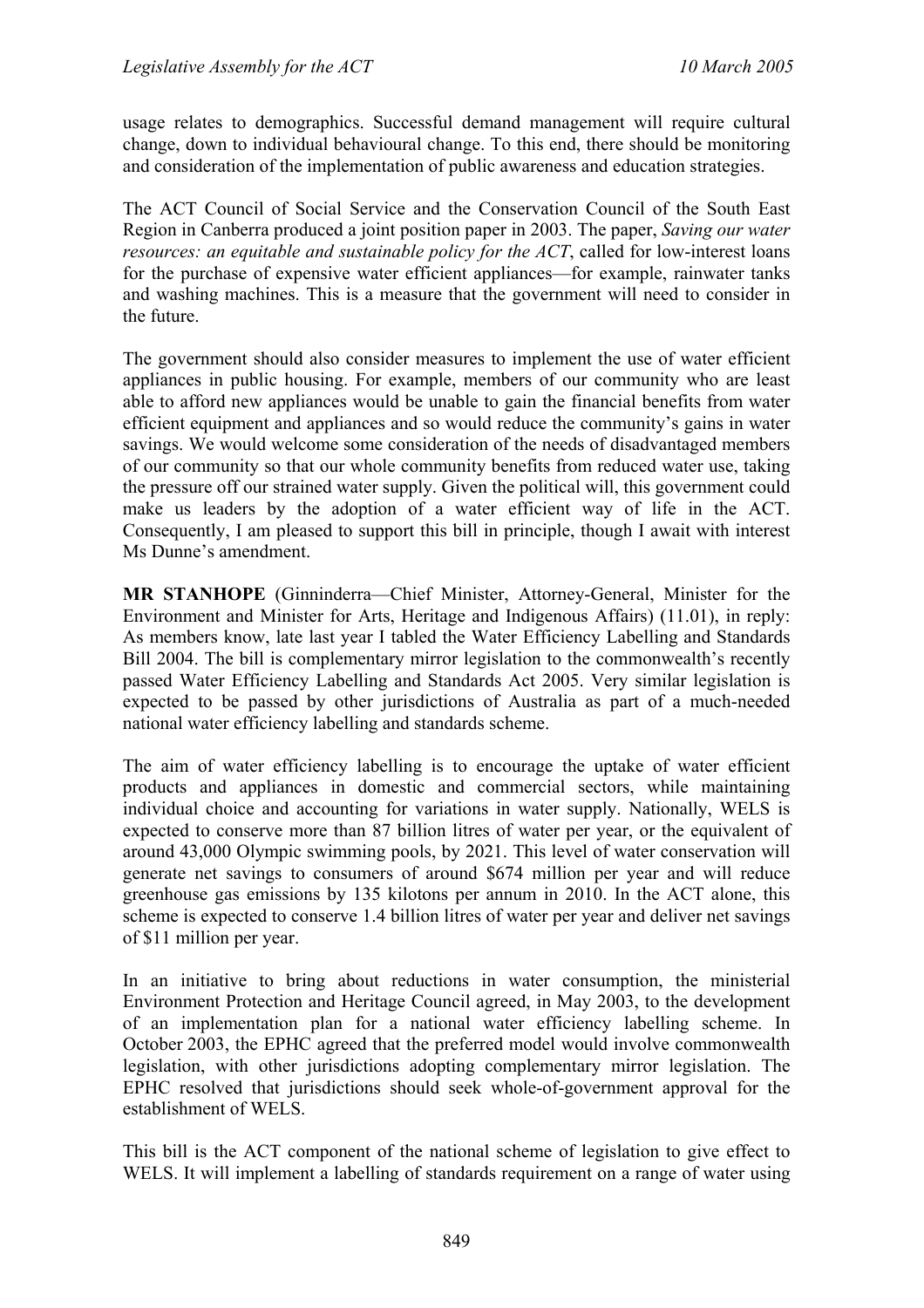usage relates to demographics. Successful demand management will require cultural change, down to individual behavioural change. To this end, there should be monitoring and consideration of the implementation of public awareness and education strategies.

The ACT Council of Social Service and the Conservation Council of the South East Region in Canberra produced a joint position paper in 2003. The paper, *Saving our water resources: an equitable and sustainable policy for the ACT*, called for low-interest loans for the purchase of expensive water efficient appliances—for example, rainwater tanks and washing machines. This is a measure that the government will need to consider in the future.

The government should also consider measures to implement the use of water efficient appliances in public housing. For example, members of our community who are least able to afford new appliances would be unable to gain the financial benefits from water efficient equipment and appliances and so would reduce the community's gains in water savings. We would welcome some consideration of the needs of disadvantaged members of our community so that our whole community benefits from reduced water use, taking the pressure off our strained water supply. Given the political will, this government could make us leaders by the adoption of a water efficient way of life in the ACT. Consequently, I am pleased to support this bill in principle, though I await with interest Ms Dunne's amendment.

**MR STANHOPE** (Ginninderra—Chief Minister, Attorney-General, Minister for the Environment and Minister for Arts, Heritage and Indigenous Affairs) (11.01), in reply: As members know, late last year I tabled the Water Efficiency Labelling and Standards Bill 2004. The bill is complementary mirror legislation to the commonwealth's recently passed Water Efficiency Labelling and Standards Act 2005. Very similar legislation is expected to be passed by other jurisdictions of Australia as part of a much-needed national water efficiency labelling and standards scheme.

The aim of water efficiency labelling is to encourage the uptake of water efficient products and appliances in domestic and commercial sectors, while maintaining individual choice and accounting for variations in water supply. Nationally, WELS is expected to conserve more than 87 billion litres of water per year, or the equivalent of around 43,000 Olympic swimming pools, by 2021. This level of water conservation will generate net savings to consumers of around $674 million per year and will reduce greenhouse gas emissions by 135 kilotons per annum in 2010. In the ACT alone, this scheme is expected to conserve 1.4 billion litres of water per year and deliver net savings of $11 million per year.

In an initiative to bring about reductions in water consumption, the ministerial Environment Protection and Heritage Council agreed, in May 2003, to the development of an implementation plan for a national water efficiency labelling scheme. In October 2003, the EPHC agreed that the preferred model would involve commonwealth legislation, with other jurisdictions adopting complementary mirror legislation. The EPHC resolved that jurisdictions should seek whole-of-government approval for the establishment of WELS.

This bill is the ACT component of the national scheme of legislation to give effect to WELS. It will implement a labelling of standards requirement on a range of water using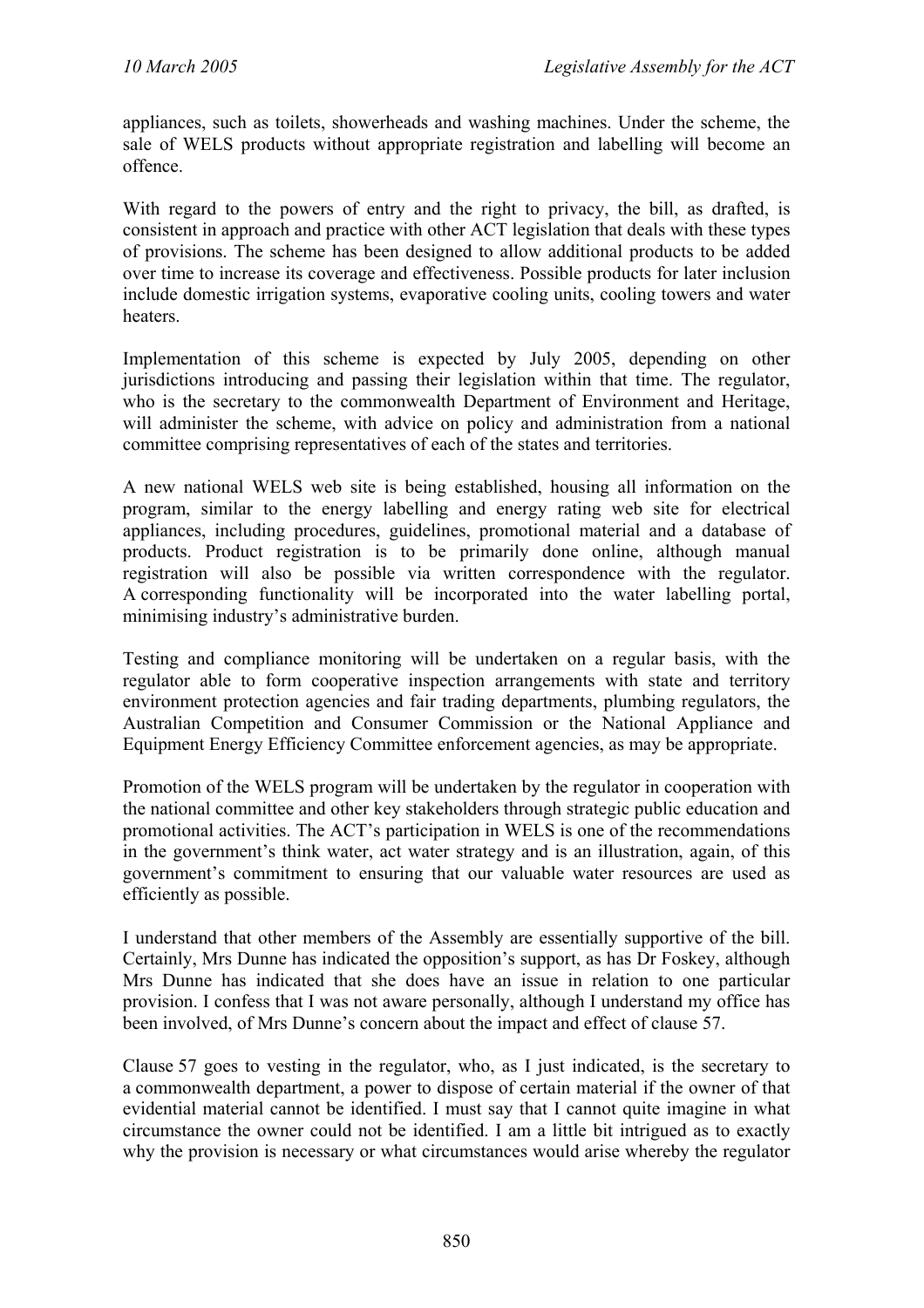appliances, such as toilets, showerheads and washing machines. Under the scheme, the sale of WELS products without appropriate registration and labelling will become an offence.

With regard to the powers of entry and the right to privacy, the bill, as drafted, is consistent in approach and practice with other ACT legislation that deals with these types of provisions. The scheme has been designed to allow additional products to be added over time to increase its coverage and effectiveness. Possible products for later inclusion include domestic irrigation systems, evaporative cooling units, cooling towers and water heaters.

Implementation of this scheme is expected by July 2005, depending on other jurisdictions introducing and passing their legislation within that time. The regulator, who is the secretary to the commonwealth Department of Environment and Heritage, will administer the scheme, with advice on policy and administration from a national committee comprising representatives of each of the states and territories.

A new national WELS web site is being established, housing all information on the program, similar to the energy labelling and energy rating web site for electrical appliances, including procedures, guidelines, promotional material and a database of products. Product registration is to be primarily done online, although manual registration will also be possible via written correspondence with the regulator. A corresponding functionality will be incorporated into the water labelling portal, minimising industry's administrative burden.

Testing and compliance monitoring will be undertaken on a regular basis, with the regulator able to form cooperative inspection arrangements with state and territory environment protection agencies and fair trading departments, plumbing regulators, the Australian Competition and Consumer Commission or the National Appliance and Equipment Energy Efficiency Committee enforcement agencies, as may be appropriate.

Promotion of the WELS program will be undertaken by the regulator in cooperation with the national committee and other key stakeholders through strategic public education and promotional activities. The ACT's participation in WELS is one of the recommendations in the government's think water, act water strategy and is an illustration, again, of this government's commitment to ensuring that our valuable water resources are used as efficiently as possible.

I understand that other members of the Assembly are essentially supportive of the bill. Certainly, Mrs Dunne has indicated the opposition's support, as has Dr Foskey, although Mrs Dunne has indicated that she does have an issue in relation to one particular provision. I confess that I was not aware personally, although I understand my office has been involved, of Mrs Dunne's concern about the impact and effect of clause 57.

Clause 57 goes to vesting in the regulator, who, as I just indicated, is the secretary to a commonwealth department, a power to dispose of certain material if the owner of that evidential material cannot be identified. I must say that I cannot quite imagine in what circumstance the owner could not be identified. I am a little bit intrigued as to exactly why the provision is necessary or what circumstances would arise whereby the regulator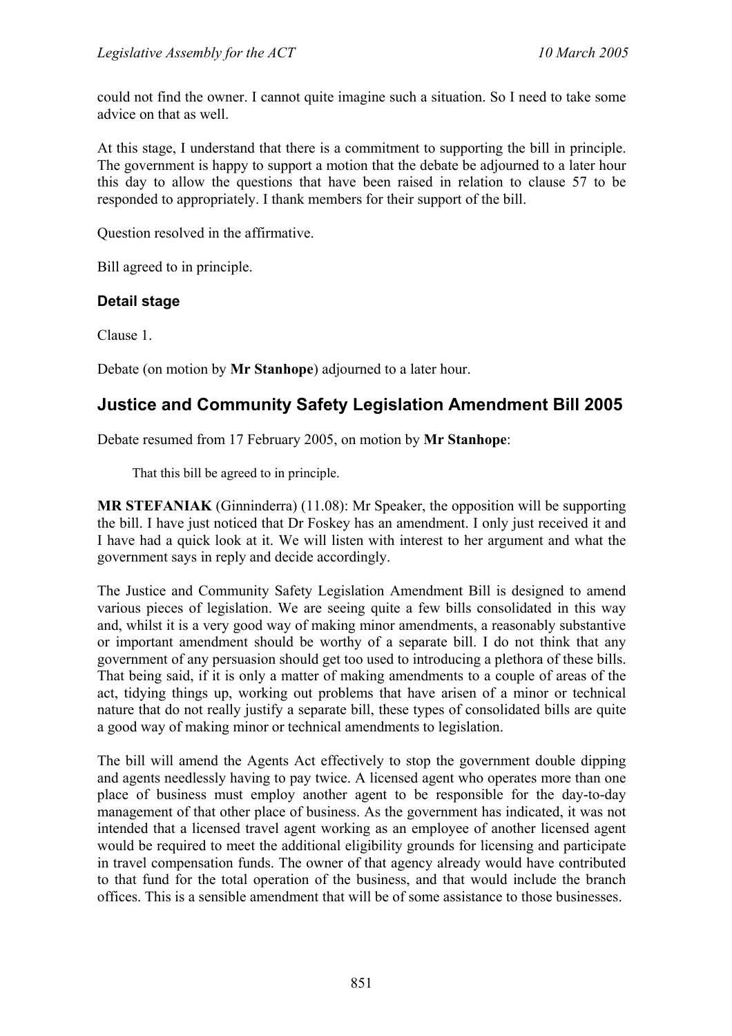could not find the owner. I cannot quite imagine such a situation. So I need to take some advice on that as well.

At this stage, I understand that there is a commitment to supporting the bill in principle. The government is happy to support a motion that the debate be adjourned to a later hour this day to allow the questions that have been raised in relation to clause 57 to be responded to appropriately. I thank members for their support of the bill.

Question resolved in the affirmative.

Bill agreed to in principle.

### Detail stage

Clause 1.

Debate (on motion by **Mr Stanhope**) adjourned to a later hour.

## Justice and Community Safety Legislation Amendment Bill 2005

Debate resumed from 17 February 2005, on motion by **Mr Stanhope**:

> That this bill be agreed to in principle.

**MR STEFANIAK** (Ginninderra) (11.08): Mr Speaker, the opposition will be supporting the bill. I have just noticed that Dr Foskey has an amendment. I only just received it and I have had a quick look at it. We will listen with interest to her argument and what the government says in reply and decide accordingly.

The Justice and Community Safety Legislation Amendment Bill is designed to amend various pieces of legislation. We are seeing quite a few bills consolidated in this way and, whilst it is a very good way of making minor amendments, a reasonably substantive or important amendment should be worthy of a separate bill. I do not think that any government of any persuasion should get too used to introducing a plethora of these bills. That being said, if it is only a matter of making amendments to a couple of areas of the act, tidying things up, working out problems that have arisen of a minor or technical nature that do not really justify a separate bill, these types of consolidated bills are quite a good way of making minor or technical amendments to legislation.

The bill will amend the Agents Act effectively to stop the government double dipping and agents needlessly having to pay twice. A licensed agent who operates more than one place of business must employ another agent to be responsible for the day-to-day management of that other place of business. As the government has indicated, it was not intended that a licensed travel agent working as an employee of another licensed agent would be required to meet the additional eligibility grounds for licensing and participate in travel compensation funds. The owner of that agency already would have contributed to that fund for the total operation of the business, and that would include the branch offices. This is a sensible amendment that will be of some assistance to those businesses.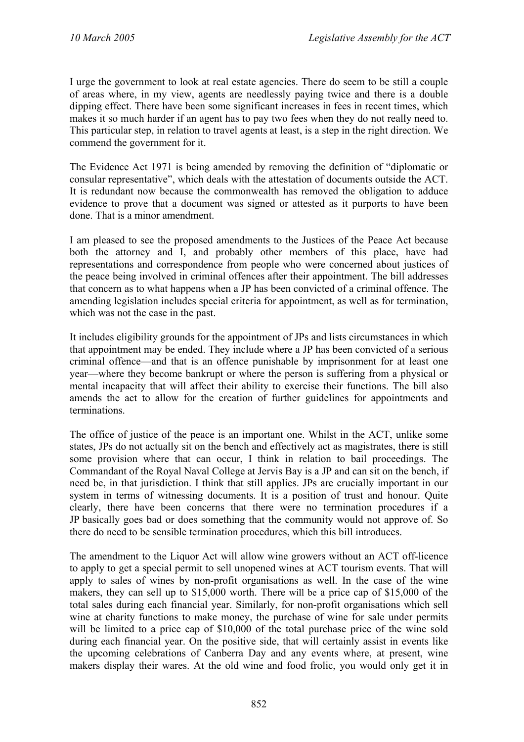I urge the government to look at real estate agencies. There do seem to be still a couple of areas where, in my view, agents are needlessly paying twice and there is a double dipping effect. There have been some significant increases in fees in recent times, which makes it so much harder if an agent has to pay two fees when they do not really need to. This particular step, in relation to travel agents at least, is a step in the right direction. We commend the government for it.

The Evidence Act 1971 is being amended by removing the definition of "diplomatic or consular representative", which deals with the attestation of documents outside the ACT. It is redundant now because the commonwealth has removed the obligation to adduce evidence to prove that a document was signed or attested as it purports to have been done. That is a minor amendment.

I am pleased to see the proposed amendments to the Justices of the Peace Act because both the attorney and I, and probably other members of this place, have had representations and correspondence from people who were concerned about justices of the peace being involved in criminal offences after their appointment. The bill addresses that concern as to what happens when a JP has been convicted of a criminal offence. The amending legislation includes special criteria for appointment, as well as for termination, which was not the case in the past.

It includes eligibility grounds for the appointment of JPs and lists circumstances in which that appointment may be ended. They include where a JP has been convicted of a serious criminal offence—and that is an offence punishable by imprisonment for at least one year—where they become bankrupt or where the person is suffering from a physical or mental incapacity that will affect their ability to exercise their functions. The bill also amends the act to allow for the creation of further guidelines for appointments and terminations.

The office of justice of the peace is an important one. Whilst in the ACT, unlike some states, JPs do not actually sit on the bench and effectively act as magistrates, there is still some provision where that can occur, I think in relation to bail proceedings. The Commandant of the Royal Naval College at Jervis Bay is a JP and can sit on the bench, if need be, in that jurisdiction. I think that still applies. JPs are crucially important in our system in terms of witnessing documents. It is a position of trust and honour. Quite clearly, there have been concerns that there were no termination procedures if a JP basically goes bad or does something that the community would not approve of. So there do need to be sensible termination procedures, which this bill introduces.

The amendment to the Liquor Act will allow wine growers without an ACT off-licence to apply to get a special permit to sell unopened wines at ACT tourism events. That will apply to sales of wines by non-profit organisations as well. In the case of the wine makers, they can sell up to $15,000 worth. There will be a price cap of $15,000 of the total sales during each financial year. Similarly, for non-profit organisations which sell wine at charity functions to make money, the purchase of wine for sale under permits will be limited to a price cap of $10,000 of the total purchase price of the wine sold during each financial year. On the positive side, that will certainly assist in events like the upcoming celebrations of Canberra Day and any events where, at present, wine makers display their wares. At the old wine and food frolic, you would only get it in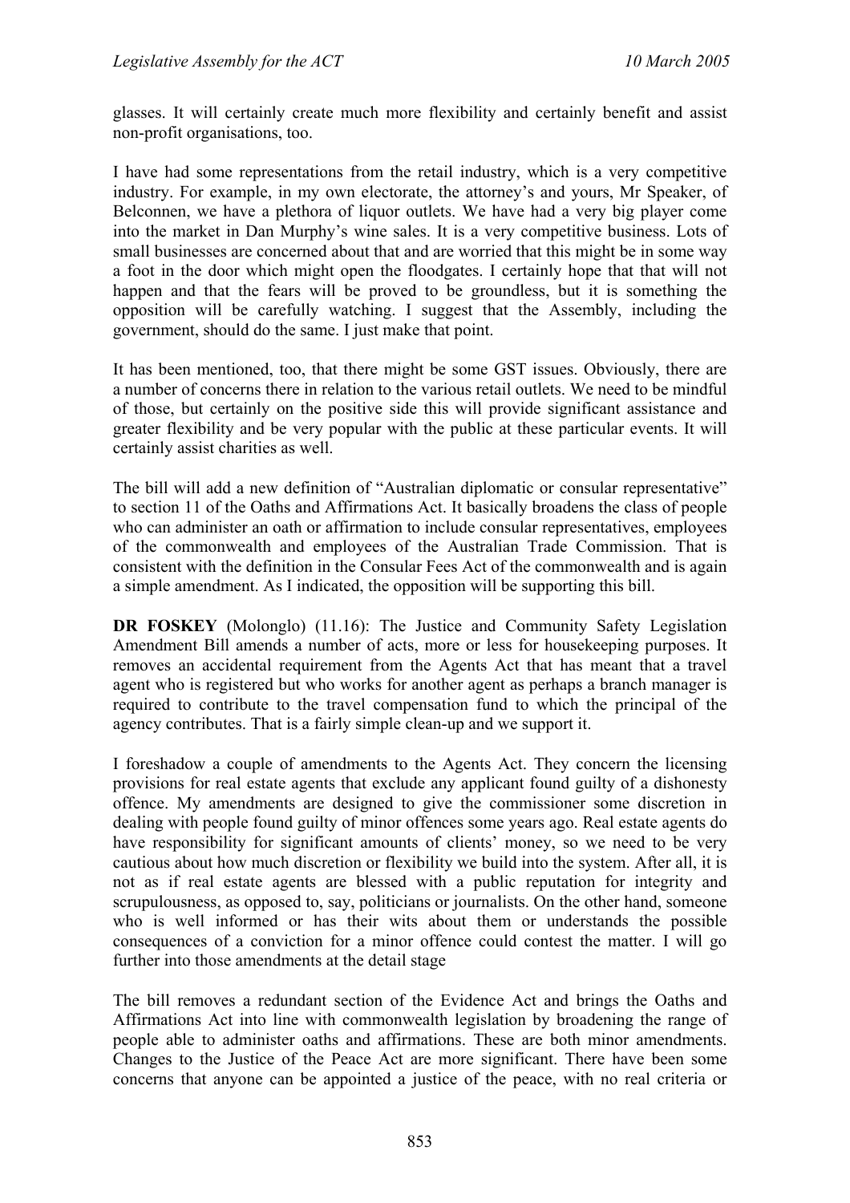glasses. It will certainly create much more flexibility and certainly benefit and assist non-profit organisations, too.

I have had some representations from the retail industry, which is a very competitive industry. For example, in my own electorate, the attorney's and yours, Mr Speaker, of Belconnen, we have a plethora of liquor outlets. We have had a very big player come into the market in Dan Murphy's wine sales. It is a very competitive business. Lots of small businesses are concerned about that and are worried that this might be in some way a foot in the door which might open the floodgates. I certainly hope that that will not happen and that the fears will be proved to be groundless, but it is something the opposition will be carefully watching. I suggest that the Assembly, including the government, should do the same. I just make that point.

It has been mentioned, too, that there might be some GST issues. Obviously, there are a number of concerns there in relation to the various retail outlets. We need to be mindful of those, but certainly on the positive side this will provide significant assistance and greater flexibility and be very popular with the public at these particular events. It will certainly assist charities as well.

The bill will add a new definition of "Australian diplomatic or consular representative" to section 11 of the Oaths and Affirmations Act. It basically broadens the class of people who can administer an oath or affirmation to include consular representatives, employees of the commonwealth and employees of the Australian Trade Commission. That is consistent with the definition in the Consular Fees Act of the commonwealth and is again a simple amendment. As I indicated, the opposition will be supporting this bill.

**DR FOSKEY** (Molonglo) (11.16): The Justice and Community Safety Legislation Amendment Bill amends a number of acts, more or less for housekeeping purposes. It removes an accidental requirement from the Agents Act that has meant that a travel agent who is registered but who works for another agent as perhaps a branch manager is required to contribute to the travel compensation fund to which the principal of the agency contributes. That is a fairly simple clean-up and we support it.

I foreshadow a couple of amendments to the Agents Act. They concern the licensing provisions for real estate agents that exclude any applicant found guilty of a dishonesty offence. My amendments are designed to give the commissioner some discretion in dealing with people found guilty of minor offences some years ago. Real estate agents do have responsibility for significant amounts of clients' money, so we need to be very cautious about how much discretion or flexibility we build into the system. After all, it is not as if real estate agents are blessed with a public reputation for integrity and scrupulousness, as opposed to, say, politicians or journalists. On the other hand, someone who is well informed or has their wits about them or understands the possible consequences of a conviction for a minor offence could contest the matter. I will go further into those amendments at the detail stage

The bill removes a redundant section of the Evidence Act and brings the Oaths and Affirmations Act into line with commonwealth legislation by broadening the range of people able to administer oaths and affirmations. These are both minor amendments. Changes to the Justice of the Peace Act are more significant. There have been some concerns that anyone can be appointed a justice of the peace, with no real criteria or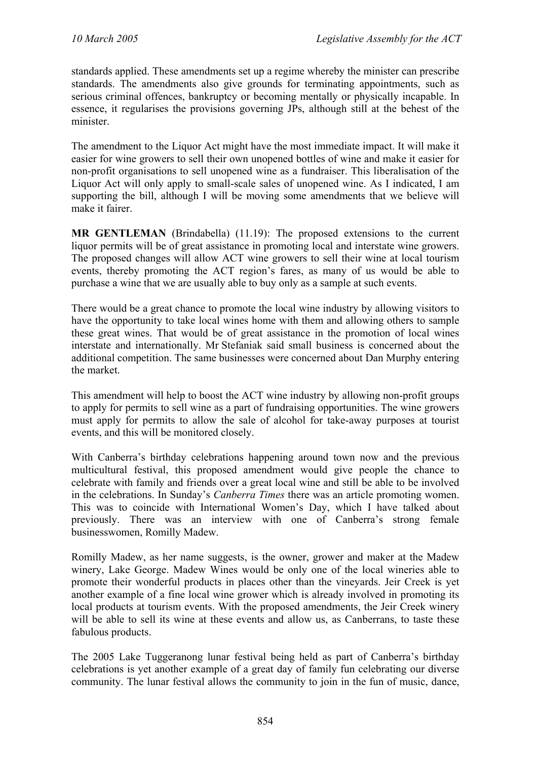standards applied. These amendments set up a regime whereby the minister can prescribe standards. The amendments also give grounds for terminating appointments, such as serious criminal offences, bankruptcy or becoming mentally or physically incapable. In essence, it regularises the provisions governing JPs, although still at the behest of the minister.

The amendment to the Liquor Act might have the most immediate impact. It will make it easier for wine growers to sell their own unopened bottles of wine and make it easier for non-profit organisations to sell unopened wine as a fundraiser. This liberalisation of the Liquor Act will only apply to small-scale sales of unopened wine. As I indicated, I am supporting the bill, although I will be moving some amendments that we believe will make it fairer.

**MR GENTLEMAN** (Brindabella) (11.19): The proposed extensions to the current liquor permits will be of great assistance in promoting local and interstate wine growers. The proposed changes will allow ACT wine growers to sell their wine at local tourism events, thereby promoting the ACT region's fares, as many of us would be able to purchase a wine that we are usually able to buy only as a sample at such events.

There would be a great chance to promote the local wine industry by allowing visitors to have the opportunity to take local wines home with them and allowing others to sample these great wines. That would be of great assistance in the promotion of local wines interstate and internationally. Mr Stefaniak said small business is concerned about the additional competition. The same businesses were concerned about Dan Murphy entering the market.

This amendment will help to boost the ACT wine industry by allowing non-profit groups to apply for permits to sell wine as a part of fundraising opportunities. The wine growers must apply for permits to allow the sale of alcohol for take-away purposes at tourist events, and this will be monitored closely.

With Canberra's birthday celebrations happening around town now and the previous multicultural festival, this proposed amendment would give people the chance to celebrate with family and friends over a great local wine and still be able to be involved in the celebrations. In Sunday's *Canberra Times* there was an article promoting women. This was to coincide with International Women's Day, which I have talked about previously. There was an interview with one of Canberra's strong female businesswomen, Romilly Madew.

Romilly Madew, as her name suggests, is the owner, grower and maker at the Madew winery, Lake George. Madew Wines would be only one of the local wineries able to promote their wonderful products in places other than the vineyards. Jeir Creek is yet another example of a fine local wine grower which is already involved in promoting its local products at tourism events. With the proposed amendments, the Jeir Creek winery will be able to sell its wine at these events and allow us, as Canberrans, to taste these fabulous products.

The 2005 Lake Tuggeranong lunar festival being held as part of Canberra's birthday celebrations is yet another example of a great day of family fun celebrating our diverse community. The lunar festival allows the community to join in the fun of music, dance,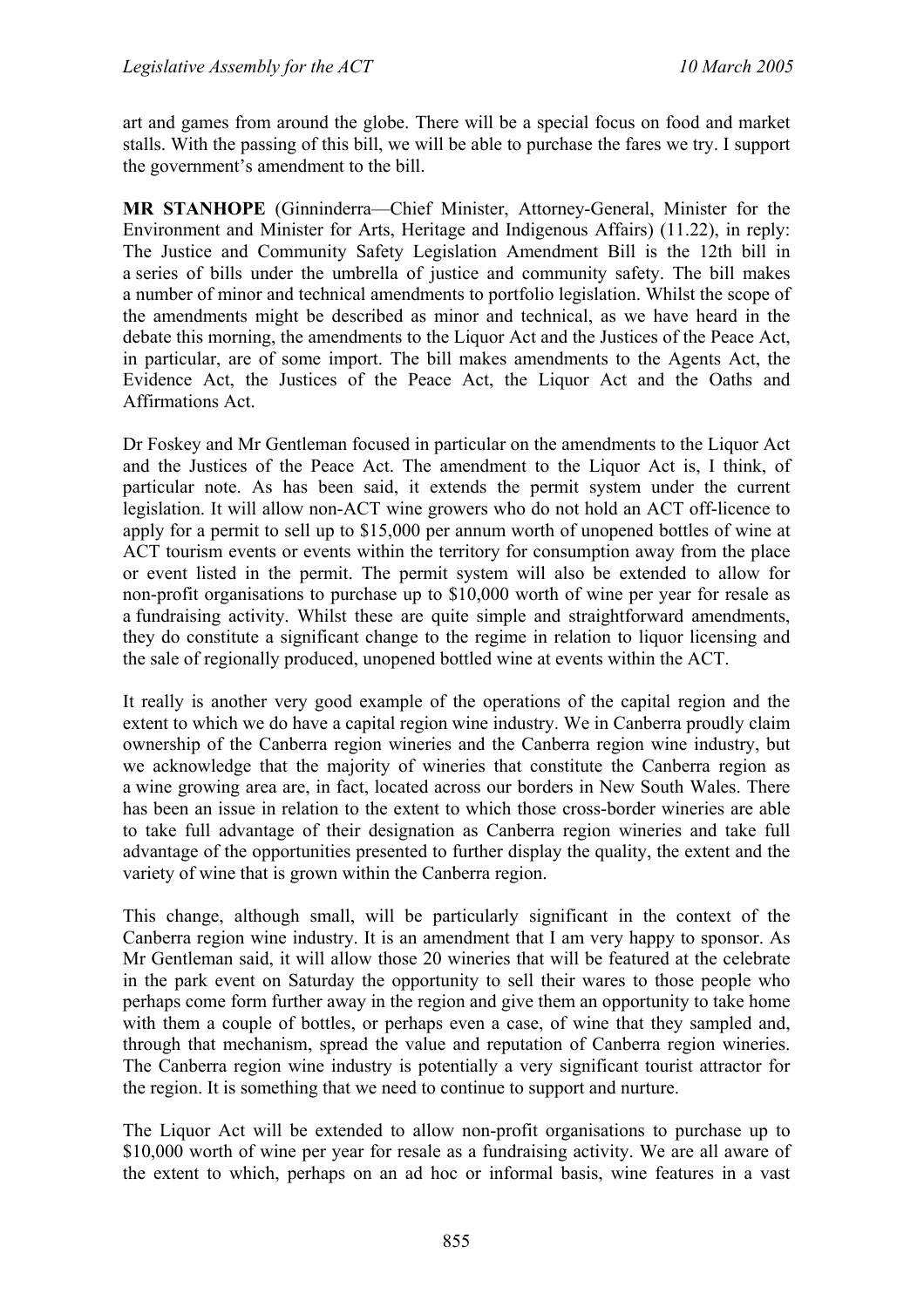art and games from around the globe. There will be a special focus on food and market stalls. With the passing of this bill, we will be able to purchase the fares we try. I support the government's amendment to the bill.

**MR STANHOPE** (Ginninderra—Chief Minister, Attorney-General, Minister for the Environment and Minister for Arts, Heritage and Indigenous Affairs) (11.22), in reply: The Justice and Community Safety Legislation Amendment Bill is the 12th bill in a series of bills under the umbrella of justice and community safety. The bill makes a number of minor and technical amendments to portfolio legislation. Whilst the scope of the amendments might be described as minor and technical, as we have heard in the debate this morning, the amendments to the Liquor Act and the Justices of the Peace Act, in particular, are of some import. The bill makes amendments to the Agents Act, the Evidence Act, the Justices of the Peace Act, the Liquor Act and the Oaths and Affirmations Act.

Dr Foskey and Mr Gentleman focused in particular on the amendments to the Liquor Act and the Justices of the Peace Act. The amendment to the Liquor Act is, I think, of particular note. As has been said, it extends the permit system under the current legislation. It will allow non-ACT wine growers who do not hold an ACT off-licence to apply for a permit to sell up to $15,000 per annum worth of unopened bottles of wine at ACT tourism events or events within the territory for consumption away from the place or event listed in the permit. The permit system will also be extended to allow for non-profit organisations to purchase up to $10,000 worth of wine per year for resale as a fundraising activity. Whilst these are quite simple and straightforward amendments, they do constitute a significant change to the regime in relation to liquor licensing and the sale of regionally produced, unopened bottled wine at events within the ACT.

It really is another very good example of the operations of the capital region and the extent to which we do have a capital region wine industry. We in Canberra proudly claim ownership of the Canberra region wineries and the Canberra region wine industry, but we acknowledge that the majority of wineries that constitute the Canberra region as a wine growing area are, in fact, located across our borders in New South Wales. There has been an issue in relation to the extent to which those cross-border wineries are able to take full advantage of their designation as Canberra region wineries and take full advantage of the opportunities presented to further display the quality, the extent and the variety of wine that is grown within the Canberra region.

This change, although small, will be particularly significant in the context of the Canberra region wine industry. It is an amendment that I am very happy to sponsor. As Mr Gentleman said, it will allow those 20 wineries that will be featured at the celebrate in the park event on Saturday the opportunity to sell their wares to those people who perhaps come form further away in the region and give them an opportunity to take home with them a couple of bottles, or perhaps even a case, of wine that they sampled and, through that mechanism, spread the value and reputation of Canberra region wineries. The Canberra region wine industry is potentially a very significant tourist attractor for the region. It is something that we need to continue to support and nurture.

The Liquor Act will be extended to allow non-profit organisations to purchase up to $10,000 worth of wine per year for resale as a fundraising activity. We are all aware of the extent to which, perhaps on an ad hoc or informal basis, wine features in a vast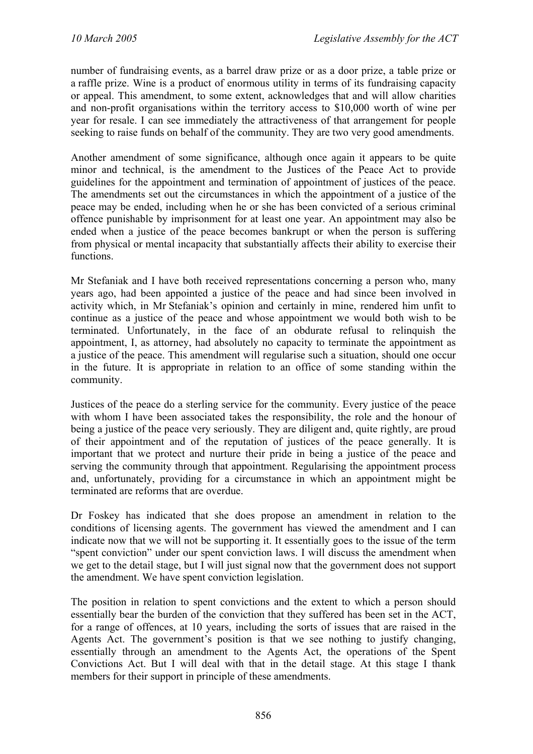number of fundraising events, as a barrel draw prize or as a door prize, a table prize or a raffle prize. Wine is a product of enormous utility in terms of its fundraising capacity or appeal. This amendment, to some extent, acknowledges that and will allow charities and non-profit organisations within the territory access to $10,000 worth of wine per year for resale. I can see immediately the attractiveness of that arrangement for people seeking to raise funds on behalf of the community. They are two very good amendments.

Another amendment of some significance, although once again it appears to be quite minor and technical, is the amendment to the Justices of the Peace Act to provide guidelines for the appointment and termination of appointment of justices of the peace. The amendments set out the circumstances in which the appointment of a justice of the peace may be ended, including when he or she has been convicted of a serious criminal offence punishable by imprisonment for at least one year. An appointment may also be ended when a justice of the peace becomes bankrupt or when the person is suffering from physical or mental incapacity that substantially affects their ability to exercise their functions.

Mr Stefaniak and I have both received representations concerning a person who, many years ago, had been appointed a justice of the peace and had since been involved in activity which, in Mr Stefaniak's opinion and certainly in mine, rendered him unfit to continue as a justice of the peace and whose appointment we would both wish to be terminated. Unfortunately, in the face of an obdurate refusal to relinquish the appointment, I, as attorney, had absolutely no capacity to terminate the appointment as a justice of the peace. This amendment will regularise such a situation, should one occur in the future. It is appropriate in relation to an office of some standing within the community.

Justices of the peace do a sterling service for the community. Every justice of the peace with whom I have been associated takes the responsibility, the role and the honour of being a justice of the peace very seriously. They are diligent and, quite rightly, are proud of their appointment and of the reputation of justices of the peace generally. It is important that we protect and nurture their pride in being a justice of the peace and serving the community through that appointment. Regularising the appointment process and, unfortunately, providing for a circumstance in which an appointment might be terminated are reforms that are overdue.

Dr Foskey has indicated that she does propose an amendment in relation to the conditions of licensing agents. The government has viewed the amendment and I can indicate now that we will not be supporting it. It essentially goes to the issue of the term "spent conviction" under our spent conviction laws. I will discuss the amendment when we get to the detail stage, but I will just signal now that the government does not support the amendment. We have spent conviction legislation.

The position in relation to spent convictions and the extent to which a person should essentially bear the burden of the conviction that they suffered has been set in the ACT, for a range of offences, at 10 years, including the sorts of issues that are raised in the Agents Act. The government's position is that we see nothing to justify changing, essentially through an amendment to the Agents Act, the operations of the Spent Convictions Act. But I will deal with that in the detail stage. At this stage I thank members for their support in principle of these amendments.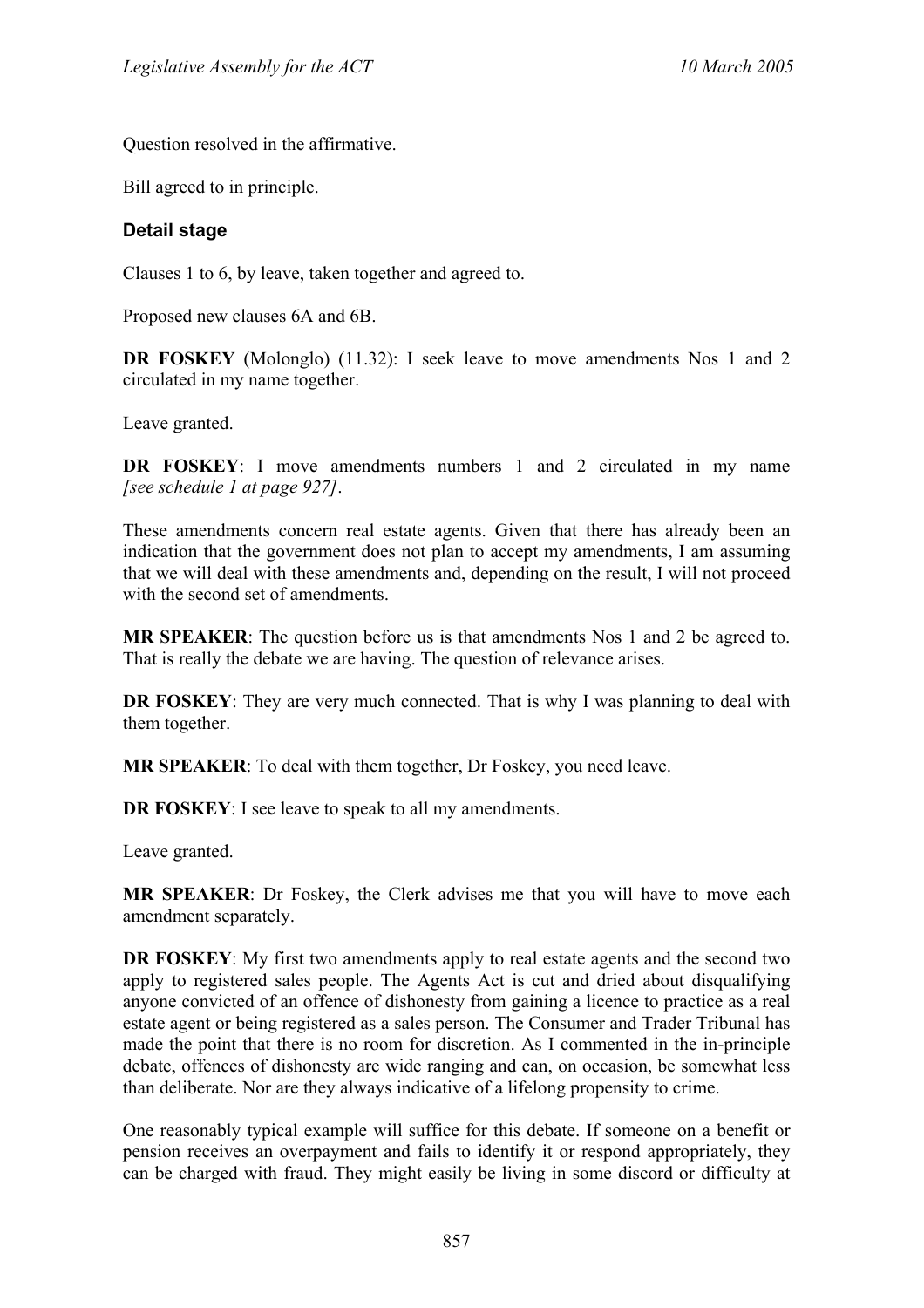Question resolved in the affirmative.

Bill agreed to in principle.

### Detail stage

Clauses 1 to 6, by leave, taken together and agreed to.

Proposed new clauses 6A and 6B.

**DR FOSKEY** (Molonglo) (11.32): I seek leave to move amendments Nos 1 and 2 circulated in my name together.

Leave granted.

**DR FOSKEY**: I move amendments numbers 1 and 2 circulated in my name *[see schedule 1 at page 927]*.

These amendments concern real estate agents. Given that there has already been an indication that the government does not plan to accept my amendments, I am assuming that we will deal with these amendments and, depending on the result, I will not proceed with the second set of amendments.

**MR SPEAKER**: The question before us is that amendments Nos 1 and 2 be agreed to. That is really the debate we are having. The question of relevance arises.

**DR FOSKEY**: They are very much connected. That is why I was planning to deal with them together.

**MR SPEAKER**: To deal with them together, Dr Foskey, you need leave.

**DR FOSKEY**: I see leave to speak to all my amendments.

Leave granted.

**MR SPEAKER**: Dr Foskey, the Clerk advises me that you will have to move each amendment separately.

**DR FOSKEY**: My first two amendments apply to real estate agents and the second two apply to registered sales people. The Agents Act is cut and dried about disqualifying anyone convicted of an offence of dishonesty from gaining a licence to practice as a real estate agent or being registered as a sales person. The Consumer and Trader Tribunal has made the point that there is no room for discretion. As I commented in the in-principle debate, offences of dishonesty are wide ranging and can, on occasion, be somewhat less than deliberate. Nor are they always indicative of a lifelong propensity to crime.

One reasonably typical example will suffice for this debate. If someone on a benefit or pension receives an overpayment and fails to identify it or respond appropriately, they can be charged with fraud. They might easily be living in some discord or difficulty at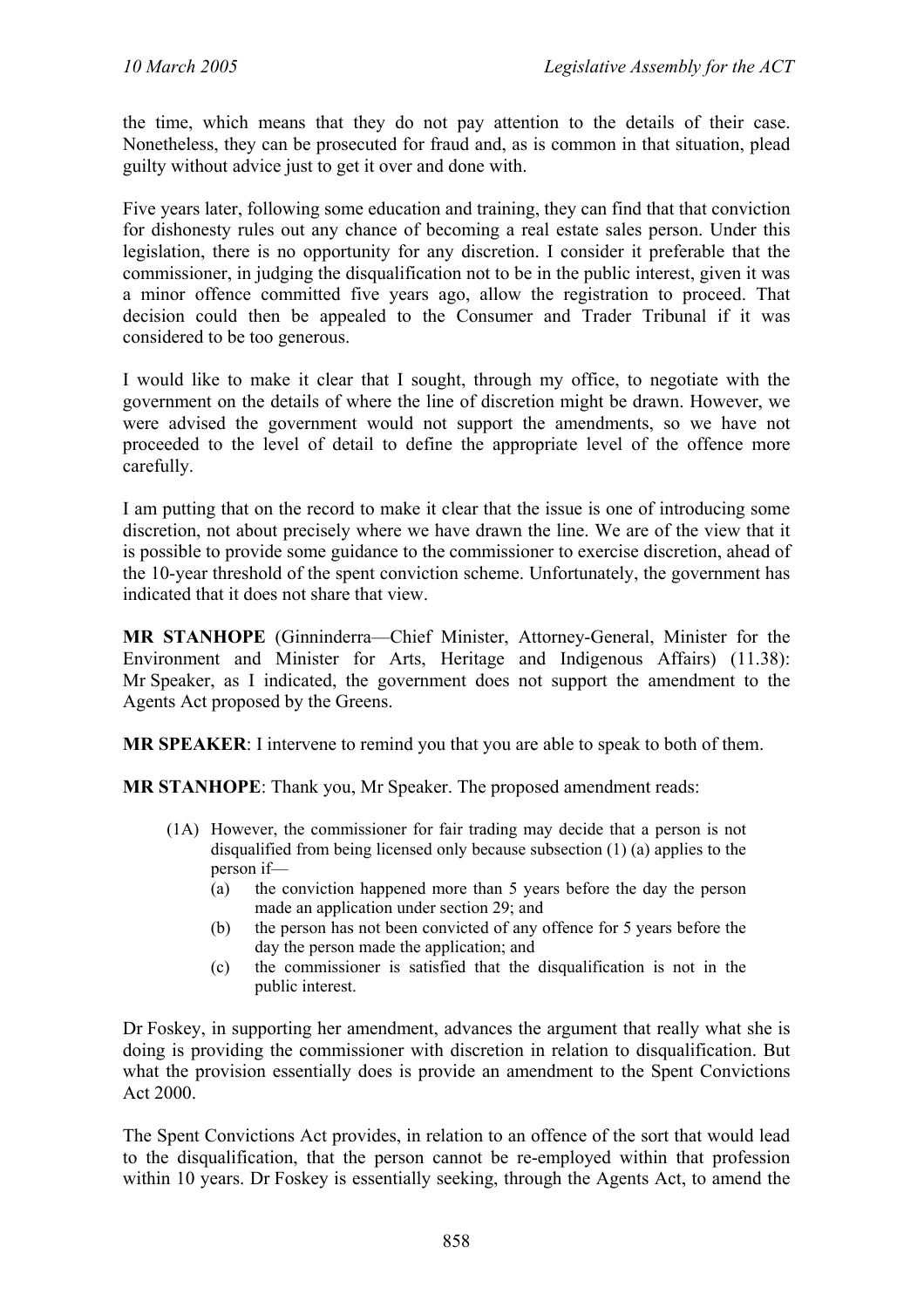the time, which means that they do not pay attention to the details of their case. Nonetheless, they can be prosecuted for fraud and, as is common in that situation, plead guilty without advice just to get it over and done with.

Five years later, following some education and training, they can find that that conviction for dishonesty rules out any chance of becoming a real estate sales person. Under this legislation, there is no opportunity for any discretion. I consider it preferable that the commissioner, in judging the disqualification not to be in the public interest, given it was a minor offence committed five years ago, allow the registration to proceed. That decision could then be appealed to the Consumer and Trader Tribunal if it was considered to be too generous.

I would like to make it clear that I sought, through my office, to negotiate with the government on the details of where the line of discretion might be drawn. However, we were advised the government would not support the amendments, so we have not proceeded to the level of detail to define the appropriate level of the offence more carefully.

I am putting that on the record to make it clear that the issue is one of introducing some discretion, not about precisely where we have drawn the line. We are of the view that it is possible to provide some guidance to the commissioner to exercise discretion, ahead of the 10-year threshold of the spent conviction scheme. Unfortunately, the government has indicated that it does not share that view.

**MR STANHOPE** (Ginninderra—Chief Minister, Attorney-General, Minister for the Environment and Minister for Arts, Heritage and Indigenous Affairs) (11.38): Mr Speaker, as I indicated, the government does not support the amendment to the Agents Act proposed by the Greens.

**MR SPEAKER**: I intervene to remind you that you are able to speak to both of them.

**MR STANHOPE**: Thank you, Mr Speaker. The proposed amendment reads:

> (1A) However, the commissioner for fair trading may decide that a person is not disqualified from being licensed only because subsection (1) (a) applies to the person if—
>
> (a) the conviction happened more than 5 years before the day the person made an application under section 29; and
>
> (b) the person has not been convicted of any offence for 5 years before the day the person made the application; and
>
> (c) the commissioner is satisfied that the disqualification is not in the public interest.

Dr Foskey, in supporting her amendment, advances the argument that really what she is doing is providing the commissioner with discretion in relation to disqualification. But what the provision essentially does is provide an amendment to the Spent Convictions Act 2000.

The Spent Convictions Act provides, in relation to an offence of the sort that would lead to the disqualification, that the person cannot be re-employed within that profession within 10 years. Dr Foskey is essentially seeking, through the Agents Act, to amend the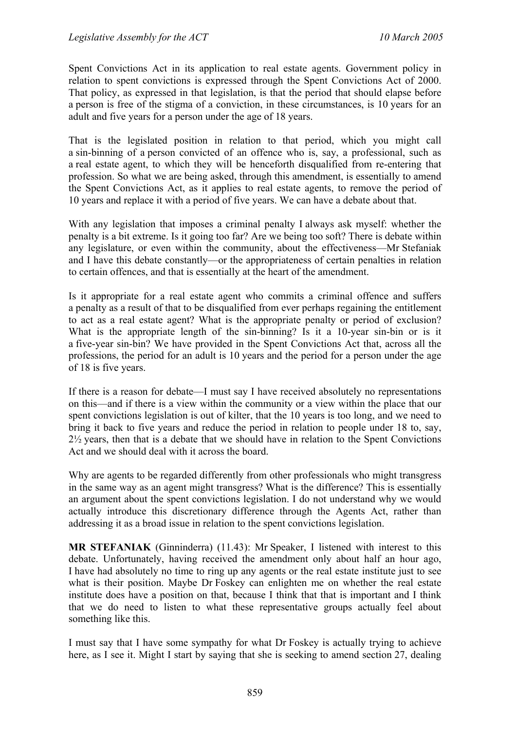Spent Convictions Act in its application to real estate agents. Government policy in relation to spent convictions is expressed through the Spent Convictions Act of 2000. That policy, as expressed in that legislation, is that the period that should elapse before a person is free of the stigma of a conviction, in these circumstances, is 10 years for an adult and five years for a person under the age of 18 years.

That is the legislated position in relation to that period, which you might call a sin-binning of a person convicted of an offence who is, say, a professional, such as a real estate agent, to which they will be henceforth disqualified from re-entering that profession. So what we are being asked, through this amendment, is essentially to amend the Spent Convictions Act, as it applies to real estate agents, to remove the period of 10 years and replace it with a period of five years. We can have a debate about that.

With any legislation that imposes a criminal penalty I always ask myself: whether the penalty is a bit extreme. Is it going too far? Are we being too soft? There is debate within any legislature, or even within the community, about the effectiveness—Mr Stefaniak and I have this debate constantly—or the appropriateness of certain penalties in relation to certain offences, and that is essentially at the heart of the amendment.

Is it appropriate for a real estate agent who commits a criminal offence and suffers a penalty as a result of that to be disqualified from ever perhaps regaining the entitlement to act as a real estate agent? What is the appropriate penalty or period of exclusion? What is the appropriate length of the sin-binning? Is it a 10-year sin-bin or is it a five-year sin-bin? We have provided in the Spent Convictions Act that, across all the professions, the period for an adult is 10 years and the period for a person under the age of 18 is five years.

If there is a reason for debate—I must say I have received absolutely no representations on this—and if there is a view within the community or a view within the place that our spent convictions legislation is out of kilter, that the 10 years is too long, and we need to bring it back to five years and reduce the period in relation to people under 18 to, say, 2½ years, then that is a debate that we should have in relation to the Spent Convictions Act and we should deal with it across the board.

Why are agents to be regarded differently from other professionals who might transgress in the same way as an agent might transgress? What is the difference? This is essentially an argument about the spent convictions legislation. I do not understand why we would actually introduce this discretionary difference through the Agents Act, rather than addressing it as a broad issue in relation to the spent convictions legislation.

**MR STEFANIAK** (Ginninderra) (11.43): Mr Speaker, I listened with interest to this debate. Unfortunately, having received the amendment only about half an hour ago, I have had absolutely no time to ring up any agents or the real estate institute just to see what is their position. Maybe Dr Foskey can enlighten me on whether the real estate institute does have a position on that, because I think that that is important and I think that we do need to listen to what these representative groups actually feel about something like this.

I must say that I have some sympathy for what Dr Foskey is actually trying to achieve here, as I see it. Might I start by saying that she is seeking to amend section 27, dealing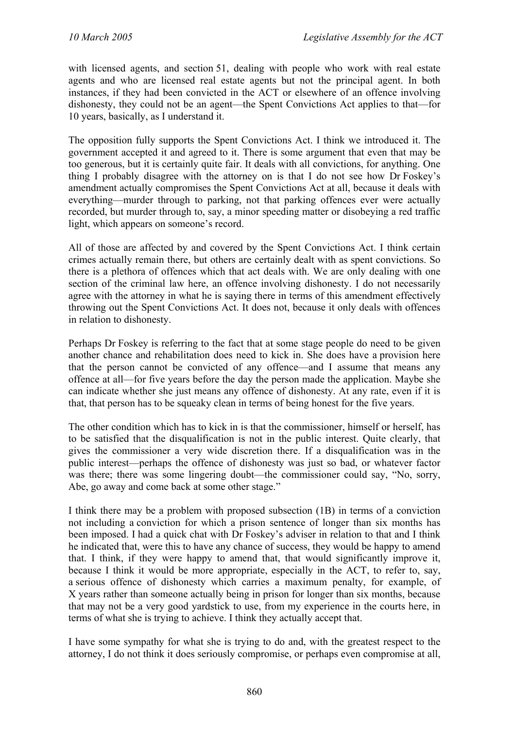with licensed agents, and section 51, dealing with people who work with real estate agents and who are licensed real estate agents but not the principal agent. In both instances, if they had been convicted in the ACT or elsewhere of an offence involving dishonesty, they could not be an agent—the Spent Convictions Act applies to that—for 10 years, basically, as I understand it.

The opposition fully supports the Spent Convictions Act. I think we introduced it. The government accepted it and agreed to it. There is some argument that even that may be too generous, but it is certainly quite fair. It deals with all convictions, for anything. One thing I probably disagree with the attorney on is that I do not see how Dr Foskey's amendment actually compromises the Spent Convictions Act at all, because it deals with everything—murder through to parking, not that parking offences ever were actually recorded, but murder through to, say, a minor speeding matter or disobeying a red traffic light, which appears on someone's record.

All of those are affected by and covered by the Spent Convictions Act. I think certain crimes actually remain there, but others are certainly dealt with as spent convictions. So there is a plethora of offences which that act deals with. We are only dealing with one section of the criminal law here, an offence involving dishonesty. I do not necessarily agree with the attorney in what he is saying there in terms of this amendment effectively throwing out the Spent Convictions Act. It does not, because it only deals with offences in relation to dishonesty.

Perhaps Dr Foskey is referring to the fact that at some stage people do need to be given another chance and rehabilitation does need to kick in. She does have a provision here that the person cannot be convicted of any offence—and I assume that means any offence at all—for five years before the day the person made the application. Maybe she can indicate whether she just means any offence of dishonesty. At any rate, even if it is that, that person has to be squeaky clean in terms of being honest for the five years.

The other condition which has to kick in is that the commissioner, himself or herself, has to be satisfied that the disqualification is not in the public interest. Quite clearly, that gives the commissioner a very wide discretion there. If a disqualification was in the public interest—perhaps the offence of dishonesty was just so bad, or whatever factor was there; there was some lingering doubt—the commissioner could say, "No, sorry, Abe, go away and come back at some other stage."

I think there may be a problem with proposed subsection (1B) in terms of a conviction not including a conviction for which a prison sentence of longer than six months has been imposed. I had a quick chat with Dr Foskey's adviser in relation to that and I think he indicated that, were this to have any chance of success, they would be happy to amend that. I think, if they were happy to amend that, that would significantly improve it, because I think it would be more appropriate, especially in the ACT, to refer to, say, a serious offence of dishonesty which carries a maximum penalty, for example, of X years rather than someone actually being in prison for longer than six months, because that may not be a very good yardstick to use, from my experience in the courts here, in terms of what she is trying to achieve. I think they actually accept that.

I have some sympathy for what she is trying to do and, with the greatest respect to the attorney, I do not think it does seriously compromise, or perhaps even compromise at all,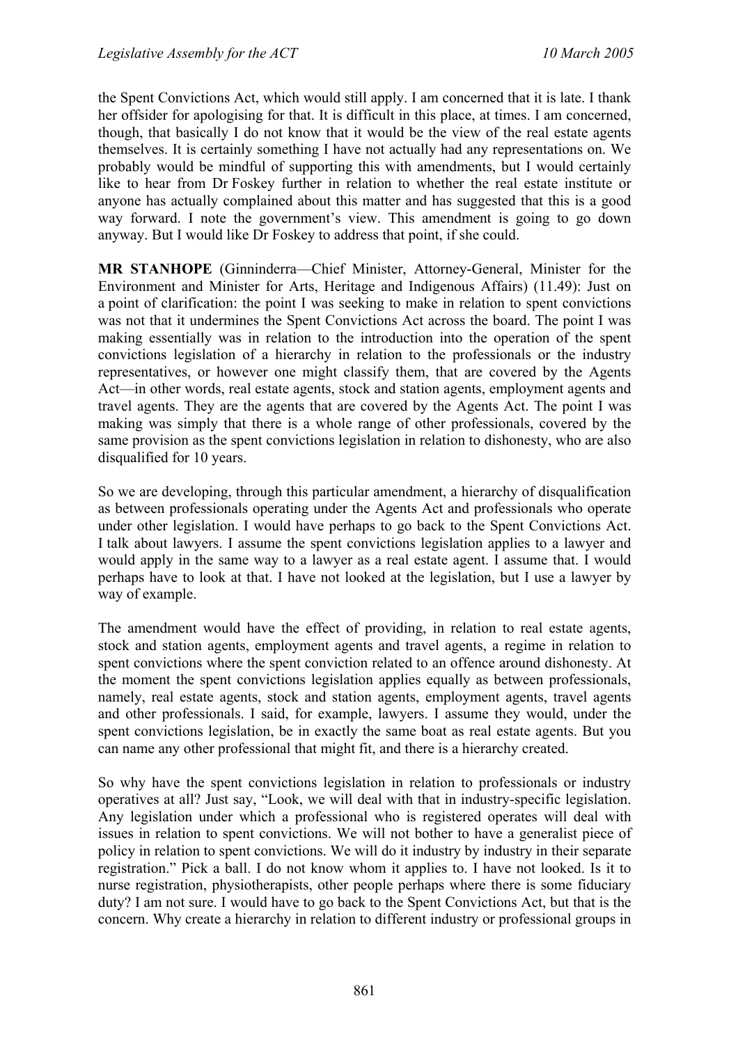the Spent Convictions Act, which would still apply. I am concerned that it is late. I thank her offsider for apologising for that. It is difficult in this place, at times. I am concerned, though, that basically I do not know that it would be the view of the real estate agents themselves. It is certainly something I have not actually had any representations on. We probably would be mindful of supporting this with amendments, but I would certainly like to hear from Dr Foskey further in relation to whether the real estate institute or anyone has actually complained about this matter and has suggested that this is a good way forward. I note the government's view. This amendment is going to go down anyway. But I would like Dr Foskey to address that point, if she could.

**MR STANHOPE** (Ginninderra—Chief Minister, Attorney-General, Minister for the Environment and Minister for Arts, Heritage and Indigenous Affairs) (11.49): Just on a point of clarification: the point I was seeking to make in relation to spent convictions was not that it undermines the Spent Convictions Act across the board. The point I was making essentially was in relation to the introduction into the operation of the spent convictions legislation of a hierarchy in relation to the professionals or the industry representatives, or however one might classify them, that are covered by the Agents Act—in other words, real estate agents, stock and station agents, employment agents and travel agents. They are the agents that are covered by the Agents Act. The point I was making was simply that there is a whole range of other professionals, covered by the same provision as the spent convictions legislation in relation to dishonesty, who are also disqualified for 10 years.

So we are developing, through this particular amendment, a hierarchy of disqualification as between professionals operating under the Agents Act and professionals who operate under other legislation. I would have perhaps to go back to the Spent Convictions Act. I talk about lawyers. I assume the spent convictions legislation applies to a lawyer and would apply in the same way to a lawyer as a real estate agent. I assume that. I would perhaps have to look at that. I have not looked at the legislation, but I use a lawyer by way of example.

The amendment would have the effect of providing, in relation to real estate agents, stock and station agents, employment agents and travel agents, a regime in relation to spent convictions where the spent conviction related to an offence around dishonesty. At the moment the spent convictions legislation applies equally as between professionals, namely, real estate agents, stock and station agents, employment agents, travel agents and other professionals. I said, for example, lawyers. I assume they would, under the spent convictions legislation, be in exactly the same boat as real estate agents. But you can name any other professional that might fit, and there is a hierarchy created.

So why have the spent convictions legislation in relation to professionals or industry operatives at all? Just say, "Look, we will deal with that in industry-specific legislation. Any legislation under which a professional who is registered operates will deal with issues in relation to spent convictions. We will not bother to have a generalist piece of policy in relation to spent convictions. We will do it industry by industry in their separate registration." Pick a ball. I do not know whom it applies to. I have not looked. Is it to nurse registration, physiotherapists, other people perhaps where there is some fiduciary duty? I am not sure. I would have to go back to the Spent Convictions Act, but that is the concern. Why create a hierarchy in relation to different industry or professional groups in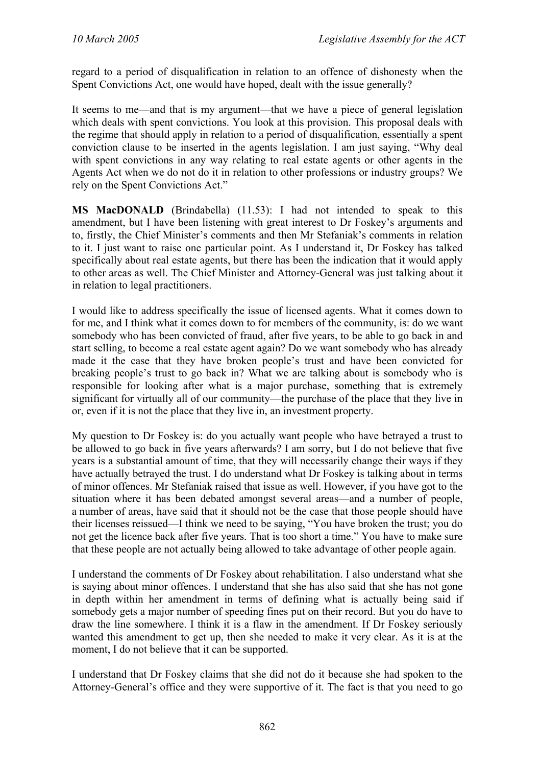regard to a period of disqualification in relation to an offence of dishonesty when the Spent Convictions Act, one would have hoped, dealt with the issue generally?

It seems to me—and that is my argument—that we have a piece of general legislation which deals with spent convictions. You look at this provision. This proposal deals with the regime that should apply in relation to a period of disqualification, essentially a spent conviction clause to be inserted in the agents legislation. I am just saying, "Why deal with spent convictions in any way relating to real estate agents or other agents in the Agents Act when we do not do it in relation to other professions or industry groups? We rely on the Spent Convictions Act."

**MS MacDONALD** (Brindabella) (11.53): I had not intended to speak to this amendment, but I have been listening with great interest to Dr Foskey's arguments and to, firstly, the Chief Minister's comments and then Mr Stefaniak's comments in relation to it. I just want to raise one particular point. As I understand it, Dr Foskey has talked specifically about real estate agents, but there has been the indication that it would apply to other areas as well. The Chief Minister and Attorney-General was just talking about it in relation to legal practitioners.

I would like to address specifically the issue of licensed agents. What it comes down to for me, and I think what it comes down to for members of the community, is: do we want somebody who has been convicted of fraud, after five years, to be able to go back in and start selling, to become a real estate agent again? Do we want somebody who has already made it the case that they have broken people's trust and have been convicted for breaking people's trust to go back in? What we are talking about is somebody who is responsible for looking after what is a major purchase, something that is extremely significant for virtually all of our community—the purchase of the place that they live in or, even if it is not the place that they live in, an investment property.

My question to Dr Foskey is: do you actually want people who have betrayed a trust to be allowed to go back in five years afterwards? I am sorry, but I do not believe that five years is a substantial amount of time, that they will necessarily change their ways if they have actually betrayed the trust. I do understand what Dr Foskey is talking about in terms of minor offences. Mr Stefaniak raised that issue as well. However, if you have got to the situation where it has been debated amongst several areas—and a number of people, a number of areas, have said that it should not be the case that those people should have their licenses reissued—I think we need to be saying, "You have broken the trust; you do not get the licence back after five years. That is too short a time." You have to make sure that these people are not actually being allowed to take advantage of other people again.

I understand the comments of Dr Foskey about rehabilitation. I also understand what she is saying about minor offences. I understand that she has also said that she has not gone in depth within her amendment in terms of defining what is actually being said if somebody gets a major number of speeding fines put on their record. But you do have to draw the line somewhere. I think it is a flaw in the amendment. If Dr Foskey seriously wanted this amendment to get up, then she needed to make it very clear. As it is at the moment, I do not believe that it can be supported.

I understand that Dr Foskey claims that she did not do it because she had spoken to the Attorney-General's office and they were supportive of it. The fact is that you need to go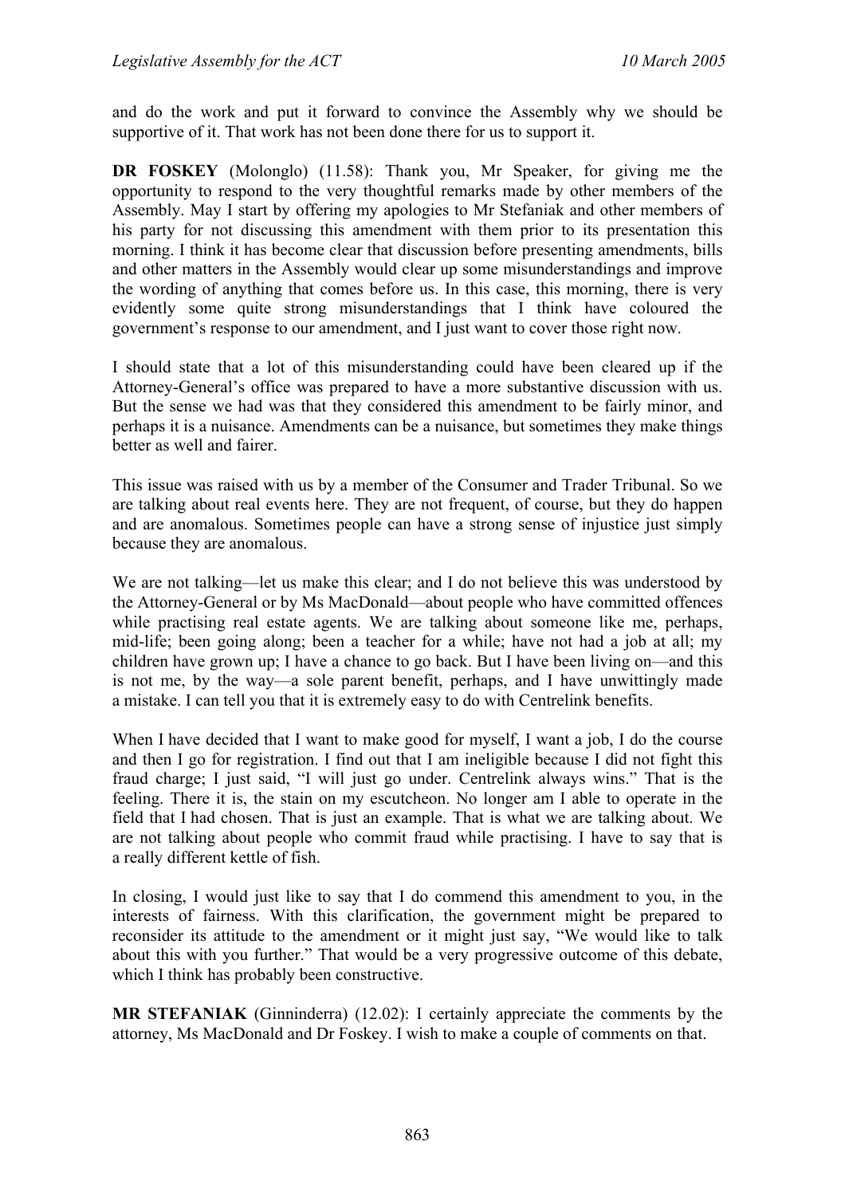and do the work and put it forward to convince the Assembly why we should be supportive of it. That work has not been done there for us to support it.

**DR FOSKEY** (Molonglo) (11.58): Thank you, Mr Speaker, for giving me the opportunity to respond to the very thoughtful remarks made by other members of the Assembly. May I start by offering my apologies to Mr Stefaniak and other members of his party for not discussing this amendment with them prior to its presentation this morning. I think it has become clear that discussion before presenting amendments, bills and other matters in the Assembly would clear up some misunderstandings and improve the wording of anything that comes before us. In this case, this morning, there is very evidently some quite strong misunderstandings that I think have coloured the government's response to our amendment, and I just want to cover those right now.

I should state that a lot of this misunderstanding could have been cleared up if the Attorney-General's office was prepared to have a more substantive discussion with us. But the sense we had was that they considered this amendment to be fairly minor, and perhaps it is a nuisance. Amendments can be a nuisance, but sometimes they make things better as well and fairer.

This issue was raised with us by a member of the Consumer and Trader Tribunal. So we are talking about real events here. They are not frequent, of course, but they do happen and are anomalous. Sometimes people can have a strong sense of injustice just simply because they are anomalous.

We are not talking—let us make this clear; and I do not believe this was understood by the Attorney-General or by Ms MacDonald—about people who have committed offences while practising real estate agents. We are talking about someone like me, perhaps, mid-life; been going along; been a teacher for a while; have not had a job at all; my children have grown up; I have a chance to go back. But I have been living on—and this is not me, by the way—a sole parent benefit, perhaps, and I have unwittingly made a mistake. I can tell you that it is extremely easy to do with Centrelink benefits.

When I have decided that I want to make good for myself, I want a job, I do the course and then I go for registration. I find out that I am ineligible because I did not fight this fraud charge; I just said, "I will just go under. Centrelink always wins." That is the feeling. There it is, the stain on my escutcheon. No longer am I able to operate in the field that I had chosen. That is just an example. That is what we are talking about. We are not talking about people who commit fraud while practising. I have to say that is a really different kettle of fish.

In closing, I would just like to say that I do commend this amendment to you, in the interests of fairness. With this clarification, the government might be prepared to reconsider its attitude to the amendment or it might just say, "We would like to talk about this with you further." That would be a very progressive outcome of this debate, which I think has probably been constructive.

**MR STEFANIAK** (Ginninderra) (12.02): I certainly appreciate the comments by the attorney, Ms MacDonald and Dr Foskey. I wish to make a couple of comments on that.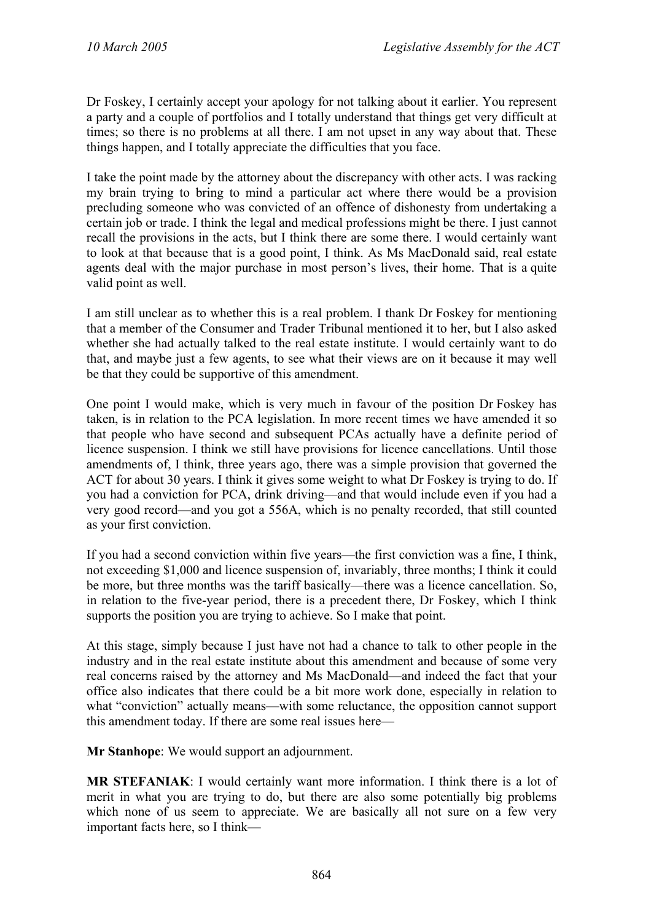Dr Foskey, I certainly accept your apology for not talking about it earlier. You represent a party and a couple of portfolios and I totally understand that things get very difficult at times; so there is no problems at all there. I am not upset in any way about that. These things happen, and I totally appreciate the difficulties that you face.

I take the point made by the attorney about the discrepancy with other acts. I was racking my brain trying to bring to mind a particular act where there would be a provision precluding someone who was convicted of an offence of dishonesty from undertaking a certain job or trade. I think the legal and medical professions might be there. I just cannot recall the provisions in the acts, but I think there are some there. I would certainly want to look at that because that is a good point, I think. As Ms MacDonald said, real estate agents deal with the major purchase in most person's lives, their home. That is a quite valid point as well.

I am still unclear as to whether this is a real problem. I thank Dr Foskey for mentioning that a member of the Consumer and Trader Tribunal mentioned it to her, but I also asked whether she had actually talked to the real estate institute. I would certainly want to do that, and maybe just a few agents, to see what their views are on it because it may well be that they could be supportive of this amendment.

One point I would make, which is very much in favour of the position Dr Foskey has taken, is in relation to the PCA legislation. In more recent times we have amended it so that people who have second and subsequent PCAs actually have a definite period of licence suspension. I think we still have provisions for licence cancellations. Until those amendments of, I think, three years ago, there was a simple provision that governed the ACT for about 30 years. I think it gives some weight to what Dr Foskey is trying to do. If you had a conviction for PCA, drink driving—and that would include even if you had a very good record—and you got a 556A, which is no penalty recorded, that still counted as your first conviction.

If you had a second conviction within five years—the first conviction was a fine, I think, not exceeding $1,000 and licence suspension of, invariably, three months; I think it could be more, but three months was the tariff basically—there was a licence cancellation. So, in relation to the five-year period, there is a precedent there, Dr Foskey, which I think supports the position you are trying to achieve. So I make that point.

At this stage, simply because I just have not had a chance to talk to other people in the industry and in the real estate institute about this amendment and because of some very real concerns raised by the attorney and Ms MacDonald—and indeed the fact that your office also indicates that there could be a bit more work done, especially in relation to what "conviction" actually means—with some reluctance, the opposition cannot support this amendment today. If there are some real issues here—

**Mr Stanhope**: We would support an adjournment.

**MR STEFANIAK**: I would certainly want more information. I think there is a lot of merit in what you are trying to do, but there are also some potentially big problems which none of us seem to appreciate. We are basically all not sure on a few very important facts here, so I think—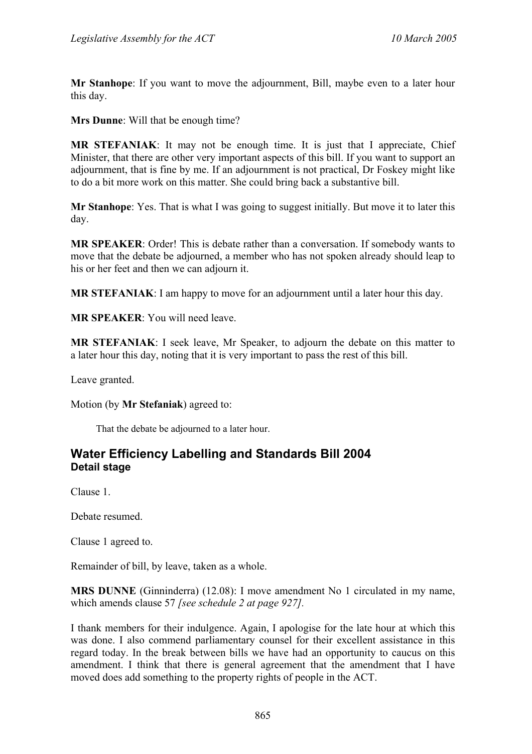**Mr Stanhope**: If you want to move the adjournment, Bill, maybe even to a later hour this day.

**Mrs Dunne**: Will that be enough time?

**MR STEFANIAK**: It may not be enough time. It is just that I appreciate, Chief Minister, that there are other very important aspects of this bill. If you want to support an adjournment, that is fine by me. If an adjournment is not practical, Dr Foskey might like to do a bit more work on this matter. She could bring back a substantive bill.

**Mr Stanhope**: Yes. That is what I was going to suggest initially. But move it to later this day.

**MR SPEAKER**: Order! This is debate rather than a conversation. If somebody wants to move that the debate be adjourned, a member who has not spoken already should leap to his or her feet and then we can adjourn it.

**MR STEFANIAK**: I am happy to move for an adjournment until a later hour this day.

**MR SPEAKER**: You will need leave.

**MR STEFANIAK**: I seek leave, Mr Speaker, to adjourn the debate on this matter to a later hour this day, noting that it is very important to pass the rest of this bill.

Leave granted.

Motion (by **Mr Stefaniak**) agreed to:

> That the debate be adjourned to a later hour.

## Water Efficiency Labelling and Standards Bill 2004
### Detail stage

Clause 1.

Debate resumed.

Clause 1 agreed to.

Remainder of bill, by leave, taken as a whole.

**MRS DUNNE** (Ginninderra) (12.08): I move amendment No 1 circulated in my name, which amends clause 57 *[see schedule 2 at page 927]*.

I thank members for their indulgence. Again, I apologise for the late hour at which this was done. I also commend parliamentary counsel for their excellent assistance in this regard today. In the break between bills we have had an opportunity to caucus on this amendment. I think that there is general agreement that the amendment that I have moved does add something to the property rights of people in the ACT.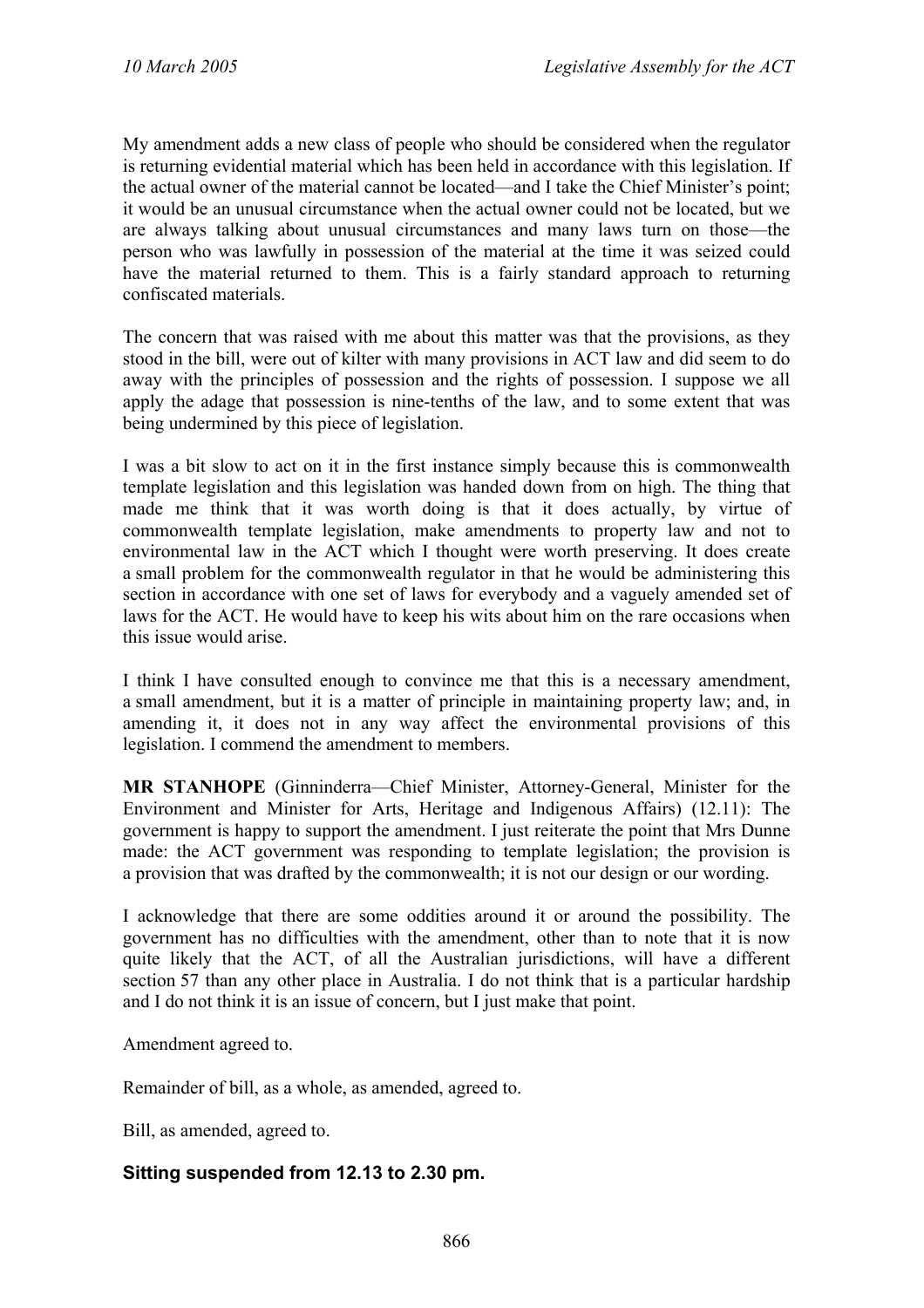My amendment adds a new class of people who should be considered when the regulator is returning evidential material which has been held in accordance with this legislation. If the actual owner of the material cannot be located—and I take the Chief Minister's point; it would be an unusual circumstance when the actual owner could not be located, but we are always talking about unusual circumstances and many laws turn on those—the person who was lawfully in possession of the material at the time it was seized could have the material returned to them. This is a fairly standard approach to returning confiscated materials.

The concern that was raised with me about this matter was that the provisions, as they stood in the bill, were out of kilter with many provisions in ACT law and did seem to do away with the principles of possession and the rights of possession. I suppose we all apply the adage that possession is nine-tenths of the law, and to some extent that was being undermined by this piece of legislation.

I was a bit slow to act on it in the first instance simply because this is commonwealth template legislation and this legislation was handed down from on high. The thing that made me think that it was worth doing is that it does actually, by virtue of commonwealth template legislation, make amendments to property law and not to environmental law in the ACT which I thought were worth preserving. It does create a small problem for the commonwealth regulator in that he would be administering this section in accordance with one set of laws for everybody and a vaguely amended set of laws for the ACT. He would have to keep his wits about him on the rare occasions when this issue would arise.

I think I have consulted enough to convince me that this is a necessary amendment, a small amendment, but it is a matter of principle in maintaining property law; and, in amending it, it does not in any way affect the environmental provisions of this legislation. I commend the amendment to members.

**MR STANHOPE** (Ginninderra—Chief Minister, Attorney-General, Minister for the Environment and Minister for Arts, Heritage and Indigenous Affairs) (12.11): The government is happy to support the amendment. I just reiterate the point that Mrs Dunne made: the ACT government was responding to template legislation; the provision is a provision that was drafted by the commonwealth; it is not our design or our wording.

I acknowledge that there are some oddities around it or around the possibility. The government has no difficulties with the amendment, other than to note that it is now quite likely that the ACT, of all the Australian jurisdictions, will have a different section 57 than any other place in Australia. I do not think that is a particular hardship and I do not think it is an issue of concern, but I just make that point.

Amendment agreed to.

Remainder of bill, as a whole, as amended, agreed to.

Bill, as amended, agreed to.

## Sitting suspended from 12.13 to 2.30 pm.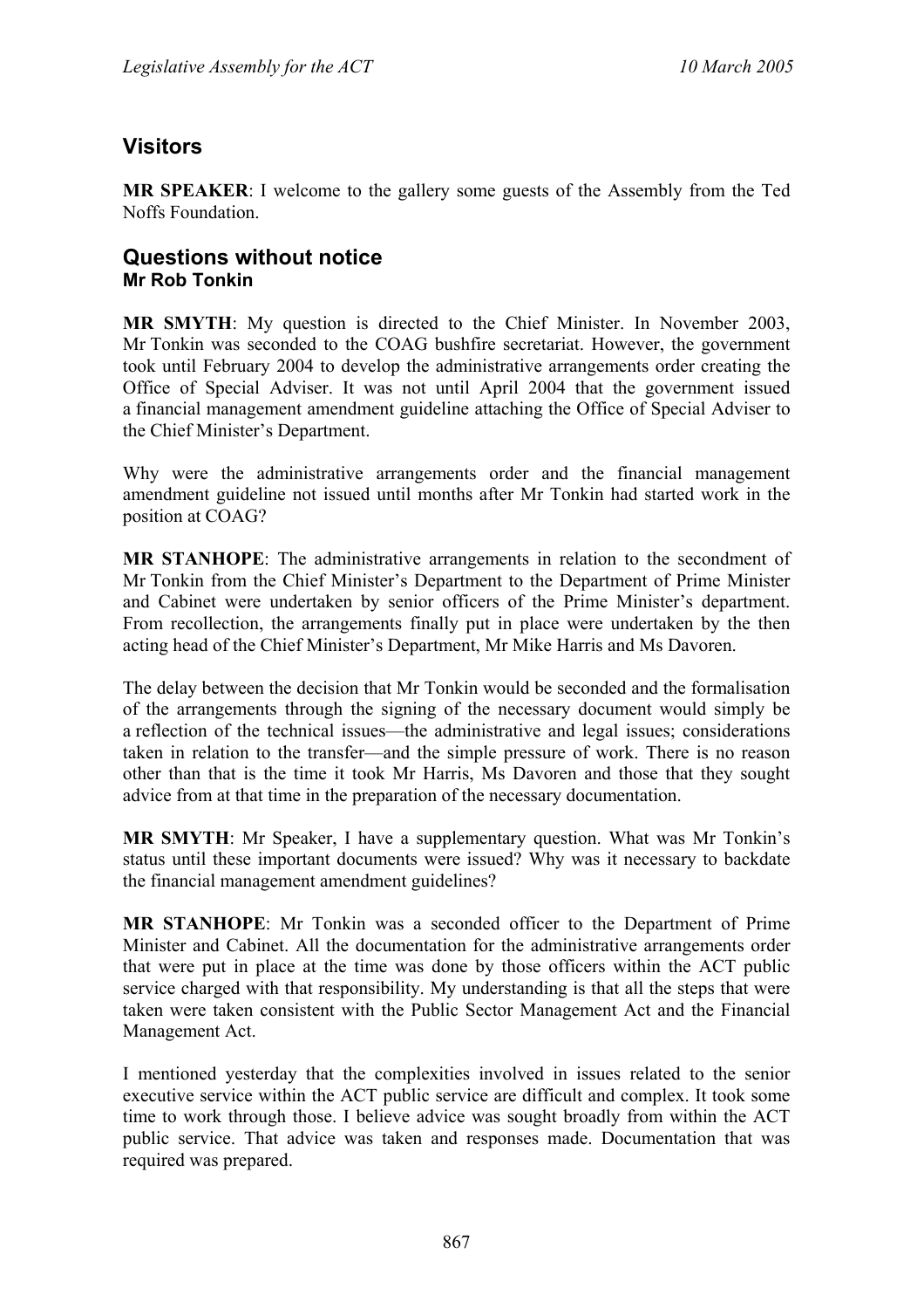## Visitors

**MR SPEAKER**: I welcome to the gallery some guests of the Assembly from the Ted Noffs Foundation.

## Questions without notice

### Mr Rob Tonkin

**MR SMYTH**: My question is directed to the Chief Minister. In November 2003, Mr Tonkin was seconded to the COAG bushfire secretariat. However, the government took until February 2004 to develop the administrative arrangements order creating the Office of Special Adviser. It was not until April 2004 that the government issued a financial management amendment guideline attaching the Office of Special Adviser to the Chief Minister's Department.

Why were the administrative arrangements order and the financial management amendment guideline not issued until months after Mr Tonkin had started work in the position at COAG?

**MR STANHOPE**: The administrative arrangements in relation to the secondment of Mr Tonkin from the Chief Minister's Department to the Department of Prime Minister and Cabinet were undertaken by senior officers of the Prime Minister's department. From recollection, the arrangements finally put in place were undertaken by the then acting head of the Chief Minister's Department, Mr Mike Harris and Ms Davoren.

The delay between the decision that Mr Tonkin would be seconded and the formalisation of the arrangements through the signing of the necessary document would simply be a reflection of the technical issues—the administrative and legal issues; considerations taken in relation to the transfer—and the simple pressure of work. There is no reason other than that is the time it took Mr Harris, Ms Davoren and those that they sought advice from at that time in the preparation of the necessary documentation.

**MR SMYTH**: Mr Speaker, I have a supplementary question. What was Mr Tonkin's status until these important documents were issued? Why was it necessary to backdate the financial management amendment guidelines?

**MR STANHOPE**: Mr Tonkin was a seconded officer to the Department of Prime Minister and Cabinet. All the documentation for the administrative arrangements order that were put in place at the time was done by those officers within the ACT public service charged with that responsibility. My understanding is that all the steps that were taken were taken consistent with the Public Sector Management Act and the Financial Management Act.

I mentioned yesterday that the complexities involved in issues related to the senior executive service within the ACT public service are difficult and complex. It took some time to work through those. I believe advice was sought broadly from within the ACT public service. That advice was taken and responses made. Documentation that was required was prepared.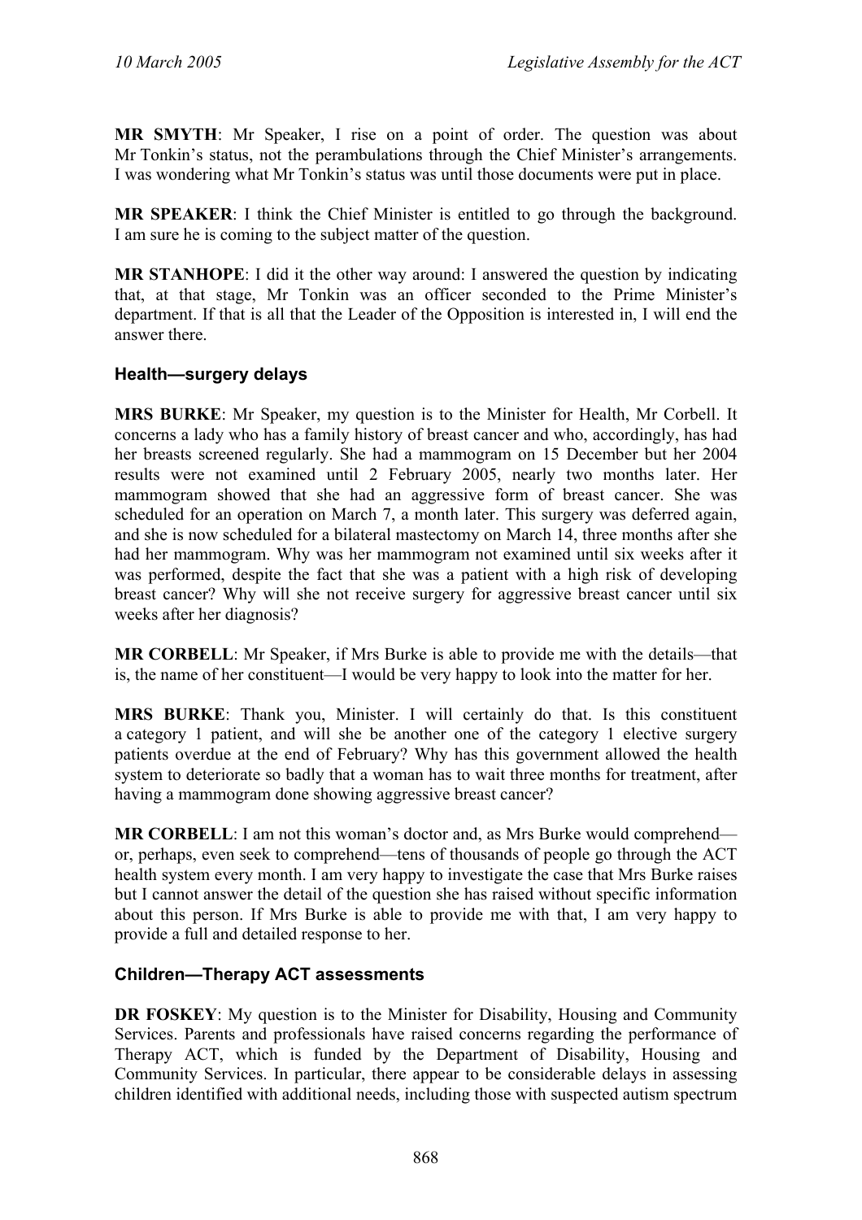**MR SMYTH**: Mr Speaker, I rise on a point of order. The question was about Mr Tonkin's status, not the perambulations through the Chief Minister's arrangements. I was wondering what Mr Tonkin's status was until those documents were put in place.

**MR SPEAKER**: I think the Chief Minister is entitled to go through the background. I am sure he is coming to the subject matter of the question.

**MR STANHOPE**: I did it the other way around: I answered the question by indicating that, at that stage, Mr Tonkin was an officer seconded to the Prime Minister's department. If that is all that the Leader of the Opposition is interested in, I will end the answer there.

### Health—surgery delays

**MRS BURKE**: Mr Speaker, my question is to the Minister for Health, Mr Corbell. It concerns a lady who has a family history of breast cancer and who, accordingly, has had her breasts screened regularly. She had a mammogram on 15 December but her 2004 results were not examined until 2 February 2005, nearly two months later. Her mammogram showed that she had an aggressive form of breast cancer. She was scheduled for an operation on March 7, a month later. This surgery was deferred again, and she is now scheduled for a bilateral mastectomy on March 14, three months after she had her mammogram. Why was her mammogram not examined until six weeks after it was performed, despite the fact that she was a patient with a high risk of developing breast cancer? Why will she not receive surgery for aggressive breast cancer until six weeks after her diagnosis?

**MR CORBELL**: Mr Speaker, if Mrs Burke is able to provide me with the details—that is, the name of her constituent—I would be very happy to look into the matter for her.

**MRS BURKE**: Thank you, Minister. I will certainly do that. Is this constituent a category 1 patient, and will she be another one of the category 1 elective surgery patients overdue at the end of February? Why has this government allowed the health system to deteriorate so badly that a woman has to wait three months for treatment, after having a mammogram done showing aggressive breast cancer?

**MR CORBELL**: I am not this woman's doctor and, as Mrs Burke would comprehend—or, perhaps, even seek to comprehend—tens of thousands of people go through the ACT health system every month. I am very happy to investigate the case that Mrs Burke raises but I cannot answer the detail of the question she has raised without specific information about this person. If Mrs Burke is able to provide me with that, I am very happy to provide a full and detailed response to her.

### Children—Therapy ACT assessments

**DR FOSKEY**: My question is to the Minister for Disability, Housing and Community Services. Parents and professionals have raised concerns regarding the performance of Therapy ACT, which is funded by the Department of Disability, Housing and Community Services. In particular, there appear to be considerable delays in assessing children identified with additional needs, including those with suspected autism spectrum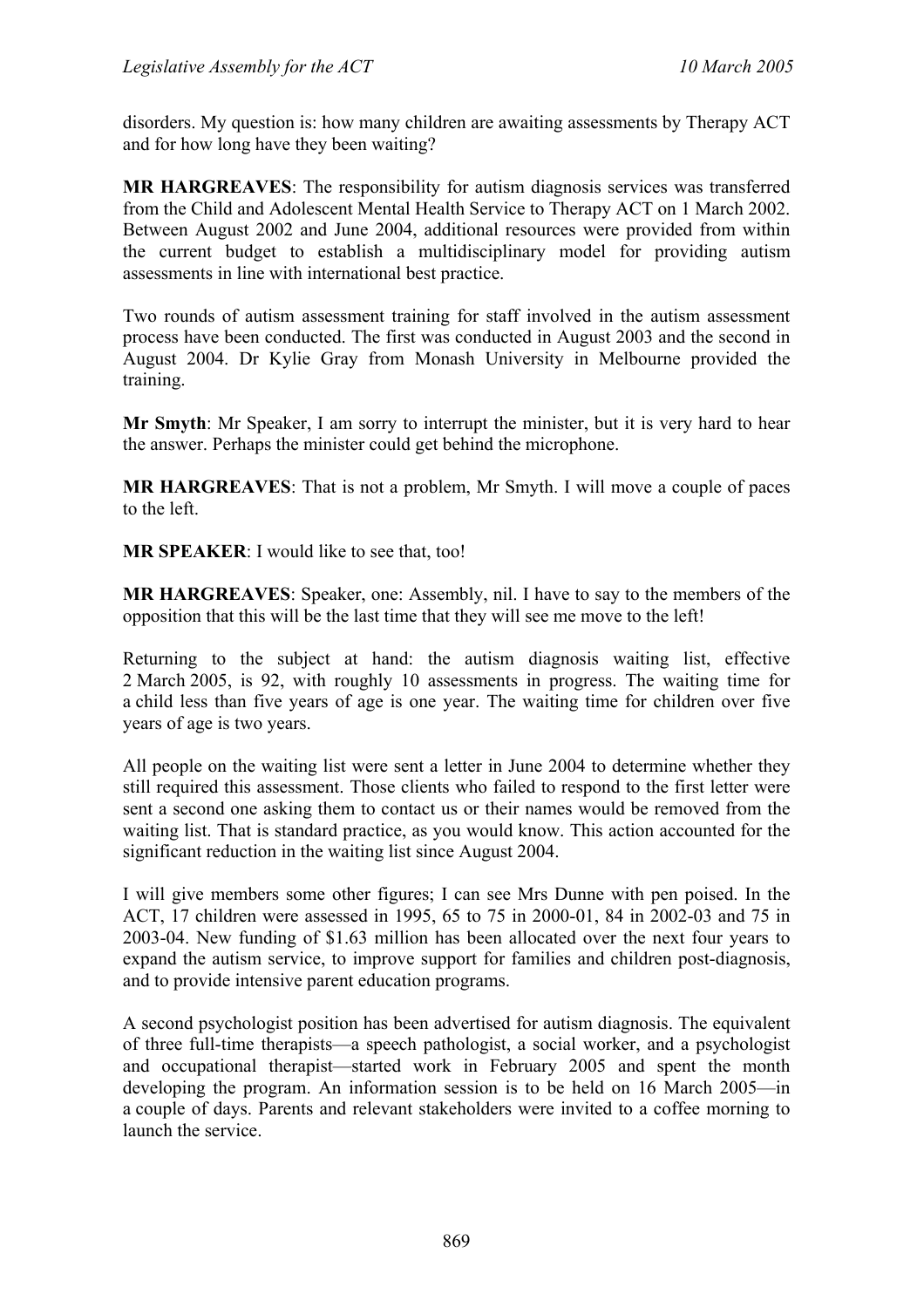disorders. My question is: how many children are awaiting assessments by Therapy ACT and for how long have they been waiting?

**MR HARGREAVES**: The responsibility for autism diagnosis services was transferred from the Child and Adolescent Mental Health Service to Therapy ACT on 1 March 2002. Between August 2002 and June 2004, additional resources were provided from within the current budget to establish a multidisciplinary model for providing autism assessments in line with international best practice.

Two rounds of autism assessment training for staff involved in the autism assessment process have been conducted. The first was conducted in August 2003 and the second in August 2004. Dr Kylie Gray from Monash University in Melbourne provided the training.

**Mr Smyth**: Mr Speaker, I am sorry to interrupt the minister, but it is very hard to hear the answer. Perhaps the minister could get behind the microphone.

**MR HARGREAVES**: That is not a problem, Mr Smyth. I will move a couple of paces to the left.

**MR SPEAKER**: I would like to see that, too!

**MR HARGREAVES**: Speaker, one: Assembly, nil. I have to say to the members of the opposition that this will be the last time that they will see me move to the left!

Returning to the subject at hand: the autism diagnosis waiting list, effective 2 March 2005, is 92, with roughly 10 assessments in progress. The waiting time for a child less than five years of age is one year. The waiting time for children over five years of age is two years.

All people on the waiting list were sent a letter in June 2004 to determine whether they still required this assessment. Those clients who failed to respond to the first letter were sent a second one asking them to contact us or their names would be removed from the waiting list. That is standard practice, as you would know. This action accounted for the significant reduction in the waiting list since August 2004.

I will give members some other figures; I can see Mrs Dunne with pen poised. In the ACT, 17 children were assessed in 1995, 65 to 75 in 2000-01, 84 in 2002-03 and 75 in 2003-04. New funding of $1.63 million has been allocated over the next four years to expand the autism service, to improve support for families and children post-diagnosis, and to provide intensive parent education programs.

A second psychologist position has been advertised for autism diagnosis. The equivalent of three full-time therapists—a speech pathologist, a social worker, and a psychologist and occupational therapist—started work in February 2005 and spent the month developing the program. An information session is to be held on 16 March 2005—in a couple of days. Parents and relevant stakeholders were invited to a coffee morning to launch the service.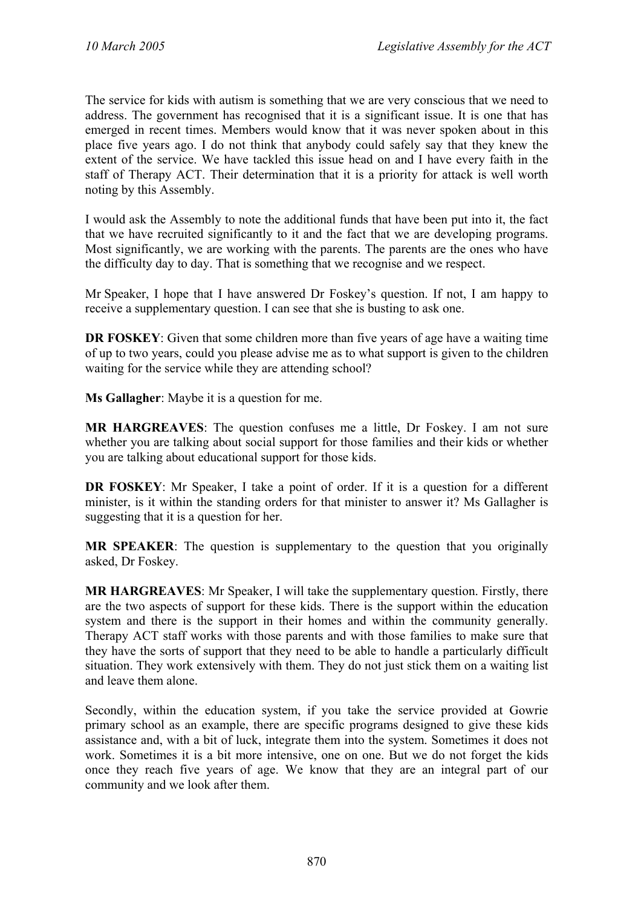The service for kids with autism is something that we are very conscious that we need to address. The government has recognised that it is a significant issue. It is one that has emerged in recent times. Members would know that it was never spoken about in this place five years ago. I do not think that anybody could safely say that they knew the extent of the service. We have tackled this issue head on and I have every faith in the staff of Therapy ACT. Their determination that it is a priority for attack is well worth noting by this Assembly.

I would ask the Assembly to note the additional funds that have been put into it, the fact that we have recruited significantly to it and the fact that we are developing programs. Most significantly, we are working with the parents. The parents are the ones who have the difficulty day to day. That is something that we recognise and we respect.

Mr Speaker, I hope that I have answered Dr Foskey's question. If not, I am happy to receive a supplementary question. I can see that she is busting to ask one.

**DR FOSKEY**: Given that some children more than five years of age have a waiting time of up to two years, could you please advise me as to what support is given to the children waiting for the service while they are attending school?

**Ms Gallagher**: Maybe it is a question for me.

**MR HARGREAVES**: The question confuses me a little, Dr Foskey. I am not sure whether you are talking about social support for those families and their kids or whether you are talking about educational support for those kids.

**DR FOSKEY**: Mr Speaker, I take a point of order. If it is a question for a different minister, is it within the standing orders for that minister to answer it? Ms Gallagher is suggesting that it is a question for her.

**MR SPEAKER**: The question is supplementary to the question that you originally asked, Dr Foskey.

**MR HARGREAVES**: Mr Speaker, I will take the supplementary question. Firstly, there are the two aspects of support for these kids. There is the support within the education system and there is the support in their homes and within the community generally. Therapy ACT staff works with those parents and with those families to make sure that they have the sorts of support that they need to be able to handle a particularly difficult situation. They work extensively with them. They do not just stick them on a waiting list and leave them alone.

Secondly, within the education system, if you take the service provided at Gowrie primary school as an example, there are specific programs designed to give these kids assistance and, with a bit of luck, integrate them into the system. Sometimes it does not work. Sometimes it is a bit more intensive, one on one. But we do not forget the kids once they reach five years of age. We know that they are an integral part of our community and we look after them.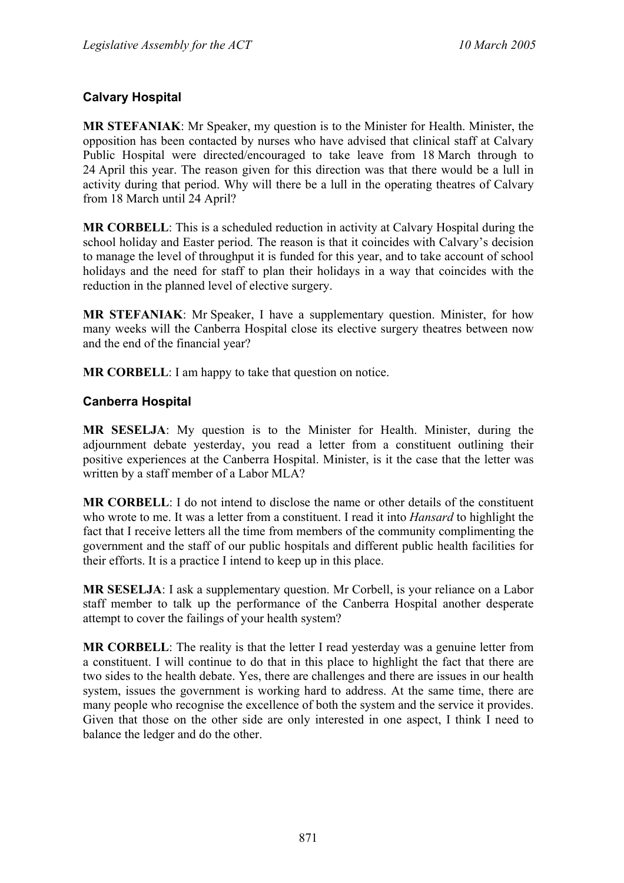### Calvary Hospital

**MR STEFANIAK**: Mr Speaker, my question is to the Minister for Health. Minister, the opposition has been contacted by nurses who have advised that clinical staff at Calvary Public Hospital were directed/encouraged to take leave from 18 March through to 24 April this year. The reason given for this direction was that there would be a lull in activity during that period. Why will there be a lull in the operating theatres of Calvary from 18 March until 24 April?

**MR CORBELL**: This is a scheduled reduction in activity at Calvary Hospital during the school holiday and Easter period. The reason is that it coincides with Calvary's decision to manage the level of throughput it is funded for this year, and to take account of school holidays and the need for staff to plan their holidays in a way that coincides with the reduction in the planned level of elective surgery.

**MR STEFANIAK**: Mr Speaker, I have a supplementary question. Minister, for how many weeks will the Canberra Hospital close its elective surgery theatres between now and the end of the financial year?

**MR CORBELL**: I am happy to take that question on notice.

### Canberra Hospital

**MR SESELJA**: My question is to the Minister for Health. Minister, during the adjournment debate yesterday, you read a letter from a constituent outlining their positive experiences at the Canberra Hospital. Minister, is it the case that the letter was written by a staff member of a Labor MLA?

**MR CORBELL**: I do not intend to disclose the name or other details of the constituent who wrote to me. It was a letter from a constituent. I read it into *Hansard* to highlight the fact that I receive letters all the time from members of the community complimenting the government and the staff of our public hospitals and different public health facilities for their efforts. It is a practice I intend to keep up in this place.

**MR SESELJA**: I ask a supplementary question. Mr Corbell, is your reliance on a Labor staff member to talk up the performance of the Canberra Hospital another desperate attempt to cover the failings of your health system?

**MR CORBELL**: The reality is that the letter I read yesterday was a genuine letter from a constituent. I will continue to do that in this place to highlight the fact that there are two sides to the health debate. Yes, there are challenges and there are issues in our health system, issues the government is working hard to address. At the same time, there are many people who recognise the excellence of both the system and the service it provides. Given that those on the other side are only interested in one aspect, I think I need to balance the ledger and do the other.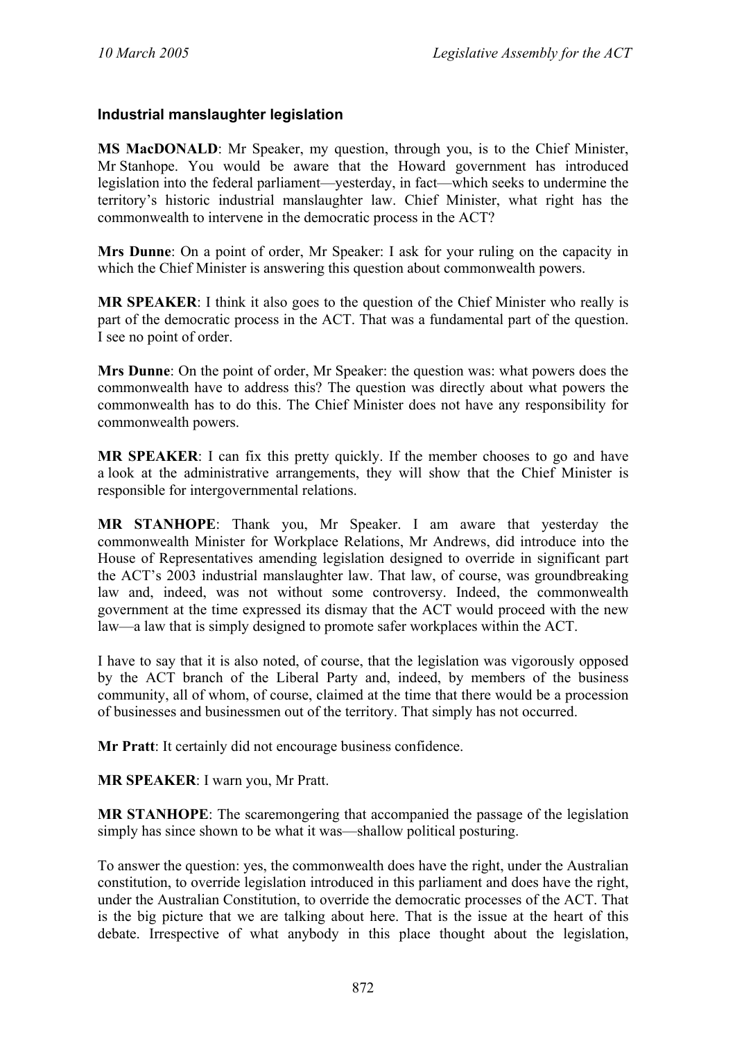### Industrial manslaughter legislation

**MS MacDONALD**: Mr Speaker, my question, through you, is to the Chief Minister, Mr Stanhope. You would be aware that the Howard government has introduced legislation into the federal parliament—yesterday, in fact—which seeks to undermine the territory's historic industrial manslaughter law. Chief Minister, what right has the commonwealth to intervene in the democratic process in the ACT?

**Mrs Dunne**: On a point of order, Mr Speaker: I ask for your ruling on the capacity in which the Chief Minister is answering this question about commonwealth powers.

**MR SPEAKER**: I think it also goes to the question of the Chief Minister who really is part of the democratic process in the ACT. That was a fundamental part of the question. I see no point of order.

**Mrs Dunne**: On the point of order, Mr Speaker: the question was: what powers does the commonwealth have to address this? The question was directly about what powers the commonwealth has to do this. The Chief Minister does not have any responsibility for commonwealth powers.

**MR SPEAKER**: I can fix this pretty quickly. If the member chooses to go and have a look at the administrative arrangements, they will show that the Chief Minister is responsible for intergovernmental relations.

**MR STANHOPE**: Thank you, Mr Speaker. I am aware that yesterday the commonwealth Minister for Workplace Relations, Mr Andrews, did introduce into the House of Representatives amending legislation designed to override in significant part the ACT's 2003 industrial manslaughter law. That law, of course, was groundbreaking law and, indeed, was not without some controversy. Indeed, the commonwealth government at the time expressed its dismay that the ACT would proceed with the new law—a law that is simply designed to promote safer workplaces within the ACT.

I have to say that it is also noted, of course, that the legislation was vigorously opposed by the ACT branch of the Liberal Party and, indeed, by members of the business community, all of whom, of course, claimed at the time that there would be a procession of businesses and businessmen out of the territory. That simply has not occurred.

**Mr Pratt**: It certainly did not encourage business confidence.

**MR SPEAKER**: I warn you, Mr Pratt.

**MR STANHOPE**: The scaremongering that accompanied the passage of the legislation simply has since shown to be what it was—shallow political posturing.

To answer the question: yes, the commonwealth does have the right, under the Australian constitution, to override legislation introduced in this parliament and does have the right, under the Australian Constitution, to override the democratic processes of the ACT. That is the big picture that we are talking about here. That is the issue at the heart of this debate. Irrespective of what anybody in this place thought about the legislation,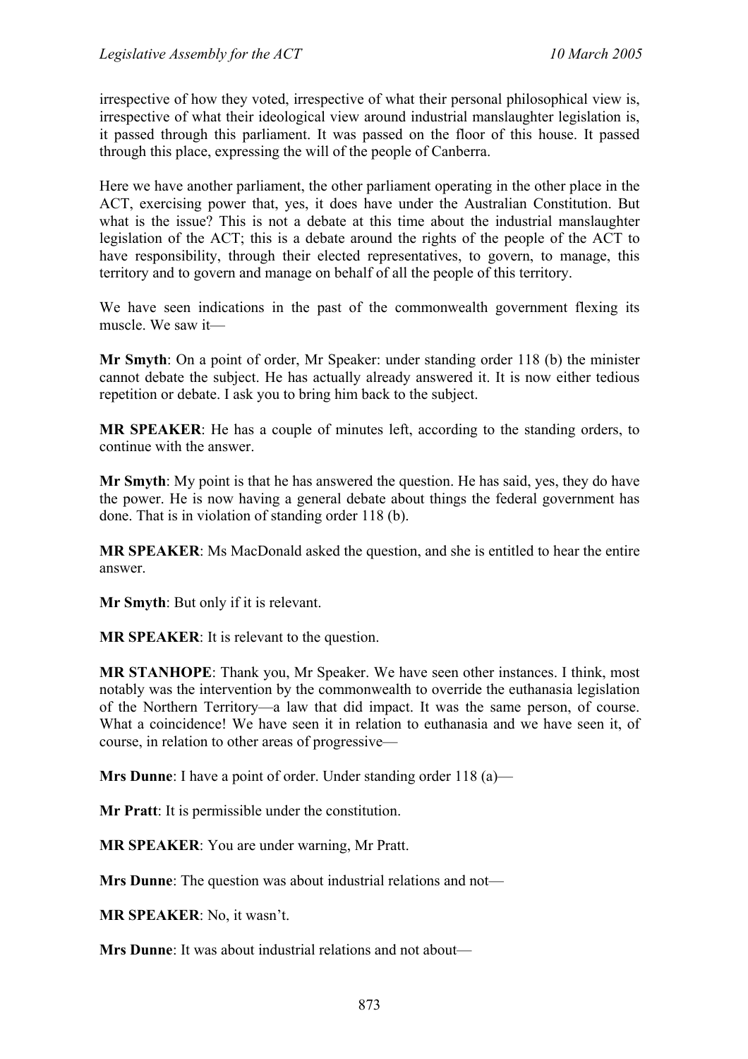irrespective of how they voted, irrespective of what their personal philosophical view is, irrespective of what their ideological view around industrial manslaughter legislation is, it passed through this parliament. It was passed on the floor of this house. It passed through this place, expressing the will of the people of Canberra.

Here we have another parliament, the other parliament operating in the other place in the ACT, exercising power that, yes, it does have under the Australian Constitution. But what is the issue? This is not a debate at this time about the industrial manslaughter legislation of the ACT; this is a debate around the rights of the people of the ACT to have responsibility, through their elected representatives, to govern, to manage, this territory and to govern and manage on behalf of all the people of this territory.

We have seen indications in the past of the commonwealth government flexing its muscle. We saw it—

**Mr Smyth**: On a point of order, Mr Speaker: under standing order 118 (b) the minister cannot debate the subject. He has actually already answered it. It is now either tedious repetition or debate. I ask you to bring him back to the subject.

**MR SPEAKER**: He has a couple of minutes left, according to the standing orders, to continue with the answer.

**Mr Smyth**: My point is that he has answered the question. He has said, yes, they do have the power. He is now having a general debate about things the federal government has done. That is in violation of standing order 118 (b).

**MR SPEAKER**: Ms MacDonald asked the question, and she is entitled to hear the entire answer.

**Mr Smyth**: But only if it is relevant.

**MR SPEAKER**: It is relevant to the question.

**MR STANHOPE**: Thank you, Mr Speaker. We have seen other instances. I think, most notably was the intervention by the commonwealth to override the euthanasia legislation of the Northern Territory—a law that did impact. It was the same person, of course. What a coincidence! We have seen it in relation to euthanasia and we have seen it, of course, in relation to other areas of progressive—

**Mrs Dunne**: I have a point of order. Under standing order 118 (a)—

**Mr Pratt**: It is permissible under the constitution.

**MR SPEAKER**: You are under warning, Mr Pratt.

**Mrs Dunne**: The question was about industrial relations and not—

**MR SPEAKER**: No, it wasn't.

**Mrs Dunne**: It was about industrial relations and not about—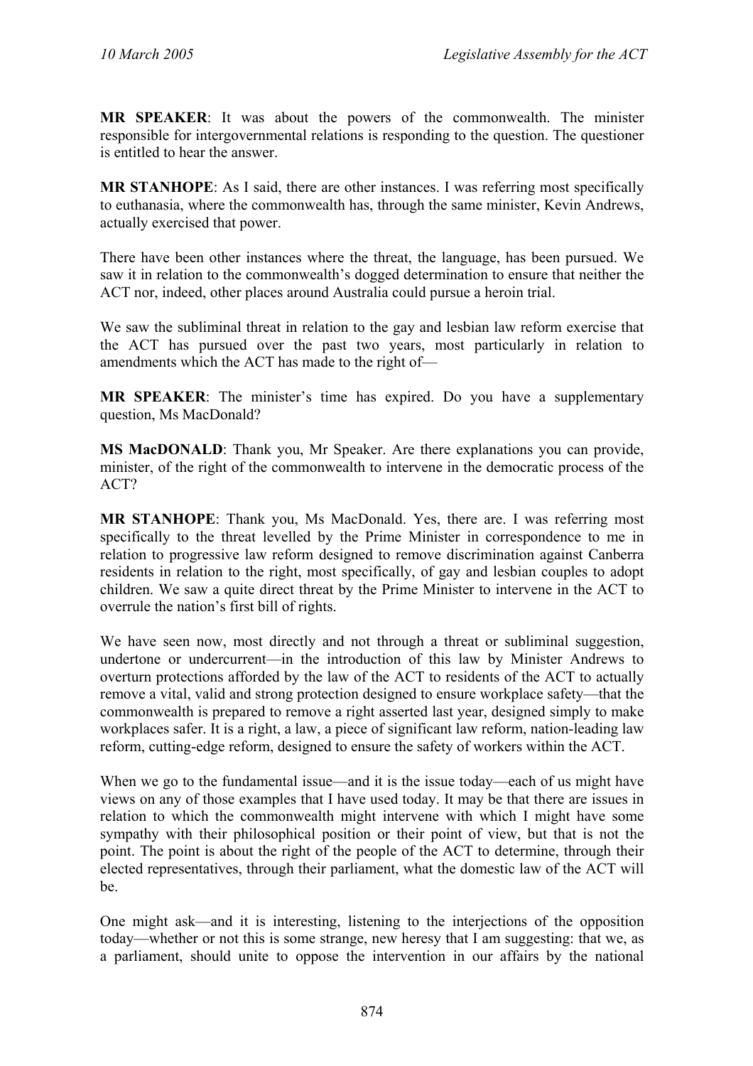**MR SPEAKER**: It was about the powers of the commonwealth. The minister responsible for intergovernmental relations is responding to the question. The questioner is entitled to hear the answer.

**MR STANHOPE**: As I said, there are other instances. I was referring most specifically to euthanasia, where the commonwealth has, through the same minister, Kevin Andrews, actually exercised that power.

There have been other instances where the threat, the language, has been pursued. We saw it in relation to the commonwealth's dogged determination to ensure that neither the ACT nor, indeed, other places around Australia could pursue a heroin trial.

We saw the subliminal threat in relation to the gay and lesbian law reform exercise that the ACT has pursued over the past two years, most particularly in relation to amendments which the ACT has made to the right of—

**MR SPEAKER**: The minister's time has expired. Do you have a supplementary question, Ms MacDonald?

**MS MacDONALD**: Thank you, Mr Speaker. Are there explanations you can provide, minister, of the right of the commonwealth to intervene in the democratic process of the ACT?

**MR STANHOPE**: Thank you, Ms MacDonald. Yes, there are. I was referring most specifically to the threat levelled by the Prime Minister in correspondence to me in relation to progressive law reform designed to remove discrimination against Canberra residents in relation to the right, most specifically, of gay and lesbian couples to adopt children. We saw a quite direct threat by the Prime Minister to intervene in the ACT to overrule the nation's first bill of rights.

We have seen now, most directly and not through a threat or subliminal suggestion, undertone or undercurrent—in the introduction of this law by Minister Andrews to overturn protections afforded by the law of the ACT to residents of the ACT to actually remove a vital, valid and strong protection designed to ensure workplace safety—that the commonwealth is prepared to remove a right asserted last year, designed simply to make workplaces safer. It is a right, a law, a piece of significant law reform, nation-leading law reform, cutting-edge reform, designed to ensure the safety of workers within the ACT.

When we go to the fundamental issue—and it is the issue today—each of us might have views on any of those examples that I have used today. It may be that there are issues in relation to which the commonwealth might intervene with which I might have some sympathy with their philosophical position or their point of view, but that is not the point. The point is about the right of the people of the ACT to determine, through their elected representatives, through their parliament, what the domestic law of the ACT will be.

One might ask—and it is interesting, listening to the interjections of the opposition today—whether or not this is some strange, new heresy that I am suggesting: that we, as a parliament, should unite to oppose the intervention in our affairs by the national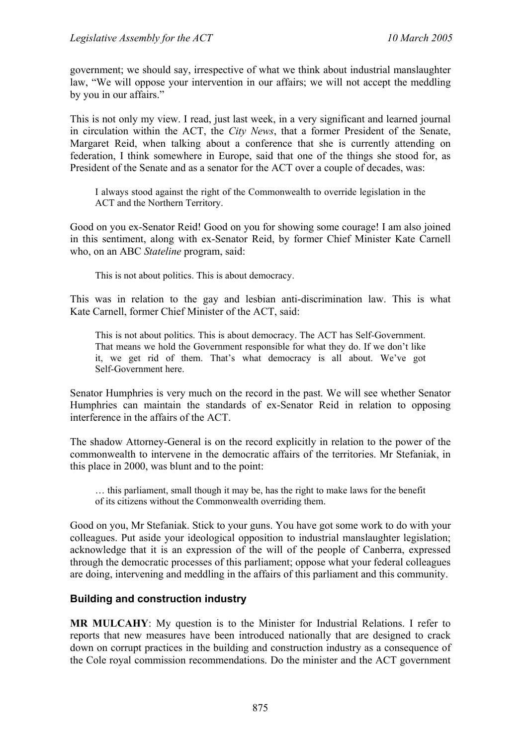government; we should say, irrespective of what we think about industrial manslaughter law, "We will oppose your intervention in our affairs; we will not accept the meddling by you in our affairs."

This is not only my view. I read, just last week, in a very significant and learned journal in circulation within the ACT, the *City News*, that a former President of the Senate, Margaret Reid, when talking about a conference that she is currently attending on federation, I think somewhere in Europe, said that one of the things she stood for, as President of the Senate and as a senator for the ACT over a couple of decades, was:

> I always stood against the right of the Commonwealth to override legislation in the ACT and the Northern Territory.

Good on you ex-Senator Reid! Good on you for showing some courage! I am also joined in this sentiment, along with ex-Senator Reid, by former Chief Minister Kate Carnell who, on an ABC *Stateline* program, said:

> This is not about politics. This is about democracy.

This was in relation to the gay and lesbian anti-discrimination law. This is what Kate Carnell, former Chief Minister of the ACT, said:

> This is not about politics. This is about democracy. The ACT has Self-Government. That means we hold the Government responsible for what they do. If we don't like it, we get rid of them. That's what democracy is all about. We've got Self-Government here.

Senator Humphries is very much on the record in the past. We will see whether Senator Humphries can maintain the standards of ex-Senator Reid in relation to opposing interference in the affairs of the ACT.

The shadow Attorney-General is on the record explicitly in relation to the power of the commonwealth to intervene in the democratic affairs of the territories. Mr Stefaniak, in this place in 2000, was blunt and to the point:

> … this parliament, small though it may be, has the right to make laws for the benefit of its citizens without the Commonwealth overriding them.

Good on you, Mr Stefaniak. Stick to your guns. You have got some work to do with your colleagues. Put aside your ideological opposition to industrial manslaughter legislation; acknowledge that it is an expression of the will of the people of Canberra, expressed through the democratic processes of this parliament; oppose what your federal colleagues are doing, intervening and meddling in the affairs of this parliament and this community.

## Building and construction industry

**MR MULCAHY**: My question is to the Minister for Industrial Relations. I refer to reports that new measures have been introduced nationally that are designed to crack down on corrupt practices in the building and construction industry as a consequence of the Cole royal commission recommendations. Do the minister and the ACT government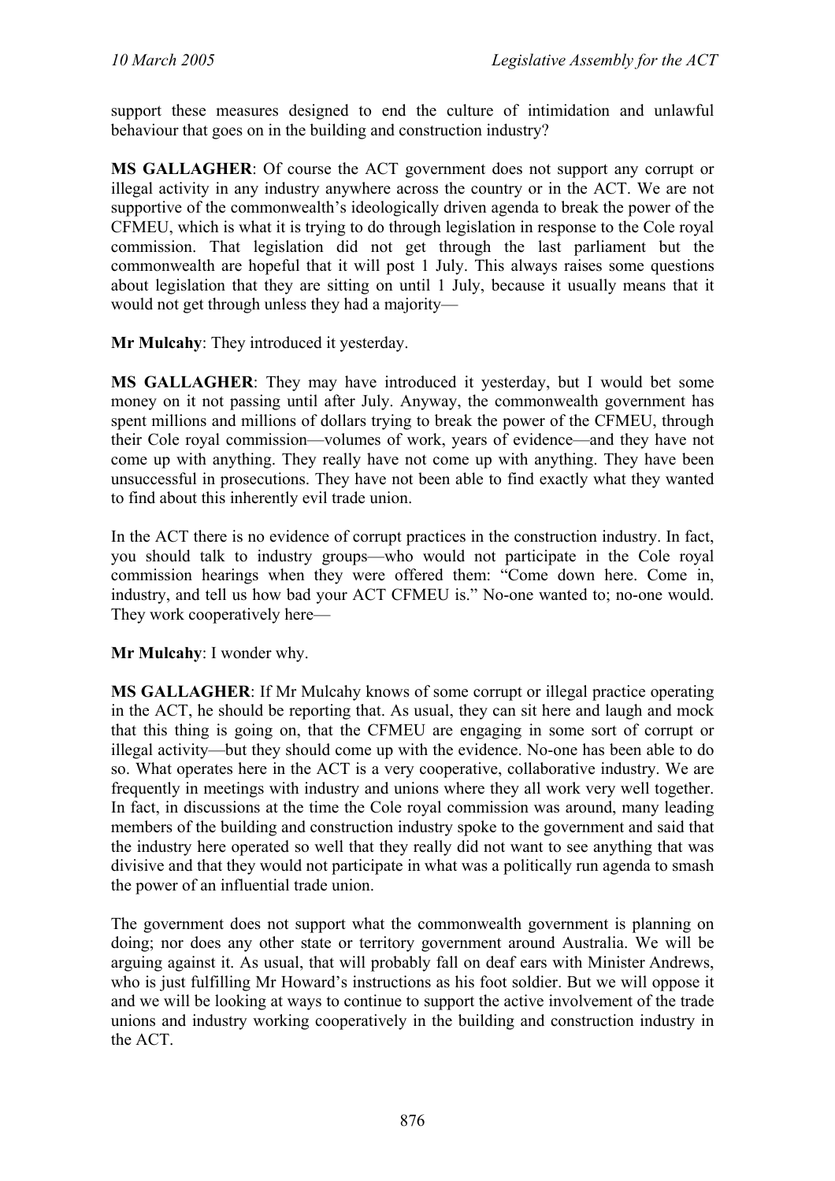support these measures designed to end the culture of intimidation and unlawful behaviour that goes on in the building and construction industry?

**MS GALLAGHER**: Of course the ACT government does not support any corrupt or illegal activity in any industry anywhere across the country or in the ACT. We are not supportive of the commonwealth's ideologically driven agenda to break the power of the CFMEU, which is what it is trying to do through legislation in response to the Cole royal commission. That legislation did not get through the last parliament but the commonwealth are hopeful that it will post 1 July. This always raises some questions about legislation that they are sitting on until 1 July, because it usually means that it would not get through unless they had a majority—

**Mr Mulcahy**: They introduced it yesterday.

**MS GALLAGHER**: They may have introduced it yesterday, but I would bet some money on it not passing until after July. Anyway, the commonwealth government has spent millions and millions of dollars trying to break the power of the CFMEU, through their Cole royal commission—volumes of work, years of evidence—and they have not come up with anything. They really have not come up with anything. They have been unsuccessful in prosecutions. They have not been able to find exactly what they wanted to find about this inherently evil trade union.

In the ACT there is no evidence of corrupt practices in the construction industry. In fact, you should talk to industry groups—who would not participate in the Cole royal commission hearings when they were offered them: "Come down here. Come in, industry, and tell us how bad your ACT CFMEU is." No-one wanted to; no-one would. They work cooperatively here—

**Mr Mulcahy**: I wonder why.

**MS GALLAGHER**: If Mr Mulcahy knows of some corrupt or illegal practice operating in the ACT, he should be reporting that. As usual, they can sit here and laugh and mock that this thing is going on, that the CFMEU are engaging in some sort of corrupt or illegal activity—but they should come up with the evidence. No-one has been able to do so. What operates here in the ACT is a very cooperative, collaborative industry. We are frequently in meetings with industry and unions where they all work very well together. In fact, in discussions at the time the Cole royal commission was around, many leading members of the building and construction industry spoke to the government and said that the industry here operated so well that they really did not want to see anything that was divisive and that they would not participate in what was a politically run agenda to smash the power of an influential trade union.

The government does not support what the commonwealth government is planning on doing; nor does any other state or territory government around Australia. We will be arguing against it. As usual, that will probably fall on deaf ears with Minister Andrews, who is just fulfilling Mr Howard's instructions as his foot soldier. But we will oppose it and we will be looking at ways to continue to support the active involvement of the trade unions and industry working cooperatively in the building and construction industry in the ACT.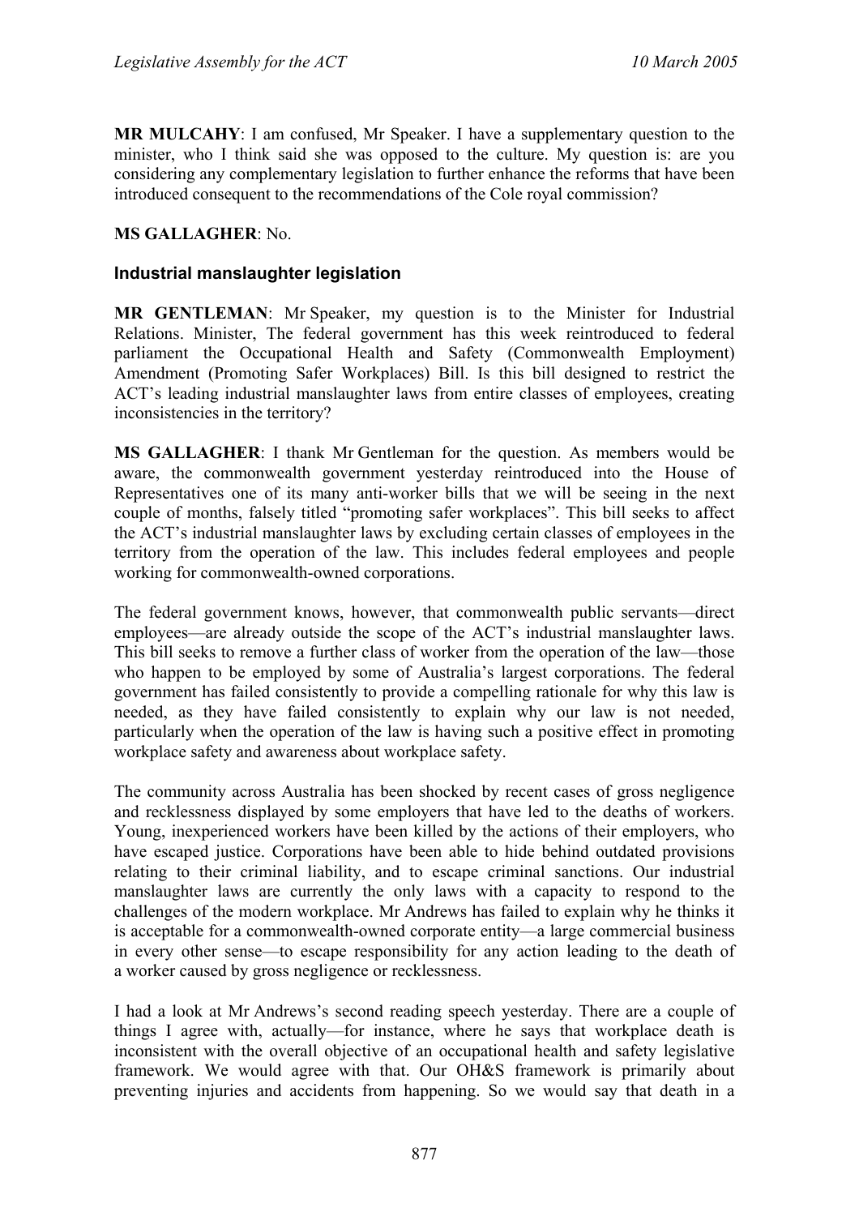**MR MULCAHY**: I am confused, Mr Speaker. I have a supplementary question to the minister, who I think said she was opposed to the culture. My question is: are you considering any complementary legislation to further enhance the reforms that have been introduced consequent to the recommendations of the Cole royal commission?

**MS GALLAGHER**: No.

### Industrial manslaughter legislation

**MR GENTLEMAN**: Mr Speaker, my question is to the Minister for Industrial Relations. Minister, The federal government has this week reintroduced to federal parliament the Occupational Health and Safety (Commonwealth Employment) Amendment (Promoting Safer Workplaces) Bill. Is this bill designed to restrict the ACT's leading industrial manslaughter laws from entire classes of employees, creating inconsistencies in the territory?

**MS GALLAGHER**: I thank Mr Gentleman for the question. As members would be aware, the commonwealth government yesterday reintroduced into the House of Representatives one of its many anti-worker bills that we will be seeing in the next couple of months, falsely titled "promoting safer workplaces". This bill seeks to affect the ACT's industrial manslaughter laws by excluding certain classes of employees in the territory from the operation of the law. This includes federal employees and people working for commonwealth-owned corporations.

The federal government knows, however, that commonwealth public servants—direct employees—are already outside the scope of the ACT's industrial manslaughter laws. This bill seeks to remove a further class of worker from the operation of the law—those who happen to be employed by some of Australia's largest corporations. The federal government has failed consistently to provide a compelling rationale for why this law is needed, as they have failed consistently to explain why our law is not needed, particularly when the operation of the law is having such a positive effect in promoting workplace safety and awareness about workplace safety.

The community across Australia has been shocked by recent cases of gross negligence and recklessness displayed by some employers that have led to the deaths of workers. Young, inexperienced workers have been killed by the actions of their employers, who have escaped justice. Corporations have been able to hide behind outdated provisions relating to their criminal liability, and to escape criminal sanctions. Our industrial manslaughter laws are currently the only laws with a capacity to respond to the challenges of the modern workplace. Mr Andrews has failed to explain why he thinks it is acceptable for a commonwealth-owned corporate entity—a large commercial business in every other sense—to escape responsibility for any action leading to the death of a worker caused by gross negligence or recklessness.

I had a look at Mr Andrews's second reading speech yesterday. There are a couple of things I agree with, actually—for instance, where he says that workplace death is inconsistent with the overall objective of an occupational health and safety legislative framework. We would agree with that. Our OH&S framework is primarily about preventing injuries and accidents from happening. So we would say that death in a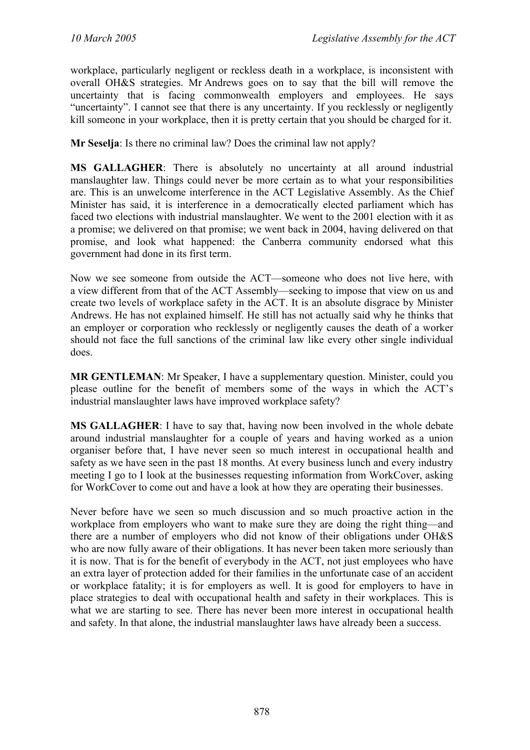workplace, particularly negligent or reckless death in a workplace, is inconsistent with overall OH&S strategies. Mr Andrews goes on to say that the bill will remove the uncertainty that is facing commonwealth employers and employees. He says "uncertainty". I cannot see that there is any uncertainty. If you recklessly or negligently kill someone in your workplace, then it is pretty certain that you should be charged for it.

**Mr Seselja**: Is there no criminal law? Does the criminal law not apply?

**MS GALLAGHER**: There is absolutely no uncertainty at all around industrial manslaughter law. Things could never be more certain as to what your responsibilities are. This is an unwelcome interference in the ACT Legislative Assembly. As the Chief Minister has said, it is interference in a democratically elected parliament which has faced two elections with industrial manslaughter. We went to the 2001 election with it as a promise; we delivered on that promise; we went back in 2004, having delivered on that promise, and look what happened: the Canberra community endorsed what this government had done in its first term.

Now we see someone from outside the ACT—someone who does not live here, with a view different from that of the ACT Assembly—seeking to impose that view on us and create two levels of workplace safety in the ACT. It is an absolute disgrace by Minister Andrews. He has not explained himself. He still has not actually said why he thinks that an employer or corporation who recklessly or negligently causes the death of a worker should not face the full sanctions of the criminal law like every other single individual does.

**MR GENTLEMAN**: Mr Speaker, I have a supplementary question. Minister, could you please outline for the benefit of members some of the ways in which the ACT's industrial manslaughter laws have improved workplace safety?

**MS GALLAGHER**: I have to say that, having now been involved in the whole debate around industrial manslaughter for a couple of years and having worked as a union organiser before that, I have never seen so much interest in occupational health and safety as we have seen in the past 18 months. At every business lunch and every industry meeting I go to I look at the businesses requesting information from WorkCover, asking for WorkCover to come out and have a look at how they are operating their businesses.

Never before have we seen so much discussion and so much proactive action in the workplace from employers who want to make sure they are doing the right thing—and there are a number of employers who did not know of their obligations under OH&S who are now fully aware of their obligations. It has never been taken more seriously than it is now. That is for the benefit of everybody in the ACT, not just employees who have an extra layer of protection added for their families in the unfortunate case of an accident or workplace fatality; it is for employers as well. It is good for employers to have in place strategies to deal with occupational health and safety in their workplaces. This is what we are starting to see. There has never been more interest in occupational health and safety. In that alone, the industrial manslaughter laws have already been a success.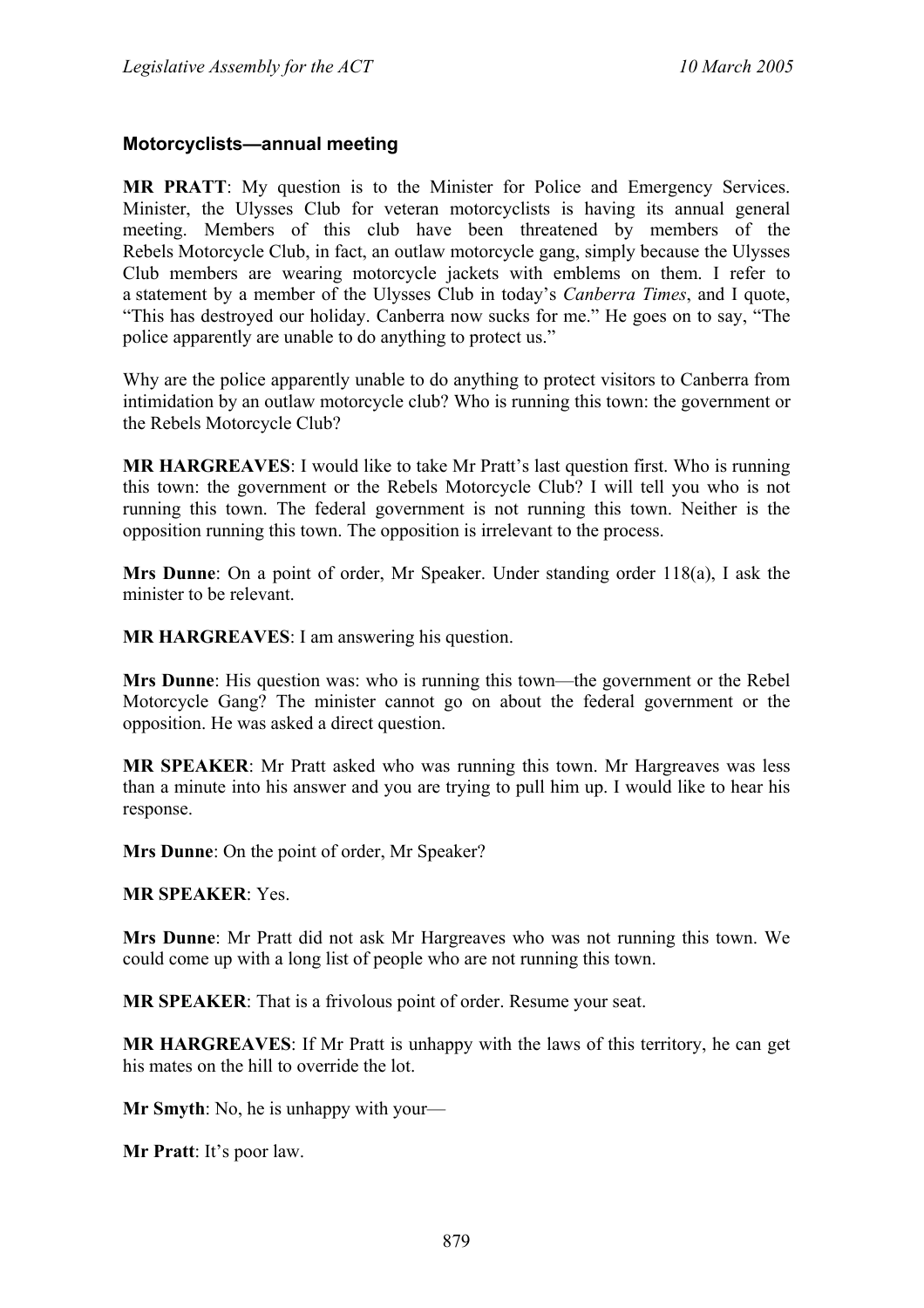### Motorcyclists—annual meeting

**MR PRATT**: My question is to the Minister for Police and Emergency Services. Minister, the Ulysses Club for veteran motorcyclists is having its annual general meeting. Members of this club have been threatened by members of the Rebels Motorcycle Club, in fact, an outlaw motorcycle gang, simply because the Ulysses Club members are wearing motorcycle jackets with emblems on them. I refer to a statement by a member of the Ulysses Club in today's *Canberra Times*, and I quote, "This has destroyed our holiday. Canberra now sucks for me." He goes on to say, "The police apparently are unable to do anything to protect us."

Why are the police apparently unable to do anything to protect visitors to Canberra from intimidation by an outlaw motorcycle club? Who is running this town: the government or the Rebels Motorcycle Club?

**MR HARGREAVES**: I would like to take Mr Pratt's last question first. Who is running this town: the government or the Rebels Motorcycle Club? I will tell you who is not running this town. The federal government is not running this town. Neither is the opposition running this town. The opposition is irrelevant to the process.

**Mrs Dunne**: On a point of order, Mr Speaker. Under standing order 118(a), I ask the minister to be relevant.

**MR HARGREAVES**: I am answering his question.

**Mrs Dunne**: His question was: who is running this town—the government or the Rebel Motorcycle Gang? The minister cannot go on about the federal government or the opposition. He was asked a direct question.

**MR SPEAKER**: Mr Pratt asked who was running this town. Mr Hargreaves was less than a minute into his answer and you are trying to pull him up. I would like to hear his response.

**Mrs Dunne**: On the point of order, Mr Speaker?

**MR SPEAKER**: Yes.

**Mrs Dunne**: Mr Pratt did not ask Mr Hargreaves who was not running this town. We could come up with a long list of people who are not running this town.

**MR SPEAKER**: That is a frivolous point of order. Resume your seat.

**MR HARGREAVES**: If Mr Pratt is unhappy with the laws of this territory, he can get his mates on the hill to override the lot.

**Mr Smyth**: No, he is unhappy with your—

**Mr Pratt**: It's poor law.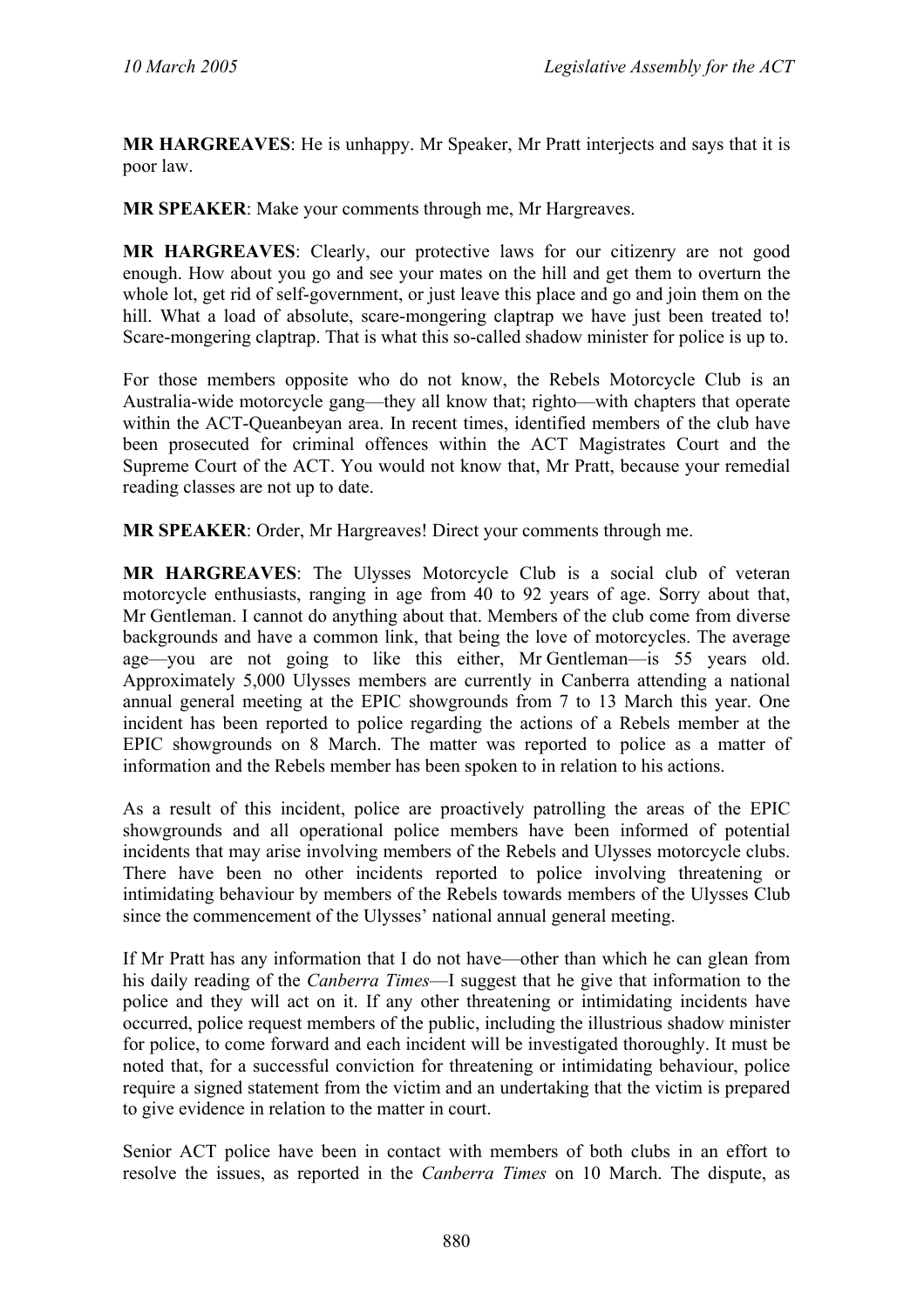**MR HARGREAVES**: He is unhappy. Mr Speaker, Mr Pratt interjects and says that it is poor law.

**MR SPEAKER**: Make your comments through me, Mr Hargreaves.

**MR HARGREAVES**: Clearly, our protective laws for our citizenry are not good enough. How about you go and see your mates on the hill and get them to overturn the whole lot, get rid of self-government, or just leave this place and go and join them on the hill. What a load of absolute, scare-mongering claptrap we have just been treated to! Scare-mongering claptrap. That is what this so-called shadow minister for police is up to.

For those members opposite who do not know, the Rebels Motorcycle Club is an Australia-wide motorcycle gang—they all know that; righto—with chapters that operate within the ACT-Queanbeyan area. In recent times, identified members of the club have been prosecuted for criminal offences within the ACT Magistrates Court and the Supreme Court of the ACT. You would not know that, Mr Pratt, because your remedial reading classes are not up to date.

**MR SPEAKER**: Order, Mr Hargreaves! Direct your comments through me.

**MR HARGREAVES**: The Ulysses Motorcycle Club is a social club of veteran motorcycle enthusiasts, ranging in age from 40 to 92 years of age. Sorry about that, Mr Gentleman. I cannot do anything about that. Members of the club come from diverse backgrounds and have a common link, that being the love of motorcycles. The average age—you are not going to like this either, Mr Gentleman—is 55 years old. Approximately 5,000 Ulysses members are currently in Canberra attending a national annual general meeting at the EPIC showgrounds from 7 to 13 March this year. One incident has been reported to police regarding the actions of a Rebels member at the EPIC showgrounds on 8 March. The matter was reported to police as a matter of information and the Rebels member has been spoken to in relation to his actions.

As a result of this incident, police are proactively patrolling the areas of the EPIC showgrounds and all operational police members have been informed of potential incidents that may arise involving members of the Rebels and Ulysses motorcycle clubs. There have been no other incidents reported to police involving threatening or intimidating behaviour by members of the Rebels towards members of the Ulysses Club since the commencement of the Ulysses' national annual general meeting.

If Mr Pratt has any information that I do not have—other than which he can glean from his daily reading of the *Canberra Times*—I suggest that he give that information to the police and they will act on it. If any other threatening or intimidating incidents have occurred, police request members of the public, including the illustrious shadow minister for police, to come forward and each incident will be investigated thoroughly. It must be noted that, for a successful conviction for threatening or intimidating behaviour, police require a signed statement from the victim and an undertaking that the victim is prepared to give evidence in relation to the matter in court.

Senior ACT police have been in contact with members of both clubs in an effort to resolve the issues, as reported in the *Canberra Times* on 10 March. The dispute, as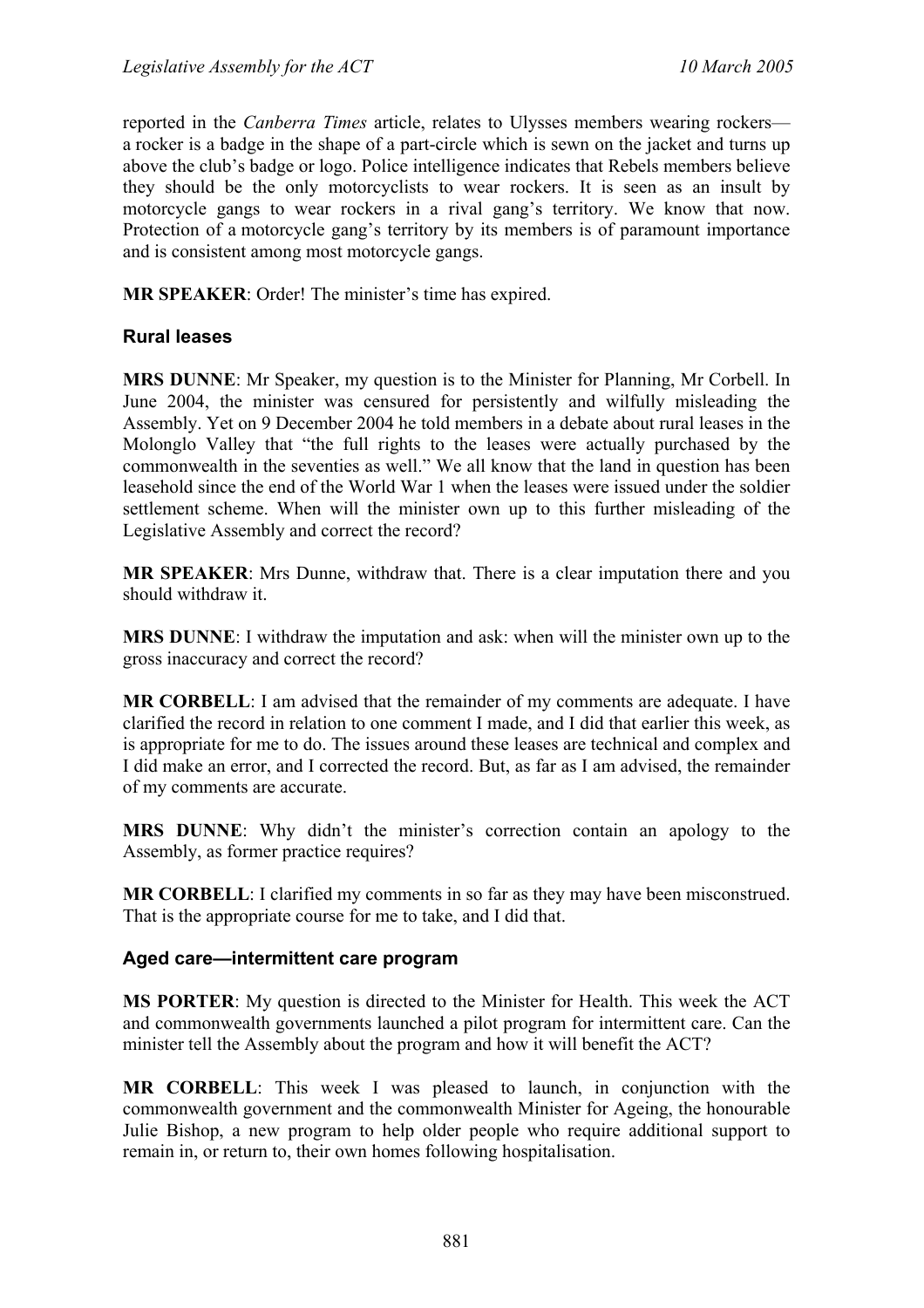reported in the *Canberra Times* article, relates to Ulysses members wearing rockers—a rocker is a badge in the shape of a part-circle which is sewn on the jacket and turns up above the club's badge or logo. Police intelligence indicates that Rebels members believe they should be the only motorcyclists to wear rockers. It is seen as an insult by motorcycle gangs to wear rockers in a rival gang's territory. We know that now. Protection of a motorcycle gang's territory by its members is of paramount importance and is consistent among most motorcycle gangs.

**MR SPEAKER**: Order! The minister's time has expired.

### Rural leases

**MRS DUNNE**: Mr Speaker, my question is to the Minister for Planning, Mr Corbell. In June 2004, the minister was censured for persistently and wilfully misleading the Assembly. Yet on 9 December 2004 he told members in a debate about rural leases in the Molonglo Valley that "the full rights to the leases were actually purchased by the commonwealth in the seventies as well." We all know that the land in question has been leasehold since the end of the World War 1 when the leases were issued under the soldier settlement scheme. When will the minister own up to this further misleading of the Legislative Assembly and correct the record?

**MR SPEAKER**: Mrs Dunne, withdraw that. There is a clear imputation there and you should withdraw it.

**MRS DUNNE**: I withdraw the imputation and ask: when will the minister own up to the gross inaccuracy and correct the record?

**MR CORBELL**: I am advised that the remainder of my comments are adequate. I have clarified the record in relation to one comment I made, and I did that earlier this week, as is appropriate for me to do. The issues around these leases are technical and complex and I did make an error, and I corrected the record. But, as far as I am advised, the remainder of my comments are accurate.

**MRS DUNNE**: Why didn't the minister's correction contain an apology to the Assembly, as former practice requires?

**MR CORBELL**: I clarified my comments in so far as they may have been misconstrued. That is the appropriate course for me to take, and I did that.

### Aged care—intermittent care program

**MS PORTER**: My question is directed to the Minister for Health. This week the ACT and commonwealth governments launched a pilot program for intermittent care. Can the minister tell the Assembly about the program and how it will benefit the ACT?

**MR CORBELL**: This week I was pleased to launch, in conjunction with the commonwealth government and the commonwealth Minister for Ageing, the honourable Julie Bishop, a new program to help older people who require additional support to remain in, or return to, their own homes following hospitalisation.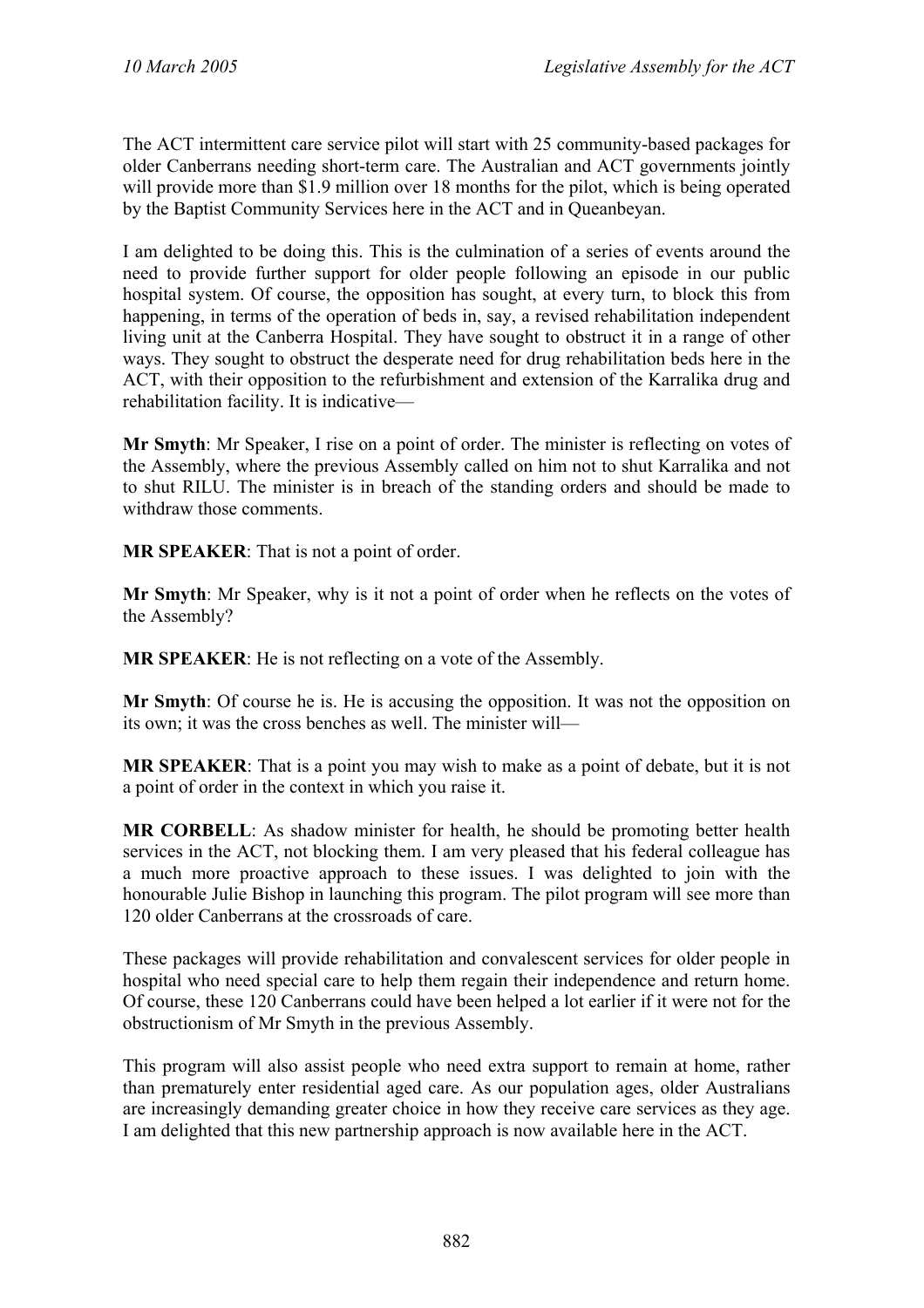The ACT intermittent care service pilot will start with 25 community-based packages for older Canberrans needing short-term care. The Australian and ACT governments jointly will provide more than $1.9 million over 18 months for the pilot, which is being operated by the Baptist Community Services here in the ACT and in Queanbeyan.

I am delighted to be doing this. This is the culmination of a series of events around the need to provide further support for older people following an episode in our public hospital system. Of course, the opposition has sought, at every turn, to block this from happening, in terms of the operation of beds in, say, a revised rehabilitation independent living unit at the Canberra Hospital. They have sought to obstruct it in a range of other ways. They sought to obstruct the desperate need for drug rehabilitation beds here in the ACT, with their opposition to the refurbishment and extension of the Karralika drug and rehabilitation facility. It is indicative—

**Mr Smyth**: Mr Speaker, I rise on a point of order. The minister is reflecting on votes of the Assembly, where the previous Assembly called on him not to shut Karralika and not to shut RILU. The minister is in breach of the standing orders and should be made to withdraw those comments.

**MR SPEAKER**: That is not a point of order.

**Mr Smyth**: Mr Speaker, why is it not a point of order when he reflects on the votes of the Assembly?

**MR SPEAKER**: He is not reflecting on a vote of the Assembly.

**Mr Smyth**: Of course he is. He is accusing the opposition. It was not the opposition on its own; it was the cross benches as well. The minister will—

**MR SPEAKER**: That is a point you may wish to make as a point of debate, but it is not a point of order in the context in which you raise it.

**MR CORBELL**: As shadow minister for health, he should be promoting better health services in the ACT, not blocking them. I am very pleased that his federal colleague has a much more proactive approach to these issues. I was delighted to join with the honourable Julie Bishop in launching this program. The pilot program will see more than 120 older Canberrans at the crossroads of care.

These packages will provide rehabilitation and convalescent services for older people in hospital who need special care to help them regain their independence and return home. Of course, these 120 Canberrans could have been helped a lot earlier if it were not for the obstructionism of Mr Smyth in the previous Assembly.

This program will also assist people who need extra support to remain at home, rather than prematurely enter residential aged care. As our population ages, older Australians are increasingly demanding greater choice in how they receive care services as they age. I am delighted that this new partnership approach is now available here in the ACT.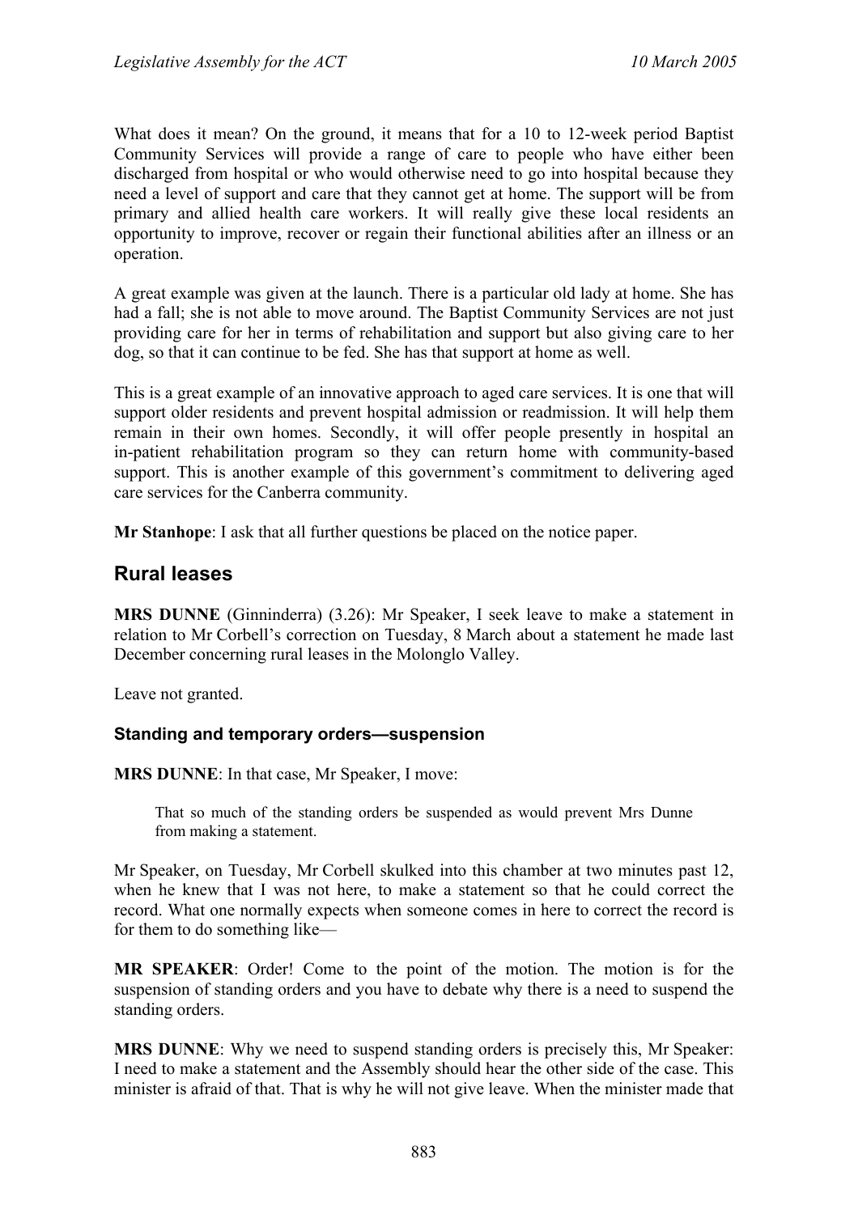What does it mean? On the ground, it means that for a 10 to 12-week period Baptist Community Services will provide a range of care to people who have either been discharged from hospital or who would otherwise need to go into hospital because they need a level of support and care that they cannot get at home. The support will be from primary and allied health care workers. It will really give these local residents an opportunity to improve, recover or regain their functional abilities after an illness or an operation.

A great example was given at the launch. There is a particular old lady at home. She has had a fall; she is not able to move around. The Baptist Community Services are not just providing care for her in terms of rehabilitation and support but also giving care to her dog, so that it can continue to be fed. She has that support at home as well.

This is a great example of an innovative approach to aged care services. It is one that will support older residents and prevent hospital admission or readmission. It will help them remain in their own homes. Secondly, it will offer people presently in hospital an in-patient rehabilitation program so they can return home with community-based support. This is another example of this government's commitment to delivering aged care services for the Canberra community.

**Mr Stanhope**: I ask that all further questions be placed on the notice paper.

## Rural leases

**MRS DUNNE** (Ginninderra) (3.26): Mr Speaker, I seek leave to make a statement in relation to Mr Corbell's correction on Tuesday, 8 March about a statement he made last December concerning rural leases in the Molonglo Valley.

Leave not granted.

### Standing and temporary orders—suspension

**MRS DUNNE**: In that case, Mr Speaker, I move:

> That so much of the standing orders be suspended as would prevent Mrs Dunne from making a statement.

Mr Speaker, on Tuesday, Mr Corbell skulked into this chamber at two minutes past 12, when he knew that I was not here, to make a statement so that he could correct the record. What one normally expects when someone comes in here to correct the record is for them to do something like—

**MR SPEAKER**: Order! Come to the point of the motion. The motion is for the suspension of standing orders and you have to debate why there is a need to suspend the standing orders.

**MRS DUNNE**: Why we need to suspend standing orders is precisely this, Mr Speaker: I need to make a statement and the Assembly should hear the other side of the case. This minister is afraid of that. That is why he will not give leave. When the minister made that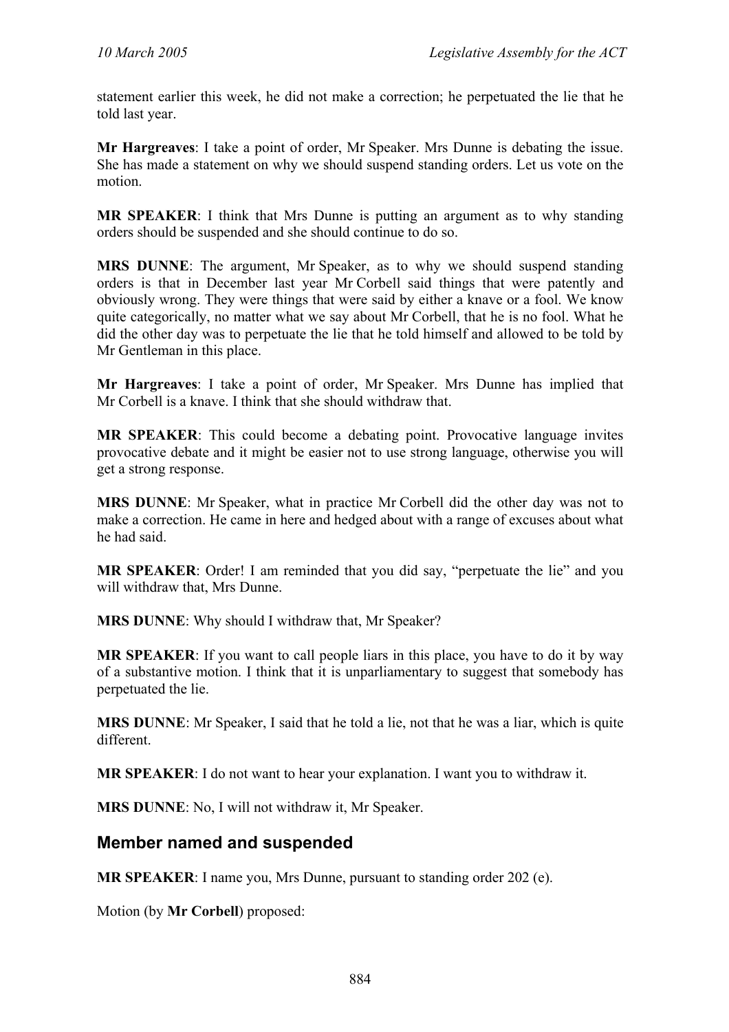statement earlier this week, he did not make a correction; he perpetuated the lie that he told last year.

**Mr Hargreaves**: I take a point of order, Mr Speaker. Mrs Dunne is debating the issue. She has made a statement on why we should suspend standing orders. Let us vote on the motion.

**MR SPEAKER**: I think that Mrs Dunne is putting an argument as to why standing orders should be suspended and she should continue to do so.

**MRS DUNNE**: The argument, Mr Speaker, as to why we should suspend standing orders is that in December last year Mr Corbell said things that were patently and obviously wrong. They were things that were said by either a knave or a fool. We know quite categorically, no matter what we say about Mr Corbell, that he is no fool. What he did the other day was to perpetuate the lie that he told himself and allowed to be told by Mr Gentleman in this place.

**Mr Hargreaves**: I take a point of order, Mr Speaker. Mrs Dunne has implied that Mr Corbell is a knave. I think that she should withdraw that.

**MR SPEAKER**: This could become a debating point. Provocative language invites provocative debate and it might be easier not to use strong language, otherwise you will get a strong response.

**MRS DUNNE**: Mr Speaker, what in practice Mr Corbell did the other day was not to make a correction. He came in here and hedged about with a range of excuses about what he had said.

**MR SPEAKER**: Order! I am reminded that you did say, "perpetuate the lie" and you will withdraw that, Mrs Dunne.

**MRS DUNNE**: Why should I withdraw that, Mr Speaker?

**MR SPEAKER**: If you want to call people liars in this place, you have to do it by way of a substantive motion. I think that it is unparliamentary to suggest that somebody has perpetuated the lie.

**MRS DUNNE**: Mr Speaker, I said that he told a lie, not that he was a liar, which is quite different.

**MR SPEAKER**: I do not want to hear your explanation. I want you to withdraw it.

**MRS DUNNE**: No, I will not withdraw it, Mr Speaker.

## Member named and suspended

**MR SPEAKER**: I name you, Mrs Dunne, pursuant to standing order 202 (e).

Motion (by **Mr Corbell**) proposed: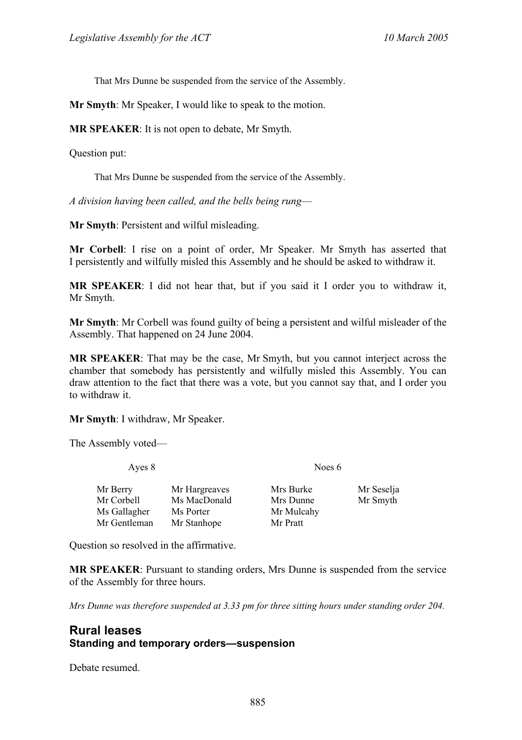That Mrs Dunne be suspended from the service of the Assembly.

**Mr Smyth**: Mr Speaker, I would like to speak to the motion.

**MR SPEAKER**: It is not open to debate, Mr Smyth.

Question put:

That Mrs Dunne be suspended from the service of the Assembly.

*A division having been called, and the bells being rung*—

**Mr Smyth**: Persistent and wilful misleading.

**Mr Corbell**: I rise on a point of order, Mr Speaker. Mr Smyth has asserted that I persistently and wilfully misled this Assembly and he should be asked to withdraw it.

**MR SPEAKER**: I did not hear that, but if you said it I order you to withdraw it, Mr Smyth.

**Mr Smyth**: Mr Corbell was found guilty of being a persistent and wilful misleader of the Assembly. That happened on 24 June 2004.

**MR SPEAKER**: That may be the case, Mr Smyth, but you cannot interject across the chamber that somebody has persistently and wilfully misled this Assembly. You can draw attention to the fact that there was a vote, but you cannot say that, and I order you to withdraw it.

**Mr Smyth**: I withdraw, Mr Speaker.

The Assembly voted—

| Ayes 8 | | Noes 6 | |
|---|---|---|---|
| Mr Berry | Mr Hargreaves | Mrs Burke | Mr Seselja |
| Mr Corbell | Ms MacDonald | Mrs Dunne | Mr Smyth |
| Ms Gallagher | Ms Porter | Mr Mulcahy | |
| Mr Gentleman | Mr Stanhope | Mr Pratt | |

Question so resolved in the affirmative.

**MR SPEAKER**: Pursuant to standing orders, Mrs Dunne is suspended from the service of the Assembly for three hours.

*Mrs Dunne was therefore suspended at 3.33 pm for three sitting hours under standing order 204.*

## Rural leases
### Standing and temporary orders—suspension

Debate resumed.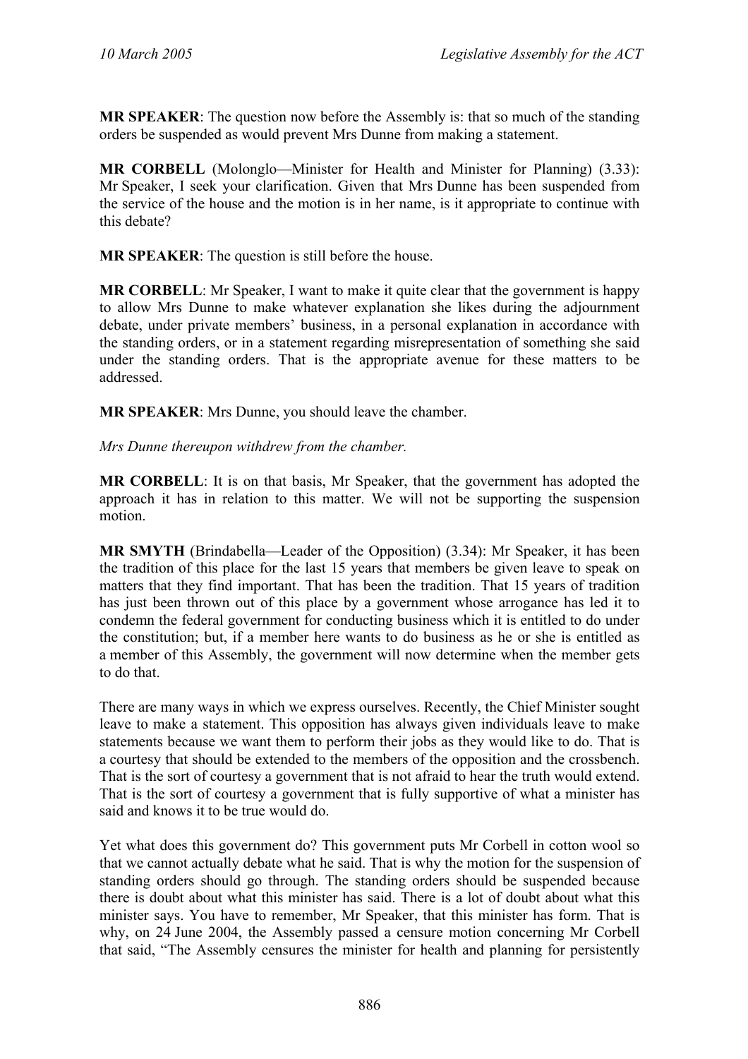**MR SPEAKER**: The question now before the Assembly is: that so much of the standing orders be suspended as would prevent Mrs Dunne from making a statement.

**MR CORBELL** (Molonglo—Minister for Health and Minister for Planning) (3.33): Mr Speaker, I seek your clarification. Given that Mrs Dunne has been suspended from the service of the house and the motion is in her name, is it appropriate to continue with this debate?

**MR SPEAKER**: The question is still before the house.

**MR CORBELL**: Mr Speaker, I want to make it quite clear that the government is happy to allow Mrs Dunne to make whatever explanation she likes during the adjournment debate, under private members' business, in a personal explanation in accordance with the standing orders, or in a statement regarding misrepresentation of something she said under the standing orders. That is the appropriate avenue for these matters to be addressed.

**MR SPEAKER**: Mrs Dunne, you should leave the chamber.

*Mrs Dunne thereupon withdrew from the chamber.*

**MR CORBELL**: It is on that basis, Mr Speaker, that the government has adopted the approach it has in relation to this matter. We will not be supporting the suspension motion.

**MR SMYTH** (Brindabella—Leader of the Opposition) (3.34): Mr Speaker, it has been the tradition of this place for the last 15 years that members be given leave to speak on matters that they find important. That has been the tradition. That 15 years of tradition has just been thrown out of this place by a government whose arrogance has led it to condemn the federal government for conducting business which it is entitled to do under the constitution; but, if a member here wants to do business as he or she is entitled as a member of this Assembly, the government will now determine when the member gets to do that.

There are many ways in which we express ourselves. Recently, the Chief Minister sought leave to make a statement. This opposition has always given individuals leave to make statements because we want them to perform their jobs as they would like to do. That is a courtesy that should be extended to the members of the opposition and the crossbench. That is the sort of courtesy a government that is not afraid to hear the truth would extend. That is the sort of courtesy a government that is fully supportive of what a minister has said and knows it to be true would do.

Yet what does this government do? This government puts Mr Corbell in cotton wool so that we cannot actually debate what he said. That is why the motion for the suspension of standing orders should go through. The standing orders should be suspended because there is doubt about what this minister has said. There is a lot of doubt about what this minister says. You have to remember, Mr Speaker, that this minister has form. That is why, on 24 June 2004, the Assembly passed a censure motion concerning Mr Corbell that said, "The Assembly censures the minister for health and planning for persistently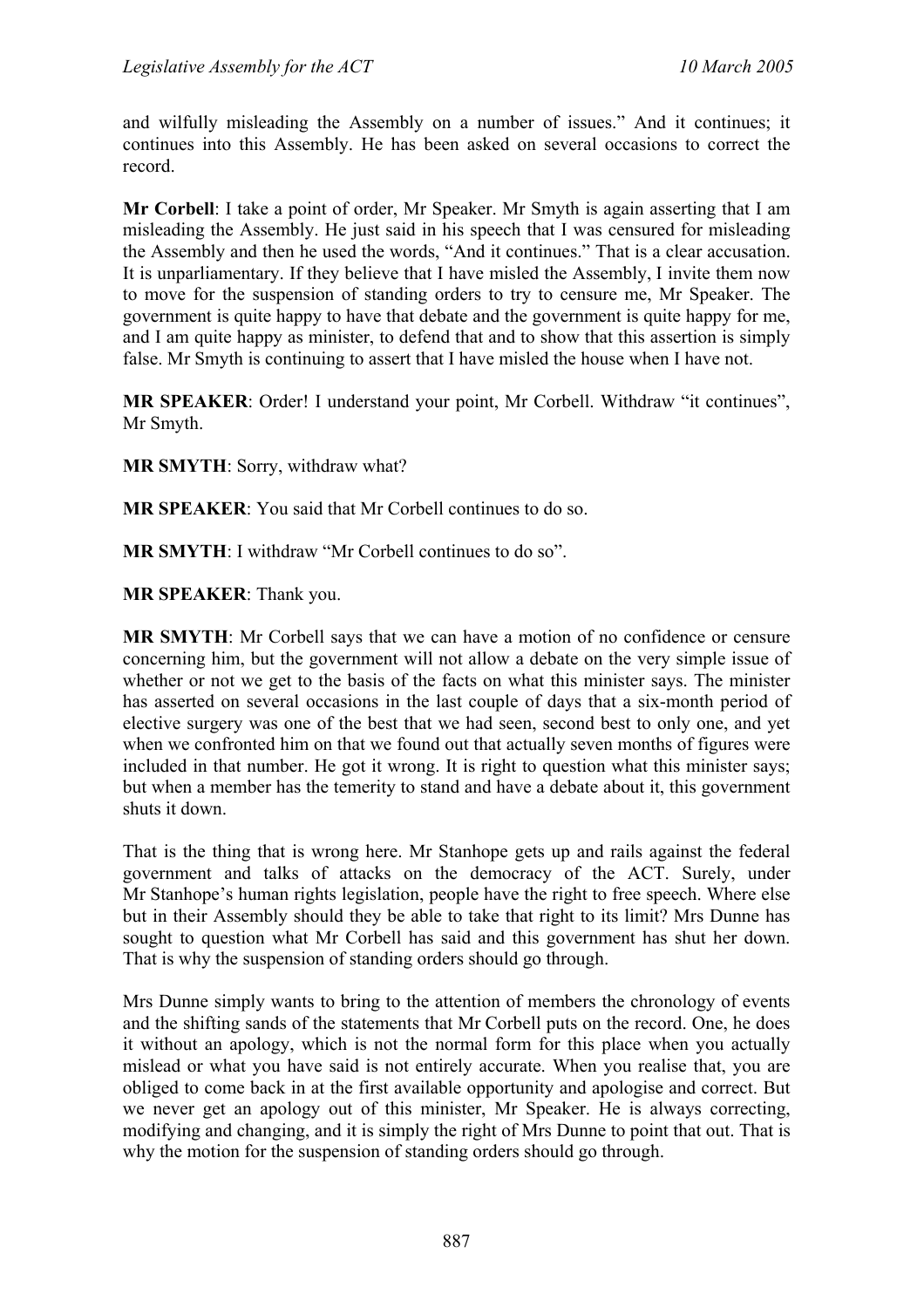and wilfully misleading the Assembly on a number of issues." And it continues; it continues into this Assembly. He has been asked on several occasions to correct the record.

**Mr Corbell**: I take a point of order, Mr Speaker. Mr Smyth is again asserting that I am misleading the Assembly. He just said in his speech that I was censured for misleading the Assembly and then he used the words, "And it continues." That is a clear accusation. It is unparliamentary. If they believe that I have misled the Assembly, I invite them now to move for the suspension of standing orders to try to censure me, Mr Speaker. The government is quite happy to have that debate and the government is quite happy for me, and I am quite happy as minister, to defend that and to show that this assertion is simply false. Mr Smyth is continuing to assert that I have misled the house when I have not.

**MR SPEAKER**: Order! I understand your point, Mr Corbell. Withdraw "it continues", Mr Smyth.

**MR SMYTH**: Sorry, withdraw what?

**MR SPEAKER**: You said that Mr Corbell continues to do so.

**MR SMYTH**: I withdraw "Mr Corbell continues to do so".

**MR SPEAKER**: Thank you.

**MR SMYTH**: Mr Corbell says that we can have a motion of no confidence or censure concerning him, but the government will not allow a debate on the very simple issue of whether or not we get to the basis of the facts on what this minister says. The minister has asserted on several occasions in the last couple of days that a six-month period of elective surgery was one of the best that we had seen, second best to only one, and yet when we confronted him on that we found out that actually seven months of figures were included in that number. He got it wrong. It is right to question what this minister says; but when a member has the temerity to stand and have a debate about it, this government shuts it down.

That is the thing that is wrong here. Mr Stanhope gets up and rails against the federal government and talks of attacks on the democracy of the ACT. Surely, under Mr Stanhope's human rights legislation, people have the right to free speech. Where else but in their Assembly should they be able to take that right to its limit? Mrs Dunne has sought to question what Mr Corbell has said and this government has shut her down. That is why the suspension of standing orders should go through.

Mrs Dunne simply wants to bring to the attention of members the chronology of events and the shifting sands of the statements that Mr Corbell puts on the record. One, he does it without an apology, which is not the normal form for this place when you actually mislead or what you have said is not entirely accurate. When you realise that, you are obliged to come back in at the first available opportunity and apologise and correct. But we never get an apology out of this minister, Mr Speaker. He is always correcting, modifying and changing, and it is simply the right of Mrs Dunne to point that out. That is why the motion for the suspension of standing orders should go through.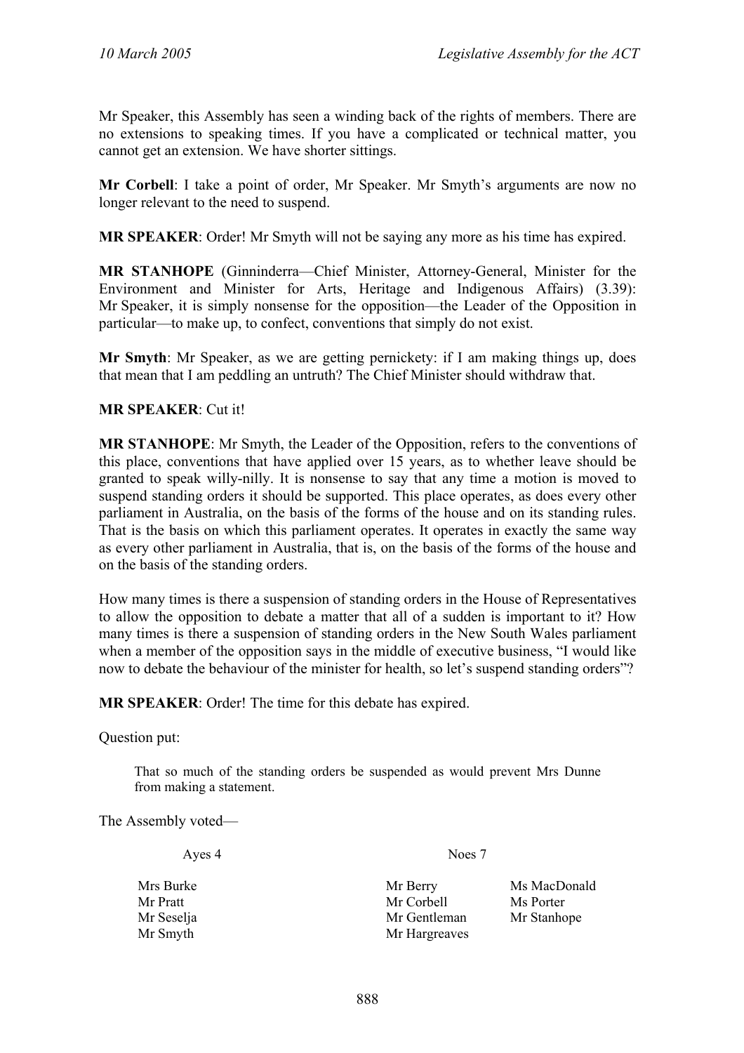Mr Speaker, this Assembly has seen a winding back of the rights of members. There are no extensions to speaking times. If you have a complicated or technical matter, you cannot get an extension. We have shorter sittings.

**Mr Corbell**: I take a point of order, Mr Speaker. Mr Smyth's arguments are now no longer relevant to the need to suspend.

**MR SPEAKER**: Order! Mr Smyth will not be saying any more as his time has expired.

**MR STANHOPE** (Ginninderra—Chief Minister, Attorney-General, Minister for the Environment and Minister for Arts, Heritage and Indigenous Affairs) (3.39): Mr Speaker, it is simply nonsense for the opposition—the Leader of the Opposition in particular—to make up, to confect, conventions that simply do not exist.

**Mr Smyth**: Mr Speaker, as we are getting pernickety: if I am making things up, does that mean that I am peddling an untruth? The Chief Minister should withdraw that.

**MR SPEAKER**: Cut it!

**MR STANHOPE**: Mr Smyth, the Leader of the Opposition, refers to the conventions of this place, conventions that have applied over 15 years, as to whether leave should be granted to speak willy-nilly. It is nonsense to say that any time a motion is moved to suspend standing orders it should be supported. This place operates, as does every other parliament in Australia, on the basis of the forms of the house and on its standing rules. That is the basis on which this parliament operates. It operates in exactly the same way as every other parliament in Australia, that is, on the basis of the forms of the house and on the basis of the standing orders.

How many times is there a suspension of standing orders in the House of Representatives to allow the opposition to debate a matter that all of a sudden is important to it? How many times is there a suspension of standing orders in the New South Wales parliament when a member of the opposition says in the middle of executive business, "I would like now to debate the behaviour of the minister for health, so let's suspend standing orders"?

**MR SPEAKER**: Order! The time for this debate has expired.

Question put:

> That so much of the standing orders be suspended as would prevent Mrs Dunne from making a statement.

The Assembly voted—

| Ayes 4 | Noes 7 | |
|---|---|---|
| Mrs Burke | Mr Berry | Ms MacDonald |
| Mr Pratt | Mr Corbell | Ms Porter |
| Mr Seselja | Mr Gentleman | Mr Stanhope |
| Mr Smyth | Mr Hargreaves | |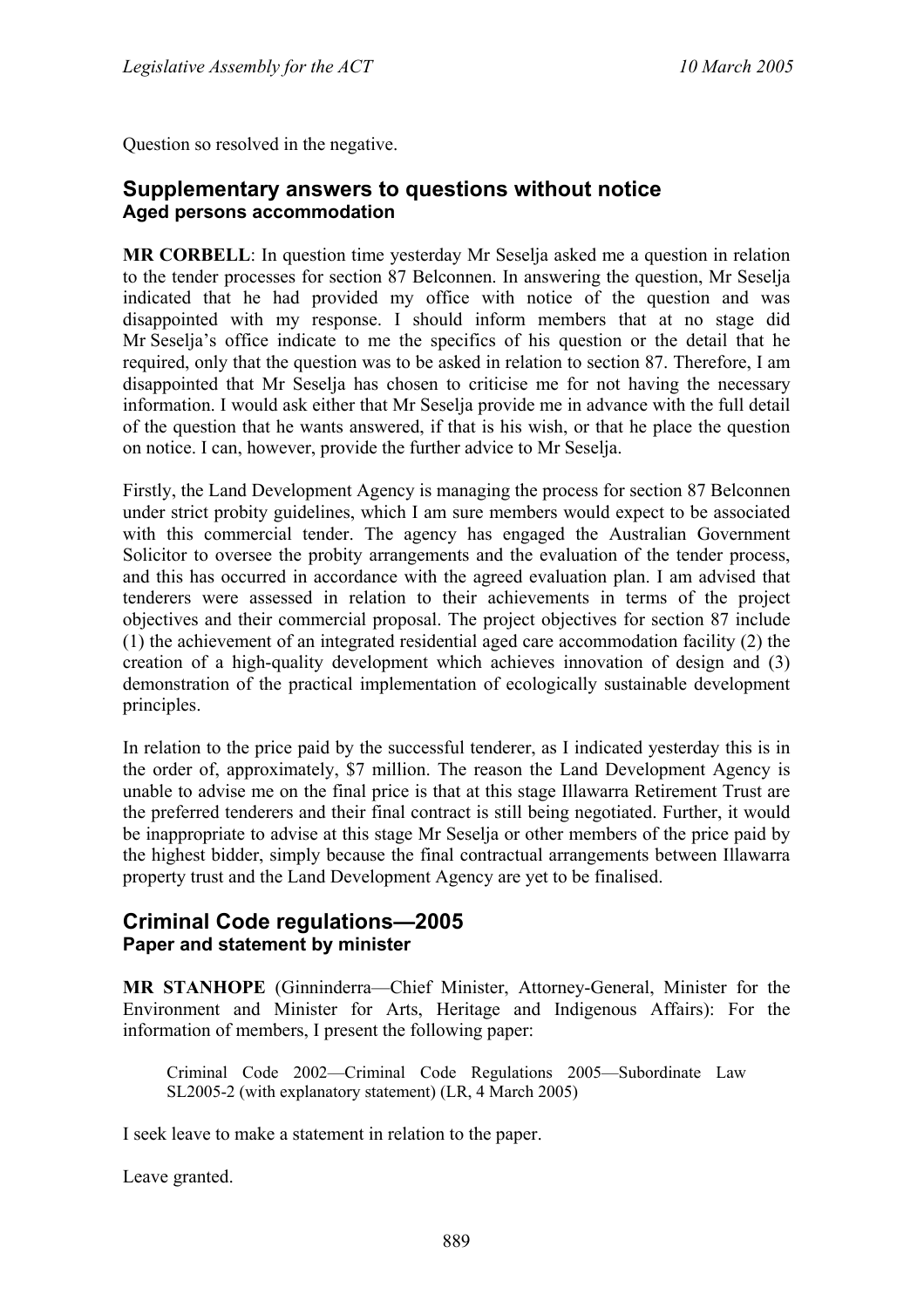Question so resolved in the negative.

## Supplementary answers to questions without notice

### Aged persons accommodation

**MR CORBELL**: In question time yesterday Mr Seselja asked me a question in relation to the tender processes for section 87 Belconnen. In answering the question, Mr Seselja indicated that he had provided my office with notice of the question and was disappointed with my response. I should inform members that at no stage did Mr Seselja's office indicate to me the specifics of his question or the detail that he required, only that the question was to be asked in relation to section 87. Therefore, I am disappointed that Mr Seselja has chosen to criticise me for not having the necessary information. I would ask either that Mr Seselja provide me in advance with the full detail of the question that he wants answered, if that is his wish, or that he place the question on notice. I can, however, provide the further advice to Mr Seselja.

Firstly, the Land Development Agency is managing the process for section 87 Belconnen under strict probity guidelines, which I am sure members would expect to be associated with this commercial tender. The agency has engaged the Australian Government Solicitor to oversee the probity arrangements and the evaluation of the tender process, and this has occurred in accordance with the agreed evaluation plan. I am advised that tenderers were assessed in relation to their achievements in terms of the project objectives and their commercial proposal. The project objectives for section 87 include (1) the achievement of an integrated residential aged care accommodation facility (2) the creation of a high-quality development which achieves innovation of design and (3) demonstration of the practical implementation of ecologically sustainable development principles.

In relation to the price paid by the successful tenderer, as I indicated yesterday this is in the order of, approximately, $7 million. The reason the Land Development Agency is unable to advise me on the final price is that at this stage Illawarra Retirement Trust are the preferred tenderers and their final contract is still being negotiated. Further, it would be inappropriate to advise at this stage Mr Seselja or other members of the price paid by the highest bidder, simply because the final contractual arrangements between Illawarra property trust and the Land Development Agency are yet to be finalised.

## Criminal Code regulations—2005

### Paper and statement by minister

**MR STANHOPE** (Ginninderra—Chief Minister, Attorney-General, Minister for the Environment and Minister for Arts, Heritage and Indigenous Affairs): For the information of members, I present the following paper:

> Criminal Code 2002—Criminal Code Regulations 2005—Subordinate Law SL2005-2 (with explanatory statement) (LR, 4 March 2005)

I seek leave to make a statement in relation to the paper.

Leave granted.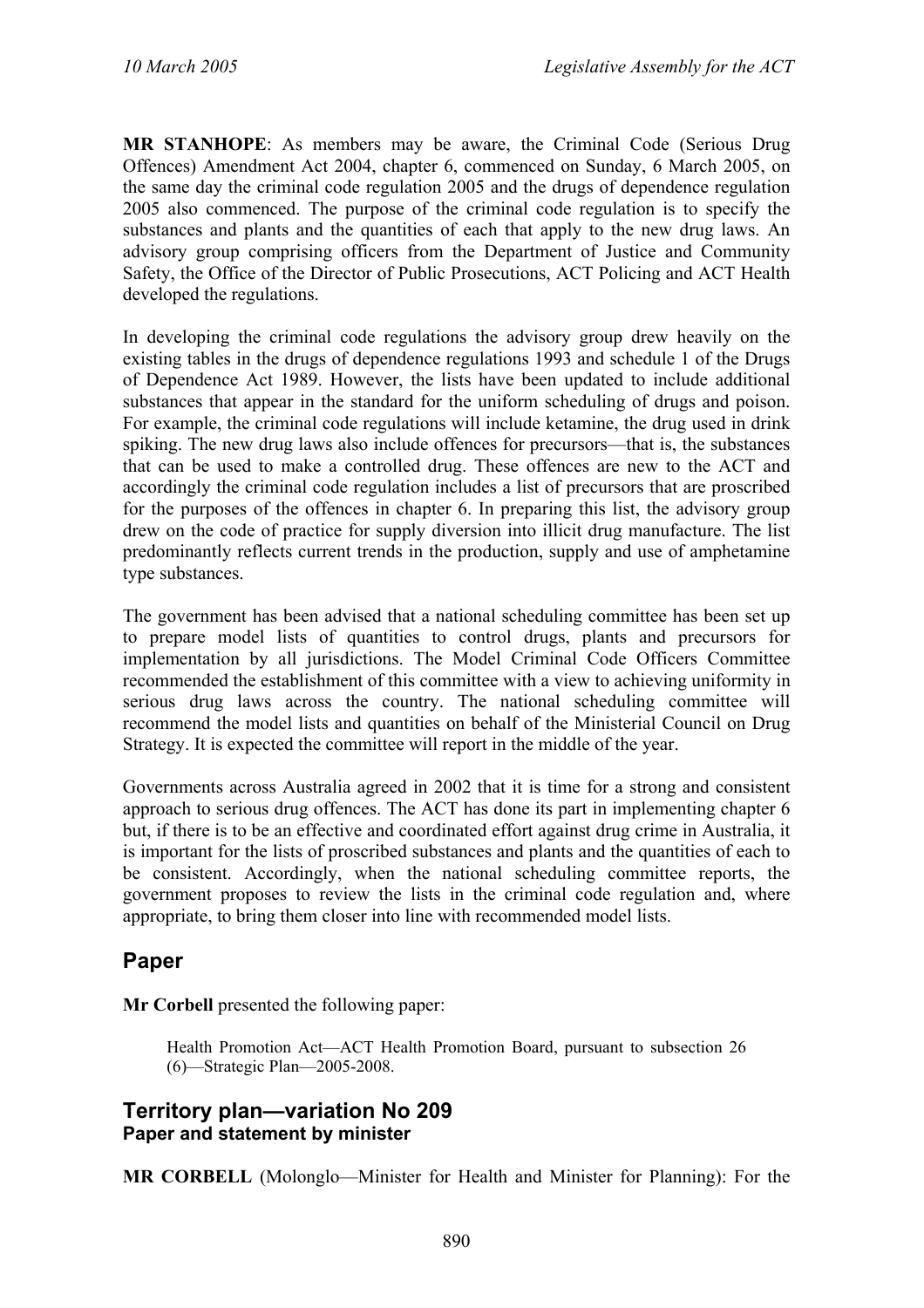**MR STANHOPE**: As members may be aware, the Criminal Code (Serious Drug Offences) Amendment Act 2004, chapter 6, commenced on Sunday, 6 March 2005, on the same day the criminal code regulation 2005 and the drugs of dependence regulation 2005 also commenced. The purpose of the criminal code regulation is to specify the substances and plants and the quantities of each that apply to the new drug laws. An advisory group comprising officers from the Department of Justice and Community Safety, the Office of the Director of Public Prosecutions, ACT Policing and ACT Health developed the regulations.

In developing the criminal code regulations the advisory group drew heavily on the existing tables in the drugs of dependence regulations 1993 and schedule 1 of the Drugs of Dependence Act 1989. However, the lists have been updated to include additional substances that appear in the standard for the uniform scheduling of drugs and poison. For example, the criminal code regulations will include ketamine, the drug used in drink spiking. The new drug laws also include offences for precursors—that is, the substances that can be used to make a controlled drug. These offences are new to the ACT and accordingly the criminal code regulation includes a list of precursors that are proscribed for the purposes of the offences in chapter 6. In preparing this list, the advisory group drew on the code of practice for supply diversion into illicit drug manufacture. The list predominantly reflects current trends in the production, supply and use of amphetamine type substances.

The government has been advised that a national scheduling committee has been set up to prepare model lists of quantities to control drugs, plants and precursors for implementation by all jurisdictions. The Model Criminal Code Officers Committee recommended the establishment of this committee with a view to achieving uniformity in serious drug laws across the country. The national scheduling committee will recommend the model lists and quantities on behalf of the Ministerial Council on Drug Strategy. It is expected the committee will report in the middle of the year.

Governments across Australia agreed in 2002 that it is time for a strong and consistent approach to serious drug offences. The ACT has done its part in implementing chapter 6 but, if there is to be an effective and coordinated effort against drug crime in Australia, it is important for the lists of proscribed substances and plants and the quantities of each to be consistent. Accordingly, when the national scheduling committee reports, the government proposes to review the lists in the criminal code regulation and, where appropriate, to bring them closer into line with recommended model lists.

## Paper

**Mr Corbell** presented the following paper:

> Health Promotion Act—ACT Health Promotion Board, pursuant to subsection 26 (6)—Strategic Plan—2005-2008.

## Territory plan—variation No 209
### Paper and statement by minister

**MR CORBELL** (Molonglo—Minister for Health and Minister for Planning): For the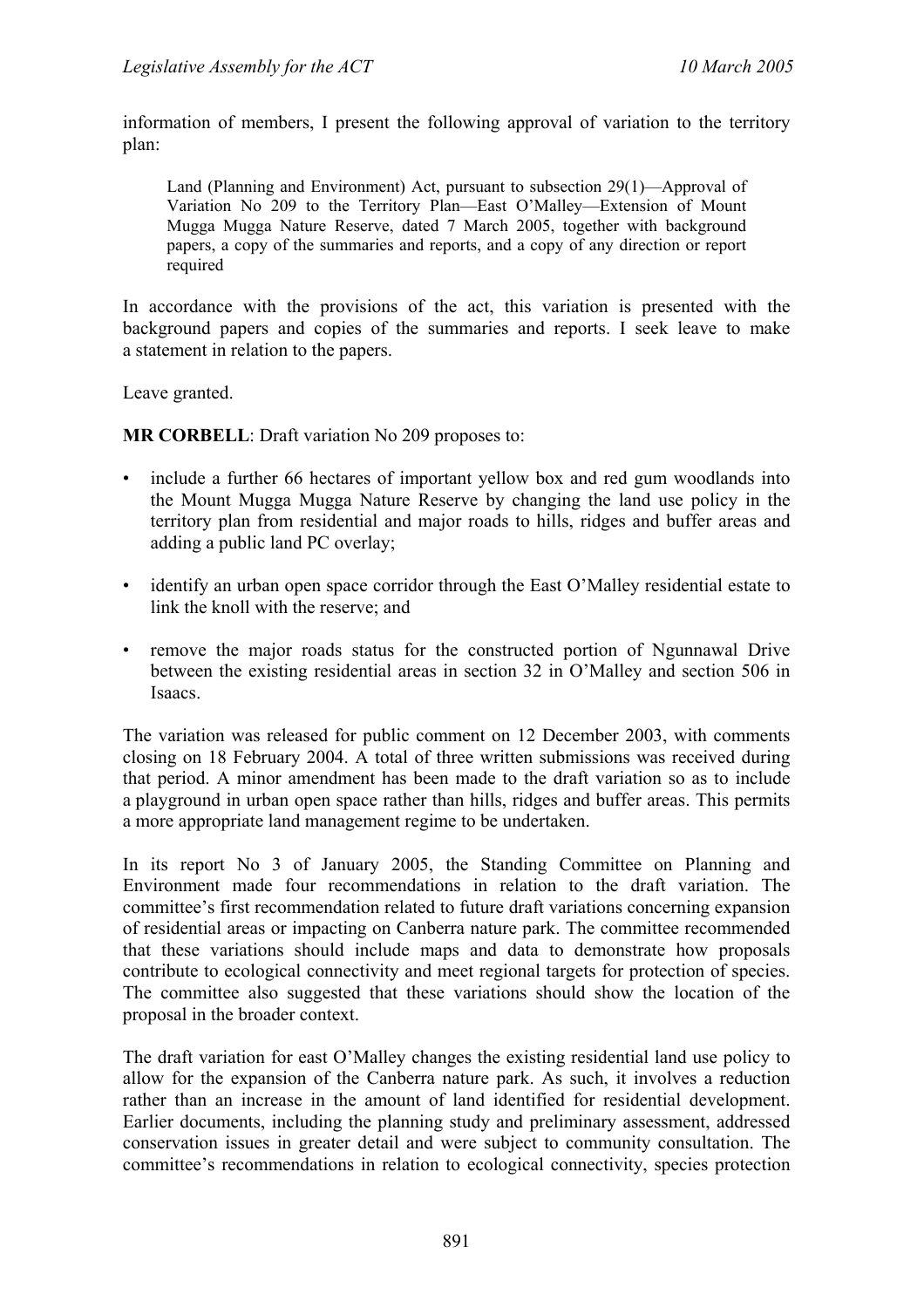information of members, I present the following approval of variation to the territory plan:

> Land (Planning and Environment) Act, pursuant to subsection 29(1)—Approval of Variation No 209 to the Territory Plan—East O'Malley—Extension of Mount Mugga Mugga Nature Reserve, dated 7 March 2005, together with background papers, a copy of the summaries and reports, and a copy of any direction or report required

In accordance with the provisions of the act, this variation is presented with the background papers and copies of the summaries and reports. I seek leave to make a statement in relation to the papers.

Leave granted.

**MR CORBELL**: Draft variation No 209 proposes to:

- include a further 66 hectares of important yellow box and red gum woodlands into the Mount Mugga Mugga Nature Reserve by changing the land use policy in the territory plan from residential and major roads to hills, ridges and buffer areas and adding a public land PC overlay;
- identify an urban open space corridor through the East O'Malley residential estate to link the knoll with the reserve; and
- remove the major roads status for the constructed portion of Ngunnawal Drive between the existing residential areas in section 32 in O'Malley and section 506 in Isaacs.

The variation was released for public comment on 12 December 2003, with comments closing on 18 February 2004. A total of three written submissions was received during that period. A minor amendment has been made to the draft variation so as to include a playground in urban open space rather than hills, ridges and buffer areas. This permits a more appropriate land management regime to be undertaken.

In its report No 3 of January 2005, the Standing Committee on Planning and Environment made four recommendations in relation to the draft variation. The committee's first recommendation related to future draft variations concerning expansion of residential areas or impacting on Canberra nature park. The committee recommended that these variations should include maps and data to demonstrate how proposals contribute to ecological connectivity and meet regional targets for protection of species. The committee also suggested that these variations should show the location of the proposal in the broader context.

The draft variation for east O'Malley changes the existing residential land use policy to allow for the expansion of the Canberra nature park. As such, it involves a reduction rather than an increase in the amount of land identified for residential development. Earlier documents, including the planning study and preliminary assessment, addressed conservation issues in greater detail and were subject to community consultation. The committee's recommendations in relation to ecological connectivity, species protection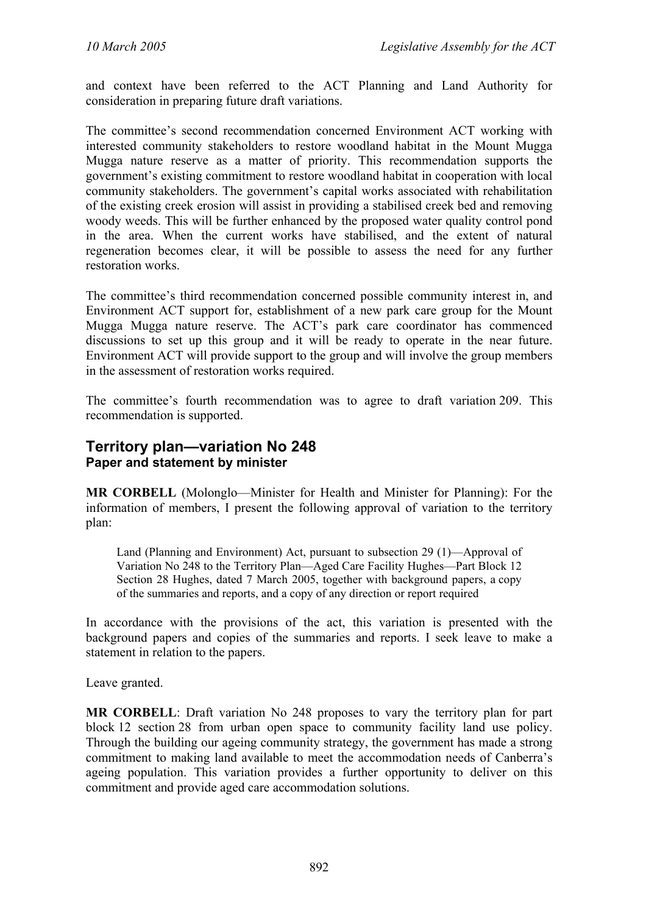and context have been referred to the ACT Planning and Land Authority for consideration in preparing future draft variations.

The committee's second recommendation concerned Environment ACT working with interested community stakeholders to restore woodland habitat in the Mount Mugga Mugga nature reserve as a matter of priority. This recommendation supports the government's existing commitment to restore woodland habitat in cooperation with local community stakeholders. The government's capital works associated with rehabilitation of the existing creek erosion will assist in providing a stabilised creek bed and removing woody weeds. This will be further enhanced by the proposed water quality control pond in the area. When the current works have stabilised, and the extent of natural regeneration becomes clear, it will be possible to assess the need for any further restoration works.

The committee's third recommendation concerned possible community interest in, and Environment ACT support for, establishment of a new park care group for the Mount Mugga Mugga nature reserve. The ACT's park care coordinator has commenced discussions to set up this group and it will be ready to operate in the near future. Environment ACT will provide support to the group and will involve the group members in the assessment of restoration works required.

The committee's fourth recommendation was to agree to draft variation 209. This recommendation is supported.

## Territory plan—variation No 248

### Paper and statement by minister

**MR CORBELL** (Molonglo—Minister for Health and Minister for Planning): For the information of members, I present the following approval of variation to the territory plan:

> Land (Planning and Environment) Act, pursuant to subsection 29 (1)—Approval of Variation No 248 to the Territory Plan—Aged Care Facility Hughes—Part Block 12 Section 28 Hughes, dated 7 March 2005, together with background papers, a copy of the summaries and reports, and a copy of any direction or report required

In accordance with the provisions of the act, this variation is presented with the background papers and copies of the summaries and reports. I seek leave to make a statement in relation to the papers.

Leave granted.

**MR CORBELL**: Draft variation No 248 proposes to vary the territory plan for part block 12 section 28 from urban open space to community facility land use policy. Through the building our ageing community strategy, the government has made a strong commitment to making land available to meet the accommodation needs of Canberra's ageing population. This variation provides a further opportunity to deliver on this commitment and provide aged care accommodation solutions.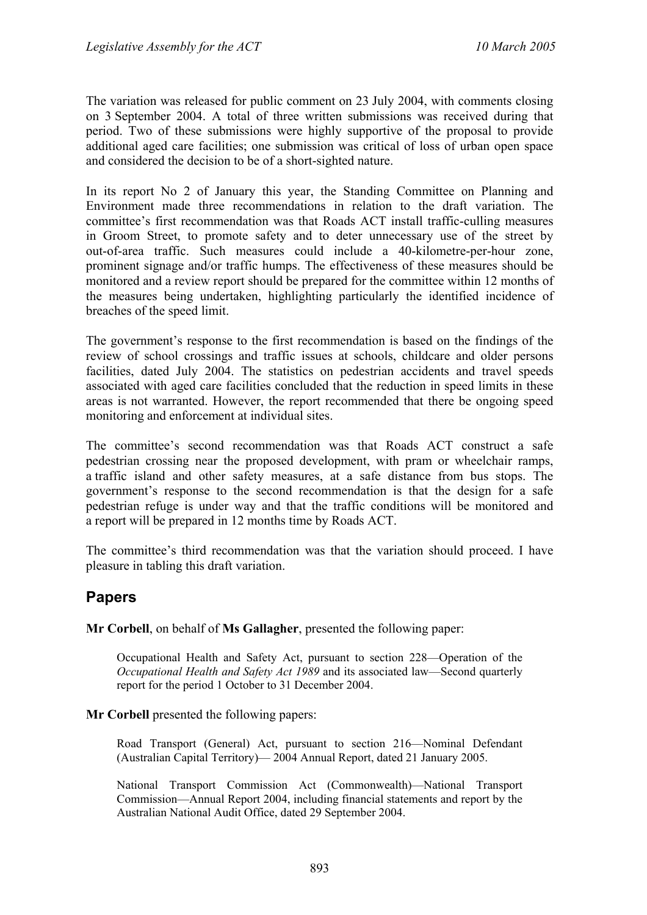The variation was released for public comment on 23 July 2004, with comments closing on 3 September 2004. A total of three written submissions was received during that period. Two of these submissions were highly supportive of the proposal to provide additional aged care facilities; one submission was critical of loss of urban open space and considered the decision to be of a short-sighted nature.

In its report No 2 of January this year, the Standing Committee on Planning and Environment made three recommendations in relation to the draft variation. The committee's first recommendation was that Roads ACT install traffic-culling measures in Groom Street, to promote safety and to deter unnecessary use of the street by out-of-area traffic. Such measures could include a 40-kilometre-per-hour zone, prominent signage and/or traffic humps. The effectiveness of these measures should be monitored and a review report should be prepared for the committee within 12 months of the measures being undertaken, highlighting particularly the identified incidence of breaches of the speed limit.

The government's response to the first recommendation is based on the findings of the review of school crossings and traffic issues at schools, childcare and older persons facilities, dated July 2004. The statistics on pedestrian accidents and travel speeds associated with aged care facilities concluded that the reduction in speed limits in these areas is not warranted. However, the report recommended that there be ongoing speed monitoring and enforcement at individual sites.

The committee's second recommendation was that Roads ACT construct a safe pedestrian crossing near the proposed development, with pram or wheelchair ramps, a traffic island and other safety measures, at a safe distance from bus stops. The government's response to the second recommendation is that the design for a safe pedestrian refuge is under way and that the traffic conditions will be monitored and a report will be prepared in 12 months time by Roads ACT.

The committee's third recommendation was that the variation should proceed. I have pleasure in tabling this draft variation.

## Papers

**Mr Corbell**, on behalf of **Ms Gallagher**, presented the following paper:

> Occupational Health and Safety Act, pursuant to section 228—Operation of the *Occupational Health and Safety Act 1989* and its associated law—Second quarterly report for the period 1 October to 31 December 2004.

**Mr Corbell** presented the following papers:

> Road Transport (General) Act, pursuant to section 216—Nominal Defendant (Australian Capital Territory)— 2004 Annual Report, dated 21 January 2005.
>
> National Transport Commission Act (Commonwealth)—National Transport Commission—Annual Report 2004, including financial statements and report by the Australian National Audit Office, dated 29 September 2004.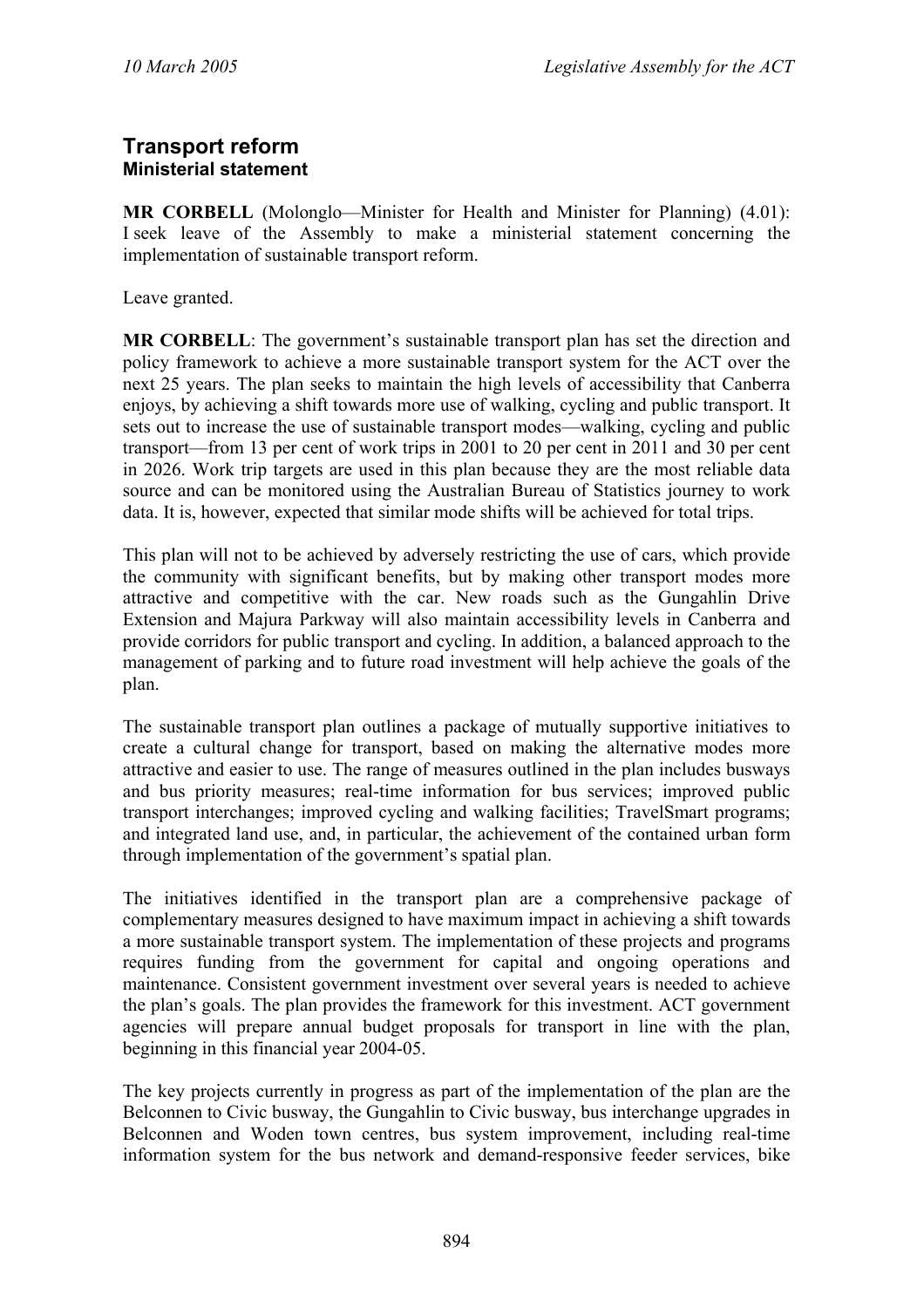## Transport reform
### Ministerial statement

**MR CORBELL** (Molonglo—Minister for Health and Minister for Planning) (4.01): I seek leave of the Assembly to make a ministerial statement concerning the implementation of sustainable transport reform.

Leave granted.

**MR CORBELL**: The government's sustainable transport plan has set the direction and policy framework to achieve a more sustainable transport system for the ACT over the next 25 years. The plan seeks to maintain the high levels of accessibility that Canberra enjoys, by achieving a shift towards more use of walking, cycling and public transport. It sets out to increase the use of sustainable transport modes—walking, cycling and public transport—from 13 per cent of work trips in 2001 to 20 per cent in 2011 and 30 per cent in 2026. Work trip targets are used in this plan because they are the most reliable data source and can be monitored using the Australian Bureau of Statistics journey to work data. It is, however, expected that similar mode shifts will be achieved for total trips.

This plan will not to be achieved by adversely restricting the use of cars, which provide the community with significant benefits, but by making other transport modes more attractive and competitive with the car. New roads such as the Gungahlin Drive Extension and Majura Parkway will also maintain accessibility levels in Canberra and provide corridors for public transport and cycling. In addition, a balanced approach to the management of parking and to future road investment will help achieve the goals of the plan.

The sustainable transport plan outlines a package of mutually supportive initiatives to create a cultural change for transport, based on making the alternative modes more attractive and easier to use. The range of measures outlined in the plan includes busways and bus priority measures; real-time information for bus services; improved public transport interchanges; improved cycling and walking facilities; TravelSmart programs; and integrated land use, and, in particular, the achievement of the contained urban form through implementation of the government's spatial plan.

The initiatives identified in the transport plan are a comprehensive package of complementary measures designed to have maximum impact in achieving a shift towards a more sustainable transport system. The implementation of these projects and programs requires funding from the government for capital and ongoing operations and maintenance. Consistent government investment over several years is needed to achieve the plan's goals. The plan provides the framework for this investment. ACT government agencies will prepare annual budget proposals for transport in line with the plan, beginning in this financial year 2004-05.

The key projects currently in progress as part of the implementation of the plan are the Belconnen to Civic busway, the Gungahlin to Civic busway, bus interchange upgrades in Belconnen and Woden town centres, bus system improvement, including real-time information system for the bus network and demand-responsive feeder services, bike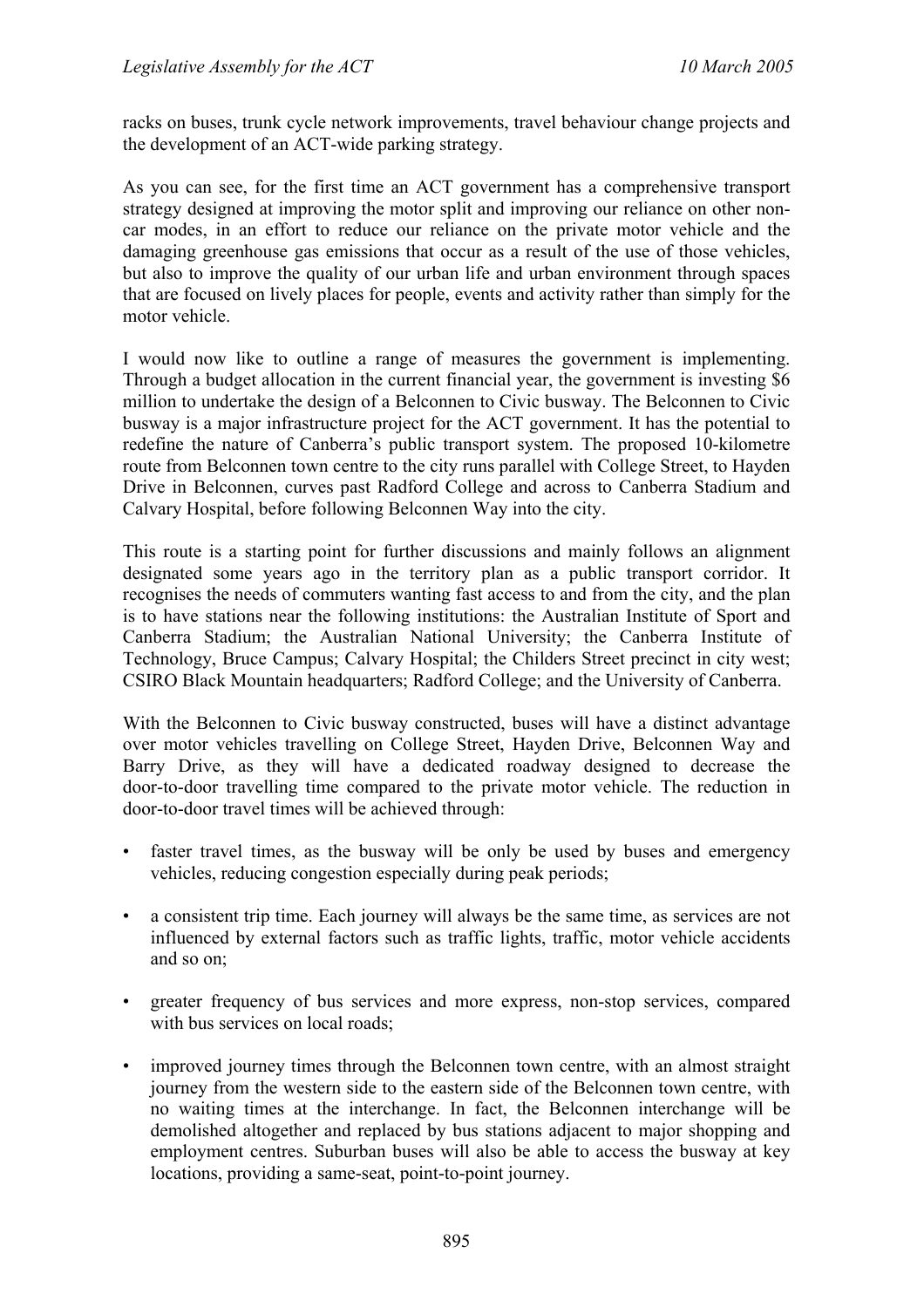racks on buses, trunk cycle network improvements, travel behaviour change projects and the development of an ACT-wide parking strategy.

As you can see, for the first time an ACT government has a comprehensive transport strategy designed at improving the motor split and improving our reliance on other non-car modes, in an effort to reduce our reliance on the private motor vehicle and the damaging greenhouse gas emissions that occur as a result of the use of those vehicles, but also to improve the quality of our urban life and urban environment through spaces that are focused on lively places for people, events and activity rather than simply for the motor vehicle.

I would now like to outline a range of measures the government is implementing. Through a budget allocation in the current financial year, the government is investing $6 million to undertake the design of a Belconnen to Civic busway. The Belconnen to Civic busway is a major infrastructure project for the ACT government. It has the potential to redefine the nature of Canberra's public transport system. The proposed 10-kilometre route from Belconnen town centre to the city runs parallel with College Street, to Hayden Drive in Belconnen, curves past Radford College and across to Canberra Stadium and Calvary Hospital, before following Belconnen Way into the city.

This route is a starting point for further discussions and mainly follows an alignment designated some years ago in the territory plan as a public transport corridor. It recognises the needs of commuters wanting fast access to and from the city, and the plan is to have stations near the following institutions: the Australian Institute of Sport and Canberra Stadium; the Australian National University; the Canberra Institute of Technology, Bruce Campus; Calvary Hospital; the Childers Street precinct in city west; CSIRO Black Mountain headquarters; Radford College; and the University of Canberra.

With the Belconnen to Civic busway constructed, buses will have a distinct advantage over motor vehicles travelling on College Street, Hayden Drive, Belconnen Way and Barry Drive, as they will have a dedicated roadway designed to decrease the door-to-door travelling time compared to the private motor vehicle. The reduction in door-to-door travel times will be achieved through:

- faster travel times, as the busway will be only be used by buses and emergency vehicles, reducing congestion especially during peak periods;
- a consistent trip time. Each journey will always be the same time, as services are not influenced by external factors such as traffic lights, traffic, motor vehicle accidents and so on;
- greater frequency of bus services and more express, non-stop services, compared with bus services on local roads;
- improved journey times through the Belconnen town centre, with an almost straight journey from the western side to the eastern side of the Belconnen town centre, with no waiting times at the interchange. In fact, the Belconnen interchange will be demolished altogether and replaced by bus stations adjacent to major shopping and employment centres. Suburban buses will also be able to access the busway at key locations, providing a same-seat, point-to-point journey.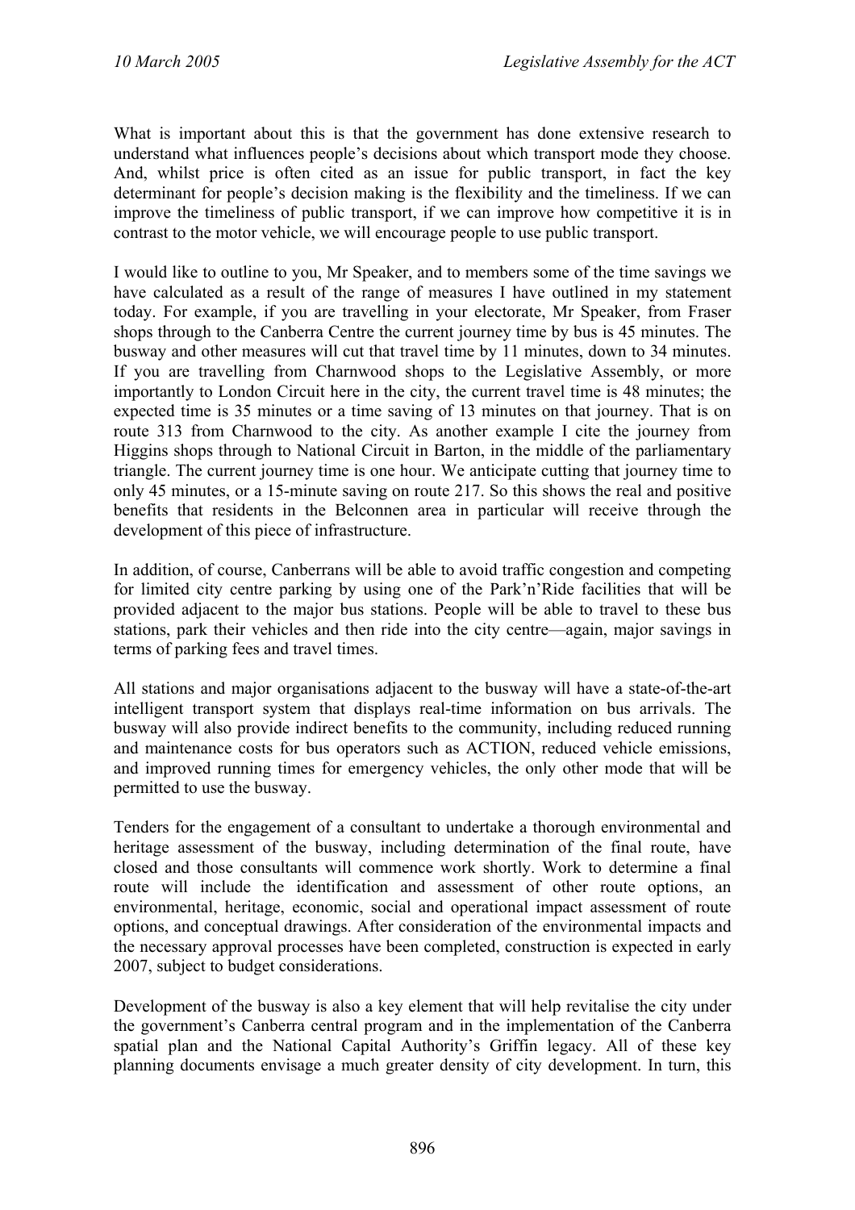What is important about this is that the government has done extensive research to understand what influences people's decisions about which transport mode they choose. And, whilst price is often cited as an issue for public transport, in fact the key determinant for people's decision making is the flexibility and the timeliness. If we can improve the timeliness of public transport, if we can improve how competitive it is in contrast to the motor vehicle, we will encourage people to use public transport.

I would like to outline to you, Mr Speaker, and to members some of the time savings we have calculated as a result of the range of measures I have outlined in my statement today. For example, if you are travelling in your electorate, Mr Speaker, from Fraser shops through to the Canberra Centre the current journey time by bus is 45 minutes. The busway and other measures will cut that travel time by 11 minutes, down to 34 minutes. If you are travelling from Charnwood shops to the Legislative Assembly, or more importantly to London Circuit here in the city, the current travel time is 48 minutes; the expected time is 35 minutes or a time saving of 13 minutes on that journey. That is on route 313 from Charnwood to the city. As another example I cite the journey from Higgins shops through to National Circuit in Barton, in the middle of the parliamentary triangle. The current journey time is one hour. We anticipate cutting that journey time to only 45 minutes, or a 15-minute saving on route 217. So this shows the real and positive benefits that residents in the Belconnen area in particular will receive through the development of this piece of infrastructure.

In addition, of course, Canberrans will be able to avoid traffic congestion and competing for limited city centre parking by using one of the Park'n'Ride facilities that will be provided adjacent to the major bus stations. People will be able to travel to these bus stations, park their vehicles and then ride into the city centre—again, major savings in terms of parking fees and travel times.

All stations and major organisations adjacent to the busway will have a state-of-the-art intelligent transport system that displays real-time information on bus arrivals. The busway will also provide indirect benefits to the community, including reduced running and maintenance costs for bus operators such as ACTION, reduced vehicle emissions, and improved running times for emergency vehicles, the only other mode that will be permitted to use the busway.

Tenders for the engagement of a consultant to undertake a thorough environmental and heritage assessment of the busway, including determination of the final route, have closed and those consultants will commence work shortly. Work to determine a final route will include the identification and assessment of other route options, an environmental, heritage, economic, social and operational impact assessment of route options, and conceptual drawings. After consideration of the environmental impacts and the necessary approval processes have been completed, construction is expected in early 2007, subject to budget considerations.

Development of the busway is also a key element that will help revitalise the city under the government's Canberra central program and in the implementation of the Canberra spatial plan and the National Capital Authority's Griffin legacy. All of these key planning documents envisage a much greater density of city development. In turn, this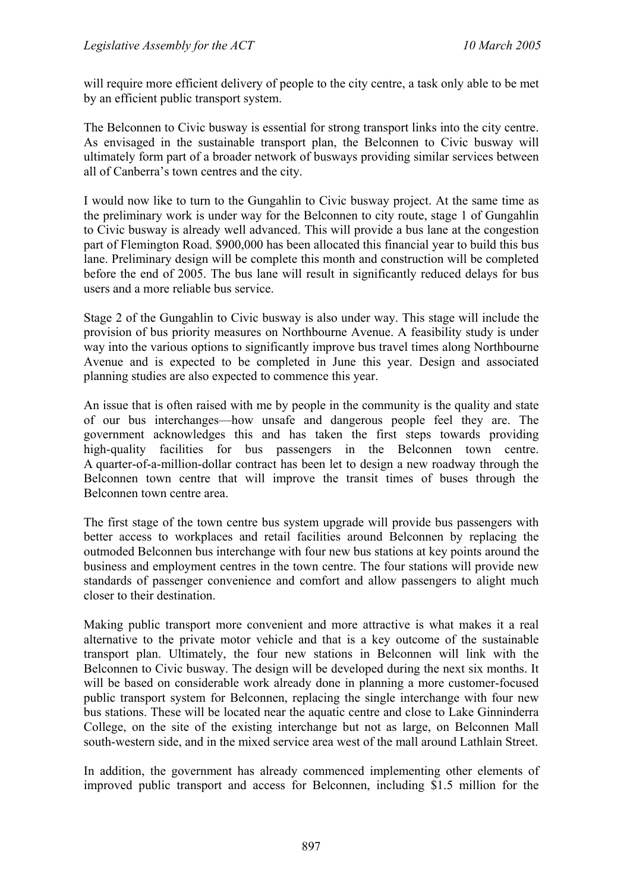will require more efficient delivery of people to the city centre, a task only able to be met by an efficient public transport system.

The Belconnen to Civic busway is essential for strong transport links into the city centre. As envisaged in the sustainable transport plan, the Belconnen to Civic busway will ultimately form part of a broader network of busways providing similar services between all of Canberra's town centres and the city.

I would now like to turn to the Gungahlin to Civic busway project. At the same time as the preliminary work is under way for the Belconnen to city route, stage 1 of Gungahlin to Civic busway is already well advanced. This will provide a bus lane at the congestion part of Flemington Road. $900,000 has been allocated this financial year to build this bus lane. Preliminary design will be complete this month and construction will be completed before the end of 2005. The bus lane will result in significantly reduced delays for bus users and a more reliable bus service.

Stage 2 of the Gungahlin to Civic busway is also under way. This stage will include the provision of bus priority measures on Northbourne Avenue. A feasibility study is under way into the various options to significantly improve bus travel times along Northbourne Avenue and is expected to be completed in June this year. Design and associated planning studies are also expected to commence this year.

An issue that is often raised with me by people in the community is the quality and state of our bus interchanges—how unsafe and dangerous people feel they are. The government acknowledges this and has taken the first steps towards providing high-quality facilities for bus passengers in the Belconnen town centre. A quarter-of-a-million-dollar contract has been let to design a new roadway through the Belconnen town centre that will improve the transit times of buses through the Belconnen town centre area.

The first stage of the town centre bus system upgrade will provide bus passengers with better access to workplaces and retail facilities around Belconnen by replacing the outmoded Belconnen bus interchange with four new bus stations at key points around the business and employment centres in the town centre. The four stations will provide new standards of passenger convenience and comfort and allow passengers to alight much closer to their destination.

Making public transport more convenient and more attractive is what makes it a real alternative to the private motor vehicle and that is a key outcome of the sustainable transport plan. Ultimately, the four new stations in Belconnen will link with the Belconnen to Civic busway. The design will be developed during the next six months. It will be based on considerable work already done in planning a more customer-focused public transport system for Belconnen, replacing the single interchange with four new bus stations. These will be located near the aquatic centre and close to Lake Ginninderra College, on the site of the existing interchange but not as large, on Belconnen Mall south-western side, and in the mixed service area west of the mall around Lathlain Street.

In addition, the government has already commenced implementing other elements of improved public transport and access for Belconnen, including $1.5 million for the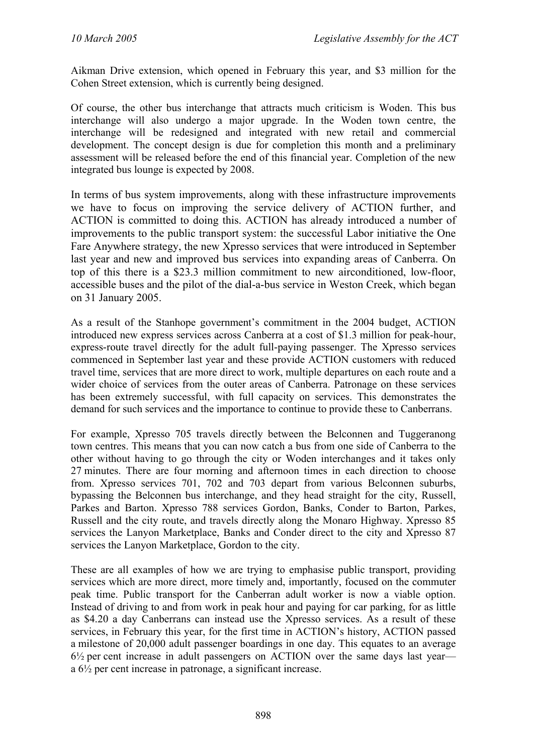Aikman Drive extension, which opened in February this year, and $3 million for the Cohen Street extension, which is currently being designed.

Of course, the other bus interchange that attracts much criticism is Woden. This bus interchange will also undergo a major upgrade. In the Woden town centre, the interchange will be redesigned and integrated with new retail and commercial development. The concept design is due for completion this month and a preliminary assessment will be released before the end of this financial year. Completion of the new integrated bus lounge is expected by 2008.

In terms of bus system improvements, along with these infrastructure improvements we have to focus on improving the service delivery of ACTION further, and ACTION is committed to doing this. ACTION has already introduced a number of improvements to the public transport system: the successful Labor initiative the One Fare Anywhere strategy, the new Xpresso services that were introduced in September last year and new and improved bus services into expanding areas of Canberra. On top of this there is a $23.3 million commitment to new airconditioned, low-floor, accessible buses and the pilot of the dial-a-bus service in Weston Creek, which began on 31 January 2005.

As a result of the Stanhope government's commitment in the 2004 budget, ACTION introduced new express services across Canberra at a cost of $1.3 million for peak-hour, express-route travel directly for the adult full-paying passenger. The Xpresso services commenced in September last year and these provide ACTION customers with reduced travel time, services that are more direct to work, multiple departures on each route and a wider choice of services from the outer areas of Canberra. Patronage on these services has been extremely successful, with full capacity on services. This demonstrates the demand for such services and the importance to continue to provide these to Canberrans.

For example, Xpresso 705 travels directly between the Belconnen and Tuggeranong town centres. This means that you can now catch a bus from one side of Canberra to the other without having to go through the city or Woden interchanges and it takes only 27 minutes. There are four morning and afternoon times in each direction to choose from. Xpresso services 701, 702 and 703 depart from various Belconnen suburbs, bypassing the Belconnen bus interchange, and they head straight for the city, Russell, Parkes and Barton. Xpresso 788 services Gordon, Banks, Conder to Barton, Parkes, Russell and the city route, and travels directly along the Monaro Highway. Xpresso 85 services the Lanyon Marketplace, Banks and Conder direct to the city and Xpresso 87 services the Lanyon Marketplace, Gordon to the city.

These are all examples of how we are trying to emphasise public transport, providing services which are more direct, more timely and, importantly, focused on the commuter peak time. Public transport for the Canberran adult worker is now a viable option. Instead of driving to and from work in peak hour and paying for car parking, for as little as $4.20 a day Canberrans can instead use the Xpresso services. As a result of these services, in February this year, for the first time in ACTION's history, ACTION passed a milestone of 20,000 adult passenger boardings in one day. This equates to an average 6½ per cent increase in adult passengers on ACTION over the same days last year—a 6½ per cent increase in patronage, a significant increase.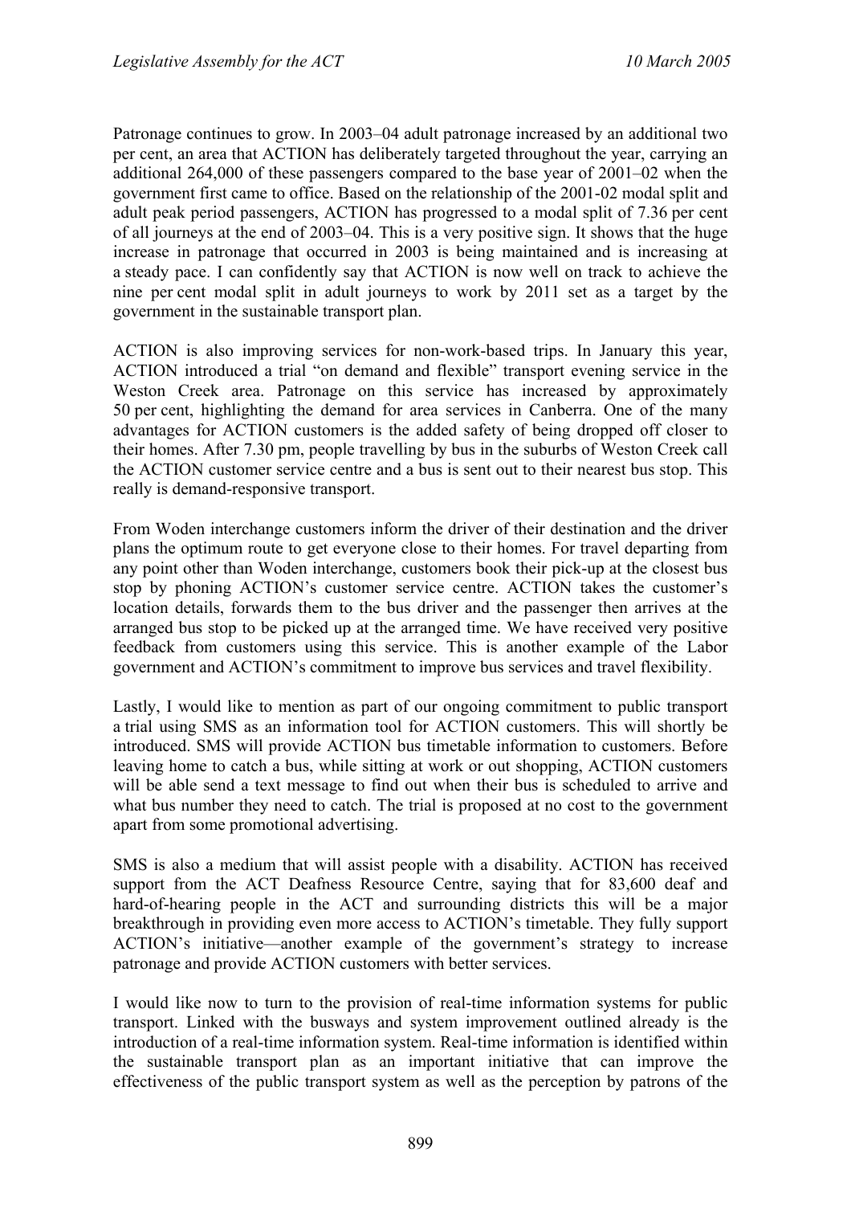Patronage continues to grow. In 2003–04 adult patronage increased by an additional two per cent, an area that ACTION has deliberately targeted throughout the year, carrying an additional 264,000 of these passengers compared to the base year of 2001–02 when the government first came to office. Based on the relationship of the 2001-02 modal split and adult peak period passengers, ACTION has progressed to a modal split of 7.36 per cent of all journeys at the end of 2003–04. This is a very positive sign. It shows that the huge increase in patronage that occurred in 2003 is being maintained and is increasing at a steady pace. I can confidently say that ACTION is now well on track to achieve the nine per cent modal split in adult journeys to work by 2011 set as a target by the government in the sustainable transport plan.

ACTION is also improving services for non-work-based trips. In January this year, ACTION introduced a trial "on demand and flexible" transport evening service in the Weston Creek area. Patronage on this service has increased by approximately 50 per cent, highlighting the demand for area services in Canberra. One of the many advantages for ACTION customers is the added safety of being dropped off closer to their homes. After 7.30 pm, people travelling by bus in the suburbs of Weston Creek call the ACTION customer service centre and a bus is sent out to their nearest bus stop. This really is demand-responsive transport.

From Woden interchange customers inform the driver of their destination and the driver plans the optimum route to get everyone close to their homes. For travel departing from any point other than Woden interchange, customers book their pick-up at the closest bus stop by phoning ACTION's customer service centre. ACTION takes the customer's location details, forwards them to the bus driver and the passenger then arrives at the arranged bus stop to be picked up at the arranged time. We have received very positive feedback from customers using this service. This is another example of the Labor government and ACTION's commitment to improve bus services and travel flexibility.

Lastly, I would like to mention as part of our ongoing commitment to public transport a trial using SMS as an information tool for ACTION customers. This will shortly be introduced. SMS will provide ACTION bus timetable information to customers. Before leaving home to catch a bus, while sitting at work or out shopping, ACTION customers will be able send a text message to find out when their bus is scheduled to arrive and what bus number they need to catch. The trial is proposed at no cost to the government apart from some promotional advertising.

SMS is also a medium that will assist people with a disability. ACTION has received support from the ACT Deafness Resource Centre, saying that for 83,600 deaf and hard-of-hearing people in the ACT and surrounding districts this will be a major breakthrough in providing even more access to ACTION's timetable. They fully support ACTION's initiative—another example of the government's strategy to increase patronage and provide ACTION customers with better services.

I would like now to turn to the provision of real-time information systems for public transport. Linked with the busways and system improvement outlined already is the introduction of a real-time information system. Real-time information is identified within the sustainable transport plan as an important initiative that can improve the effectiveness of the public transport system as well as the perception by patrons of the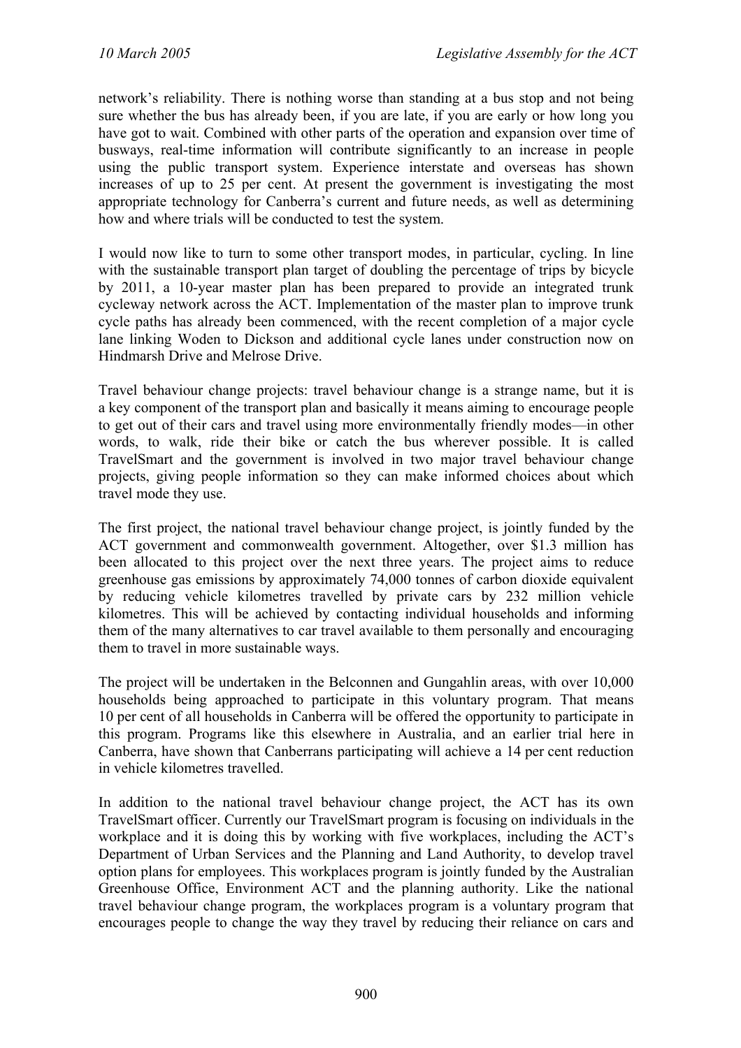network's reliability. There is nothing worse than standing at a bus stop and not being sure whether the bus has already been, if you are late, if you are early or how long you have got to wait. Combined with other parts of the operation and expansion over time of busways, real-time information will contribute significantly to an increase in people using the public transport system. Experience interstate and overseas has shown increases of up to 25 per cent. At present the government is investigating the most appropriate technology for Canberra's current and future needs, as well as determining how and where trials will be conducted to test the system.

I would now like to turn to some other transport modes, in particular, cycling. In line with the sustainable transport plan target of doubling the percentage of trips by bicycle by 2011, a 10-year master plan has been prepared to provide an integrated trunk cycleway network across the ACT. Implementation of the master plan to improve trunk cycle paths has already been commenced, with the recent completion of a major cycle lane linking Woden to Dickson and additional cycle lanes under construction now on Hindmarsh Drive and Melrose Drive.

Travel behaviour change projects: travel behaviour change is a strange name, but it is a key component of the transport plan and basically it means aiming to encourage people to get out of their cars and travel using more environmentally friendly modes—in other words, to walk, ride their bike or catch the bus wherever possible. It is called TravelSmart and the government is involved in two major travel behaviour change projects, giving people information so they can make informed choices about which travel mode they use.

The first project, the national travel behaviour change project, is jointly funded by the ACT government and commonwealth government. Altogether, over $1.3 million has been allocated to this project over the next three years. The project aims to reduce greenhouse gas emissions by approximately 74,000 tonnes of carbon dioxide equivalent by reducing vehicle kilometres travelled by private cars by 232 million vehicle kilometres. This will be achieved by contacting individual households and informing them of the many alternatives to car travel available to them personally and encouraging them to travel in more sustainable ways.

The project will be undertaken in the Belconnen and Gungahlin areas, with over 10,000 households being approached to participate in this voluntary program. That means 10 per cent of all households in Canberra will be offered the opportunity to participate in this program. Programs like this elsewhere in Australia, and an earlier trial here in Canberra, have shown that Canberrans participating will achieve a 14 per cent reduction in vehicle kilometres travelled.

In addition to the national travel behaviour change project, the ACT has its own TravelSmart officer. Currently our TravelSmart program is focusing on individuals in the workplace and it is doing this by working with five workplaces, including the ACT's Department of Urban Services and the Planning and Land Authority, to develop travel option plans for employees. This workplaces program is jointly funded by the Australian Greenhouse Office, Environment ACT and the planning authority. Like the national travel behaviour change program, the workplaces program is a voluntary program that encourages people to change the way they travel by reducing their reliance on cars and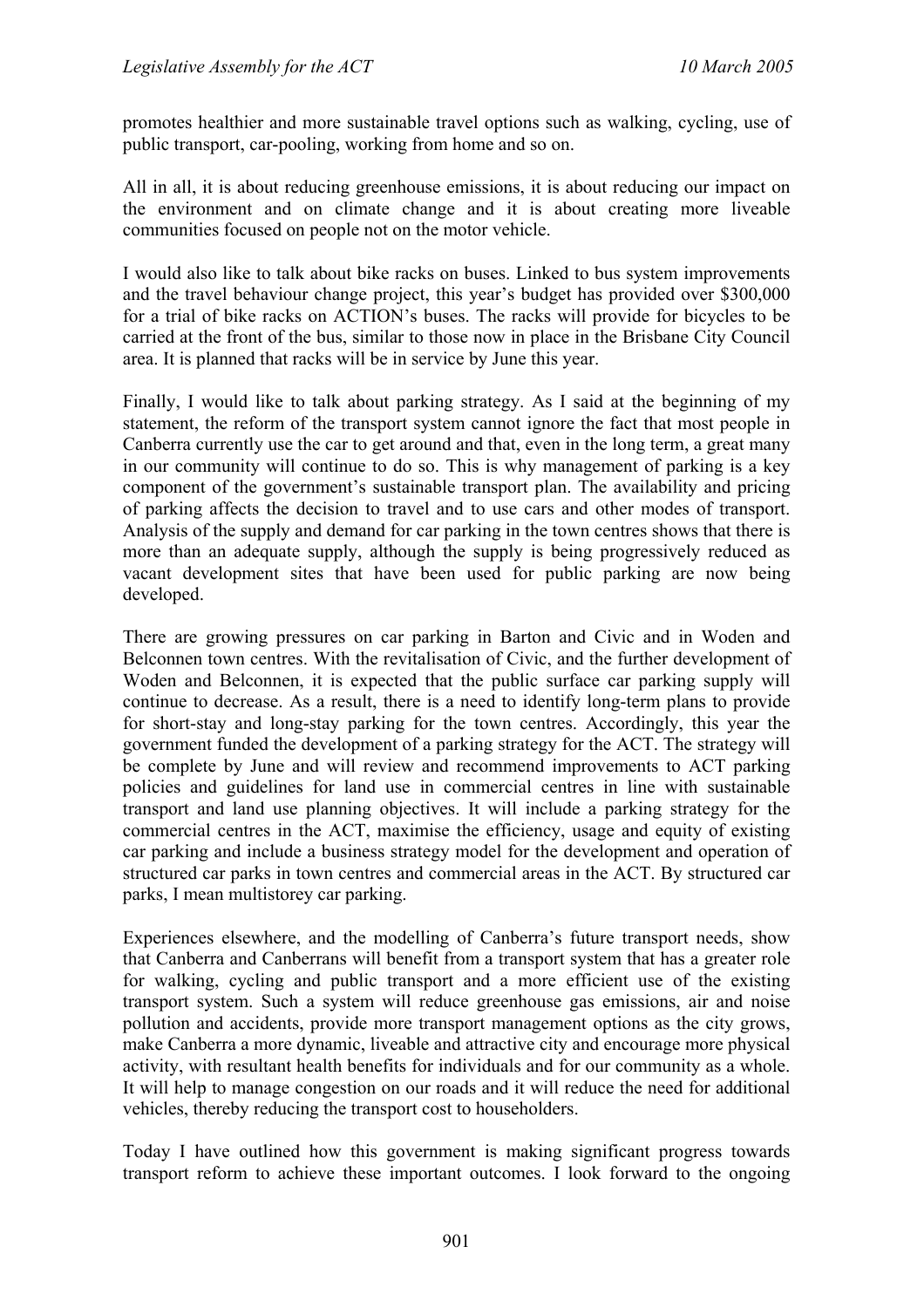promotes healthier and more sustainable travel options such as walking, cycling, use of public transport, car-pooling, working from home and so on.

All in all, it is about reducing greenhouse emissions, it is about reducing our impact on the environment and on climate change and it is about creating more liveable communities focused on people not on the motor vehicle.

I would also like to talk about bike racks on buses. Linked to bus system improvements and the travel behaviour change project, this year's budget has provided over $300,000 for a trial of bike racks on ACTION's buses. The racks will provide for bicycles to be carried at the front of the bus, similar to those now in place in the Brisbane City Council area. It is planned that racks will be in service by June this year.

Finally, I would like to talk about parking strategy. As I said at the beginning of my statement, the reform of the transport system cannot ignore the fact that most people in Canberra currently use the car to get around and that, even in the long term, a great many in our community will continue to do so. This is why management of parking is a key component of the government's sustainable transport plan. The availability and pricing of parking affects the decision to travel and to use cars and other modes of transport. Analysis of the supply and demand for car parking in the town centres shows that there is more than an adequate supply, although the supply is being progressively reduced as vacant development sites that have been used for public parking are now being developed.

There are growing pressures on car parking in Barton and Civic and in Woden and Belconnen town centres. With the revitalisation of Civic, and the further development of Woden and Belconnen, it is expected that the public surface car parking supply will continue to decrease. As a result, there is a need to identify long-term plans to provide for short-stay and long-stay parking for the town centres. Accordingly, this year the government funded the development of a parking strategy for the ACT. The strategy will be complete by June and will review and recommend improvements to ACT parking policies and guidelines for land use in commercial centres in line with sustainable transport and land use planning objectives. It will include a parking strategy for the commercial centres in the ACT, maximise the efficiency, usage and equity of existing car parking and include a business strategy model for the development and operation of structured car parks in town centres and commercial areas in the ACT. By structured car parks, I mean multistorey car parking.

Experiences elsewhere, and the modelling of Canberra's future transport needs, show that Canberra and Canberrans will benefit from a transport system that has a greater role for walking, cycling and public transport and a more efficient use of the existing transport system. Such a system will reduce greenhouse gas emissions, air and noise pollution and accidents, provide more transport management options as the city grows, make Canberra a more dynamic, liveable and attractive city and encourage more physical activity, with resultant health benefits for individuals and for our community as a whole. It will help to manage congestion on our roads and it will reduce the need for additional vehicles, thereby reducing the transport cost to householders.

Today I have outlined how this government is making significant progress towards transport reform to achieve these important outcomes. I look forward to the ongoing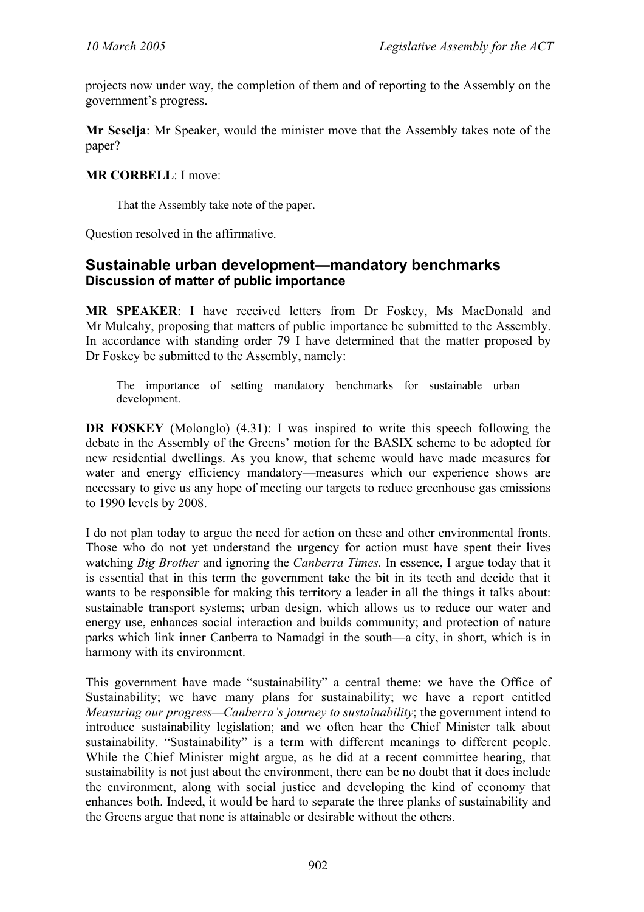projects now under way, the completion of them and of reporting to the Assembly on the government's progress.

**Mr Seselja**: Mr Speaker, would the minister move that the Assembly takes note of the paper?

**MR CORBELL**: I move:

> That the Assembly take note of the paper.

Question resolved in the affirmative.

## Sustainable urban development—mandatory benchmarks
### Discussion of matter of public importance

**MR SPEAKER**: I have received letters from Dr Foskey, Ms MacDonald and Mr Mulcahy, proposing that matters of public importance be submitted to the Assembly. In accordance with standing order 79 I have determined that the matter proposed by Dr Foskey be submitted to the Assembly, namely:

> The importance of setting mandatory benchmarks for sustainable urban development.

**DR FOSKEY** (Molonglo) (4.31): I was inspired to write this speech following the debate in the Assembly of the Greens' motion for the BASIX scheme to be adopted for new residential dwellings. As you know, that scheme would have made measures for water and energy efficiency mandatory—measures which our experience shows are necessary to give us any hope of meeting our targets to reduce greenhouse gas emissions to 1990 levels by 2008.

I do not plan today to argue the need for action on these and other environmental fronts. Those who do not yet understand the urgency for action must have spent their lives watching *Big Brother* and ignoring the *Canberra Times.* In essence, I argue today that it is essential that in this term the government take the bit in its teeth and decide that it wants to be responsible for making this territory a leader in all the things it talks about: sustainable transport systems; urban design, which allows us to reduce our water and energy use, enhances social interaction and builds community; and protection of nature parks which link inner Canberra to Namadgi in the south—a city, in short, which is in harmony with its environment.

This government have made "sustainability" a central theme: we have the Office of Sustainability; we have many plans for sustainability; we have a report entitled *Measuring our progress—Canberra's journey to sustainability*; the government intend to introduce sustainability legislation; and we often hear the Chief Minister talk about sustainability. "Sustainability" is a term with different meanings to different people. While the Chief Minister might argue, as he did at a recent committee hearing, that sustainability is not just about the environment, there can be no doubt that it does include the environment, along with social justice and developing the kind of economy that enhances both. Indeed, it would be hard to separate the three planks of sustainability and the Greens argue that none is attainable or desirable without the others.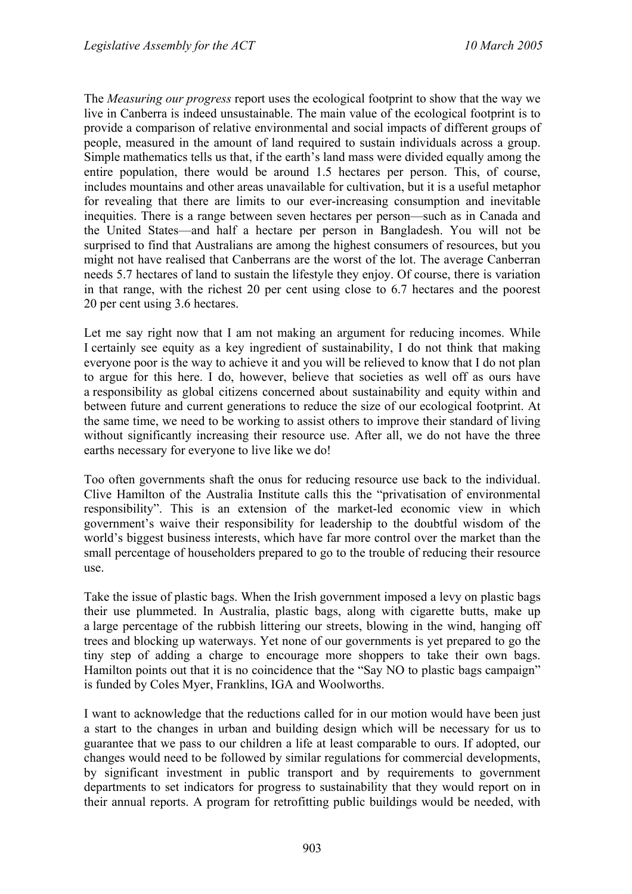The *Measuring our progress* report uses the ecological footprint to show that the way we live in Canberra is indeed unsustainable. The main value of the ecological footprint is to provide a comparison of relative environmental and social impacts of different groups of people, measured in the amount of land required to sustain individuals across a group. Simple mathematics tells us that, if the earth's land mass were divided equally among the entire population, there would be around 1.5 hectares per person. This, of course, includes mountains and other areas unavailable for cultivation, but it is a useful metaphor for revealing that there are limits to our ever-increasing consumption and inevitable inequities. There is a range between seven hectares per person—such as in Canada and the United States—and half a hectare per person in Bangladesh. You will not be surprised to find that Australians are among the highest consumers of resources, but you might not have realised that Canberrans are the worst of the lot. The average Canberran needs 5.7 hectares of land to sustain the lifestyle they enjoy. Of course, there is variation in that range, with the richest 20 per cent using close to 6.7 hectares and the poorest 20 per cent using 3.6 hectares.

Let me say right now that I am not making an argument for reducing incomes. While I certainly see equity as a key ingredient of sustainability, I do not think that making everyone poor is the way to achieve it and you will be relieved to know that I do not plan to argue for this here. I do, however, believe that societies as well off as ours have a responsibility as global citizens concerned about sustainability and equity within and between future and current generations to reduce the size of our ecological footprint. At the same time, we need to be working to assist others to improve their standard of living without significantly increasing their resource use. After all, we do not have the three earths necessary for everyone to live like we do!

Too often governments shaft the onus for reducing resource use back to the individual. Clive Hamilton of the Australia Institute calls this the "privatisation of environmental responsibility". This is an extension of the market-led economic view in which government's waive their responsibility for leadership to the doubtful wisdom of the world's biggest business interests, which have far more control over the market than the small percentage of householders prepared to go to the trouble of reducing their resource use.

Take the issue of plastic bags. When the Irish government imposed a levy on plastic bags their use plummeted. In Australia, plastic bags, along with cigarette butts, make up a large percentage of the rubbish littering our streets, blowing in the wind, hanging off trees and blocking up waterways. Yet none of our governments is yet prepared to go the tiny step of adding a charge to encourage more shoppers to take their own bags. Hamilton points out that it is no coincidence that the "Say NO to plastic bags campaign" is funded by Coles Myer, Franklins, IGA and Woolworths.

I want to acknowledge that the reductions called for in our motion would have been just a start to the changes in urban and building design which will be necessary for us to guarantee that we pass to our children a life at least comparable to ours. If adopted, our changes would need to be followed by similar regulations for commercial developments, by significant investment in public transport and by requirements to government departments to set indicators for progress to sustainability that they would report on in their annual reports. A program for retrofitting public buildings would be needed, with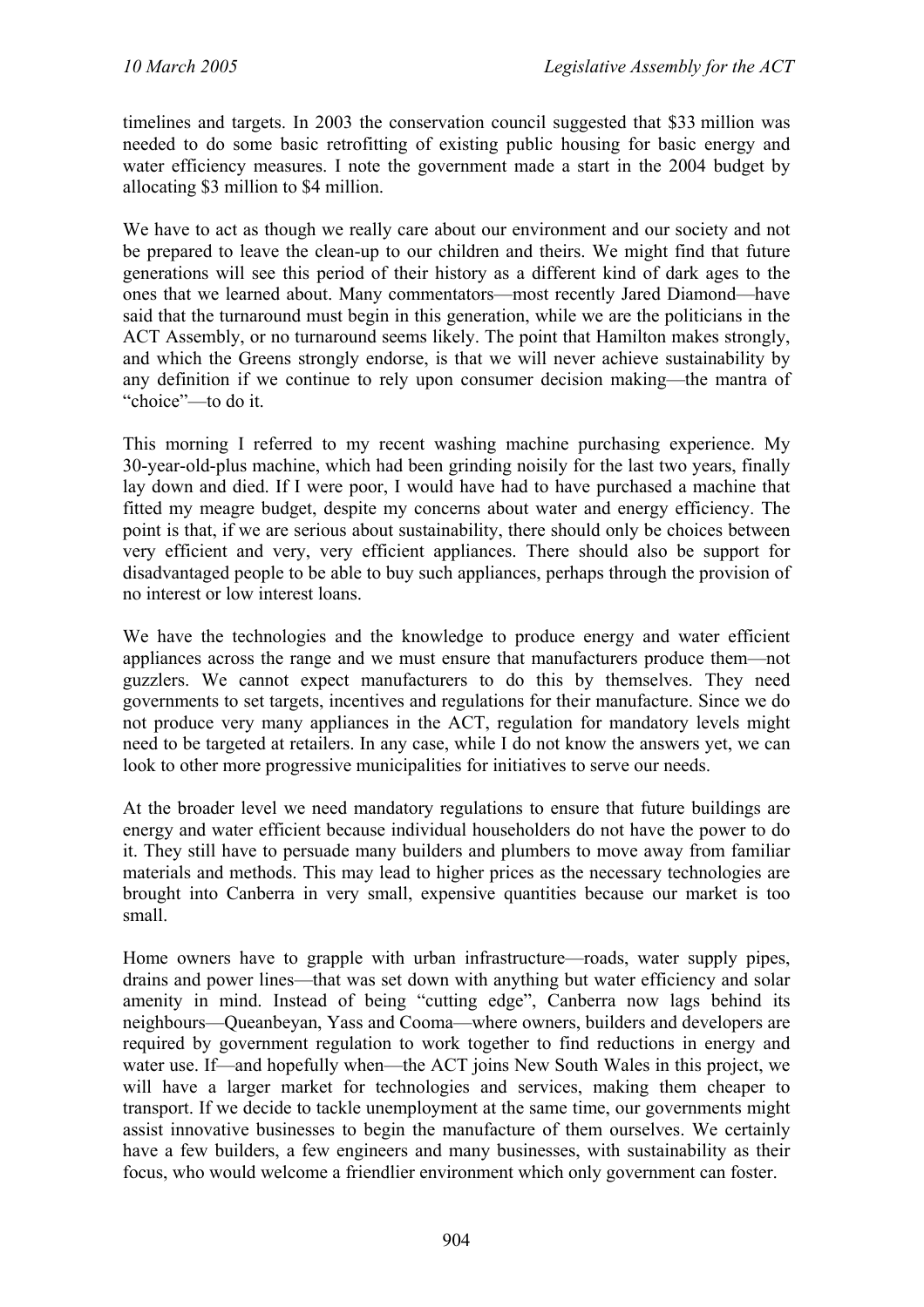timelines and targets. In 2003 the conservation council suggested that $33 million was needed to do some basic retrofitting of existing public housing for basic energy and water efficiency measures. I note the government made a start in the 2004 budget by allocating $3 million to $4 million.

We have to act as though we really care about our environment and our society and not be prepared to leave the clean-up to our children and theirs. We might find that future generations will see this period of their history as a different kind of dark ages to the ones that we learned about. Many commentators—most recently Jared Diamond—have said that the turnaround must begin in this generation, while we are the politicians in the ACT Assembly, or no turnaround seems likely. The point that Hamilton makes strongly, and which the Greens strongly endorse, is that we will never achieve sustainability by any definition if we continue to rely upon consumer decision making—the mantra of "choice"—to do it.

This morning I referred to my recent washing machine purchasing experience. My 30-year-old-plus machine, which had been grinding noisily for the last two years, finally lay down and died. If I were poor, I would have had to have purchased a machine that fitted my meagre budget, despite my concerns about water and energy efficiency. The point is that, if we are serious about sustainability, there should only be choices between very efficient and very, very efficient appliances. There should also be support for disadvantaged people to be able to buy such appliances, perhaps through the provision of no interest or low interest loans.

We have the technologies and the knowledge to produce energy and water efficient appliances across the range and we must ensure that manufacturers produce them—not guzzlers. We cannot expect manufacturers to do this by themselves. They need governments to set targets, incentives and regulations for their manufacture. Since we do not produce very many appliances in the ACT, regulation for mandatory levels might need to be targeted at retailers. In any case, while I do not know the answers yet, we can look to other more progressive municipalities for initiatives to serve our needs.

At the broader level we need mandatory regulations to ensure that future buildings are energy and water efficient because individual householders do not have the power to do it. They still have to persuade many builders and plumbers to move away from familiar materials and methods. This may lead to higher prices as the necessary technologies are brought into Canberra in very small, expensive quantities because our market is too small.

Home owners have to grapple with urban infrastructure—roads, water supply pipes, drains and power lines—that was set down with anything but water efficiency and solar amenity in mind. Instead of being "cutting edge", Canberra now lags behind its neighbours—Queanbeyan, Yass and Cooma—where owners, builders and developers are required by government regulation to work together to find reductions in energy and water use. If—and hopefully when—the ACT joins New South Wales in this project, we will have a larger market for technologies and services, making them cheaper to transport. If we decide to tackle unemployment at the same time, our governments might assist innovative businesses to begin the manufacture of them ourselves. We certainly have a few builders, a few engineers and many businesses, with sustainability as their focus, who would welcome a friendlier environment which only government can foster.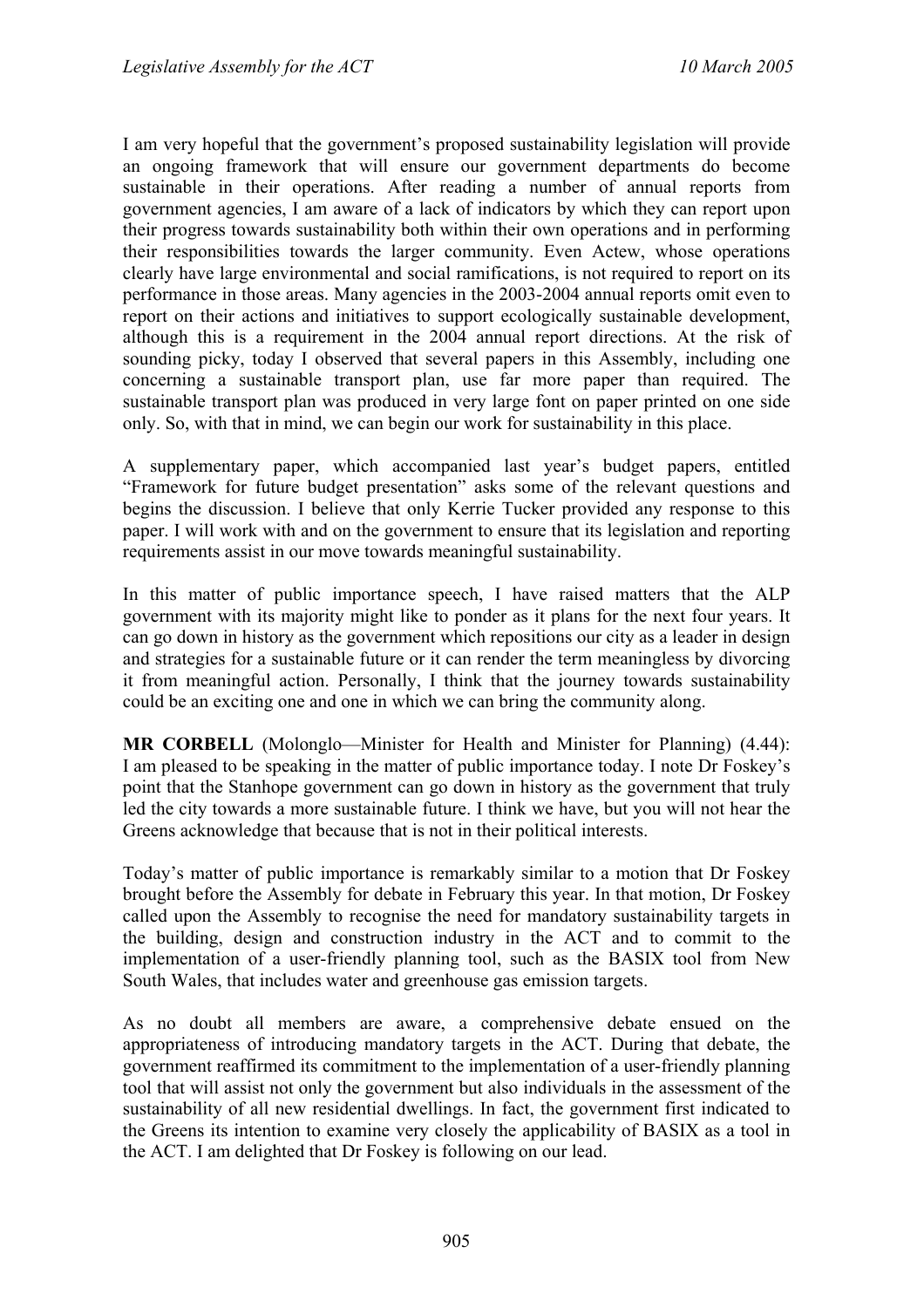I am very hopeful that the government's proposed sustainability legislation will provide an ongoing framework that will ensure our government departments do become sustainable in their operations. After reading a number of annual reports from government agencies, I am aware of a lack of indicators by which they can report upon their progress towards sustainability both within their own operations and in performing their responsibilities towards the larger community. Even Actew, whose operations clearly have large environmental and social ramifications, is not required to report on its performance in those areas. Many agencies in the 2003-2004 annual reports omit even to report on their actions and initiatives to support ecologically sustainable development, although this is a requirement in the 2004 annual report directions. At the risk of sounding picky, today I observed that several papers in this Assembly, including one concerning a sustainable transport plan, use far more paper than required. The sustainable transport plan was produced in very large font on paper printed on one side only. So, with that in mind, we can begin our work for sustainability in this place.

A supplementary paper, which accompanied last year's budget papers, entitled "Framework for future budget presentation" asks some of the relevant questions and begins the discussion. I believe that only Kerrie Tucker provided any response to this paper. I will work with and on the government to ensure that its legislation and reporting requirements assist in our move towards meaningful sustainability.

In this matter of public importance speech, I have raised matters that the ALP government with its majority might like to ponder as it plans for the next four years. It can go down in history as the government which repositions our city as a leader in design and strategies for a sustainable future or it can render the term meaningless by divorcing it from meaningful action. Personally, I think that the journey towards sustainability could be an exciting one and one in which we can bring the community along.

**MR CORBELL** (Molonglo—Minister for Health and Minister for Planning) (4.44): I am pleased to be speaking in the matter of public importance today. I note Dr Foskey's point that the Stanhope government can go down in history as the government that truly led the city towards a more sustainable future. I think we have, but you will not hear the Greens acknowledge that because that is not in their political interests.

Today's matter of public importance is remarkably similar to a motion that Dr Foskey brought before the Assembly for debate in February this year. In that motion, Dr Foskey called upon the Assembly to recognise the need for mandatory sustainability targets in the building, design and construction industry in the ACT and to commit to the implementation of a user-friendly planning tool, such as the BASIX tool from New South Wales, that includes water and greenhouse gas emission targets.

As no doubt all members are aware, a comprehensive debate ensued on the appropriateness of introducing mandatory targets in the ACT. During that debate, the government reaffirmed its commitment to the implementation of a user-friendly planning tool that will assist not only the government but also individuals in the assessment of the sustainability of all new residential dwellings. In fact, the government first indicated to the Greens its intention to examine very closely the applicability of BASIX as a tool in the ACT. I am delighted that Dr Foskey is following on our lead.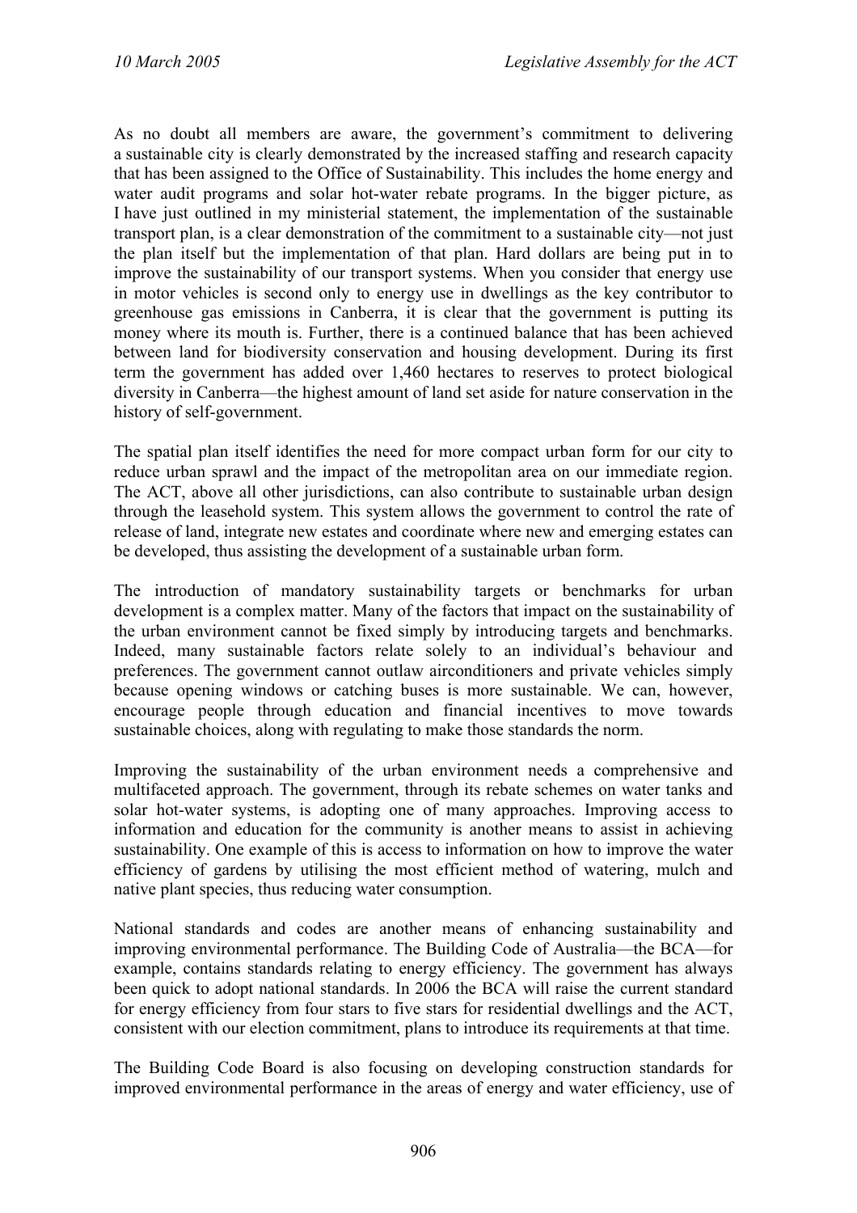As no doubt all members are aware, the government's commitment to delivering a sustainable city is clearly demonstrated by the increased staffing and research capacity that has been assigned to the Office of Sustainability. This includes the home energy and water audit programs and solar hot-water rebate programs. In the bigger picture, as I have just outlined in my ministerial statement, the implementation of the sustainable transport plan, is a clear demonstration of the commitment to a sustainable city—not just the plan itself but the implementation of that plan. Hard dollars are being put in to improve the sustainability of our transport systems. When you consider that energy use in motor vehicles is second only to energy use in dwellings as the key contributor to greenhouse gas emissions in Canberra, it is clear that the government is putting its money where its mouth is. Further, there is a continued balance that has been achieved between land for biodiversity conservation and housing development. During its first term the government has added over 1,460 hectares to reserves to protect biological diversity in Canberra—the highest amount of land set aside for nature conservation in the history of self-government.

The spatial plan itself identifies the need for more compact urban form for our city to reduce urban sprawl and the impact of the metropolitan area on our immediate region. The ACT, above all other jurisdictions, can also contribute to sustainable urban design through the leasehold system. This system allows the government to control the rate of release of land, integrate new estates and coordinate where new and emerging estates can be developed, thus assisting the development of a sustainable urban form.

The introduction of mandatory sustainability targets or benchmarks for urban development is a complex matter. Many of the factors that impact on the sustainability of the urban environment cannot be fixed simply by introducing targets and benchmarks. Indeed, many sustainable factors relate solely to an individual's behaviour and preferences. The government cannot outlaw airconditioners and private vehicles simply because opening windows or catching buses is more sustainable. We can, however, encourage people through education and financial incentives to move towards sustainable choices, along with regulating to make those standards the norm.

Improving the sustainability of the urban environment needs a comprehensive and multifaceted approach. The government, through its rebate schemes on water tanks and solar hot-water systems, is adopting one of many approaches. Improving access to information and education for the community is another means to assist in achieving sustainability. One example of this is access to information on how to improve the water efficiency of gardens by utilising the most efficient method of watering, mulch and native plant species, thus reducing water consumption.

National standards and codes are another means of enhancing sustainability and improving environmental performance. The Building Code of Australia—the BCA—for example, contains standards relating to energy efficiency. The government has always been quick to adopt national standards. In 2006 the BCA will raise the current standard for energy efficiency from four stars to five stars for residential dwellings and the ACT, consistent with our election commitment, plans to introduce its requirements at that time.

The Building Code Board is also focusing on developing construction standards for improved environmental performance in the areas of energy and water efficiency, use of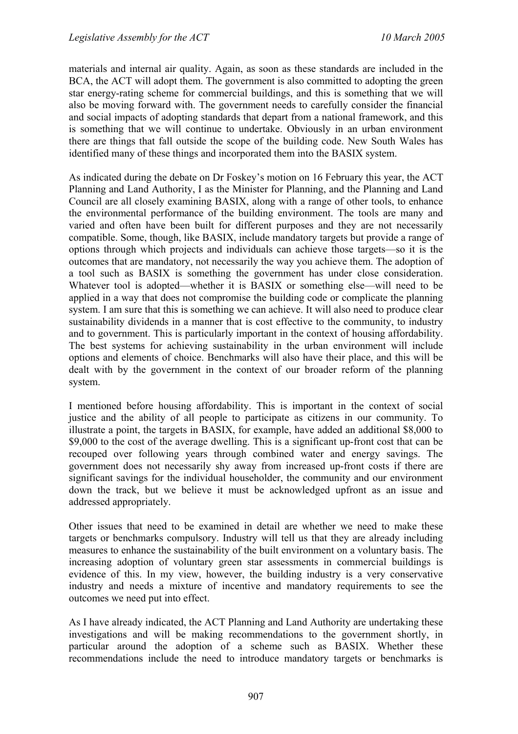materials and internal air quality. Again, as soon as these standards are included in the BCA, the ACT will adopt them. The government is also committed to adopting the green star energy-rating scheme for commercial buildings, and this is something that we will also be moving forward with. The government needs to carefully consider the financial and social impacts of adopting standards that depart from a national framework, and this is something that we will continue to undertake. Obviously in an urban environment there are things that fall outside the scope of the building code. New South Wales has identified many of these things and incorporated them into the BASIX system.

As indicated during the debate on Dr Foskey's motion on 16 February this year, the ACT Planning and Land Authority, I as the Minister for Planning, and the Planning and Land Council are all closely examining BASIX, along with a range of other tools, to enhance the environmental performance of the building environment. The tools are many and varied and often have been built for different purposes and they are not necessarily compatible. Some, though, like BASIX, include mandatory targets but provide a range of options through which projects and individuals can achieve those targets—so it is the outcomes that are mandatory, not necessarily the way you achieve them. The adoption of a tool such as BASIX is something the government has under close consideration. Whatever tool is adopted—whether it is BASIX or something else—will need to be applied in a way that does not compromise the building code or complicate the planning system. I am sure that this is something we can achieve. It will also need to produce clear sustainability dividends in a manner that is cost effective to the community, to industry and to government. This is particularly important in the context of housing affordability. The best systems for achieving sustainability in the urban environment will include options and elements of choice. Benchmarks will also have their place, and this will be dealt with by the government in the context of our broader reform of the planning system.

I mentioned before housing affordability. This is important in the context of social justice and the ability of all people to participate as citizens in our community. To illustrate a point, the targets in BASIX, for example, have added an additional $8,000 to $9,000 to the cost of the average dwelling. This is a significant up-front cost that can be recouped over following years through combined water and energy savings. The government does not necessarily shy away from increased up-front costs if there are significant savings for the individual householder, the community and our environment down the track, but we believe it must be acknowledged upfront as an issue and addressed appropriately.

Other issues that need to be examined in detail are whether we need to make these targets or benchmarks compulsory. Industry will tell us that they are already including measures to enhance the sustainability of the built environment on a voluntary basis. The increasing adoption of voluntary green star assessments in commercial buildings is evidence of this. In my view, however, the building industry is a very conservative industry and needs a mixture of incentive and mandatory requirements to see the outcomes we need put into effect.

As I have already indicated, the ACT Planning and Land Authority are undertaking these investigations and will be making recommendations to the government shortly, in particular around the adoption of a scheme such as BASIX. Whether these recommendations include the need to introduce mandatory targets or benchmarks is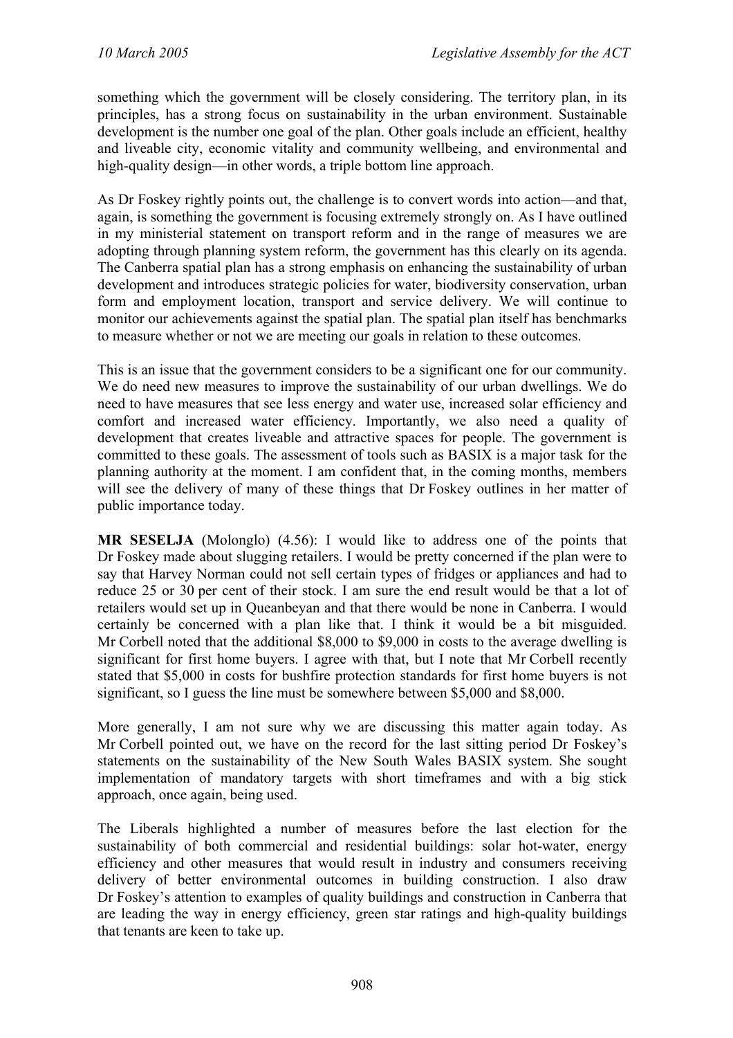something which the government will be closely considering. The territory plan, in its principles, has a strong focus on sustainability in the urban environment. Sustainable development is the number one goal of the plan. Other goals include an efficient, healthy and liveable city, economic vitality and community wellbeing, and environmental and high-quality design—in other words, a triple bottom line approach.

As Dr Foskey rightly points out, the challenge is to convert words into action—and that, again, is something the government is focusing extremely strongly on. As I have outlined in my ministerial statement on transport reform and in the range of measures we are adopting through planning system reform, the government has this clearly on its agenda. The Canberra spatial plan has a strong emphasis on enhancing the sustainability of urban development and introduces strategic policies for water, biodiversity conservation, urban form and employment location, transport and service delivery. We will continue to monitor our achievements against the spatial plan. The spatial plan itself has benchmarks to measure whether or not we are meeting our goals in relation to these outcomes.

This is an issue that the government considers to be a significant one for our community. We do need new measures to improve the sustainability of our urban dwellings. We do need to have measures that see less energy and water use, increased solar efficiency and comfort and increased water efficiency. Importantly, we also need a quality of development that creates liveable and attractive spaces for people. The government is committed to these goals. The assessment of tools such as BASIX is a major task for the planning authority at the moment. I am confident that, in the coming months, members will see the delivery of many of these things that Dr Foskey outlines in her matter of public importance today.

**MR SESELJA** (Molonglo) (4.56): I would like to address one of the points that Dr Foskey made about slugging retailers. I would be pretty concerned if the plan were to say that Harvey Norman could not sell certain types of fridges or appliances and had to reduce 25 or 30 per cent of their stock. I am sure the end result would be that a lot of retailers would set up in Queanbeyan and that there would be none in Canberra. I would certainly be concerned with a plan like that. I think it would be a bit misguided. Mr Corbell noted that the additional $8,000 to $9,000 in costs to the average dwelling is significant for first home buyers. I agree with that, but I note that Mr Corbell recently stated that $5,000 in costs for bushfire protection standards for first home buyers is not significant, so I guess the line must be somewhere between $5,000 and $8,000.

More generally, I am not sure why we are discussing this matter again today. As Mr Corbell pointed out, we have on the record for the last sitting period Dr Foskey's statements on the sustainability of the New South Wales BASIX system. She sought implementation of mandatory targets with short timeframes and with a big stick approach, once again, being used.

The Liberals highlighted a number of measures before the last election for the sustainability of both commercial and residential buildings: solar hot-water, energy efficiency and other measures that would result in industry and consumers receiving delivery of better environmental outcomes in building construction. I also draw Dr Foskey's attention to examples of quality buildings and construction in Canberra that are leading the way in energy efficiency, green star ratings and high-quality buildings that tenants are keen to take up.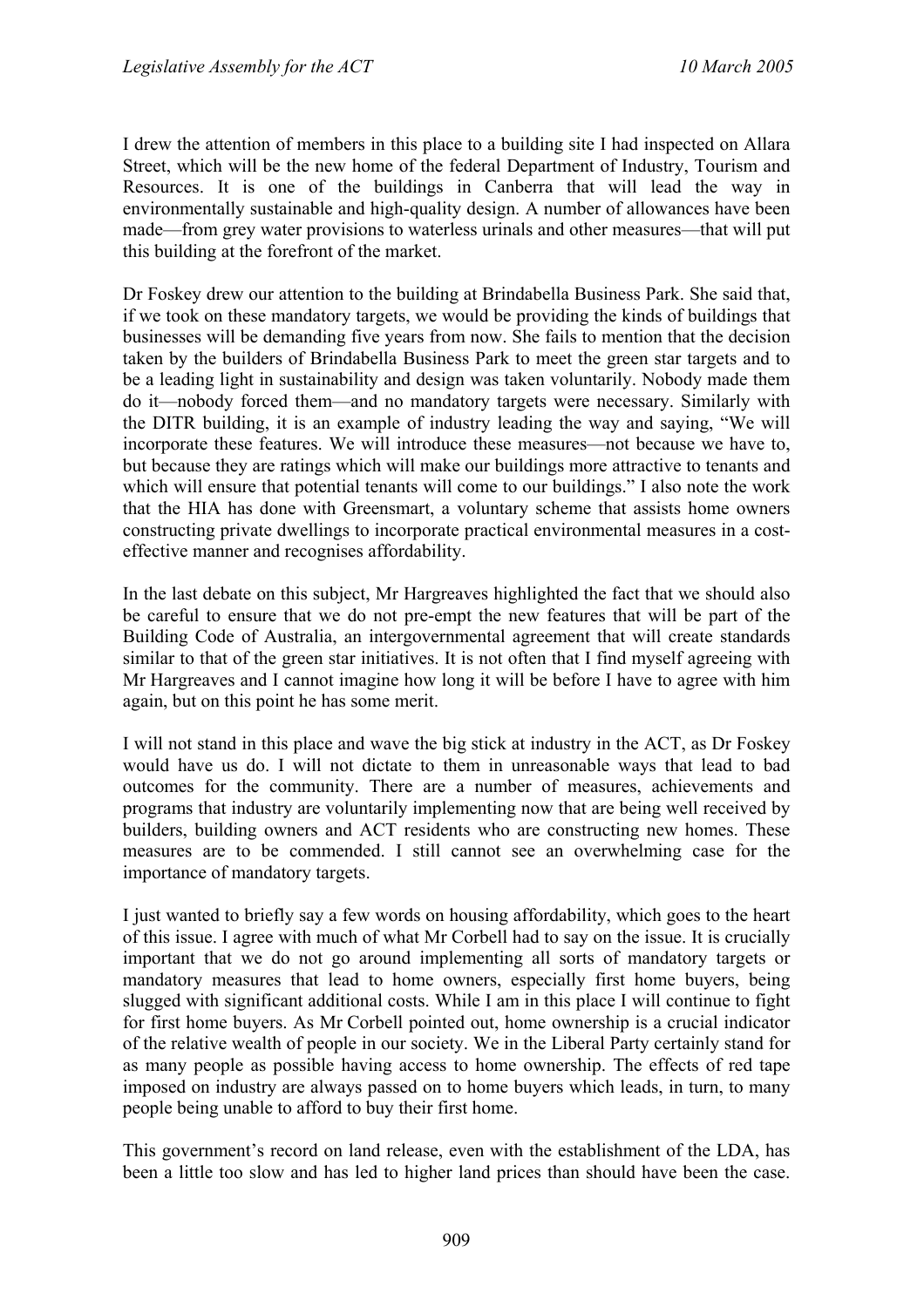I drew the attention of members in this place to a building site I had inspected on Allara Street, which will be the new home of the federal Department of Industry, Tourism and Resources. It is one of the buildings in Canberra that will lead the way in environmentally sustainable and high-quality design. A number of allowances have been made—from grey water provisions to waterless urinals and other measures—that will put this building at the forefront of the market.

Dr Foskey drew our attention to the building at Brindabella Business Park. She said that, if we took on these mandatory targets, we would be providing the kinds of buildings that businesses will be demanding five years from now. She fails to mention that the decision taken by the builders of Brindabella Business Park to meet the green star targets and to be a leading light in sustainability and design was taken voluntarily. Nobody made them do it—nobody forced them—and no mandatory targets were necessary. Similarly with the DITR building, it is an example of industry leading the way and saying, "We will incorporate these features. We will introduce these measures—not because we have to, but because they are ratings which will make our buildings more attractive to tenants and which will ensure that potential tenants will come to our buildings." I also note the work that the HIA has done with Greensmart, a voluntary scheme that assists home owners constructing private dwellings to incorporate practical environmental measures in a cost-effective manner and recognises affordability.

In the last debate on this subject, Mr Hargreaves highlighted the fact that we should also be careful to ensure that we do not pre-empt the new features that will be part of the Building Code of Australia, an intergovernmental agreement that will create standards similar to that of the green star initiatives. It is not often that I find myself agreeing with Mr Hargreaves and I cannot imagine how long it will be before I have to agree with him again, but on this point he has some merit.

I will not stand in this place and wave the big stick at industry in the ACT, as Dr Foskey would have us do. I will not dictate to them in unreasonable ways that lead to bad outcomes for the community. There are a number of measures, achievements and programs that industry are voluntarily implementing now that are being well received by builders, building owners and ACT residents who are constructing new homes. These measures are to be commended. I still cannot see an overwhelming case for the importance of mandatory targets.

I just wanted to briefly say a few words on housing affordability, which goes to the heart of this issue. I agree with much of what Mr Corbell had to say on the issue. It is crucially important that we do not go around implementing all sorts of mandatory targets or mandatory measures that lead to home owners, especially first home buyers, being slugged with significant additional costs. While I am in this place I will continue to fight for first home buyers. As Mr Corbell pointed out, home ownership is a crucial indicator of the relative wealth of people in our society. We in the Liberal Party certainly stand for as many people as possible having access to home ownership. The effects of red tape imposed on industry are always passed on to home buyers which leads, in turn, to many people being unable to afford to buy their first home.

This government's record on land release, even with the establishment of the LDA, has been a little too slow and has led to higher land prices than should have been the case.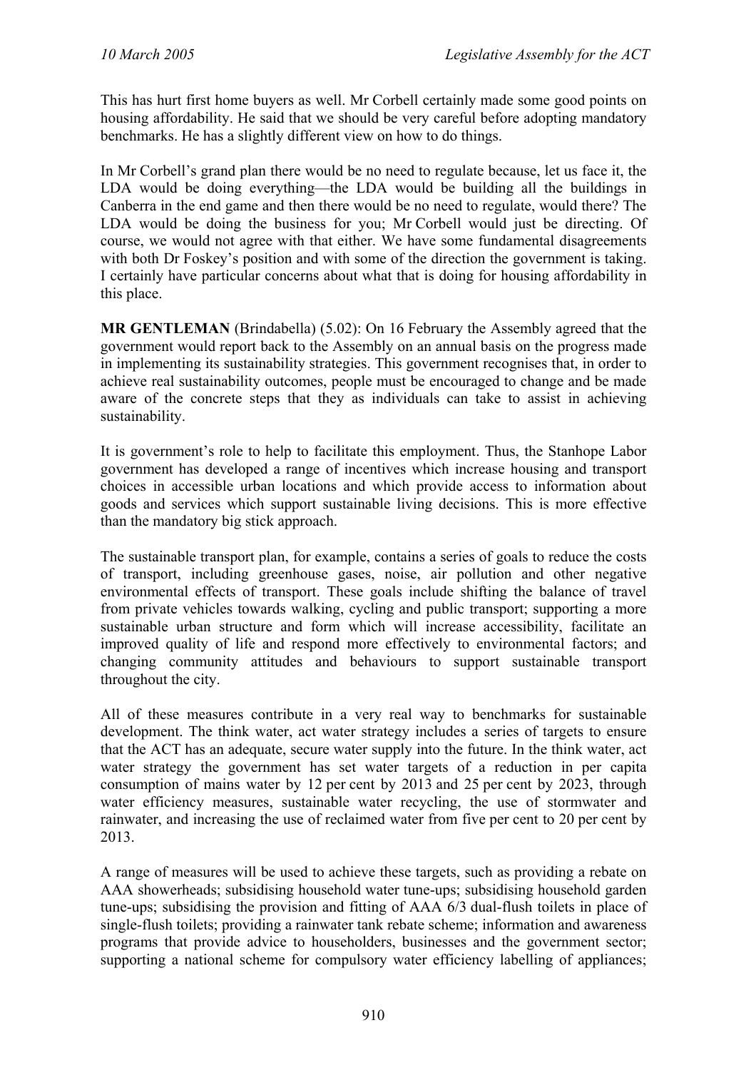This has hurt first home buyers as well. Mr Corbell certainly made some good points on housing affordability. He said that we should be very careful before adopting mandatory benchmarks. He has a slightly different view on how to do things.

In Mr Corbell's grand plan there would be no need to regulate because, let us face it, the LDA would be doing everything—the LDA would be building all the buildings in Canberra in the end game and then there would be no need to regulate, would there? The LDA would be doing the business for you; Mr Corbell would just be directing. Of course, we would not agree with that either. We have some fundamental disagreements with both Dr Foskey's position and with some of the direction the government is taking. I certainly have particular concerns about what that is doing for housing affordability in this place.

**MR GENTLEMAN** (Brindabella) (5.02): On 16 February the Assembly agreed that the government would report back to the Assembly on an annual basis on the progress made in implementing its sustainability strategies. This government recognises that, in order to achieve real sustainability outcomes, people must be encouraged to change and be made aware of the concrete steps that they as individuals can take to assist in achieving sustainability.

It is government's role to help to facilitate this employment. Thus, the Stanhope Labor government has developed a range of incentives which increase housing and transport choices in accessible urban locations and which provide access to information about goods and services which support sustainable living decisions. This is more effective than the mandatory big stick approach.

The sustainable transport plan, for example, contains a series of goals to reduce the costs of transport, including greenhouse gases, noise, air pollution and other negative environmental effects of transport. These goals include shifting the balance of travel from private vehicles towards walking, cycling and public transport; supporting a more sustainable urban structure and form which will increase accessibility, facilitate an improved quality of life and respond more effectively to environmental factors; and changing community attitudes and behaviours to support sustainable transport throughout the city.

All of these measures contribute in a very real way to benchmarks for sustainable development. The think water, act water strategy includes a series of targets to ensure that the ACT has an adequate, secure water supply into the future. In the think water, act water strategy the government has set water targets of a reduction in per capita consumption of mains water by 12 per cent by 2013 and 25 per cent by 2023, through water efficiency measures, sustainable water recycling, the use of stormwater and rainwater, and increasing the use of reclaimed water from five per cent to 20 per cent by 2013.

A range of measures will be used to achieve these targets, such as providing a rebate on AAA showerheads; subsidising household water tune-ups; subsidising household garden tune-ups; subsidising the provision and fitting of AAA 6/3 dual-flush toilets in place of single-flush toilets; providing a rainwater tank rebate scheme; information and awareness programs that provide advice to householders, businesses and the government sector; supporting a national scheme for compulsory water efficiency labelling of appliances;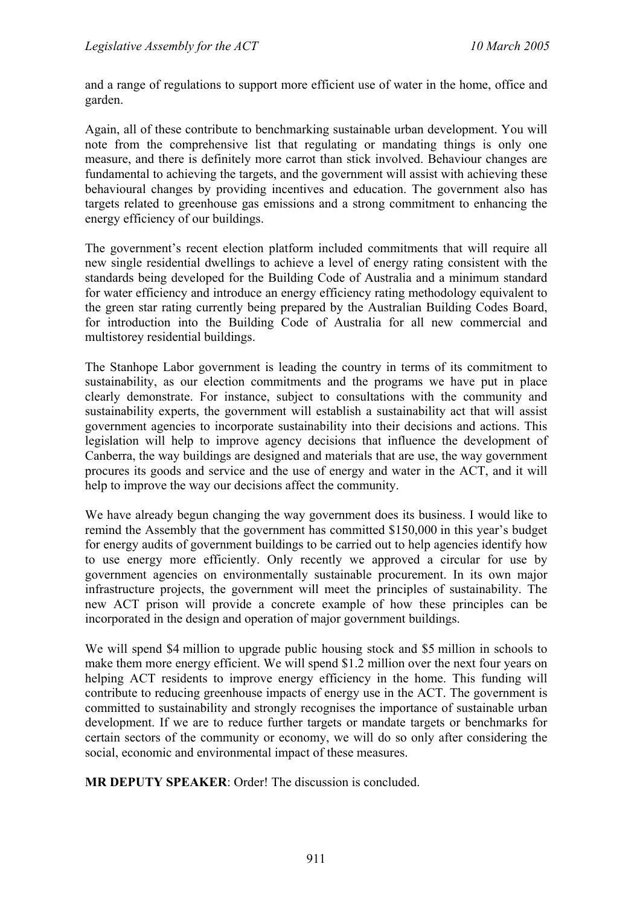and a range of regulations to support more efficient use of water in the home, office and garden.

Again, all of these contribute to benchmarking sustainable urban development. You will note from the comprehensive list that regulating or mandating things is only one measure, and there is definitely more carrot than stick involved. Behaviour changes are fundamental to achieving the targets, and the government will assist with achieving these behavioural changes by providing incentives and education. The government also has targets related to greenhouse gas emissions and a strong commitment to enhancing the energy efficiency of our buildings.

The government's recent election platform included commitments that will require all new single residential dwellings to achieve a level of energy rating consistent with the standards being developed for the Building Code of Australia and a minimum standard for water efficiency and introduce an energy efficiency rating methodology equivalent to the green star rating currently being prepared by the Australian Building Codes Board, for introduction into the Building Code of Australia for all new commercial and multistorey residential buildings.

The Stanhope Labor government is leading the country in terms of its commitment to sustainability, as our election commitments and the programs we have put in place clearly demonstrate. For instance, subject to consultations with the community and sustainability experts, the government will establish a sustainability act that will assist government agencies to incorporate sustainability into their decisions and actions. This legislation will help to improve agency decisions that influence the development of Canberra, the way buildings are designed and materials that are use, the way government procures its goods and service and the use of energy and water in the ACT, and it will help to improve the way our decisions affect the community.

We have already begun changing the way government does its business. I would like to remind the Assembly that the government has committed $150,000 in this year's budget for energy audits of government buildings to be carried out to help agencies identify how to use energy more efficiently. Only recently we approved a circular for use by government agencies on environmentally sustainable procurement. In its own major infrastructure projects, the government will meet the principles of sustainability. The new ACT prison will provide a concrete example of how these principles can be incorporated in the design and operation of major government buildings.

We will spend $4 million to upgrade public housing stock and $5 million in schools to make them more energy efficient. We will spend $1.2 million over the next four years on helping ACT residents to improve energy efficiency in the home. This funding will contribute to reducing greenhouse impacts of energy use in the ACT. The government is committed to sustainability and strongly recognises the importance of sustainable urban development. If we are to reduce further targets or mandate targets or benchmarks for certain sectors of the community or economy, we will do so only after considering the social, economic and environmental impact of these measures.

**MR DEPUTY SPEAKER**: Order! The discussion is concluded.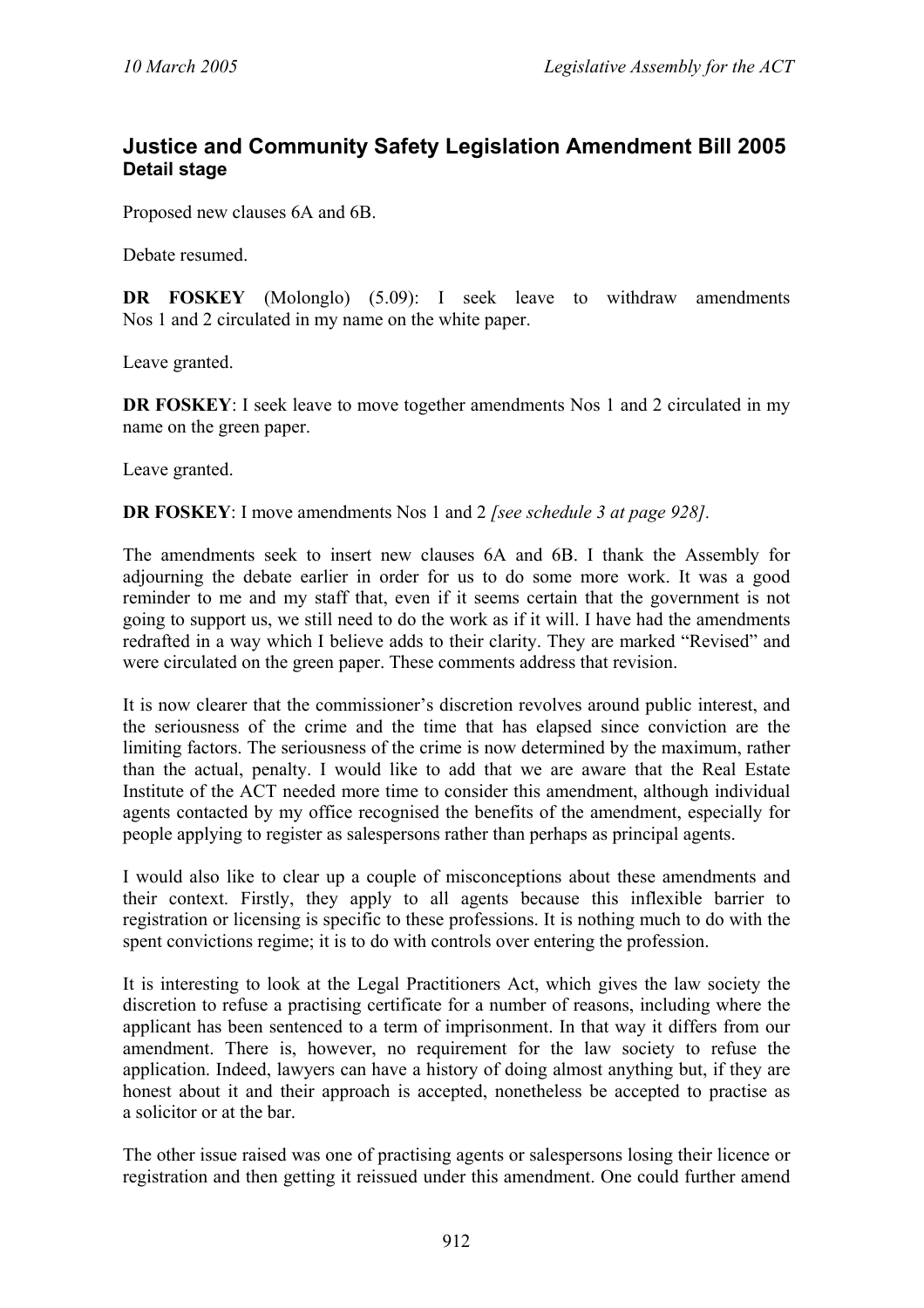## Justice and Community Safety Legislation Amendment Bill 2005

### Detail stage

Proposed new clauses 6A and 6B.

Debate resumed.

**DR FOSKEY** (Molonglo) (5.09): I seek leave to withdraw amendments Nos 1 and 2 circulated in my name on the white paper.

Leave granted.

**DR FOSKEY**: I seek leave to move together amendments Nos 1 and 2 circulated in my name on the green paper.

Leave granted.

**DR FOSKEY**: I move amendments Nos 1 and 2 *[see schedule 3 at page 928].*

The amendments seek to insert new clauses 6A and 6B. I thank the Assembly for adjourning the debate earlier in order for us to do some more work. It was a good reminder to me and my staff that, even if it seems certain that the government is not going to support us, we still need to do the work as if it will. I have had the amendments redrafted in a way which I believe adds to their clarity. They are marked "Revised" and were circulated on the green paper. These comments address that revision.

It is now clearer that the commissioner's discretion revolves around public interest, and the seriousness of the crime and the time that has elapsed since conviction are the limiting factors. The seriousness of the crime is now determined by the maximum, rather than the actual, penalty. I would like to add that we are aware that the Real Estate Institute of the ACT needed more time to consider this amendment, although individual agents contacted by my office recognised the benefits of the amendment, especially for people applying to register as salespersons rather than perhaps as principal agents.

I would also like to clear up a couple of misconceptions about these amendments and their context. Firstly, they apply to all agents because this inflexible barrier to registration or licensing is specific to these professions. It is nothing much to do with the spent convictions regime; it is to do with controls over entering the profession.

It is interesting to look at the Legal Practitioners Act, which gives the law society the discretion to refuse a practising certificate for a number of reasons, including where the applicant has been sentenced to a term of imprisonment. In that way it differs from our amendment. There is, however, no requirement for the law society to refuse the application. Indeed, lawyers can have a history of doing almost anything but, if they are honest about it and their approach is accepted, nonetheless be accepted to practise as a solicitor or at the bar.

The other issue raised was one of practising agents or salespersons losing their licence or registration and then getting it reissued under this amendment. One could further amend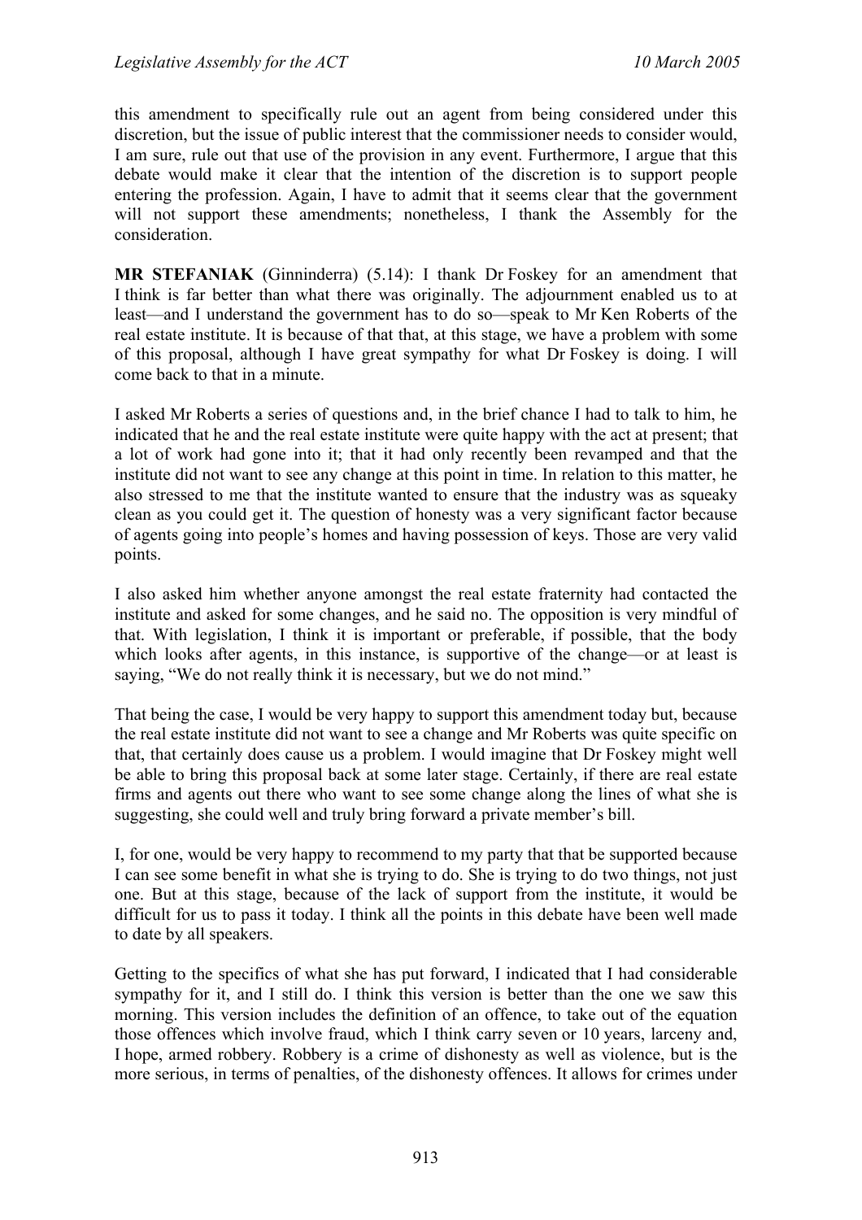this amendment to specifically rule out an agent from being considered under this discretion, but the issue of public interest that the commissioner needs to consider would, I am sure, rule out that use of the provision in any event. Furthermore, I argue that this debate would make it clear that the intention of the discretion is to support people entering the profession. Again, I have to admit that it seems clear that the government will not support these amendments; nonetheless, I thank the Assembly for the consideration.

**MR STEFANIAK** (Ginninderra) (5.14): I thank Dr Foskey for an amendment that I think is far better than what there was originally. The adjournment enabled us to at least—and I understand the government has to do so—speak to Mr Ken Roberts of the real estate institute. It is because of that that, at this stage, we have a problem with some of this proposal, although I have great sympathy for what Dr Foskey is doing. I will come back to that in a minute.

I asked Mr Roberts a series of questions and, in the brief chance I had to talk to him, he indicated that he and the real estate institute were quite happy with the act at present; that a lot of work had gone into it; that it had only recently been revamped and that the institute did not want to see any change at this point in time. In relation to this matter, he also stressed to me that the institute wanted to ensure that the industry was as squeaky clean as you could get it. The question of honesty was a very significant factor because of agents going into people's homes and having possession of keys. Those are very valid points.

I also asked him whether anyone amongst the real estate fraternity had contacted the institute and asked for some changes, and he said no. The opposition is very mindful of that. With legislation, I think it is important or preferable, if possible, that the body which looks after agents, in this instance, is supportive of the change—or at least is saying, "We do not really think it is necessary, but we do not mind."

That being the case, I would be very happy to support this amendment today but, because the real estate institute did not want to see a change and Mr Roberts was quite specific on that, that certainly does cause us a problem. I would imagine that Dr Foskey might well be able to bring this proposal back at some later stage. Certainly, if there are real estate firms and agents out there who want to see some change along the lines of what she is suggesting, she could well and truly bring forward a private member's bill.

I, for one, would be very happy to recommend to my party that that be supported because I can see some benefit in what she is trying to do. She is trying to do two things, not just one. But at this stage, because of the lack of support from the institute, it would be difficult for us to pass it today. I think all the points in this debate have been well made to date by all speakers.

Getting to the specifics of what she has put forward, I indicated that I had considerable sympathy for it, and I still do. I think this version is better than the one we saw this morning. This version includes the definition of an offence, to take out of the equation those offences which involve fraud, which I think carry seven or 10 years, larceny and, I hope, armed robbery. Robbery is a crime of dishonesty as well as violence, but is the more serious, in terms of penalties, of the dishonesty offences. It allows for crimes under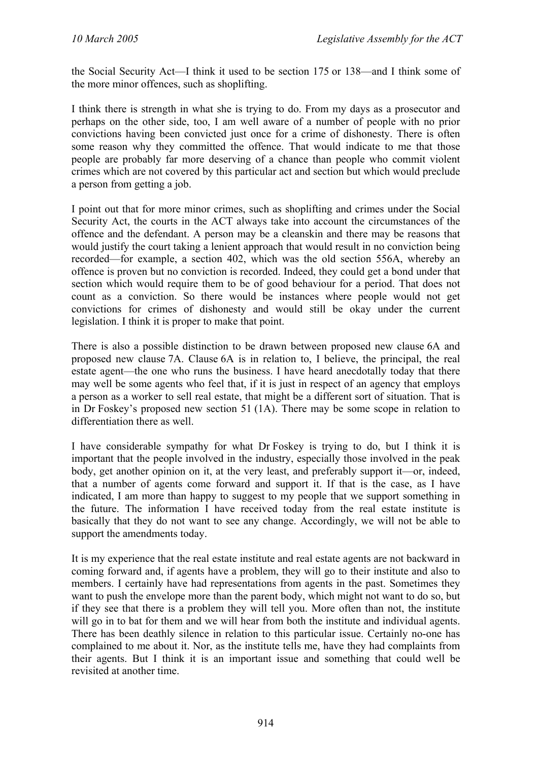the Social Security Act—I think it used to be section 175 or 138—and I think some of the more minor offences, such as shoplifting.

I think there is strength in what she is trying to do. From my days as a prosecutor and perhaps on the other side, too, I am well aware of a number of people with no prior convictions having been convicted just once for a crime of dishonesty. There is often some reason why they committed the offence. That would indicate to me that those people are probably far more deserving of a chance than people who commit violent crimes which are not covered by this particular act and section but which would preclude a person from getting a job.

I point out that for more minor crimes, such as shoplifting and crimes under the Social Security Act, the courts in the ACT always take into account the circumstances of the offence and the defendant. A person may be a cleanskin and there may be reasons that would justify the court taking a lenient approach that would result in no conviction being recorded—for example, a section 402, which was the old section 556A, whereby an offence is proven but no conviction is recorded. Indeed, they could get a bond under that section which would require them to be of good behaviour for a period. That does not count as a conviction. So there would be instances where people would not get convictions for crimes of dishonesty and would still be okay under the current legislation. I think it is proper to make that point.

There is also a possible distinction to be drawn between proposed new clause 6A and proposed new clause 7A. Clause 6A is in relation to, I believe, the principal, the real estate agent—the one who runs the business. I have heard anecdotally today that there may well be some agents who feel that, if it is just in respect of an agency that employs a person as a worker to sell real estate, that might be a different sort of situation. That is in Dr Foskey's proposed new section 51 (1A). There may be some scope in relation to differentiation there as well.

I have considerable sympathy for what Dr Foskey is trying to do, but I think it is important that the people involved in the industry, especially those involved in the peak body, get another opinion on it, at the very least, and preferably support it—or, indeed, that a number of agents come forward and support it. If that is the case, as I have indicated, I am more than happy to suggest to my people that we support something in the future. The information I have received today from the real estate institute is basically that they do not want to see any change. Accordingly, we will not be able to support the amendments today.

It is my experience that the real estate institute and real estate agents are not backward in coming forward and, if agents have a problem, they will go to their institute and also to members. I certainly have had representations from agents in the past. Sometimes they want to push the envelope more than the parent body, which might not want to do so, but if they see that there is a problem they will tell you. More often than not, the institute will go in to bat for them and we will hear from both the institute and individual agents. There has been deathly silence in relation to this particular issue. Certainly no-one has complained to me about it. Nor, as the institute tells me, have they had complaints from their agents. But I think it is an important issue and something that could well be revisited at another time.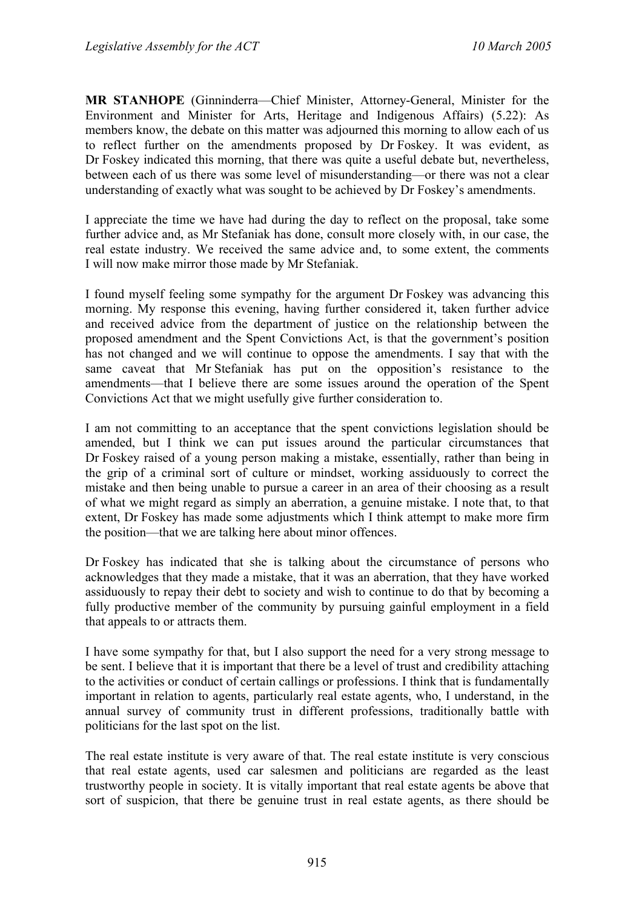**MR STANHOPE** (Ginninderra—Chief Minister, Attorney-General, Minister for the Environment and Minister for Arts, Heritage and Indigenous Affairs) (5.22): As members know, the debate on this matter was adjourned this morning to allow each of us to reflect further on the amendments proposed by Dr Foskey. It was evident, as Dr Foskey indicated this morning, that there was quite a useful debate but, nevertheless, between each of us there was some level of misunderstanding—or there was not a clear understanding of exactly what was sought to be achieved by Dr Foskey's amendments.

I appreciate the time we have had during the day to reflect on the proposal, take some further advice and, as Mr Stefaniak has done, consult more closely with, in our case, the real estate industry. We received the same advice and, to some extent, the comments I will now make mirror those made by Mr Stefaniak.

I found myself feeling some sympathy for the argument Dr Foskey was advancing this morning. My response this evening, having further considered it, taken further advice and received advice from the department of justice on the relationship between the proposed amendment and the Spent Convictions Act, is that the government's position has not changed and we will continue to oppose the amendments. I say that with the same caveat that Mr Stefaniak has put on the opposition's resistance to the amendments—that I believe there are some issues around the operation of the Spent Convictions Act that we might usefully give further consideration to.

I am not committing to an acceptance that the spent convictions legislation should be amended, but I think we can put issues around the particular circumstances that Dr Foskey raised of a young person making a mistake, essentially, rather than being in the grip of a criminal sort of culture or mindset, working assiduously to correct the mistake and then being unable to pursue a career in an area of their choosing as a result of what we might regard as simply an aberration, a genuine mistake. I note that, to that extent, Dr Foskey has made some adjustments which I think attempt to make more firm the position—that we are talking here about minor offences.

Dr Foskey has indicated that she is talking about the circumstance of persons who acknowledges that they made a mistake, that it was an aberration, that they have worked assiduously to repay their debt to society and wish to continue to do that by becoming a fully productive member of the community by pursuing gainful employment in a field that appeals to or attracts them.

I have some sympathy for that, but I also support the need for a very strong message to be sent. I believe that it is important that there be a level of trust and credibility attaching to the activities or conduct of certain callings or professions. I think that is fundamentally important in relation to agents, particularly real estate agents, who, I understand, in the annual survey of community trust in different professions, traditionally battle with politicians for the last spot on the list.

The real estate institute is very aware of that. The real estate institute is very conscious that real estate agents, used car salesmen and politicians are regarded as the least trustworthy people in society. It is vitally important that real estate agents be above that sort of suspicion, that there be genuine trust in real estate agents, as there should be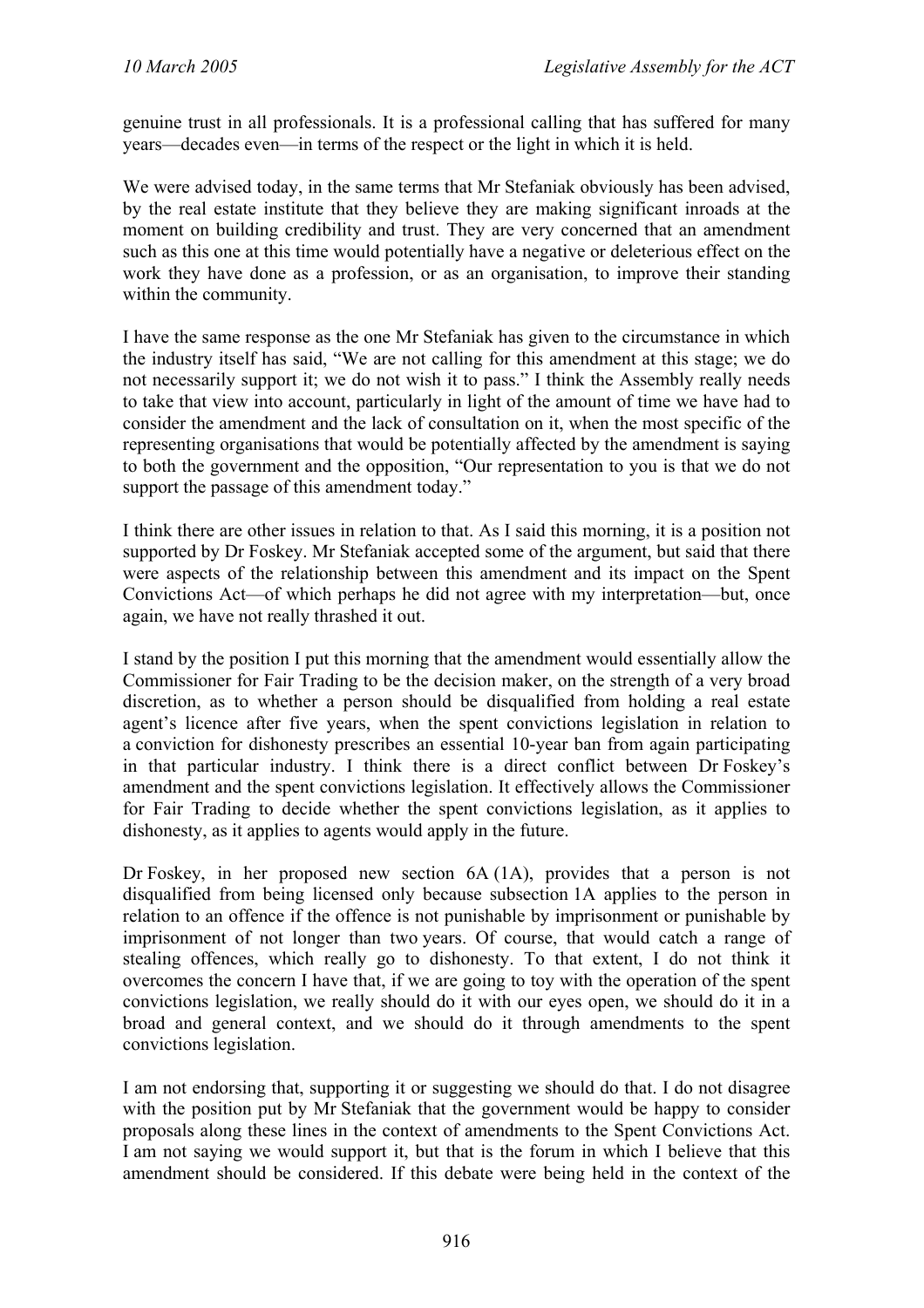genuine trust in all professionals. It is a professional calling that has suffered for many years—decades even—in terms of the respect or the light in which it is held.

We were advised today, in the same terms that Mr Stefaniak obviously has been advised, by the real estate institute that they believe they are making significant inroads at the moment on building credibility and trust. They are very concerned that an amendment such as this one at this time would potentially have a negative or deleterious effect on the work they have done as a profession, or as an organisation, to improve their standing within the community.

I have the same response as the one Mr Stefaniak has given to the circumstance in which the industry itself has said, "We are not calling for this amendment at this stage; we do not necessarily support it; we do not wish it to pass." I think the Assembly really needs to take that view into account, particularly in light of the amount of time we have had to consider the amendment and the lack of consultation on it, when the most specific of the representing organisations that would be potentially affected by the amendment is saying to both the government and the opposition, "Our representation to you is that we do not support the passage of this amendment today."

I think there are other issues in relation to that. As I said this morning, it is a position not supported by Dr Foskey. Mr Stefaniak accepted some of the argument, but said that there were aspects of the relationship between this amendment and its impact on the Spent Convictions Act—of which perhaps he did not agree with my interpretation—but, once again, we have not really thrashed it out.

I stand by the position I put this morning that the amendment would essentially allow the Commissioner for Fair Trading to be the decision maker, on the strength of a very broad discretion, as to whether a person should be disqualified from holding a real estate agent's licence after five years, when the spent convictions legislation in relation to a conviction for dishonesty prescribes an essential 10-year ban from again participating in that particular industry. I think there is a direct conflict between Dr Foskey's amendment and the spent convictions legislation. It effectively allows the Commissioner for Fair Trading to decide whether the spent convictions legislation, as it applies to dishonesty, as it applies to agents would apply in the future.

Dr Foskey, in her proposed new section 6A (1A), provides that a person is not disqualified from being licensed only because subsection 1A applies to the person in relation to an offence if the offence is not punishable by imprisonment or punishable by imprisonment of not longer than two years. Of course, that would catch a range of stealing offences, which really go to dishonesty. To that extent, I do not think it overcomes the concern I have that, if we are going to toy with the operation of the spent convictions legislation, we really should do it with our eyes open, we should do it in a broad and general context, and we should do it through amendments to the spent convictions legislation.

I am not endorsing that, supporting it or suggesting we should do that. I do not disagree with the position put by Mr Stefaniak that the government would be happy to consider proposals along these lines in the context of amendments to the Spent Convictions Act. I am not saying we would support it, but that is the forum in which I believe that this amendment should be considered. If this debate were being held in the context of the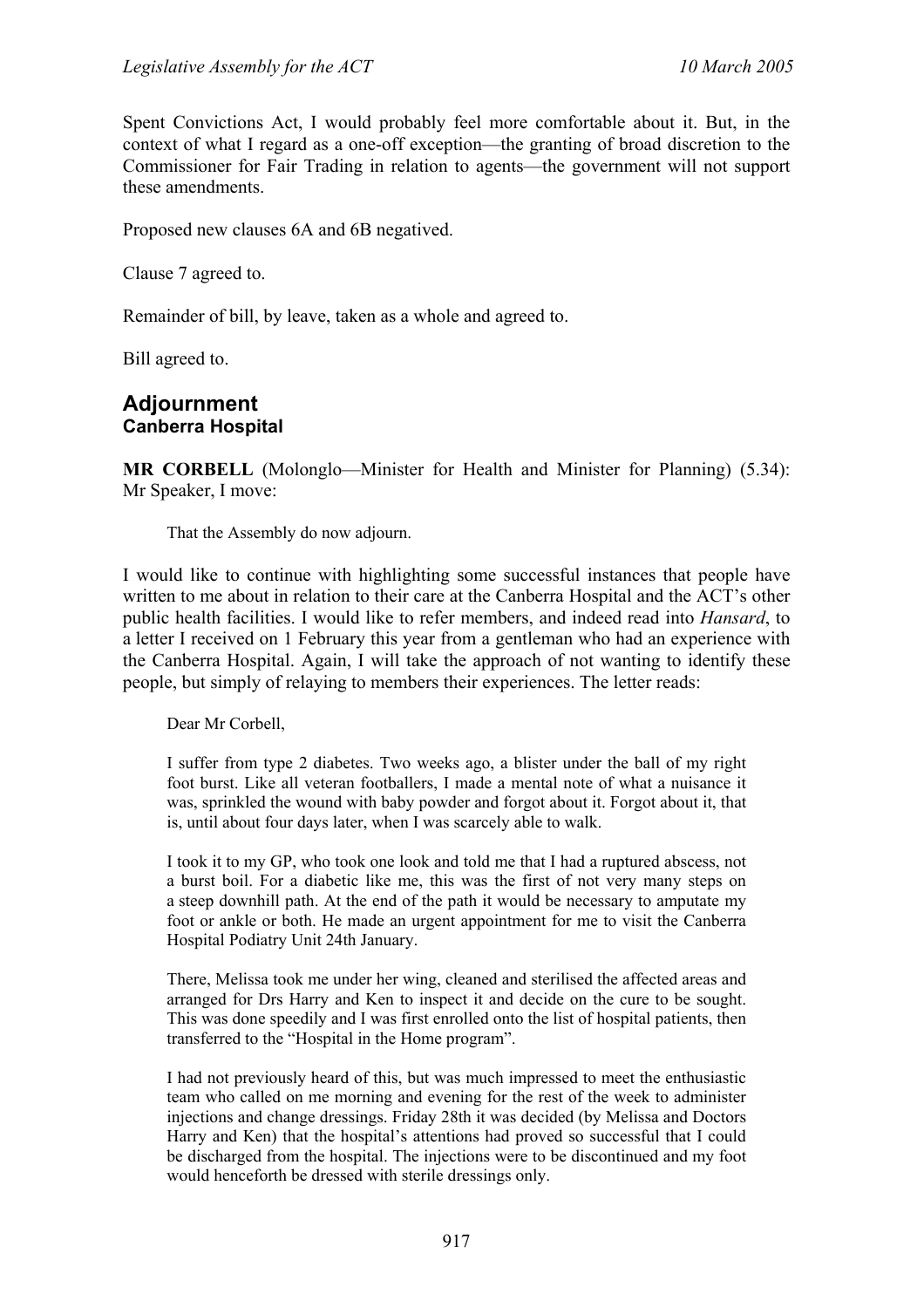Spent Convictions Act, I would probably feel more comfortable about it. But, in the context of what I regard as a one-off exception—the granting of broad discretion to the Commissioner for Fair Trading in relation to agents—the government will not support these amendments.

Proposed new clauses 6A and 6B negatived.

Clause 7 agreed to.

Remainder of bill, by leave, taken as a whole and agreed to.

Bill agreed to.

## Adjournment
### Canberra Hospital

**MR CORBELL** (Molonglo—Minister for Health and Minister for Planning) (5.34): Mr Speaker, I move:

> That the Assembly do now adjourn.

I would like to continue with highlighting some successful instances that people have written to me about in relation to their care at the Canberra Hospital and the ACT's other public health facilities. I would like to refer members, and indeed read into *Hansard*, to a letter I received on 1 February this year from a gentleman who had an experience with the Canberra Hospital. Again, I will take the approach of not wanting to identify these people, but simply of relaying to members their experiences. The letter reads:

> Dear Mr Corbell,
>
> I suffer from type 2 diabetes. Two weeks ago, a blister under the ball of my right foot burst. Like all veteran footballers, I made a mental note of what a nuisance it was, sprinkled the wound with baby powder and forgot about it. Forgot about it, that is, until about four days later, when I was scarcely able to walk.
>
> I took it to my GP, who took one look and told me that I had a ruptured abscess, not a burst boil. For a diabetic like me, this was the first of not very many steps on a steep downhill path. At the end of the path it would be necessary to amputate my foot or ankle or both. He made an urgent appointment for me to visit the Canberra Hospital Podiatry Unit 24th January.
>
> There, Melissa took me under her wing, cleaned and sterilised the affected areas and arranged for Drs Harry and Ken to inspect it and decide on the cure to be sought. This was done speedily and I was first enrolled onto the list of hospital patients, then transferred to the "Hospital in the Home program".
>
> I had not previously heard of this, but was much impressed to meet the enthusiastic team who called on me morning and evening for the rest of the week to administer injections and change dressings. Friday 28th it was decided (by Melissa and Doctors Harry and Ken) that the hospital's attentions had proved so successful that I could be discharged from the hospital. The injections were to be discontinued and my foot would henceforth be dressed with sterile dressings only.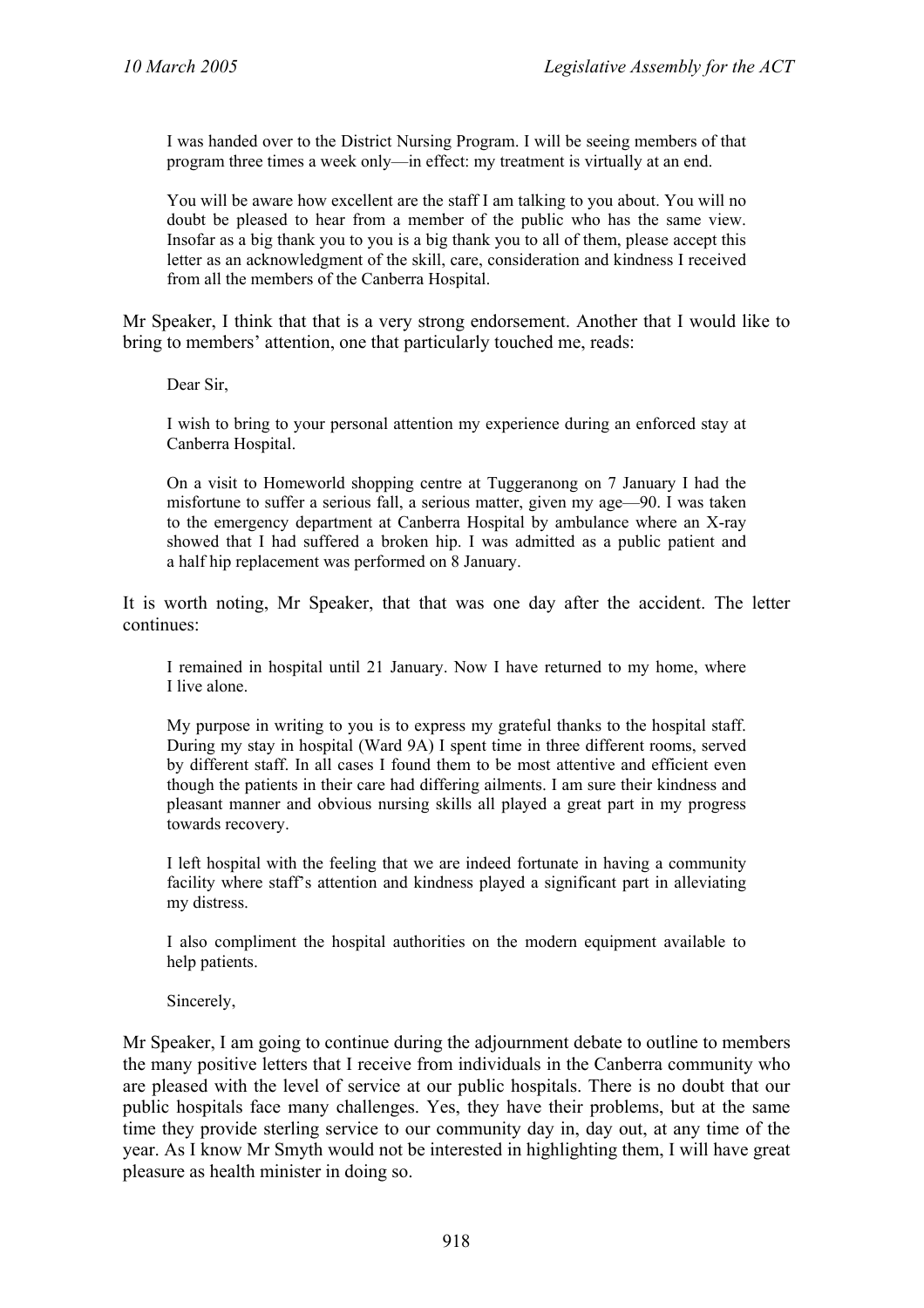> I was handed over to the District Nursing Program. I will be seeing members of that program three times a week only—in effect: my treatment is virtually at an end.
>
> You will be aware how excellent are the staff I am talking to you about. You will no doubt be pleased to hear from a member of the public who has the same view. Insofar as a big thank you to you is a big thank you to all of them, please accept this letter as an acknowledgment of the skill, care, consideration and kindness I received from all the members of the Canberra Hospital.

Mr Speaker, I think that that is a very strong endorsement. Another that I would like to bring to members' attention, one that particularly touched me, reads:

> Dear Sir,
>
> I wish to bring to your personal attention my experience during an enforced stay at Canberra Hospital.
>
> On a visit to Homeworld shopping centre at Tuggeranong on 7 January I had the misfortune to suffer a serious fall, a serious matter, given my age—90. I was taken to the emergency department at Canberra Hospital by ambulance where an X-ray showed that I had suffered a broken hip. I was admitted as a public patient and a half hip replacement was performed on 8 January.

It is worth noting, Mr Speaker, that that was one day after the accident. The letter continues:

> I remained in hospital until 21 January. Now I have returned to my home, where I live alone.
>
> My purpose in writing to you is to express my grateful thanks to the hospital staff. During my stay in hospital (Ward 9A) I spent time in three different rooms, served by different staff. In all cases I found them to be most attentive and efficient even though the patients in their care had differing ailments. I am sure their kindness and pleasant manner and obvious nursing skills all played a great part in my progress towards recovery.
>
> I left hospital with the feeling that we are indeed fortunate in having a community facility where staff's attention and kindness played a significant part in alleviating my distress.
>
> I also compliment the hospital authorities on the modern equipment available to help patients.
>
> Sincerely,

Mr Speaker, I am going to continue during the adjournment debate to outline to members the many positive letters that I receive from individuals in the Canberra community who are pleased with the level of service at our public hospitals. There is no doubt that our public hospitals face many challenges. Yes, they have their problems, but at the same time they provide sterling service to our community day in, day out, at any time of the year. As I know Mr Smyth would not be interested in highlighting them, I will have great pleasure as health minister in doing so.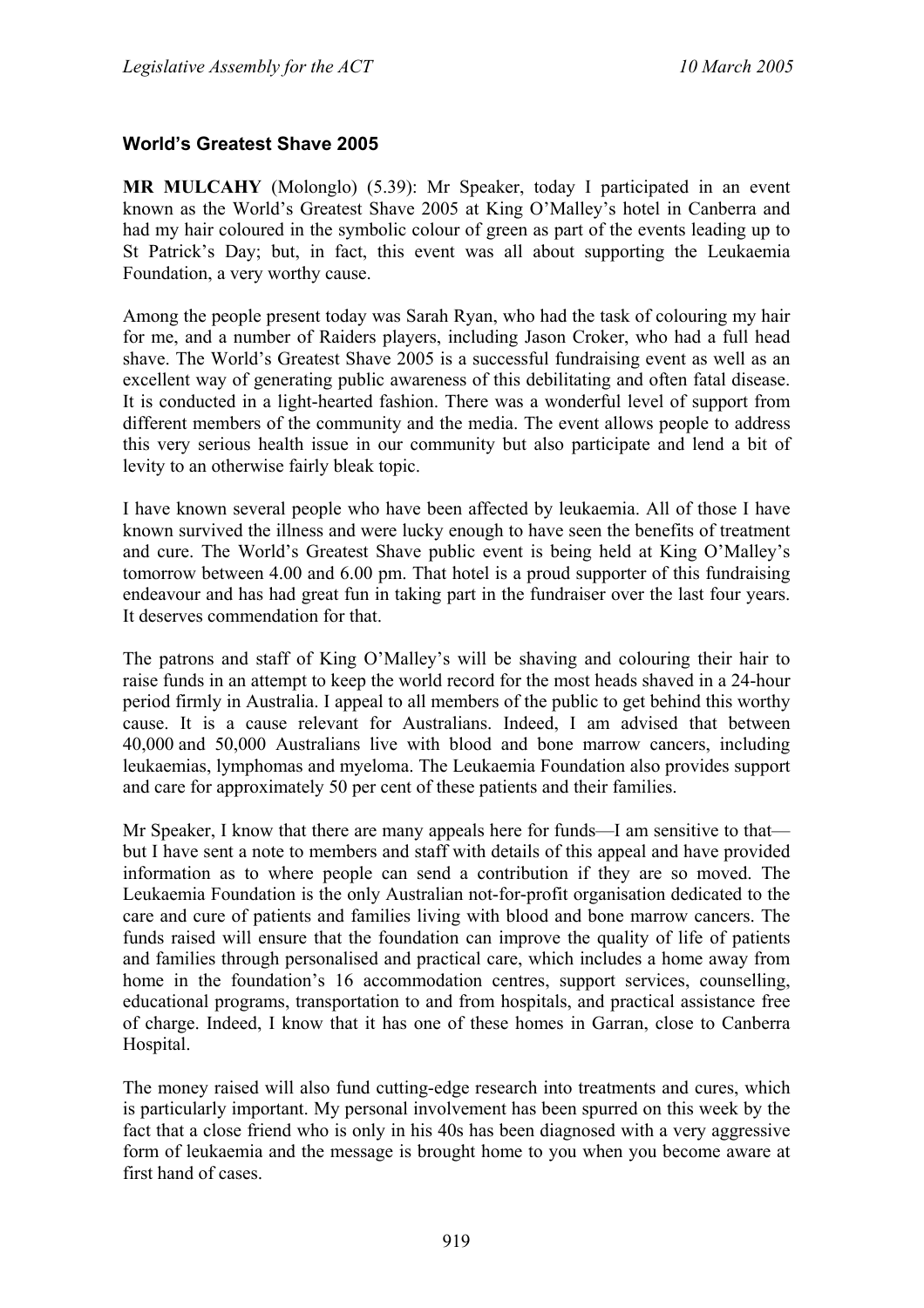### World's Greatest Shave 2005

**MR MULCAHY** (Molonglo) (5.39): Mr Speaker, today I participated in an event known as the World's Greatest Shave 2005 at King O'Malley's hotel in Canberra and had my hair coloured in the symbolic colour of green as part of the events leading up to St Patrick's Day; but, in fact, this event was all about supporting the Leukaemia Foundation, a very worthy cause.

Among the people present today was Sarah Ryan, who had the task of colouring my hair for me, and a number of Raiders players, including Jason Croker, who had a full head shave. The World's Greatest Shave 2005 is a successful fundraising event as well as an excellent way of generating public awareness of this debilitating and often fatal disease. It is conducted in a light-hearted fashion. There was a wonderful level of support from different members of the community and the media. The event allows people to address this very serious health issue in our community but also participate and lend a bit of levity to an otherwise fairly bleak topic.

I have known several people who have been affected by leukaemia. All of those I have known survived the illness and were lucky enough to have seen the benefits of treatment and cure. The World's Greatest Shave public event is being held at King O'Malley's tomorrow between 4.00 and 6.00 pm. That hotel is a proud supporter of this fundraising endeavour and has had great fun in taking part in the fundraiser over the last four years. It deserves commendation for that.

The patrons and staff of King O'Malley's will be shaving and colouring their hair to raise funds in an attempt to keep the world record for the most heads shaved in a 24-hour period firmly in Australia. I appeal to all members of the public to get behind this worthy cause. It is a cause relevant for Australians. Indeed, I am advised that between 40,000 and 50,000 Australians live with blood and bone marrow cancers, including leukaemias, lymphomas and myeloma. The Leukaemia Foundation also provides support and care for approximately 50 per cent of these patients and their families.

Mr Speaker, I know that there are many appeals here for funds—I am sensitive to that—but I have sent a note to members and staff with details of this appeal and have provided information as to where people can send a contribution if they are so moved. The Leukaemia Foundation is the only Australian not-for-profit organisation dedicated to the care and cure of patients and families living with blood and bone marrow cancers. The funds raised will ensure that the foundation can improve the quality of life of patients and families through personalised and practical care, which includes a home away from home in the foundation's 16 accommodation centres, support services, counselling, educational programs, transportation to and from hospitals, and practical assistance free of charge. Indeed, I know that it has one of these homes in Garran, close to Canberra Hospital.

The money raised will also fund cutting-edge research into treatments and cures, which is particularly important. My personal involvement has been spurred on this week by the fact that a close friend who is only in his 40s has been diagnosed with a very aggressive form of leukaemia and the message is brought home to you when you become aware at first hand of cases.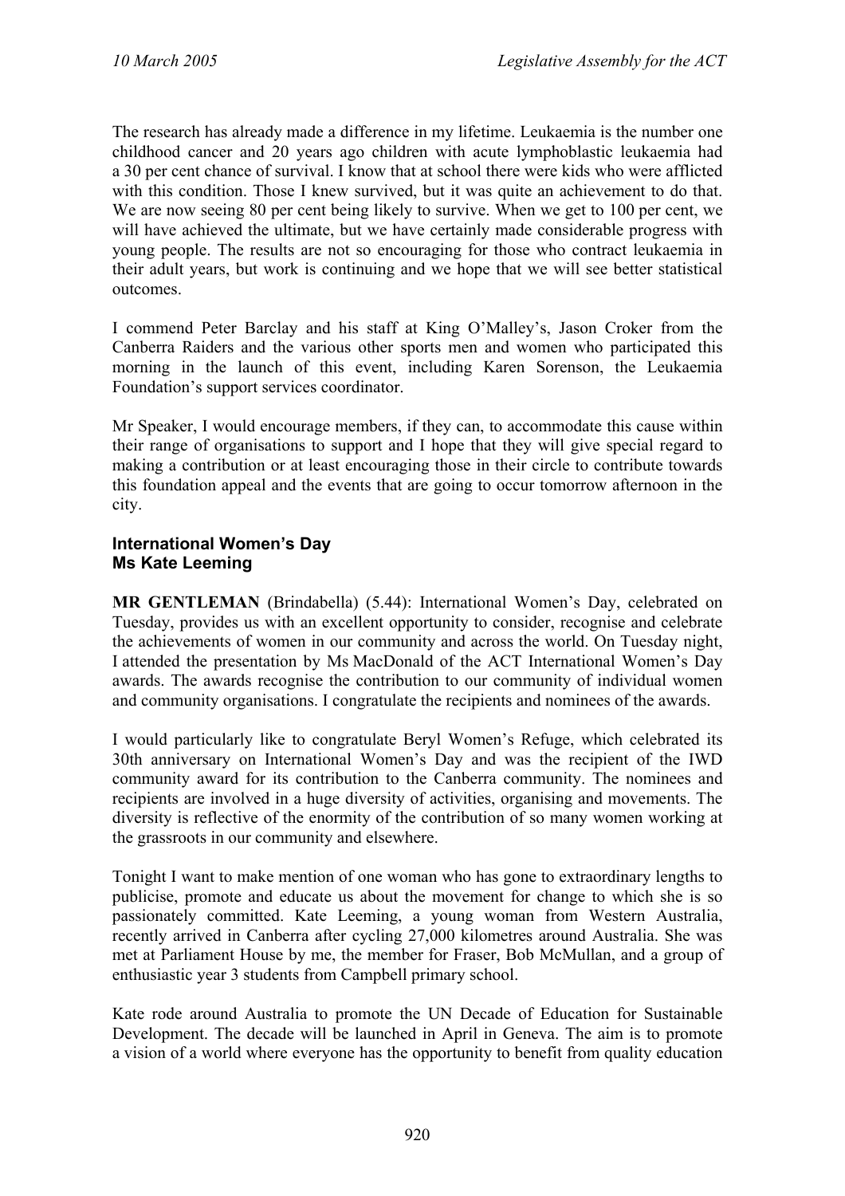The research has already made a difference in my lifetime. Leukaemia is the number one childhood cancer and 20 years ago children with acute lymphoblastic leukaemia had a 30 per cent chance of survival. I know that at school there were kids who were afflicted with this condition. Those I knew survived, but it was quite an achievement to do that. We are now seeing 80 per cent being likely to survive. When we get to 100 per cent, we will have achieved the ultimate, but we have certainly made considerable progress with young people. The results are not so encouraging for those who contract leukaemia in their adult years, but work is continuing and we hope that we will see better statistical outcomes.

I commend Peter Barclay and his staff at King O'Malley's, Jason Croker from the Canberra Raiders and the various other sports men and women who participated this morning in the launch of this event, including Karen Sorenson, the Leukaemia Foundation's support services coordinator.

Mr Speaker, I would encourage members, if they can, to accommodate this cause within their range of organisations to support and I hope that they will give special regard to making a contribution or at least encouraging those in their circle to contribute towards this foundation appeal and the events that are going to occur tomorrow afternoon in the city.

### International Women's Day
### Ms Kate Leeming

**MR GENTLEMAN** (Brindabella) (5.44): International Women's Day, celebrated on Tuesday, provides us with an excellent opportunity to consider, recognise and celebrate the achievements of women in our community and across the world. On Tuesday night, I attended the presentation by Ms MacDonald of the ACT International Women's Day awards. The awards recognise the contribution to our community of individual women and community organisations. I congratulate the recipients and nominees of the awards.

I would particularly like to congratulate Beryl Women's Refuge, which celebrated its 30th anniversary on International Women's Day and was the recipient of the IWD community award for its contribution to the Canberra community. The nominees and recipients are involved in a huge diversity of activities, organising and movements. The diversity is reflective of the enormity of the contribution of so many women working at the grassroots in our community and elsewhere.

Tonight I want to make mention of one woman who has gone to extraordinary lengths to publicise, promote and educate us about the movement for change to which she is so passionately committed. Kate Leeming, a young woman from Western Australia, recently arrived in Canberra after cycling 27,000 kilometres around Australia. She was met at Parliament House by me, the member for Fraser, Bob McMullan, and a group of enthusiastic year 3 students from Campbell primary school.

Kate rode around Australia to promote the UN Decade of Education for Sustainable Development. The decade will be launched in April in Geneva. The aim is to promote a vision of a world where everyone has the opportunity to benefit from quality education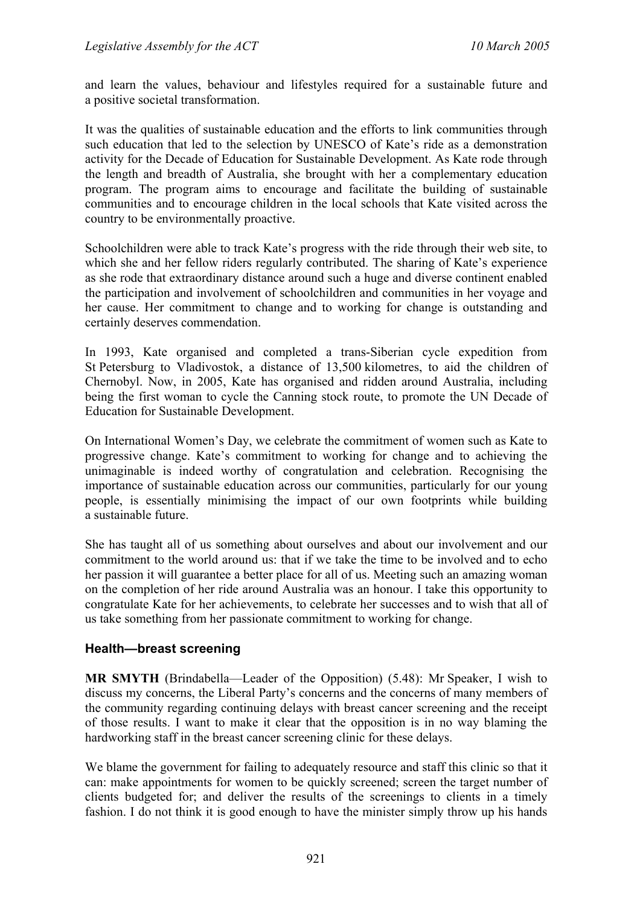and learn the values, behaviour and lifestyles required for a sustainable future and a positive societal transformation.

It was the qualities of sustainable education and the efforts to link communities through such education that led to the selection by UNESCO of Kate's ride as a demonstration activity for the Decade of Education for Sustainable Development. As Kate rode through the length and breadth of Australia, she brought with her a complementary education program. The program aims to encourage and facilitate the building of sustainable communities and to encourage children in the local schools that Kate visited across the country to be environmentally proactive.

Schoolchildren were able to track Kate's progress with the ride through their web site, to which she and her fellow riders regularly contributed. The sharing of Kate's experience as she rode that extraordinary distance around such a huge and diverse continent enabled the participation and involvement of schoolchildren and communities in her voyage and her cause. Her commitment to change and to working for change is outstanding and certainly deserves commendation.

In 1993, Kate organised and completed a trans-Siberian cycle expedition from St Petersburg to Vladivostok, a distance of 13,500 kilometres, to aid the children of Chernobyl. Now, in 2005, Kate has organised and ridden around Australia, including being the first woman to cycle the Canning stock route, to promote the UN Decade of Education for Sustainable Development.

On International Women's Day, we celebrate the commitment of women such as Kate to progressive change. Kate's commitment to working for change and to achieving the unimaginable is indeed worthy of congratulation and celebration. Recognising the importance of sustainable education across our communities, particularly for our young people, is essentially minimising the impact of our own footprints while building a sustainable future.

She has taught all of us something about ourselves and about our involvement and our commitment to the world around us: that if we take the time to be involved and to echo her passion it will guarantee a better place for all of us. Meeting such an amazing woman on the completion of her ride around Australia was an honour. I take this opportunity to congratulate Kate for her achievements, to celebrate her successes and to wish that all of us take something from her passionate commitment to working for change.

## Health—breast screening

**MR SMYTH** (Brindabella—Leader of the Opposition) (5.48): Mr Speaker, I wish to discuss my concerns, the Liberal Party's concerns and the concerns of many members of the community regarding continuing delays with breast cancer screening and the receipt of those results. I want to make it clear that the opposition is in no way blaming the hardworking staff in the breast cancer screening clinic for these delays.

We blame the government for failing to adequately resource and staff this clinic so that it can: make appointments for women to be quickly screened; screen the target number of clients budgeted for; and deliver the results of the screenings to clients in a timely fashion. I do not think it is good enough to have the minister simply throw up his hands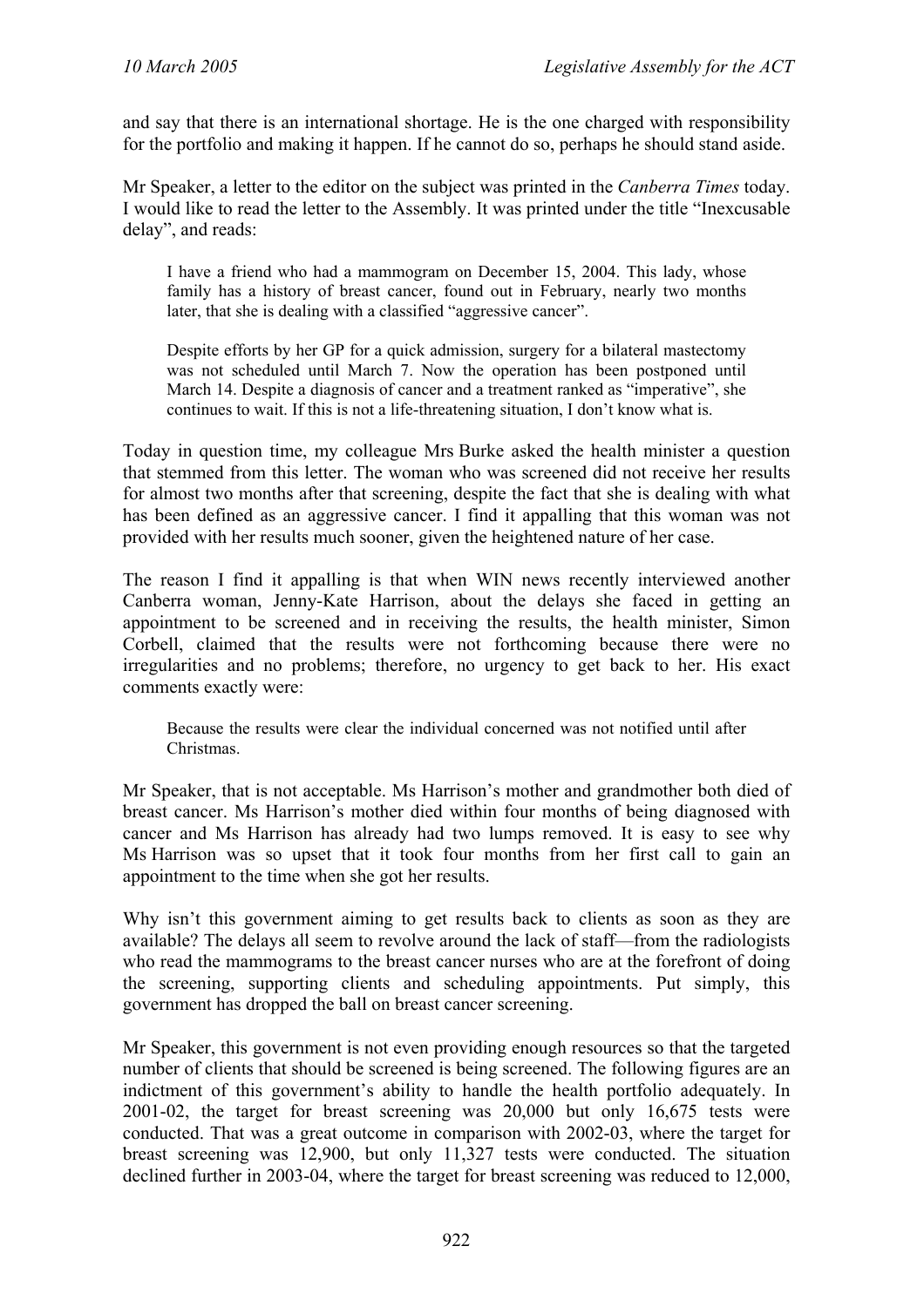and say that there is an international shortage. He is the one charged with responsibility for the portfolio and making it happen. If he cannot do so, perhaps he should stand aside.

Mr Speaker, a letter to the editor on the subject was printed in the *Canberra Times* today. I would like to read the letter to the Assembly. It was printed under the title "Inexcusable delay", and reads:

> I have a friend who had a mammogram on December 15, 2004. This lady, whose family has a history of breast cancer, found out in February, nearly two months later, that she is dealing with a classified "aggressive cancer".
>
> Despite efforts by her GP for a quick admission, surgery for a bilateral mastectomy was not scheduled until March 7. Now the operation has been postponed until March 14. Despite a diagnosis of cancer and a treatment ranked as "imperative", she continues to wait. If this is not a life-threatening situation, I don't know what is.

Today in question time, my colleague Mrs Burke asked the health minister a question that stemmed from this letter. The woman who was screened did not receive her results for almost two months after that screening, despite the fact that she is dealing with what has been defined as an aggressive cancer. I find it appalling that this woman was not provided with her results much sooner, given the heightened nature of her case.

The reason I find it appalling is that when WIN news recently interviewed another Canberra woman, Jenny-Kate Harrison, about the delays she faced in getting an appointment to be screened and in receiving the results, the health minister, Simon Corbell, claimed that the results were not forthcoming because there were no irregularities and no problems; therefore, no urgency to get back to her. His exact comments exactly were:

> Because the results were clear the individual concerned was not notified until after Christmas.

Mr Speaker, that is not acceptable. Ms Harrison's mother and grandmother both died of breast cancer. Ms Harrison's mother died within four months of being diagnosed with cancer and Ms Harrison has already had two lumps removed. It is easy to see why Ms Harrison was so upset that it took four months from her first call to gain an appointment to the time when she got her results.

Why isn't this government aiming to get results back to clients as soon as they are available? The delays all seem to revolve around the lack of staff—from the radiologists who read the mammograms to the breast cancer nurses who are at the forefront of doing the screening, supporting clients and scheduling appointments. Put simply, this government has dropped the ball on breast cancer screening.

Mr Speaker, this government is not even providing enough resources so that the targeted number of clients that should be screened is being screened. The following figures are an indictment of this government's ability to handle the health portfolio adequately. In 2001-02, the target for breast screening was 20,000 but only 16,675 tests were conducted. That was a great outcome in comparison with 2002-03, where the target for breast screening was 12,900, but only 11,327 tests were conducted. The situation declined further in 2003-04, where the target for breast screening was reduced to 12,000,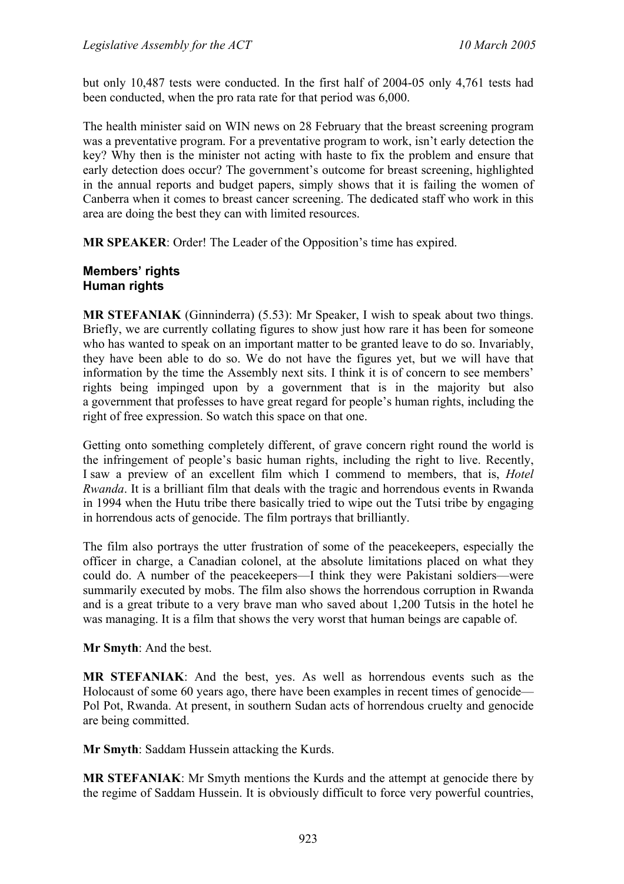but only 10,487 tests were conducted. In the first half of 2004-05 only 4,761 tests had been conducted, when the pro rata rate for that period was 6,000.

The health minister said on WIN news on 28 February that the breast screening program was a preventative program. For a preventative program to work, isn't early detection the key? Why then is the minister not acting with haste to fix the problem and ensure that early detection does occur? The government's outcome for breast screening, highlighted in the annual reports and budget papers, simply shows that it is failing the women of Canberra when it comes to breast cancer screening. The dedicated staff who work in this area are doing the best they can with limited resources.

**MR SPEAKER**: Order! The Leader of the Opposition's time has expired.

### Members' rights
### Human rights

**MR STEFANIAK** (Ginninderra) (5.53): Mr Speaker, I wish to speak about two things. Briefly, we are currently collating figures to show just how rare it has been for someone who has wanted to speak on an important matter to be granted leave to do so. Invariably, they have been able to do so. We do not have the figures yet, but we will have that information by the time the Assembly next sits. I think it is of concern to see members' rights being impinged upon by a government that is in the majority but also a government that professes to have great regard for people's human rights, including the right of free expression. So watch this space on that one.

Getting onto something completely different, of grave concern right round the world is the infringement of people's basic human rights, including the right to live. Recently, I saw a preview of an excellent film which I commend to members, that is, *Hotel Rwanda*. It is a brilliant film that deals with the tragic and horrendous events in Rwanda in 1994 when the Hutu tribe there basically tried to wipe out the Tutsi tribe by engaging in horrendous acts of genocide. The film portrays that brilliantly.

The film also portrays the utter frustration of some of the peacekeepers, especially the officer in charge, a Canadian colonel, at the absolute limitations placed on what they could do. A number of the peacekeepers—I think they were Pakistani soldiers—were summarily executed by mobs. The film also shows the horrendous corruption in Rwanda and is a great tribute to a very brave man who saved about 1,200 Tutsis in the hotel he was managing. It is a film that shows the very worst that human beings are capable of.

**Mr Smyth**: And the best.

**MR STEFANIAK**: And the best, yes. As well as horrendous events such as the Holocaust of some 60 years ago, there have been examples in recent times of genocide—Pol Pot, Rwanda. At present, in southern Sudan acts of horrendous cruelty and genocide are being committed.

**Mr Smyth**: Saddam Hussein attacking the Kurds.

**MR STEFANIAK**: Mr Smyth mentions the Kurds and the attempt at genocide there by the regime of Saddam Hussein. It is obviously difficult to force very powerful countries,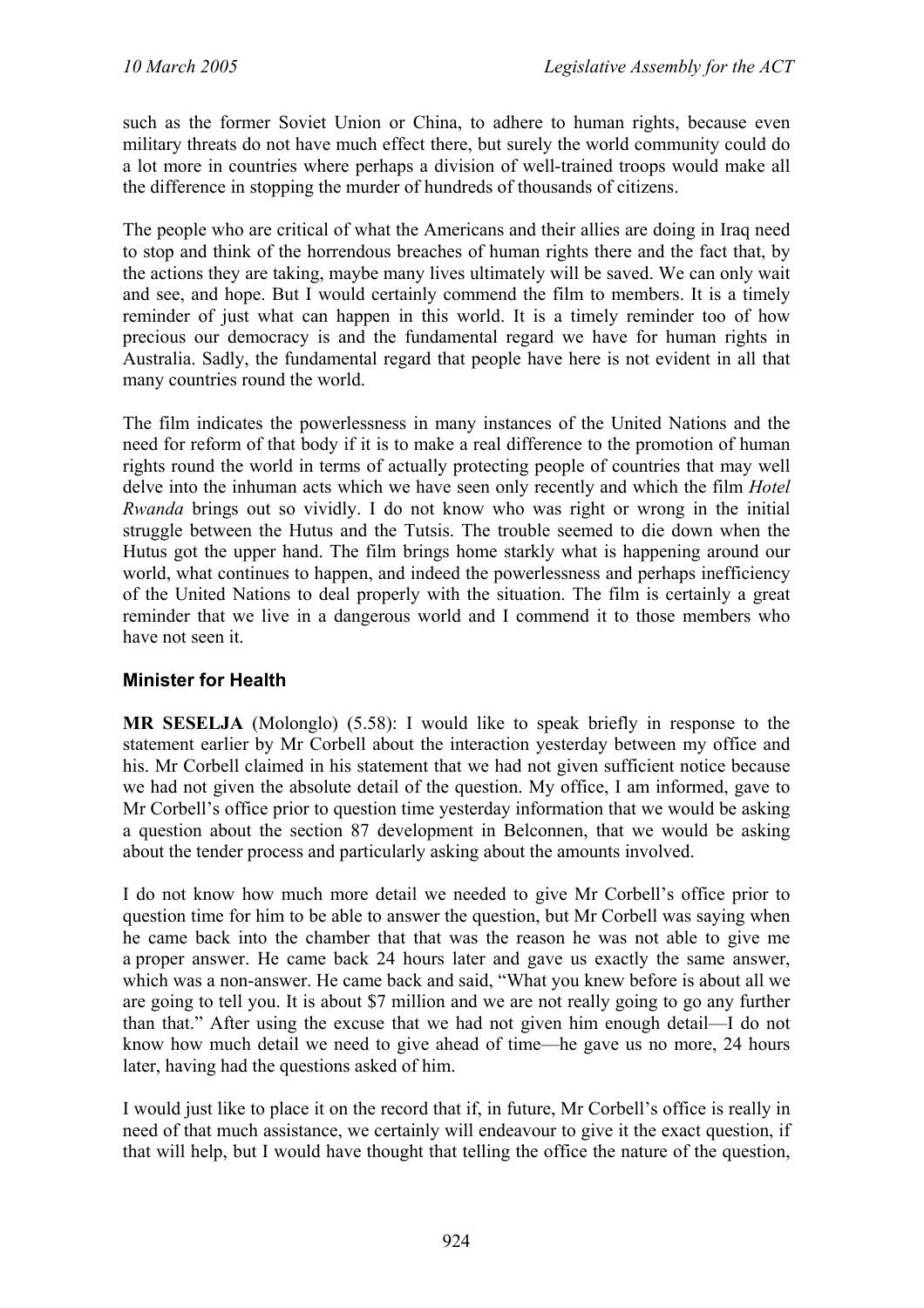such as the former Soviet Union or China, to adhere to human rights, because even military threats do not have much effect there, but surely the world community could do a lot more in countries where perhaps a division of well-trained troops would make all the difference in stopping the murder of hundreds of thousands of citizens.

The people who are critical of what the Americans and their allies are doing in Iraq need to stop and think of the horrendous breaches of human rights there and the fact that, by the actions they are taking, maybe many lives ultimately will be saved. We can only wait and see, and hope. But I would certainly commend the film to members. It is a timely reminder of just what can happen in this world. It is a timely reminder too of how precious our democracy is and the fundamental regard we have for human rights in Australia. Sadly, the fundamental regard that people have here is not evident in all that many countries round the world.

The film indicates the powerlessness in many instances of the United Nations and the need for reform of that body if it is to make a real difference to the promotion of human rights round the world in terms of actually protecting people of countries that may well delve into the inhuman acts which we have seen only recently and which the film *Hotel Rwanda* brings out so vividly. I do not know who was right or wrong in the initial struggle between the Hutus and the Tutsis. The trouble seemed to die down when the Hutus got the upper hand. The film brings home starkly what is happening around our world, what continues to happen, and indeed the powerlessness and perhaps inefficiency of the United Nations to deal properly with the situation. The film is certainly a great reminder that we live in a dangerous world and I commend it to those members who have not seen it.

## Minister for Health

**MR SESELJA** (Molonglo) (5.58): I would like to speak briefly in response to the statement earlier by Mr Corbell about the interaction yesterday between my office and his. Mr Corbell claimed in his statement that we had not given sufficient notice because we had not given the absolute detail of the question. My office, I am informed, gave to Mr Corbell's office prior to question time yesterday information that we would be asking a question about the section 87 development in Belconnen, that we would be asking about the tender process and particularly asking about the amounts involved.

I do not know how much more detail we needed to give Mr Corbell's office prior to question time for him to be able to answer the question, but Mr Corbell was saying when he came back into the chamber that that was the reason he was not able to give me a proper answer. He came back 24 hours later and gave us exactly the same answer, which was a non-answer. He came back and said, "What you knew before is about all we are going to tell you. It is about $7 million and we are not really going to go any further than that." After using the excuse that we had not given him enough detail—I do not know how much detail we need to give ahead of time—he gave us no more, 24 hours later, having had the questions asked of him.

I would just like to place it on the record that if, in future, Mr Corbell's office is really in need of that much assistance, we certainly will endeavour to give it the exact question, if that will help, but I would have thought that telling the office the nature of the question,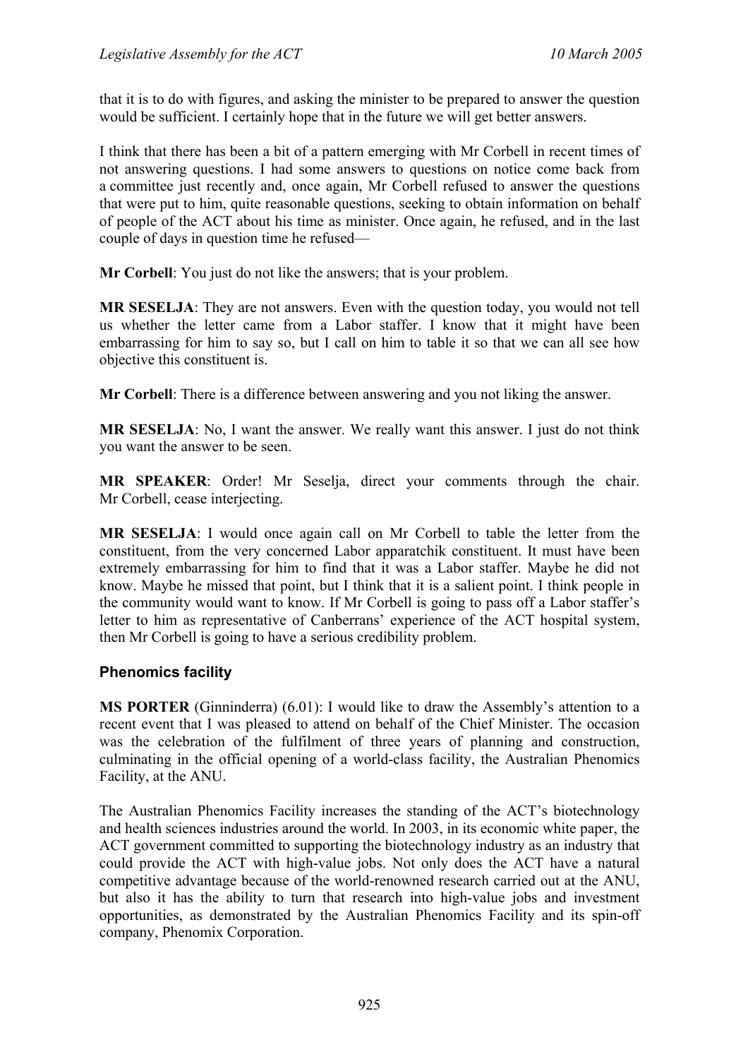that it is to do with figures, and asking the minister to be prepared to answer the question would be sufficient. I certainly hope that in the future we will get better answers.

I think that there has been a bit of a pattern emerging with Mr Corbell in recent times of not answering questions. I had some answers to questions on notice come back from a committee just recently and, once again, Mr Corbell refused to answer the questions that were put to him, quite reasonable questions, seeking to obtain information on behalf of people of the ACT about his time as minister. Once again, he refused, and in the last couple of days in question time he refused—

**Mr Corbell**: You just do not like the answers; that is your problem.

**MR SESELJA**: They are not answers. Even with the question today, you would not tell us whether the letter came from a Labor staffer. I know that it might have been embarrassing for him to say so, but I call on him to table it so that we can all see how objective this constituent is.

**Mr Corbell**: There is a difference between answering and you not liking the answer.

**MR SESELJA**: No, I want the answer. We really want this answer. I just do not think you want the answer to be seen.

**MR SPEAKER**: Order! Mr Seselja, direct your comments through the chair. Mr Corbell, cease interjecting.

**MR SESELJA**: I would once again call on Mr Corbell to table the letter from the constituent, from the very concerned Labor apparatchik constituent. It must have been extremely embarrassing for him to find that it was a Labor staffer. Maybe he did not know. Maybe he missed that point, but I think that it is a salient point. I think people in the community would want to know. If Mr Corbell is going to pass off a Labor staffer's letter to him as representative of Canberrans' experience of the ACT hospital system, then Mr Corbell is going to have a serious credibility problem.

## Phenomics facility

**MS PORTER** (Ginninderra) (6.01): I would like to draw the Assembly's attention to a recent event that I was pleased to attend on behalf of the Chief Minister. The occasion was the celebration of the fulfilment of three years of planning and construction, culminating in the official opening of a world-class facility, the Australian Phenomics Facility, at the ANU.

The Australian Phenomics Facility increases the standing of the ACT's biotechnology and health sciences industries around the world. In 2003, in its economic white paper, the ACT government committed to supporting the biotechnology industry as an industry that could provide the ACT with high-value jobs. Not only does the ACT have a natural competitive advantage because of the world-renowned research carried out at the ANU, but also it has the ability to turn that research into high-value jobs and investment opportunities, as demonstrated by the Australian Phenomics Facility and its spin-off company, Phenomix Corporation.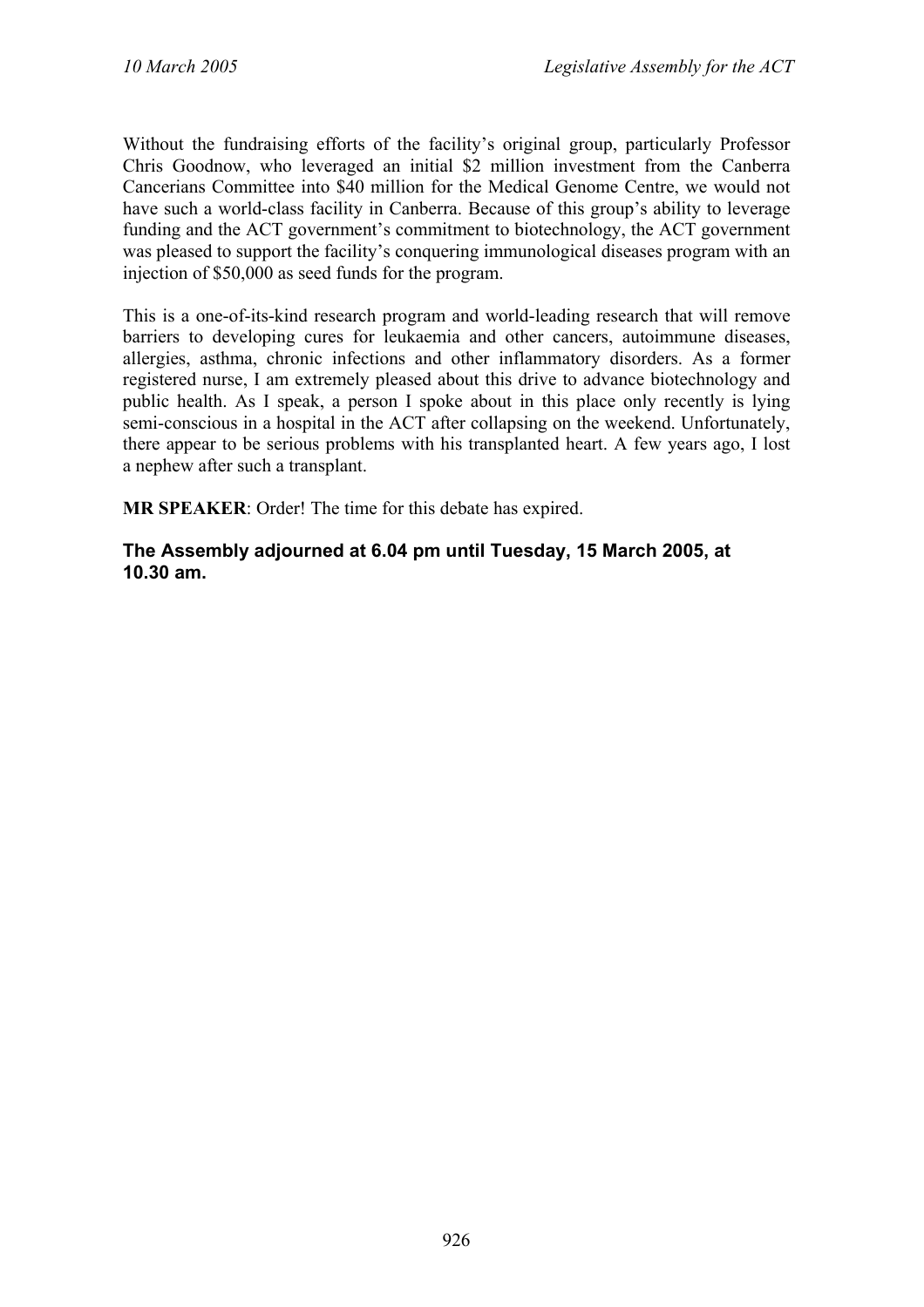Without the fundraising efforts of the facility's original group, particularly Professor Chris Goodnow, who leveraged an initial $2 million investment from the Canberra Cancerians Committee into $40 million for the Medical Genome Centre, we would not have such a world-class facility in Canberra. Because of this group's ability to leverage funding and the ACT government's commitment to biotechnology, the ACT government was pleased to support the facility's conquering immunological diseases program with an injection of $50,000 as seed funds for the program.

This is a one-of-its-kind research program and world-leading research that will remove barriers to developing cures for leukaemia and other cancers, autoimmune diseases, allergies, asthma, chronic infections and other inflammatory disorders. As a former registered nurse, I am extremely pleased about this drive to advance biotechnology and public health. As I speak, a person I spoke about in this place only recently is lying semi-conscious in a hospital in the ACT after collapsing on the weekend. Unfortunately, there appear to be serious problems with his transplanted heart. A few years ago, I lost a nephew after such a transplant.

**MR SPEAKER**: Order! The time for this debate has expired.

**The Assembly adjourned at 6.04 pm until Tuesday, 15 March 2005, at 10.30 am.**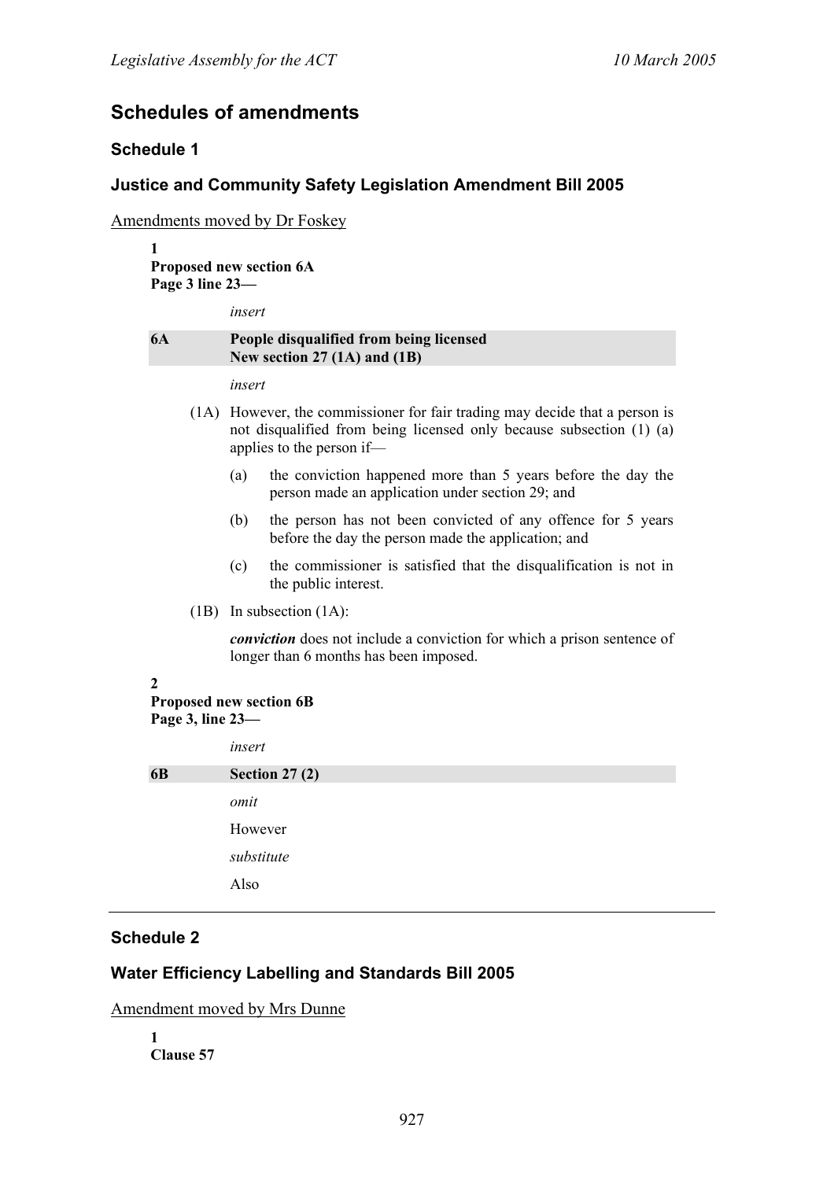## Schedules of amendments

### Schedule 1

### Justice and Community Safety Legislation Amendment Bill 2005

Amendments moved by Dr Foskey

**1**
**Proposed new section 6A**
**Page 3 line 23—**

*insert*

**6A People disqualified from being licensed**
**New section 27 (1A) and (1B)**

*insert*

(1A) However, the commissioner for fair trading may decide that a person is not disqualified from being licensed only because subsection (1) (a) applies to the person if—

(a) the conviction happened more than 5 years before the day the person made an application under section 29; and

(b) the person has not been convicted of any offence for 5 years before the day the person made the application; and

(c) the commissioner is satisfied that the disqualification is not in the public interest.

(1B) In subsection (1A):

***conviction*** does not include a conviction for which a prison sentence of longer than 6 months has been imposed.

**2**
**Proposed new section 6B**
**Page 3, line 23—**

*insert*

**6B Section 27 (2)**

*omit*

However

*substitute*

Also

---

### Schedule 2

### Water Efficiency Labelling and Standards Bill 2005

Amendment moved by Mrs Dunne

**1**
**Clause 57**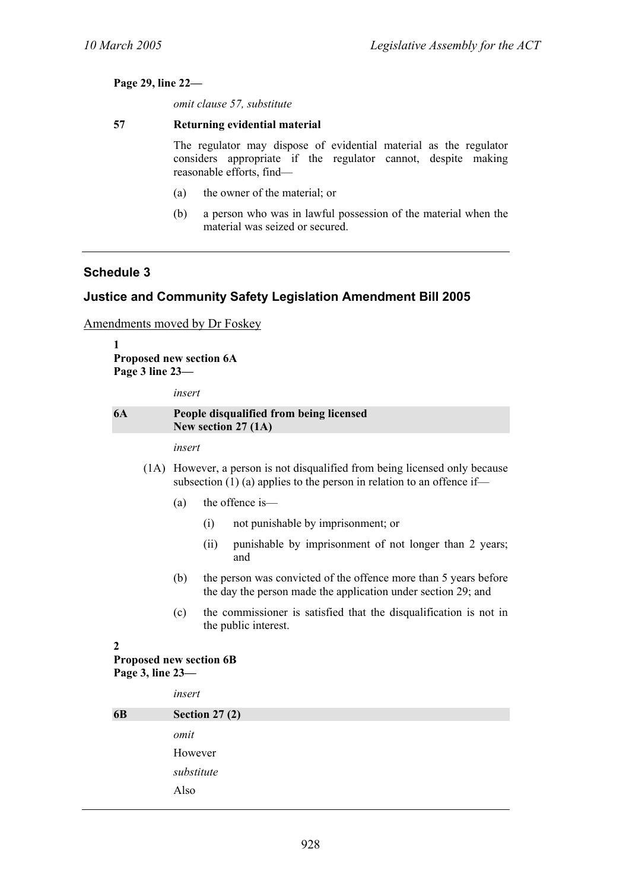**Page 29, line 22—**

*omit clause 57, substitute*

**57 Returning evidential material**

The regulator may dispose of evidential material as the regulator considers appropriate if the regulator cannot, despite making reasonable efforts, find—

(a) the owner of the material; or

(b) a person who was in lawful possession of the material when the material was seized or secured.

---

## Schedule 3

## Justice and Community Safety Legislation Amendment Bill 2005

Amendments moved by Dr Foskey

**1**
**Proposed new section 6A**
**Page 3 line 23—**

*insert*

**6A People disqualified from being licensed**
**New section 27 (1A)**

*insert*

(1A) However, a person is not disqualified from being licensed only because subsection (1) (a) applies to the person in relation to an offence if—

(a) the offence is—

(i) not punishable by imprisonment; or

(ii) punishable by imprisonment of not longer than 2 years; and

(b) the person was convicted of the offence more than 5 years before the day the person made the application under section 29; and

(c) the commissioner is satisfied that the disqualification is not in the public interest.

**2**
**Proposed new section 6B**
**Page 3, line 23—**

*insert*

**6B Section 27 (2)**

*omit*

However

*substitute*

Also

---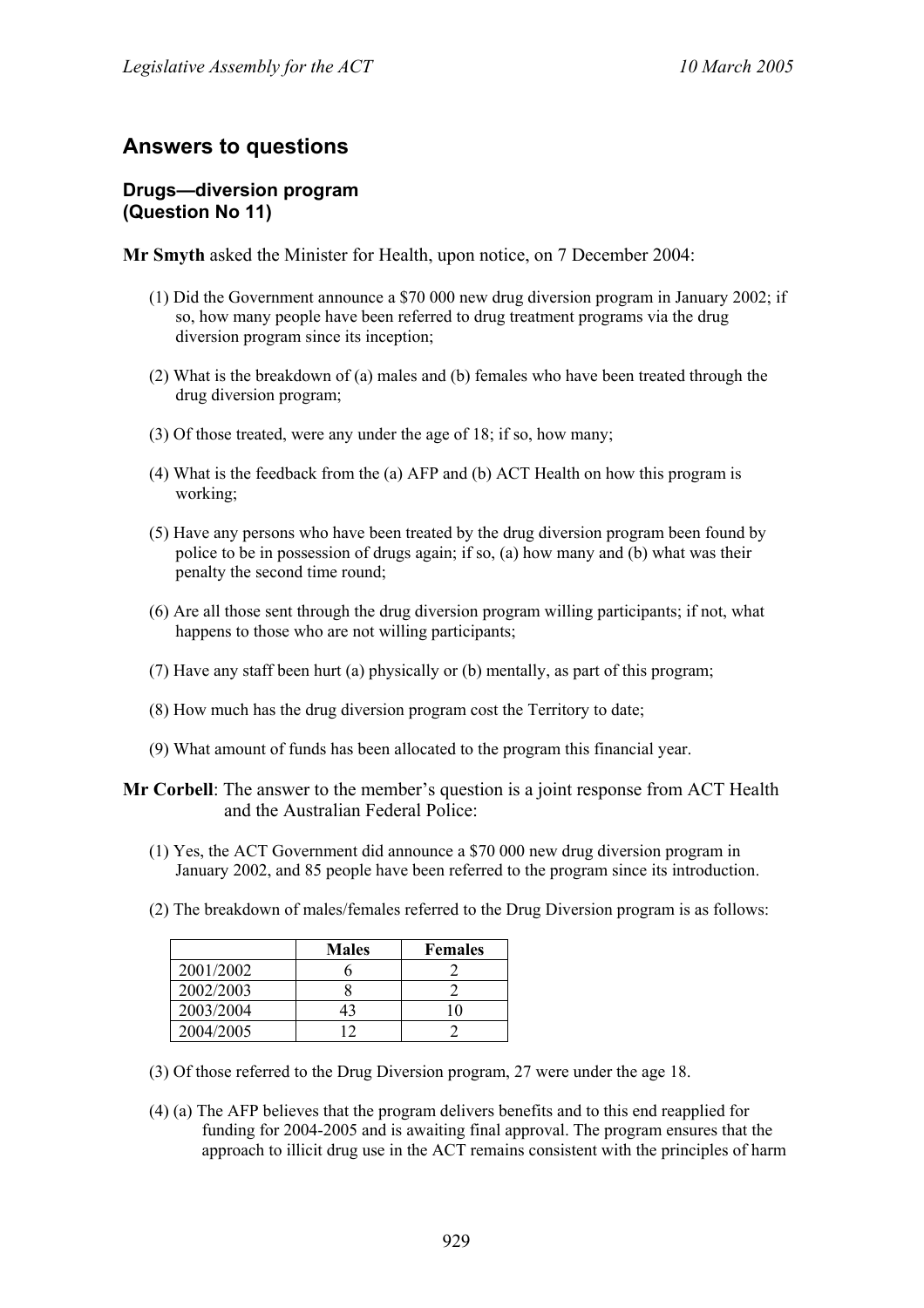## Answers to questions

### Drugs—diversion program (Question No 11)

**Mr Smyth** asked the Minister for Health, upon notice, on 7 December 2004:

(1) Did the Government announce a $70 000 new drug diversion program in January 2002; if so, how many people have been referred to drug treatment programs via the drug diversion program since its inception;

(2) What is the breakdown of (a) males and (b) females who have been treated through the drug diversion program;

(3) Of those treated, were any under the age of 18; if so, how many;

(4) What is the feedback from the (a) AFP and (b) ACT Health on how this program is working;

(5) Have any persons who have been treated by the drug diversion program been found by police to be in possession of drugs again; if so, (a) how many and (b) what was their penalty the second time round;

(6) Are all those sent through the drug diversion program willing participants; if not, what happens to those who are not willing participants;

(7) Have any staff been hurt (a) physically or (b) mentally, as part of this program;

(8) How much has the drug diversion program cost the Territory to date;

(9) What amount of funds has been allocated to the program this financial year.

**Mr Corbell**: The answer to the member's question is a joint response from ACT Health and the Australian Federal Police:

(1) Yes, the ACT Government did announce a $70 000 new drug diversion program in January 2002, and 85 people have been referred to the program since its introduction.

(2) The breakdown of males/females referred to the Drug Diversion program is as follows:

| | Males | Females |
|---|---|---|
| 2001/2002 | 6 | 2 |
| 2002/2003 | 8 | 2 |
| 2003/2004 | 43 | 10 |
| 2004/2005 | 12 | 2 |

(3) Of those referred to the Drug Diversion program, 27 were under the age 18.

(4) (a) The AFP believes that the program delivers benefits and to this end reapplied for funding for 2004-2005 and is awaiting final approval. The program ensures that the approach to illicit drug use in the ACT remains consistent with the principles of harm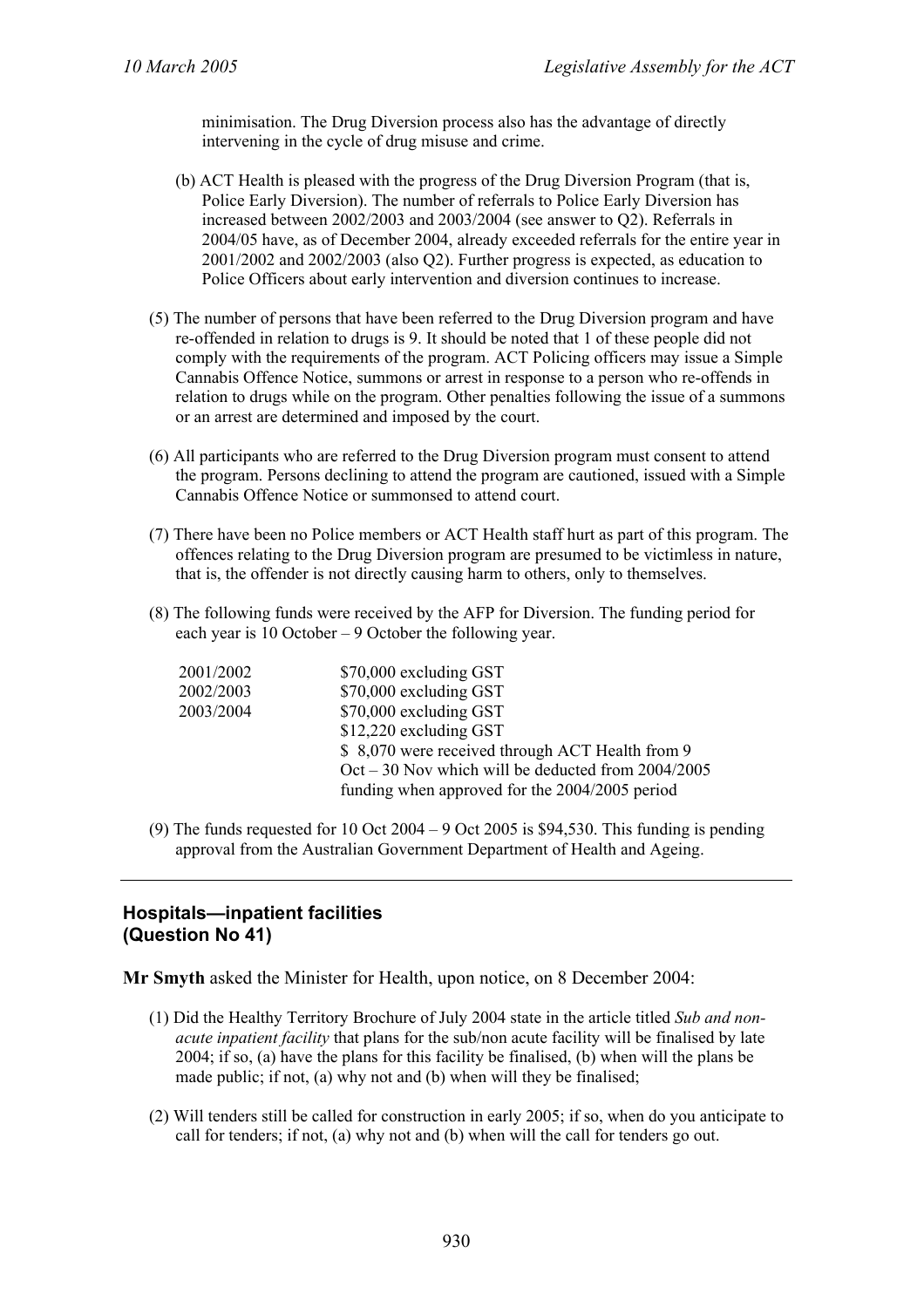minimisation. The Drug Diversion process also has the advantage of directly intervening in the cycle of drug misuse and crime.

(b) ACT Health is pleased with the progress of the Drug Diversion Program (that is, Police Early Diversion). The number of referrals to Police Early Diversion has increased between 2002/2003 and 2003/2004 (see answer to Q2). Referrals in 2004/05 have, as of December 2004, already exceeded referrals for the entire year in 2001/2002 and 2002/2003 (also Q2). Further progress is expected, as education to Police Officers about early intervention and diversion continues to increase.

(5) The number of persons that have been referred to the Drug Diversion program and have re-offended in relation to drugs is 9. It should be noted that 1 of these people did not comply with the requirements of the program. ACT Policing officers may issue a Simple Cannabis Offence Notice, summons or arrest in response to a person who re-offends in relation to drugs while on the program. Other penalties following the issue of a summons or an arrest are determined and imposed by the court.

(6) All participants who are referred to the Drug Diversion program must consent to attend the program. Persons declining to attend the program are cautioned, issued with a Simple Cannabis Offence Notice or summonsed to attend court.

(7) There have been no Police members or ACT Health staff hurt as part of this program. The offences relating to the Drug Diversion program are presumed to be victimless in nature, that is, the offender is not directly causing harm to others, only to themselves.

(8) The following funds were received by the AFP for Diversion. The funding period for each year is 10 October – 9 October the following year.

| | |
|---|---|
| 2001/2002 | $70,000 excluding GST |
| 2002/2003 | $70,000 excluding GST |
| 2003/2004 | $70,000 excluding GST |
| | $12,220 excluding GST |
| | $ 8,070 were received through ACT Health from 9 Oct – 30 Nov which will be deducted from 2004/2005 funding when approved for the 2004/2005 period |

(9) The funds requested for 10 Oct 2004 – 9 Oct 2005 is $94,530. This funding is pending approval from the Australian Government Department of Health and Ageing.

---

## Hospitals—inpatient facilities
## (Question No 41)

**Mr Smyth** asked the Minister for Health, upon notice, on 8 December 2004:

(1) Did the Healthy Territory Brochure of July 2004 state in the article titled *Sub and non-acute inpatient facility* that plans for the sub/non acute facility will be finalised by late 2004; if so, (a) have the plans for this facility be finalised, (b) when will the plans be made public; if not, (a) why not and (b) when will they be finalised;

(2) Will tenders still be called for construction in early 2005; if so, when do you anticipate to call for tenders; if not, (a) why not and (b) when will the call for tenders go out.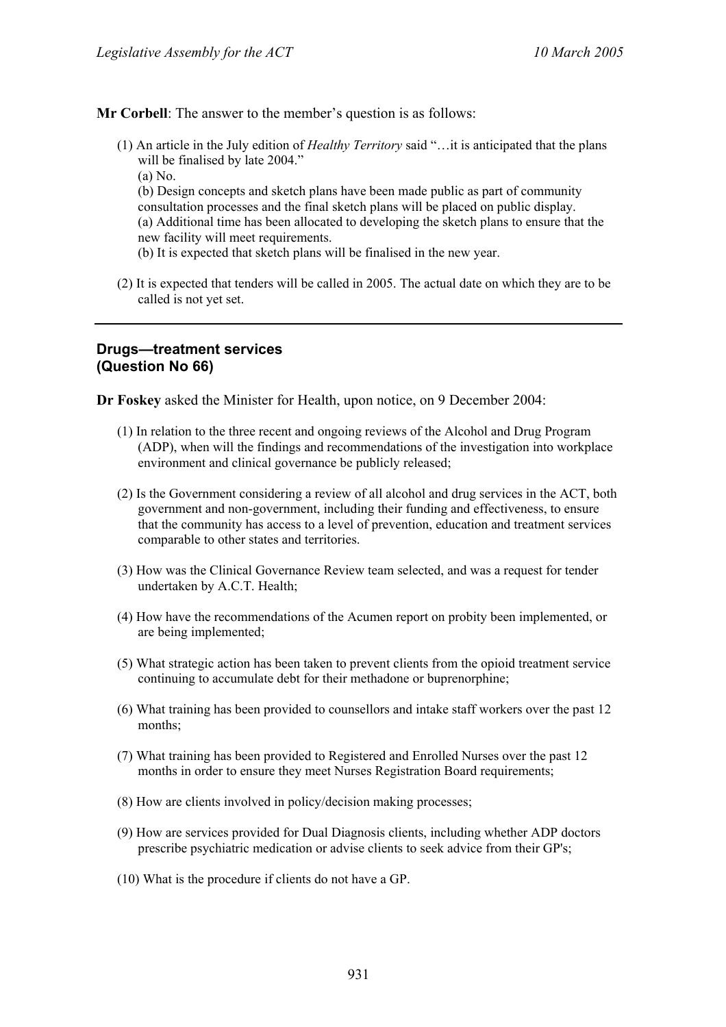**Mr Corbell**: The answer to the member's question is as follows:

(1) An article in the July edition of *Healthy Territory* said "…it is anticipated that the plans will be finalised by late 2004."

(a) No.

(b) Design concepts and sketch plans have been made public as part of community consultation processes and the final sketch plans will be placed on public display.

(a) Additional time has been allocated to developing the sketch plans to ensure that the new facility will meet requirements.

(b) It is expected that sketch plans will be finalised in the new year.

(2) It is expected that tenders will be called in 2005. The actual date on which they are to be called is not yet set.

---

### Drugs—treatment services (Question No 66)

**Dr Foskey** asked the Minister for Health, upon notice, on 9 December 2004:

(1) In relation to the three recent and ongoing reviews of the Alcohol and Drug Program (ADP), when will the findings and recommendations of the investigation into workplace environment and clinical governance be publicly released;

(2) Is the Government considering a review of all alcohol and drug services in the ACT, both government and non-government, including their funding and effectiveness, to ensure that the community has access to a level of prevention, education and treatment services comparable to other states and territories.

(3) How was the Clinical Governance Review team selected, and was a request for tender undertaken by A.C.T. Health;

(4) How have the recommendations of the Acumen report on probity been implemented, or are being implemented;

(5) What strategic action has been taken to prevent clients from the opioid treatment service continuing to accumulate debt for their methadone or buprenorphine;

(6) What training has been provided to counsellors and intake staff workers over the past 12 months;

(7) What training has been provided to Registered and Enrolled Nurses over the past 12 months in order to ensure they meet Nurses Registration Board requirements;

(8) How are clients involved in policy/decision making processes;

(9) How are services provided for Dual Diagnosis clients, including whether ADP doctors prescribe psychiatric medication or advise clients to seek advice from their GP's;

(10) What is the procedure if clients do not have a GP.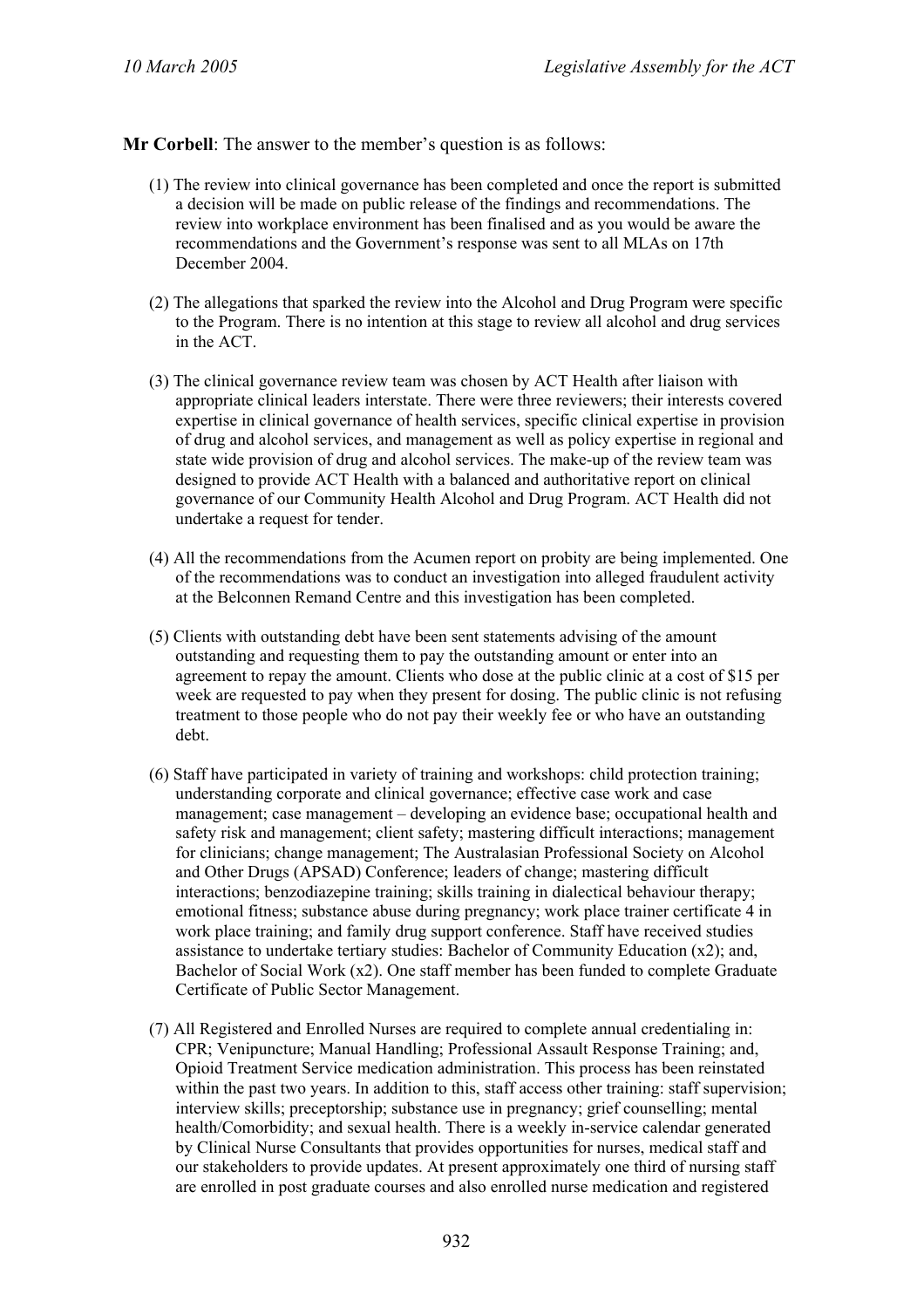**Mr Corbell**: The answer to the member's question is as follows:

(1) The review into clinical governance has been completed and once the report is submitted a decision will be made on public release of the findings and recommendations. The review into workplace environment has been finalised and as you would be aware the recommendations and the Government's response was sent to all MLAs on 17th December 2004.

(2) The allegations that sparked the review into the Alcohol and Drug Program were specific to the Program. There is no intention at this stage to review all alcohol and drug services in the ACT.

(3) The clinical governance review team was chosen by ACT Health after liaison with appropriate clinical leaders interstate. There were three reviewers; their interests covered expertise in clinical governance of health services, specific clinical expertise in provision of drug and alcohol services, and management as well as policy expertise in regional and state wide provision of drug and alcohol services. The make-up of the review team was designed to provide ACT Health with a balanced and authoritative report on clinical governance of our Community Health Alcohol and Drug Program. ACT Health did not undertake a request for tender.

(4) All the recommendations from the Acumen report on probity are being implemented. One of the recommendations was to conduct an investigation into alleged fraudulent activity at the Belconnen Remand Centre and this investigation has been completed.

(5) Clients with outstanding debt have been sent statements advising of the amount outstanding and requesting them to pay the outstanding amount or enter into an agreement to repay the amount. Clients who dose at the public clinic at a cost of $15 per week are requested to pay when they present for dosing. The public clinic is not refusing treatment to those people who do not pay their weekly fee or who have an outstanding debt.

(6) Staff have participated in variety of training and workshops: child protection training; understanding corporate and clinical governance; effective case work and case management; case management – developing an evidence base; occupational health and safety risk and management; client safety; mastering difficult interactions; management for clinicians; change management; The Australasian Professional Society on Alcohol and Other Drugs (APSAD) Conference; leaders of change; mastering difficult interactions; benzodiazepine training; skills training in dialectical behaviour therapy; emotional fitness; substance abuse during pregnancy; work place trainer certificate 4 in work place training; and family drug support conference. Staff have received studies assistance to undertake tertiary studies: Bachelor of Community Education (x2); and, Bachelor of Social Work (x2). One staff member has been funded to complete Graduate Certificate of Public Sector Management.

(7) All Registered and Enrolled Nurses are required to complete annual credentialing in: CPR; Venipuncture; Manual Handling; Professional Assault Response Training; and, Opioid Treatment Service medication administration. This process has been reinstated within the past two years. In addition to this, staff access other training: staff supervision; interview skills; preceptorship; substance use in pregnancy; grief counselling; mental health/Comorbidity; and sexual health. There is a weekly in-service calendar generated by Clinical Nurse Consultants that provides opportunities for nurses, medical staff and our stakeholders to provide updates. At present approximately one third of nursing staff are enrolled in post graduate courses and also enrolled nurse medication and registered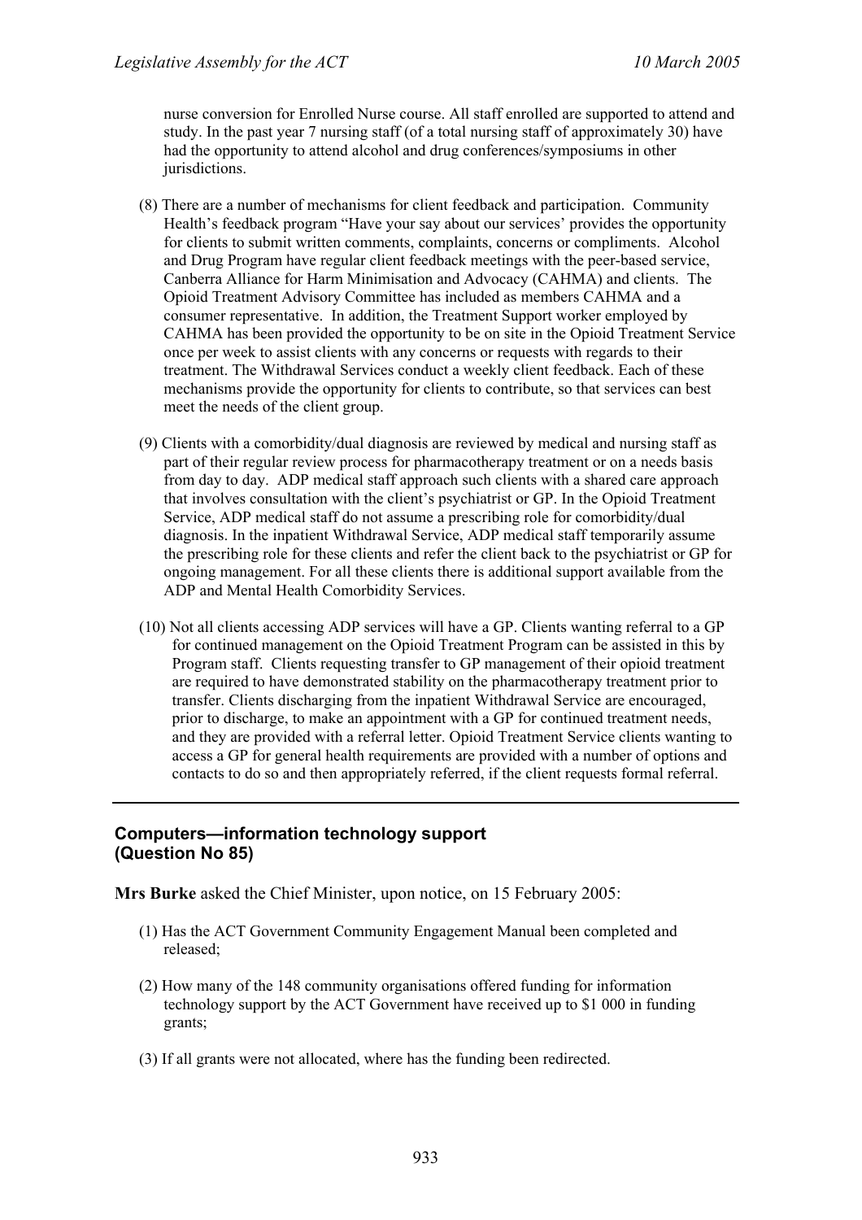nurse conversion for Enrolled Nurse course. All staff enrolled are supported to attend and study. In the past year 7 nursing staff (of a total nursing staff of approximately 30) have had the opportunity to attend alcohol and drug conferences/symposiums in other jurisdictions.

(8) There are a number of mechanisms for client feedback and participation. Community Health's feedback program "Have your say about our services' provides the opportunity for clients to submit written comments, complaints, concerns or compliments. Alcohol and Drug Program have regular client feedback meetings with the peer-based service, Canberra Alliance for Harm Minimisation and Advocacy (CAHMA) and clients. The Opioid Treatment Advisory Committee has included as members CAHMA and a consumer representative. In addition, the Treatment Support worker employed by CAHMA has been provided the opportunity to be on site in the Opioid Treatment Service once per week to assist clients with any concerns or requests with regards to their treatment. The Withdrawal Services conduct a weekly client feedback. Each of these mechanisms provide the opportunity for clients to contribute, so that services can best meet the needs of the client group.

(9) Clients with a comorbidity/dual diagnosis are reviewed by medical and nursing staff as part of their regular review process for pharmacotherapy treatment or on a needs basis from day to day. ADP medical staff approach such clients with a shared care approach that involves consultation with the client's psychiatrist or GP. In the Opioid Treatment Service, ADP medical staff do not assume a prescribing role for comorbidity/dual diagnosis. In the inpatient Withdrawal Service, ADP medical staff temporarily assume the prescribing role for these clients and refer the client back to the psychiatrist or GP for ongoing management. For all these clients there is additional support available from the ADP and Mental Health Comorbidity Services.

(10) Not all clients accessing ADP services will have a GP. Clients wanting referral to a GP for continued management on the Opioid Treatment Program can be assisted in this by Program staff. Clients requesting transfer to GP management of their opioid treatment are required to have demonstrated stability on the pharmacotherapy treatment prior to transfer. Clients discharging from the inpatient Withdrawal Service are encouraged, prior to discharge, to make an appointment with a GP for continued treatment needs, and they are provided with a referral letter. Opioid Treatment Service clients wanting to access a GP for general health requirements are provided with a number of options and contacts to do so and then appropriately referred, if the client requests formal referral.

---

### Computers—information technology support (Question No 85)

**Mrs Burke** asked the Chief Minister, upon notice, on 15 February 2005:

(1) Has the ACT Government Community Engagement Manual been completed and released;

(2) How many of the 148 community organisations offered funding for information technology support by the ACT Government have received up to $1 000 in funding grants;

(3) If all grants were not allocated, where has the funding been redirected.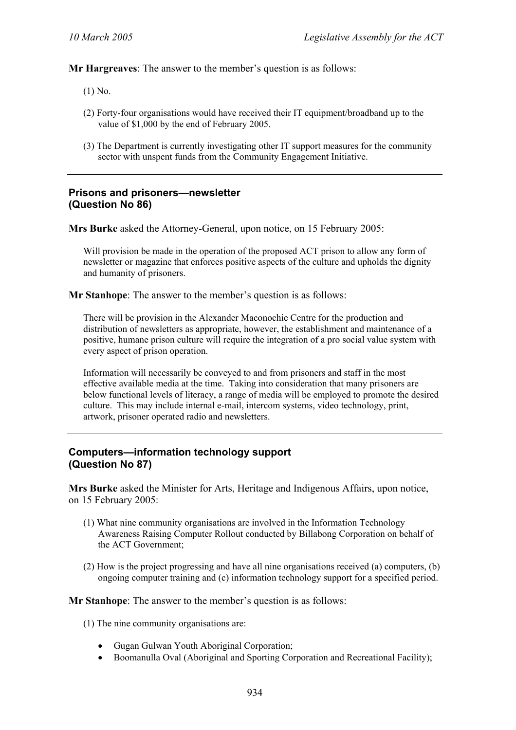**Mr Hargreaves**: The answer to the member's question is as follows:

(1) No.

(2) Forty-four organisations would have received their IT equipment/broadband up to the value of $1,000 by the end of February 2005.

(3) The Department is currently investigating other IT support measures for the community sector with unspent funds from the Community Engagement Initiative.

---

## Prisons and prisoners—newsletter (Question No 86)

**Mrs Burke** asked the Attorney-General, upon notice, on 15 February 2005:

Will provision be made in the operation of the proposed ACT prison to allow any form of newsletter or magazine that enforces positive aspects of the culture and upholds the dignity and humanity of prisoners.

**Mr Stanhope**: The answer to the member's question is as follows:

There will be provision in the Alexander Maconochie Centre for the production and distribution of newsletters as appropriate, however, the establishment and maintenance of a positive, humane prison culture will require the integration of a pro social value system with every aspect of prison operation.

Information will necessarily be conveyed to and from prisoners and staff in the most effective available media at the time. Taking into consideration that many prisoners are below functional levels of literacy, a range of media will be employed to promote the desired culture. This may include internal e-mail, intercom systems, video technology, print, artwork, prisoner operated radio and newsletters.

---

## Computers—information technology support (Question No 87)

**Mrs Burke** asked the Minister for Arts, Heritage and Indigenous Affairs, upon notice, on 15 February 2005:

(1) What nine community organisations are involved in the Information Technology Awareness Raising Computer Rollout conducted by Billabong Corporation on behalf of the ACT Government;

(2) How is the project progressing and have all nine organisations received (a) computers, (b) ongoing computer training and (c) information technology support for a specified period.

**Mr Stanhope**: The answer to the member's question is as follows:

(1) The nine community organisations are:

- Gugan Gulwan Youth Aboriginal Corporation;
- Boomanulla Oval (Aboriginal and Sporting Corporation and Recreational Facility);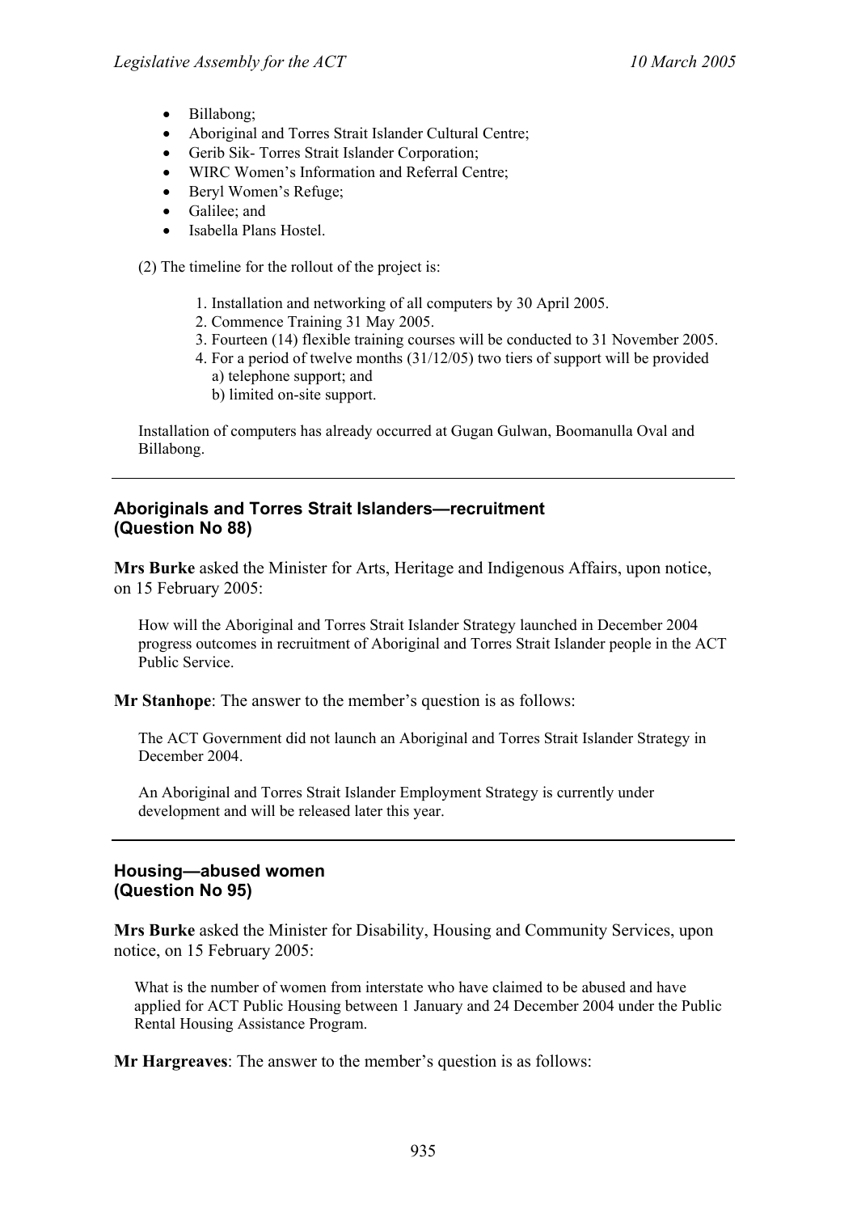- Billabong;
- Aboriginal and Torres Strait Islander Cultural Centre;
- Gerib Sik- Torres Strait Islander Corporation;
- WIRC Women's Information and Referral Centre;
- Beryl Women's Refuge;
- Galilee; and
- Isabella Plans Hostel.

(2) The timeline for the rollout of the project is:

1. Installation and networking of all computers by 30 April 2005.
2. Commence Training 31 May 2005.
3. Fourteen (14) flexible training courses will be conducted to 31 November 2005.
4. For a period of twelve months (31/12/05) two tiers of support will be provided
   a) telephone support; and
   b) limited on-site support.

Installation of computers has already occurred at Gugan Gulwan, Boomanulla Oval and Billabong.

---

### Aboriginals and Torres Strait Islanders—recruitment (Question No 88)

**Mrs Burke** asked the Minister for Arts, Heritage and Indigenous Affairs, upon notice, on 15 February 2005:

How will the Aboriginal and Torres Strait Islander Strategy launched in December 2004 progress outcomes in recruitment of Aboriginal and Torres Strait Islander people in the ACT Public Service.

**Mr Stanhope**: The answer to the member's question is as follows:

The ACT Government did not launch an Aboriginal and Torres Strait Islander Strategy in December 2004.

An Aboriginal and Torres Strait Islander Employment Strategy is currently under development and will be released later this year.

---

### Housing—abused women (Question No 95)

**Mrs Burke** asked the Minister for Disability, Housing and Community Services, upon notice, on 15 February 2005:

What is the number of women from interstate who have claimed to be abused and have applied for ACT Public Housing between 1 January and 24 December 2004 under the Public Rental Housing Assistance Program.

**Mr Hargreaves**: The answer to the member's question is as follows: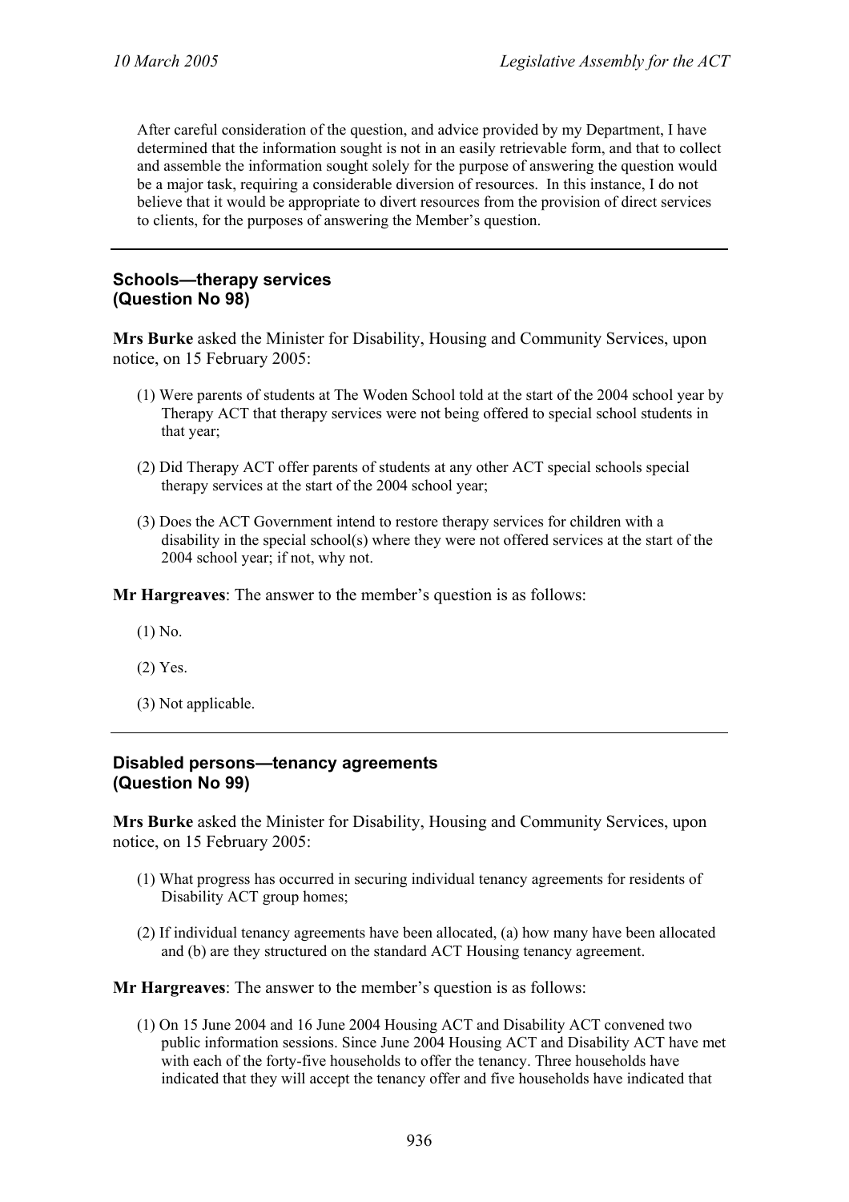After careful consideration of the question, and advice provided by my Department, I have determined that the information sought is not in an easily retrievable form, and that to collect and assemble the information sought solely for the purpose of answering the question would be a major task, requiring a considerable diversion of resources. In this instance, I do not believe that it would be appropriate to divert resources from the provision of direct services to clients, for the purposes of answering the Member's question.

---

### Schools—therapy services (Question No 98)

**Mrs Burke** asked the Minister for Disability, Housing and Community Services, upon notice, on 15 February 2005:

(1) Were parents of students at The Woden School told at the start of the 2004 school year by Therapy ACT that therapy services were not being offered to special school students in that year;

(2) Did Therapy ACT offer parents of students at any other ACT special schools special therapy services at the start of the 2004 school year;

(3) Does the ACT Government intend to restore therapy services for children with a disability in the special school(s) where they were not offered services at the start of the 2004 school year; if not, why not.

**Mr Hargreaves**: The answer to the member's question is as follows:

(1) No.

(2) Yes.

(3) Not applicable.

---

### Disabled persons—tenancy agreements (Question No 99)

**Mrs Burke** asked the Minister for Disability, Housing and Community Services, upon notice, on 15 February 2005:

(1) What progress has occurred in securing individual tenancy agreements for residents of Disability ACT group homes;

(2) If individual tenancy agreements have been allocated, (a) how many have been allocated and (b) are they structured on the standard ACT Housing tenancy agreement.

**Mr Hargreaves**: The answer to the member's question is as follows:

(1) On 15 June 2004 and 16 June 2004 Housing ACT and Disability ACT convened two public information sessions. Since June 2004 Housing ACT and Disability ACT have met with each of the forty-five households to offer the tenancy. Three households have indicated that they will accept the tenancy offer and five households have indicated that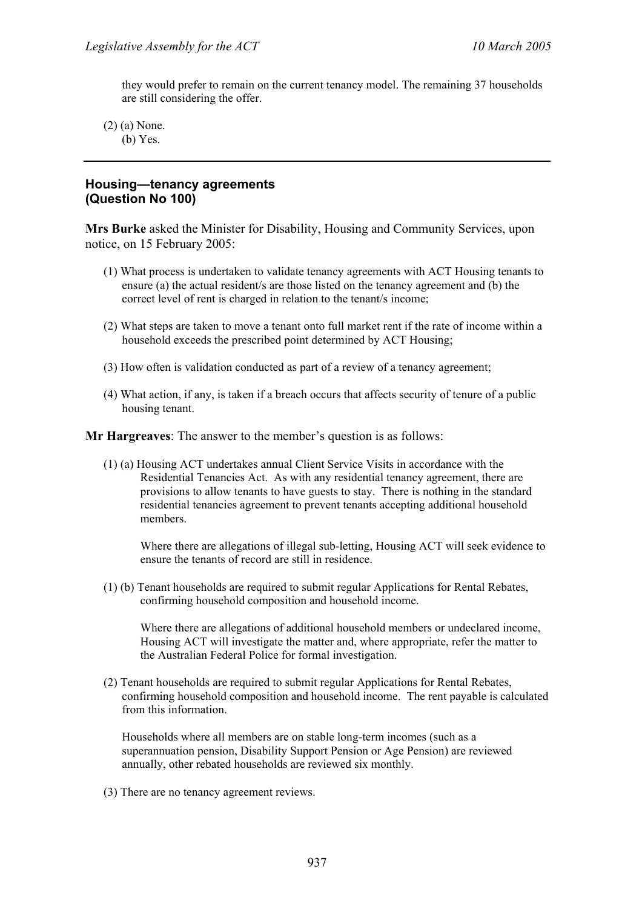they would prefer to remain on the current tenancy model. The remaining 37 households are still considering the offer.

(2) (a) None.
(b) Yes.

---

## Housing—tenancy agreements (Question No 100)

**Mrs Burke** asked the Minister for Disability, Housing and Community Services, upon notice, on 15 February 2005:

(1) What process is undertaken to validate tenancy agreements with ACT Housing tenants to ensure (a) the actual resident/s are those listed on the tenancy agreement and (b) the correct level of rent is charged in relation to the tenant/s income;

(2) What steps are taken to move a tenant onto full market rent if the rate of income within a household exceeds the prescribed point determined by ACT Housing;

(3) How often is validation conducted as part of a review of a tenancy agreement;

(4) What action, if any, is taken if a breach occurs that affects security of tenure of a public housing tenant.

**Mr Hargreaves**: The answer to the member's question is as follows:

(1) (a) Housing ACT undertakes annual Client Service Visits in accordance with the Residential Tenancies Act. As with any residential tenancy agreement, there are provisions to allow tenants to have guests to stay. There is nothing in the standard residential tenancies agreement to prevent tenants accepting additional household members.

Where there are allegations of illegal sub-letting, Housing ACT will seek evidence to ensure the tenants of record are still in residence.

(1) (b) Tenant households are required to submit regular Applications for Rental Rebates, confirming household composition and household income.

Where there are allegations of additional household members or undeclared income, Housing ACT will investigate the matter and, where appropriate, refer the matter to the Australian Federal Police for formal investigation.

(2) Tenant households are required to submit regular Applications for Rental Rebates, confirming household composition and household income. The rent payable is calculated from this information.

Households where all members are on stable long-term incomes (such as a superannuation pension, Disability Support Pension or Age Pension) are reviewed annually, other rebated households are reviewed six monthly.

(3) There are no tenancy agreement reviews.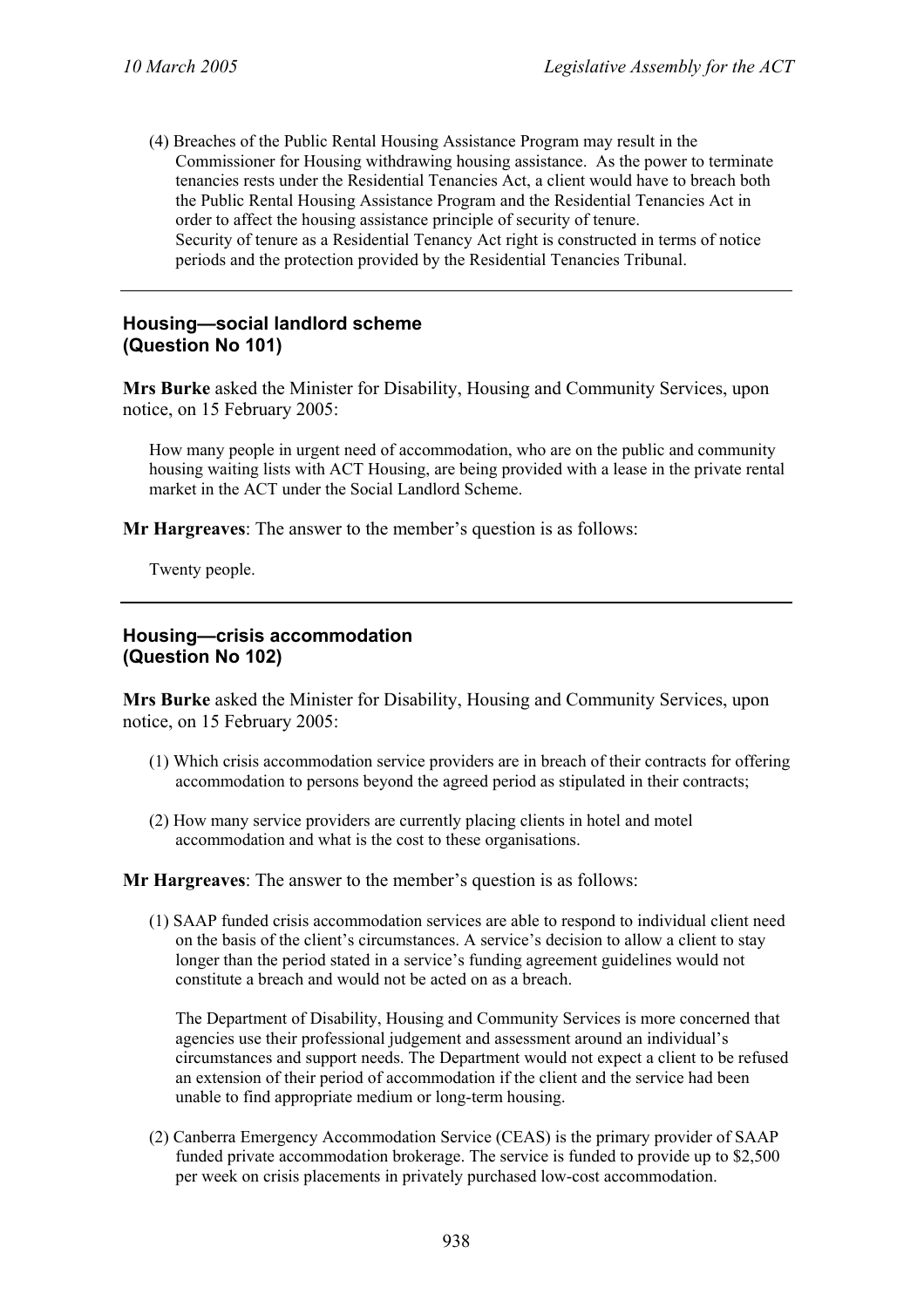(4) Breaches of the Public Rental Housing Assistance Program may result in the Commissioner for Housing withdrawing housing assistance. As the power to terminate tenancies rests under the Residential Tenancies Act, a client would have to breach both the Public Rental Housing Assistance Program and the Residential Tenancies Act in order to affect the housing assistance principle of security of tenure.
Security of tenure as a Residential Tenancy Act right is constructed in terms of notice periods and the protection provided by the Residential Tenancies Tribunal.

---

### Housing—social landlord scheme
### (Question No 101)

**Mrs Burke** asked the Minister for Disability, Housing and Community Services, upon notice, on 15 February 2005:

> How many people in urgent need of accommodation, who are on the public and community housing waiting lists with ACT Housing, are being provided with a lease in the private rental market in the ACT under the Social Landlord Scheme.

**Mr Hargreaves**: The answer to the member's question is as follows:

> Twenty people.

---

### Housing—crisis accommodation
### (Question No 102)

**Mrs Burke** asked the Minister for Disability, Housing and Community Services, upon notice, on 15 February 2005:

(1) Which crisis accommodation service providers are in breach of their contracts for offering accommodation to persons beyond the agreed period as stipulated in their contracts;

(2) How many service providers are currently placing clients in hotel and motel accommodation and what is the cost to these organisations.

**Mr Hargreaves**: The answer to the member's question is as follows:

(1) SAAP funded crisis accommodation services are able to respond to individual client need on the basis of the client's circumstances. A service's decision to allow a client to stay longer than the period stated in a service's funding agreement guidelines would not constitute a breach and would not be acted on as a breach.

The Department of Disability, Housing and Community Services is more concerned that agencies use their professional judgement and assessment around an individual's circumstances and support needs. The Department would not expect a client to be refused an extension of their period of accommodation if the client and the service had been unable to find appropriate medium or long-term housing.

(2) Canberra Emergency Accommodation Service (CEAS) is the primary provider of SAAP funded private accommodation brokerage. The service is funded to provide up to $2,500 per week on crisis placements in privately purchased low-cost accommodation.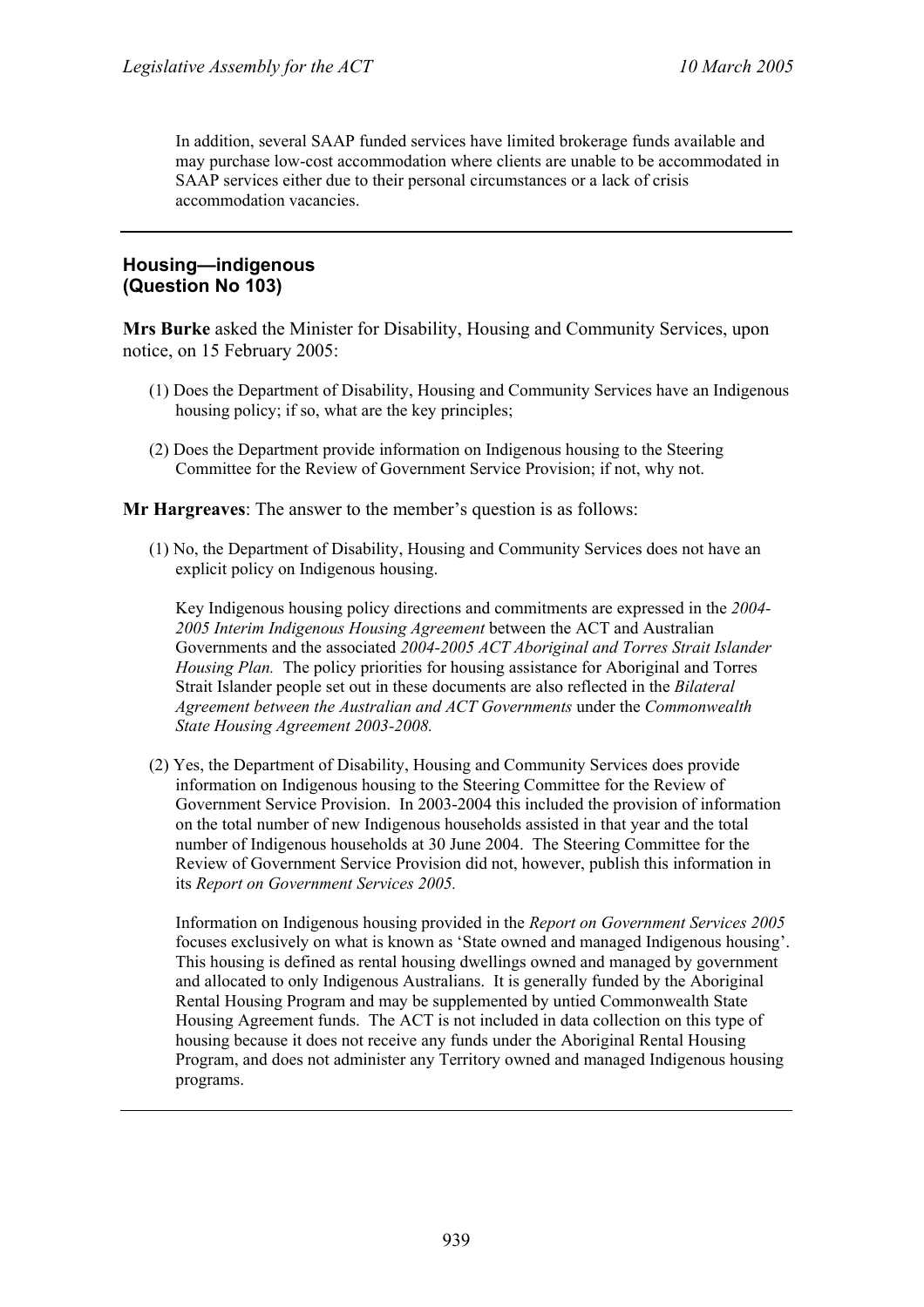In addition, several SAAP funded services have limited brokerage funds available and may purchase low-cost accommodation where clients are unable to be accommodated in SAAP services either due to their personal circumstances or a lack of crisis accommodation vacancies.

---

### Housing—indigenous
### (Question No 103)

**Mrs Burke** asked the Minister for Disability, Housing and Community Services, upon notice, on 15 February 2005:

(1) Does the Department of Disability, Housing and Community Services have an Indigenous housing policy; if so, what are the key principles;

(2) Does the Department provide information on Indigenous housing to the Steering Committee for the Review of Government Service Provision; if not, why not.

**Mr Hargreaves**: The answer to the member's question is as follows:

(1) No, the Department of Disability, Housing and Community Services does not have an explicit policy on Indigenous housing.

Key Indigenous housing policy directions and commitments are expressed in the *2004-2005 Interim Indigenous Housing Agreement* between the ACT and Australian Governments and the associated *2004-2005 ACT Aboriginal and Torres Strait Islander Housing Plan.* The policy priorities for housing assistance for Aboriginal and Torres Strait Islander people set out in these documents are also reflected in the *Bilateral Agreement between the Australian and ACT Governments* under the *Commonwealth State Housing Agreement 2003-2008.*

(2) Yes, the Department of Disability, Housing and Community Services does provide information on Indigenous housing to the Steering Committee for the Review of Government Service Provision. In 2003-2004 this included the provision of information on the total number of new Indigenous households assisted in that year and the total number of Indigenous households at 30 June 2004. The Steering Committee for the Review of Government Service Provision did not, however, publish this information in its *Report on Government Services 2005.*

Information on Indigenous housing provided in the *Report on Government Services 2005* focuses exclusively on what is known as 'State owned and managed Indigenous housing'. This housing is defined as rental housing dwellings owned and managed by government and allocated to only Indigenous Australians. It is generally funded by the Aboriginal Rental Housing Program and may be supplemented by untied Commonwealth State Housing Agreement funds. The ACT is not included in data collection on this type of housing because it does not receive any funds under the Aboriginal Rental Housing Program, and does not administer any Territory owned and managed Indigenous housing programs.

---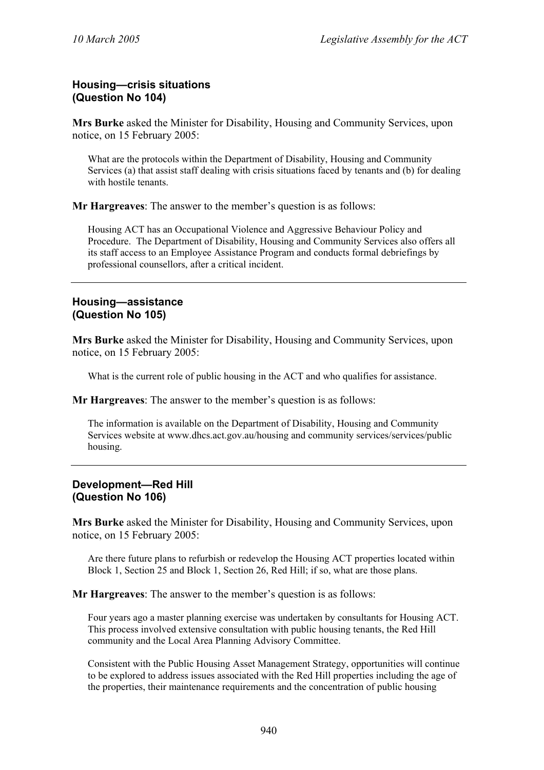### Housing—crisis situations
### (Question No 104)

**Mrs Burke** asked the Minister for Disability, Housing and Community Services, upon notice, on 15 February 2005:

> What are the protocols within the Department of Disability, Housing and Community Services (a) that assist staff dealing with crisis situations faced by tenants and (b) for dealing with hostile tenants.

**Mr Hargreaves**: The answer to the member's question is as follows:

> Housing ACT has an Occupational Violence and Aggressive Behaviour Policy and Procedure. The Department of Disability, Housing and Community Services also offers all its staff access to an Employee Assistance Program and conducts formal debriefings by professional counsellors, after a critical incident.

---

### Housing—assistance
### (Question No 105)

**Mrs Burke** asked the Minister for Disability, Housing and Community Services, upon notice, on 15 February 2005:

> What is the current role of public housing in the ACT and who qualifies for assistance.

**Mr Hargreaves**: The answer to the member's question is as follows:

> The information is available on the Department of Disability, Housing and Community Services website at www.dhcs.act.gov.au/housing and community services/services/public housing.

---

### Development—Red Hill
### (Question No 106)

**Mrs Burke** asked the Minister for Disability, Housing and Community Services, upon notice, on 15 February 2005:

> Are there future plans to refurbish or redevelop the Housing ACT properties located within Block 1, Section 25 and Block 1, Section 26, Red Hill; if so, what are those plans.

**Mr Hargreaves**: The answer to the member's question is as follows:

> Four years ago a master planning exercise was undertaken by consultants for Housing ACT. This process involved extensive consultation with public housing tenants, the Red Hill community and the Local Area Planning Advisory Committee.
>
> Consistent with the Public Housing Asset Management Strategy, opportunities will continue to be explored to address issues associated with the Red Hill properties including the age of the properties, their maintenance requirements and the concentration of public housing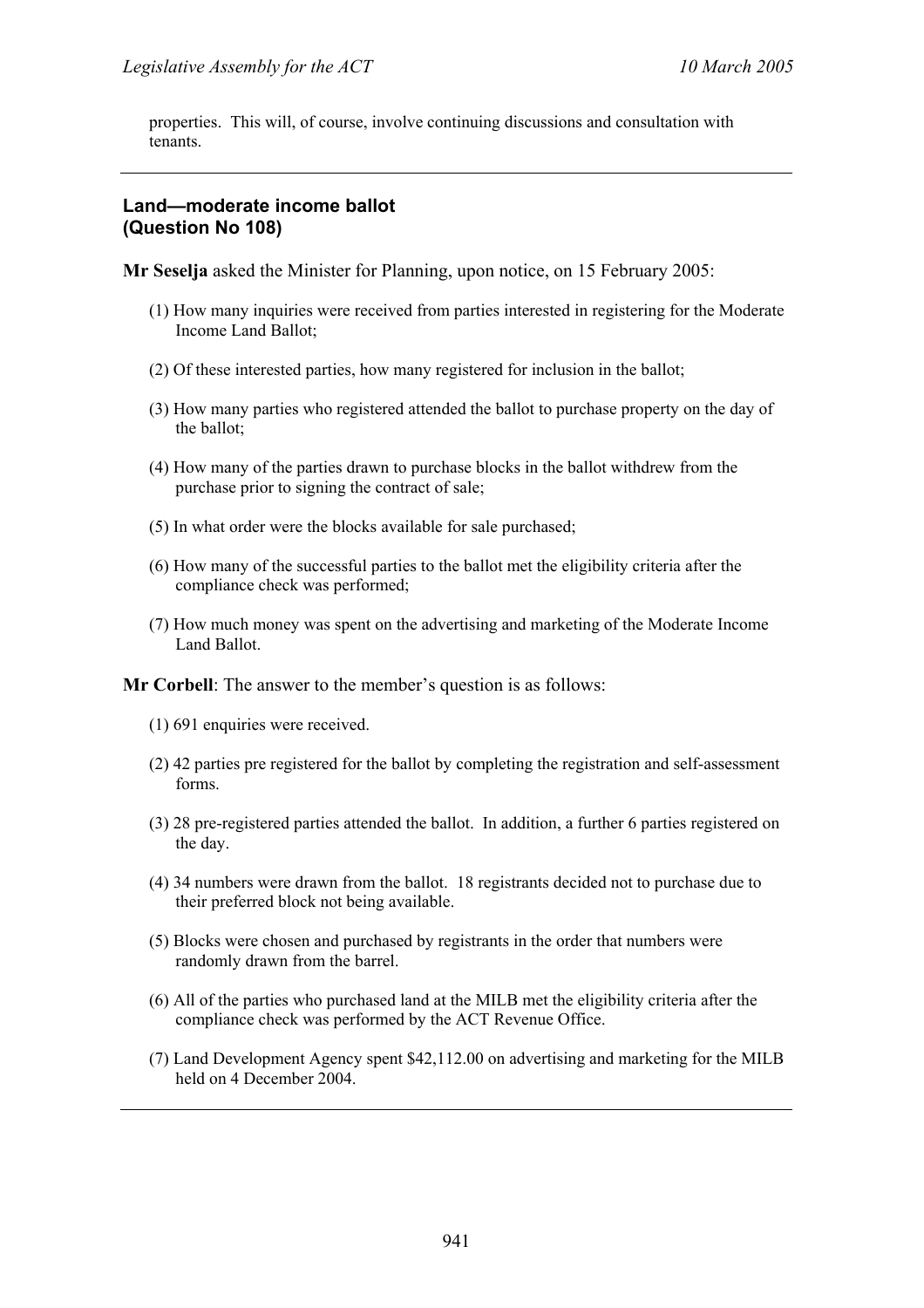properties. This will, of course, involve continuing discussions and consultation with tenants.

---

### Land—moderate income ballot (Question No 108)

**Mr Seselja** asked the Minister for Planning, upon notice, on 15 February 2005:

(1) How many inquiries were received from parties interested in registering for the Moderate Income Land Ballot;

(2) Of these interested parties, how many registered for inclusion in the ballot;

(3) How many parties who registered attended the ballot to purchase property on the day of the ballot;

(4) How many of the parties drawn to purchase blocks in the ballot withdrew from the purchase prior to signing the contract of sale;

(5) In what order were the blocks available for sale purchased;

(6) How many of the successful parties to the ballot met the eligibility criteria after the compliance check was performed;

(7) How much money was spent on the advertising and marketing of the Moderate Income Land Ballot.

**Mr Corbell**: The answer to the member's question is as follows:

(1) 691 enquiries were received.

(2) 42 parties pre registered for the ballot by completing the registration and self-assessment forms.

(3) 28 pre-registered parties attended the ballot. In addition, a further 6 parties registered on the day.

(4) 34 numbers were drawn from the ballot. 18 registrants decided not to purchase due to their preferred block not being available.

(5) Blocks were chosen and purchased by registrants in the order that numbers were randomly drawn from the barrel.

(6) All of the parties who purchased land at the MILB met the eligibility criteria after the compliance check was performed by the ACT Revenue Office.

(7) Land Development Agency spent $42,112.00 on advertising and marketing for the MILB held on 4 December 2004.

---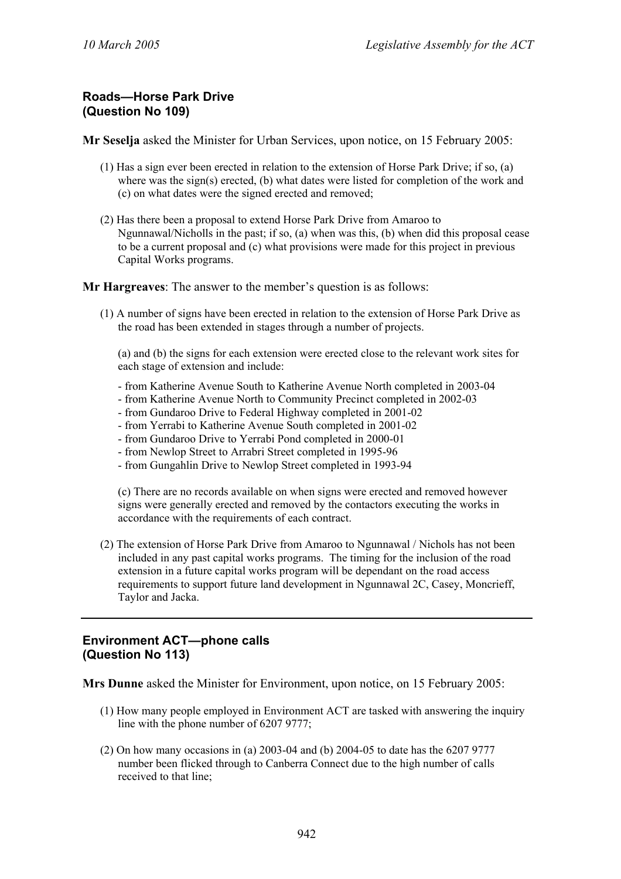## Roads—Horse Park Drive (Question No 109)

**Mr Seselja** asked the Minister for Urban Services, upon notice, on 15 February 2005:

(1) Has a sign ever been erected in relation to the extension of Horse Park Drive; if so, (a) where was the sign(s) erected, (b) what dates were listed for completion of the work and (c) on what dates were the signed erected and removed;

(2) Has there been a proposal to extend Horse Park Drive from Amaroo to Ngunnawal/Nicholls in the past; if so, (a) when was this, (b) when did this proposal cease to be a current proposal and (c) what provisions were made for this project in previous Capital Works programs.

**Mr Hargreaves**: The answer to the member's question is as follows:

(1) A number of signs have been erected in relation to the extension of Horse Park Drive as the road has been extended in stages through a number of projects.

(a) and (b) the signs for each extension were erected close to the relevant work sites for each stage of extension and include:

- from Katherine Avenue South to Katherine Avenue North completed in 2003-04
- from Katherine Avenue North to Community Precinct completed in 2002-03
- from Gundaroo Drive to Federal Highway completed in 2001-02
- from Yerrabi to Katherine Avenue South completed in 2001-02
- from Gundaroo Drive to Yerrabi Pond completed in 2000-01
- from Newlop Street to Arrabri Street completed in 1995-96
- from Gungahlin Drive to Newlop Street completed in 1993-94

(c) There are no records available on when signs were erected and removed however signs were generally erected and removed by the contactors executing the works in accordance with the requirements of each contract.

(2) The extension of Horse Park Drive from Amaroo to Ngunnawal / Nichols has not been included in any past capital works programs. The timing for the inclusion of the road extension in a future capital works program will be dependant on the road access requirements to support future land development in Ngunnawal 2C, Casey, Moncrieff, Taylor and Jacka.

---

## Environment ACT—phone calls (Question No 113)

**Mrs Dunne** asked the Minister for Environment, upon notice, on 15 February 2005:

(1) How many people employed in Environment ACT are tasked with answering the inquiry line with the phone number of 6207 9777;

(2) On how many occasions in (a) 2003-04 and (b) 2004-05 to date has the 6207 9777 number been flicked through to Canberra Connect due to the high number of calls received to that line;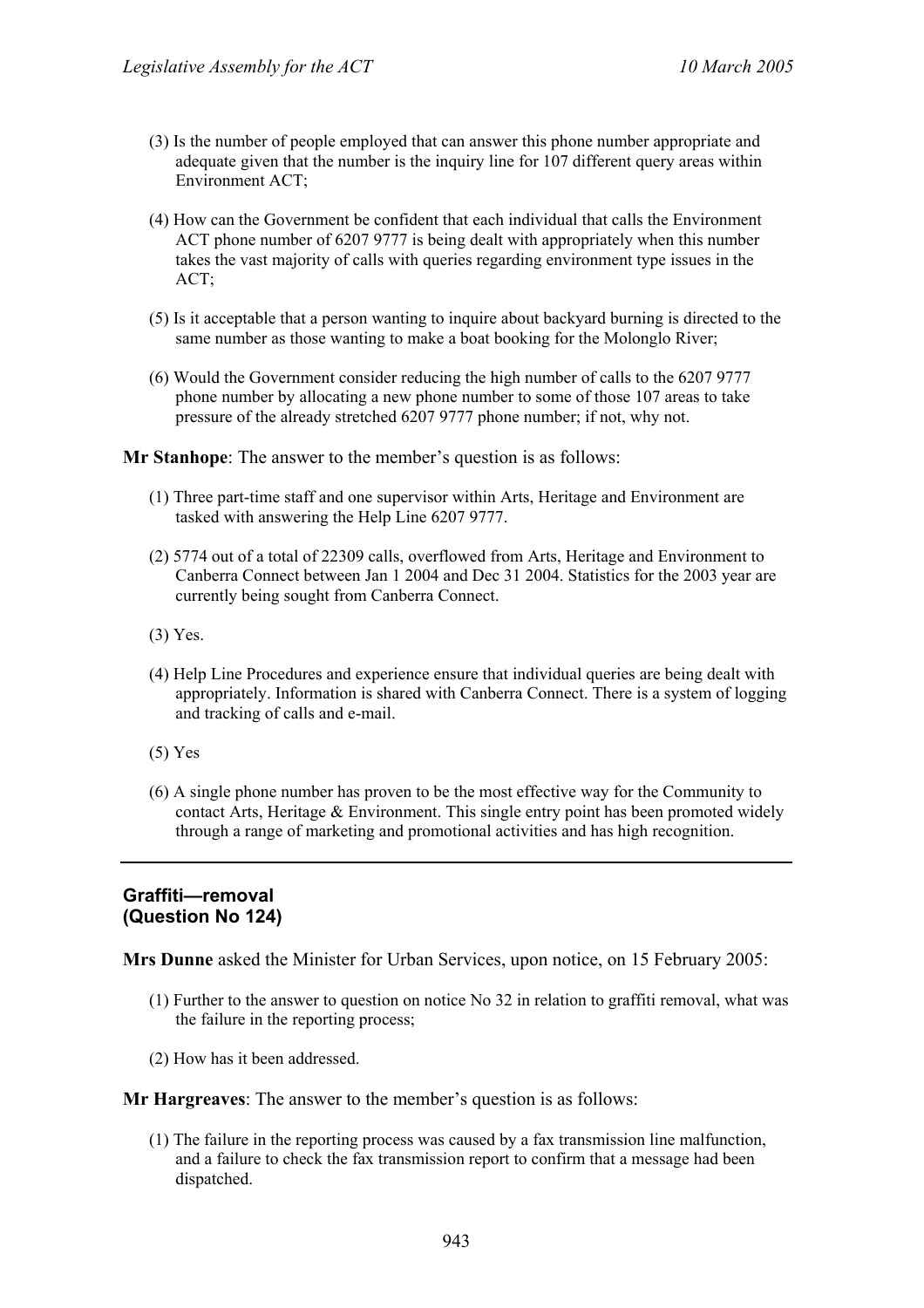(3) Is the number of people employed that can answer this phone number appropriate and adequate given that the number is the inquiry line for 107 different query areas within Environment ACT;

(4) How can the Government be confident that each individual that calls the Environment ACT phone number of 6207 9777 is being dealt with appropriately when this number takes the vast majority of calls with queries regarding environment type issues in the ACT;

(5) Is it acceptable that a person wanting to inquire about backyard burning is directed to the same number as those wanting to make a boat booking for the Molonglo River;

(6) Would the Government consider reducing the high number of calls to the 6207 9777 phone number by allocating a new phone number to some of those 107 areas to take pressure of the already stretched 6207 9777 phone number; if not, why not.

**Mr Stanhope**: The answer to the member's question is as follows:

(1) Three part-time staff and one supervisor within Arts, Heritage and Environment are tasked with answering the Help Line 6207 9777.

(2) 5774 out of a total of 22309 calls, overflowed from Arts, Heritage and Environment to Canberra Connect between Jan 1 2004 and Dec 31 2004. Statistics for the 2003 year are currently being sought from Canberra Connect.

(3) Yes.

(4) Help Line Procedures and experience ensure that individual queries are being dealt with appropriately. Information is shared with Canberra Connect. There is a system of logging and tracking of calls and e-mail.

(5) Yes

(6) A single phone number has proven to be the most effective way for the Community to contact Arts, Heritage & Environment. This single entry point has been promoted widely through a range of marketing and promotional activities and has high recognition.

---

## Graffiti—removal
## (Question No 124)

**Mrs Dunne** asked the Minister for Urban Services, upon notice, on 15 February 2005:

(1) Further to the answer to question on notice No 32 in relation to graffiti removal, what was the failure in the reporting process;

(2) How has it been addressed.

**Mr Hargreaves**: The answer to the member's question is as follows:

(1) The failure in the reporting process was caused by a fax transmission line malfunction, and a failure to check the fax transmission report to confirm that a message had been dispatched.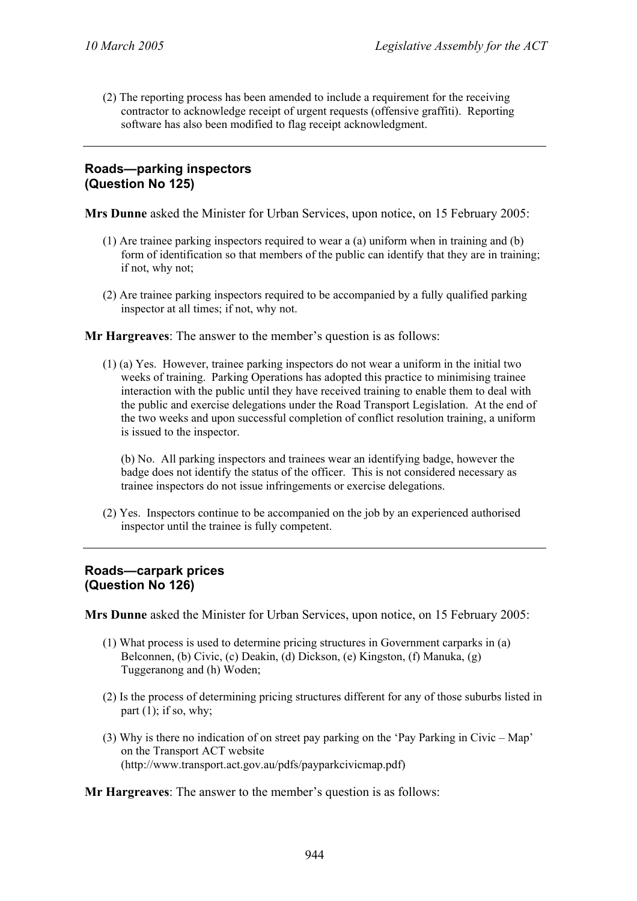(2) The reporting process has been amended to include a requirement for the receiving contractor to acknowledge receipt of urgent requests (offensive graffiti). Reporting software has also been modified to flag receipt acknowledgment.

---

## Roads—parking inspectors
## (Question No 125)

**Mrs Dunne** asked the Minister for Urban Services, upon notice, on 15 February 2005:

(1) Are trainee parking inspectors required to wear a (a) uniform when in training and (b) form of identification so that members of the public can identify that they are in training; if not, why not;

(2) Are trainee parking inspectors required to be accompanied by a fully qualified parking inspector at all times; if not, why not.

**Mr Hargreaves**: The answer to the member's question is as follows:

(1) (a) Yes. However, trainee parking inspectors do not wear a uniform in the initial two weeks of training. Parking Operations has adopted this practice to minimising trainee interaction with the public until they have received training to enable them to deal with the public and exercise delegations under the Road Transport Legislation. At the end of the two weeks and upon successful completion of conflict resolution training, a uniform is issued to the inspector.

(b) No. All parking inspectors and trainees wear an identifying badge, however the badge does not identify the status of the officer. This is not considered necessary as trainee inspectors do not issue infringements or exercise delegations.

(2) Yes. Inspectors continue to be accompanied on the job by an experienced authorised inspector until the trainee is fully competent.

---

## Roads—carpark prices
## (Question No 126)

**Mrs Dunne** asked the Minister for Urban Services, upon notice, on 15 February 2005:

(1) What process is used to determine pricing structures in Government carparks in (a) Belconnen, (b) Civic, (c) Deakin, (d) Dickson, (e) Kingston, (f) Manuka, (g) Tuggeranong and (h) Woden;

(2) Is the process of determining pricing structures different for any of those suburbs listed in part (1); if so, why;

(3) Why is there no indication of on street pay parking on the 'Pay Parking in Civic – Map' on the Transport ACT website (http://www.transport.act.gov.au/pdfs/payparkcivicmap.pdf)

**Mr Hargreaves**: The answer to the member's question is as follows: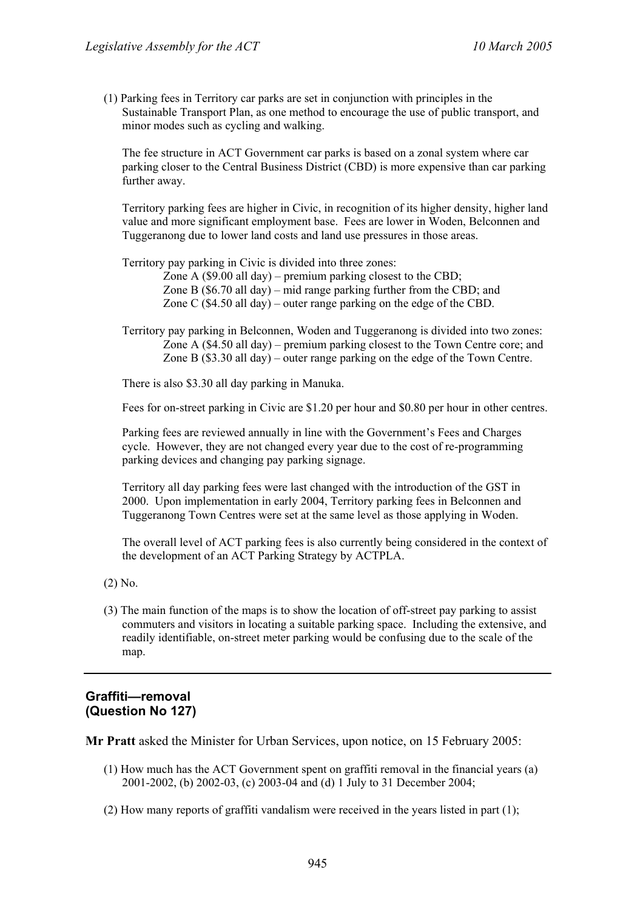(1) Parking fees in Territory car parks are set in conjunction with principles in the Sustainable Transport Plan, as one method to encourage the use of public transport, and minor modes such as cycling and walking.

The fee structure in ACT Government car parks is based on a zonal system where car parking closer to the Central Business District (CBD) is more expensive than car parking further away.

Territory parking fees are higher in Civic, in recognition of its higher density, higher land value and more significant employment base. Fees are lower in Woden, Belconnen and Tuggeranong due to lower land costs and land use pressures in those areas.

Territory pay parking in Civic is divided into three zones:

- Zone A ($9.00 all day) – premium parking closest to the CBD;
- Zone B ($6.70 all day) – mid range parking further from the CBD; and
- Zone C ($4.50 all day) – outer range parking on the edge of the CBD.

Territory pay parking in Belconnen, Woden and Tuggeranong is divided into two zones:

- Zone A ($4.50 all day) – premium parking closest to the Town Centre core; and
- Zone B ($3.30 all day) – outer range parking on the edge of the Town Centre.

There is also $3.30 all day parking in Manuka.

Fees for on-street parking in Civic are $1.20 per hour and $0.80 per hour in other centres.

Parking fees are reviewed annually in line with the Government's Fees and Charges cycle. However, they are not changed every year due to the cost of re-programming parking devices and changing pay parking signage.

Territory all day parking fees were last changed with the introduction of the GST in 2000. Upon implementation in early 2004, Territory parking fees in Belconnen and Tuggeranong Town Centres were set at the same level as those applying in Woden.

The overall level of ACT parking fees is also currently being considered in the context of the development of an ACT Parking Strategy by ACTPLA.

(2) No.

(3) The main function of the maps is to show the location of off-street pay parking to assist commuters and visitors in locating a suitable parking space. Including the extensive, and readily identifiable, on-street meter parking would be confusing due to the scale of the map.

---

## Graffiti—removal (Question No 127)

**Mr Pratt** asked the Minister for Urban Services, upon notice, on 15 February 2005:

(1) How much has the ACT Government spent on graffiti removal in the financial years (a) 2001-2002, (b) 2002-03, (c) 2003-04 and (d) 1 July to 31 December 2004;

(2) How many reports of graffiti vandalism were received in the years listed in part (1);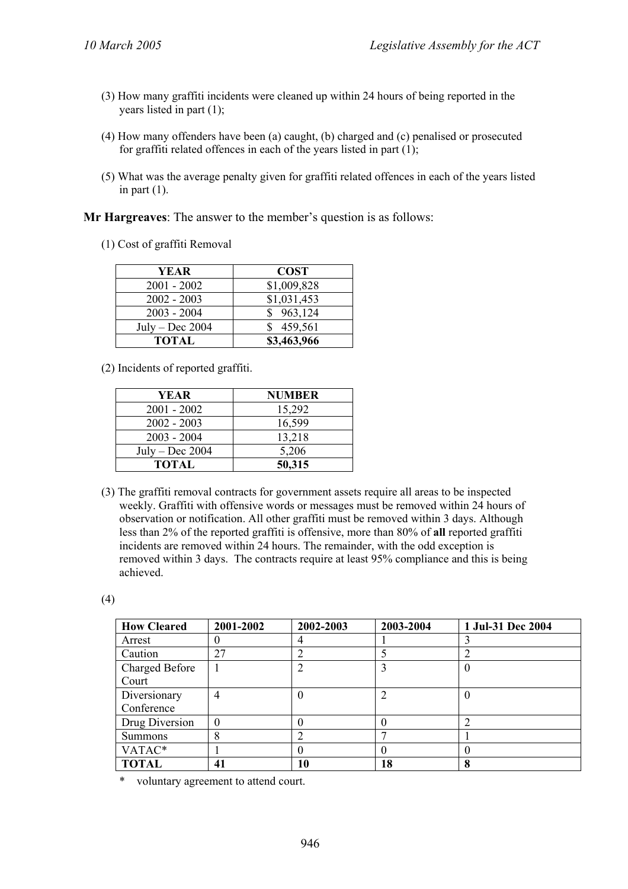(3) How many graffiti incidents were cleaned up within 24 hours of being reported in the years listed in part (1);

(4) How many offenders have been (a) caught, (b) charged and (c) penalised or prosecuted for graffiti related offences in each of the years listed in part (1);

(5) What was the average penalty given for graffiti related offences in each of the years listed in part (1).

**Mr Hargreaves**: The answer to the member's question is as follows:

(1) Cost of graffiti Removal

| YEAR | COST |
|---|---|
| 2001 - 2002 | $1,009,828 |
| 2002 - 2003 | $1,031,453 |
| 2003 - 2004 | $ 963,124 |
| July – Dec 2004 | $ 459,561 |
| **TOTAL** | **$3,463,966** |

(2) Incidents of reported graffiti.

| YEAR | NUMBER |
|---|---|
| 2001 - 2002 | 15,292 |
| 2002 - 2003 | 16,599 |
| 2003 - 2004 | 13,218 |
| July – Dec 2004 | 5,206 |
| **TOTAL** | **50,315** |

(3) The graffiti removal contracts for government assets require all areas to be inspected weekly. Graffiti with offensive words or messages must be removed within 24 hours of observation or notification. All other graffiti must be removed within 3 days. Although less than 2% of the reported graffiti is offensive, more than 80% of **all** reported graffiti incidents are removed within 24 hours. The remainder, with the odd exception is removed within 3 days. The contracts require at least 95% compliance and this is being achieved.

(4)

| How Cleared | 2001-2002 | 2002-2003 | 2003-2004 | 1 Jul-31 Dec 2004 |
|---|---|---|---|---|
| Arrest | 0 | 4 | 1 | 3 |
| Caution | 27 | 2 | 5 | 2 |
| Charged Before Court | 1 | 2 | 3 | 0 |
| Diversionary Conference | 4 | 0 | 2 | 0 |
| Drug Diversion | 0 | 0 | 0 | 2 |
| Summons | 8 | 2 | 7 | 1 |
| VATAC* | 1 | 0 | 0 | 0 |
| **TOTAL** | **41** | **10** | **18** | **8** |

\* voluntary agreement to attend court.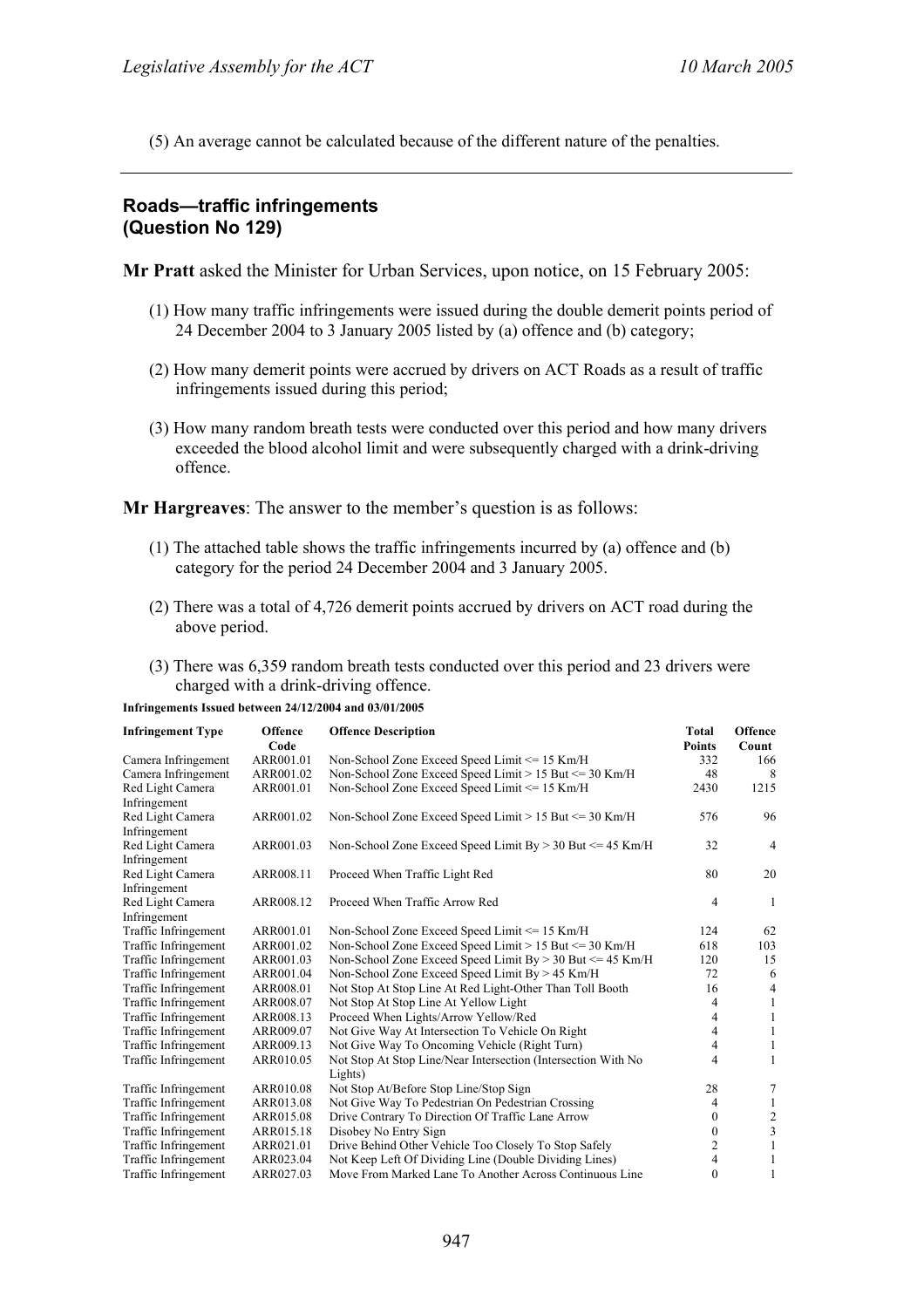(5) An average cannot be calculated because of the different nature of the penalties.

---

## Roads—traffic infringements (Question No 129)

**Mr Pratt** asked the Minister for Urban Services, upon notice, on 15 February 2005:

(1) How many traffic infringements were issued during the double demerit points period of 24 December 2004 to 3 January 2005 listed by (a) offence and (b) category;

(2) How many demerit points were accrued by drivers on ACT Roads as a result of traffic infringements issued during this period;

(3) How many random breath tests were conducted over this period and how many drivers exceeded the blood alcohol limit and were subsequently charged with a drink-driving offence.

**Mr Hargreaves**: The answer to the member's question is as follows:

(1) The attached table shows the traffic infringements incurred by (a) offence and (b) category for the period 24 December 2004 and 3 January 2005.

(2) There was a total of 4,726 demerit points accrued by drivers on ACT road during the above period.

(3) There was 6,359 random breath tests conducted over this period and 23 drivers were charged with a drink-driving offence.

**Infringements Issued between 24/12/2004 and 03/01/2005**

| Infringement Type | Offence Code | Offence Description | Total Points | Offence Count |
|---|---|---|---|---|
| Camera Infringement | ARR001.01 | Non-School Zone Exceed Speed Limit <= 15 Km/H | 332 | 166 |
| Camera Infringement | ARR001.02 | Non-School Zone Exceed Speed Limit > 15 But <= 30 Km/H | 48 | 8 |
| Red Light Camera Infringement | ARR001.01 | Non-School Zone Exceed Speed Limit <= 15 Km/H | 2430 | 1215 |
| Red Light Camera Infringement | ARR001.02 | Non-School Zone Exceed Speed Limit > 15 But <= 30 Km/H | 576 | 96 |
| Red Light Camera Infringement | ARR001.03 | Non-School Zone Exceed Speed Limit By > 30 But <= 45 Km/H | 32 | 4 |
| Red Light Camera Infringement | ARR008.11 | Proceed When Traffic Light Red | 80 | 20 |
| Red Light Camera Infringement | ARR008.12 | Proceed When Traffic Arrow Red | 4 | 1 |
| Traffic Infringement | ARR001.01 | Non-School Zone Exceed Speed Limit <= 15 Km/H | 124 | 62 |
| Traffic Infringement | ARR001.02 | Non-School Zone Exceed Speed Limit > 15 But <= 30 Km/H | 618 | 103 |
| Traffic Infringement | ARR001.03 | Non-School Zone Exceed Speed Limit By > 30 But <= 45 Km/H | 120 | 15 |
| Traffic Infringement | ARR001.04 | Non-School Zone Exceed Speed Limit By > 45 Km/H | 72 | 6 |
| Traffic Infringement | ARR008.01 | Not Stop At Stop Line At Red Light-Other Than Toll Booth | 16 | 4 |
| Traffic Infringement | ARR008.07 | Not Stop At Stop Line At Yellow Light | 4 | 1 |
| Traffic Infringement | ARR008.13 | Proceed When Lights/Arrow Yellow/Red | 4 | 1 |
| Traffic Infringement | ARR009.07 | Not Give Way At Intersection To Vehicle On Right | 4 | 1 |
| Traffic Infringement | ARR009.13 | Not Give Way To Oncoming Vehicle (Right Turn) | 4 | 1 |
| Traffic Infringement | ARR010.05 | Not Stop At Stop Line/Near Intersection (Intersection With No Lights) | 4 | 1 |
| Traffic Infringement | ARR010.08 | Not Stop At/Before Stop Line/Stop Sign | 28 | 7 |
| Traffic Infringement | ARR013.08 | Not Give Way To Pedestrian On Pedestrian Crossing | 4 | 1 |
| Traffic Infringement | ARR015.08 | Drive Contrary To Direction Of Traffic Lane Arrow | 0 | 2 |
| Traffic Infringement | ARR015.18 | Disobey No Entry Sign | 0 | 3 |
| Traffic Infringement | ARR021.01 | Drive Behind Other Vehicle Too Closely To Stop Safely | 2 | 1 |
| Traffic Infringement | ARR023.04 | Not Keep Left Of Dividing Line (Double Dividing Lines) | 4 | 1 |
| Traffic Infringement | ARR027.03 | Move From Marked Lane To Another Across Continuous Line | 0 | 1 |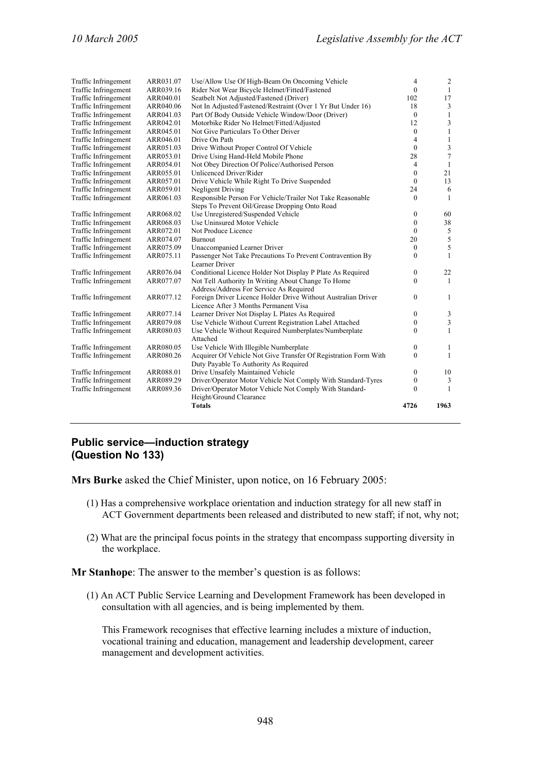| | | | | |
|---|---|---|---|---|
| Traffic Infringement | ARR031.07 | Use/Allow Use Of High-Beam On Oncoming Vehicle | 4 | 2 |
| Traffic Infringement | ARR039.16 | Rider Not Wear Bicycle Helmet/Fitted/Fastened | 0 | 1 |
| Traffic Infringement | ARR040.01 | Seatbelt Not Adjusted/Fastened (Driver) | 102 | 17 |
| Traffic Infringement | ARR040.06 | Not In Adjusted/Fastened/Restraint (Over 1 Yr But Under 16) | 18 | 3 |
| Traffic Infringement | ARR041.03 | Part Of Body Outside Vehicle Window/Door (Driver) | 0 | 1 |
| Traffic Infringement | ARR042.01 | Motorbike Rider No Helmet/Fitted/Adjusted | 12 | 3 |
| Traffic Infringement | ARR045.01 | Not Give Particulars To Other Driver | 0 | 1 |
| Traffic Infringement | ARR046.01 | Drive On Path | 4 | 1 |
| Traffic Infringement | ARR051.03 | Drive Without Proper Control Of Vehicle | 0 | 3 |
| Traffic Infringement | ARR053.01 | Drive Using Hand-Held Mobile Phone | 28 | 7 |
| Traffic Infringement | ARR054.01 | Not Obey Direction Of Police/Authorised Person | 4 | 1 |
| Traffic Infringement | ARR055.01 | Unlicenced Driver/Rider | 0 | 21 |
| Traffic Infringement | ARR057.01 | Drive Vehicle While Right To Drive Suspended | 0 | 13 |
| Traffic Infringement | ARR059.01 | Negligent Driving | 24 | 6 |
| Traffic Infringement | ARR061.03 | Responsible Person For Vehicle/Trailer Not Take Reasonable Steps To Prevent Oil/Grease Dropping Onto Road | 0 | 1 |
| Traffic Infringement | ARR068.02 | Use Unregistered/Suspended Vehicle | 0 | 60 |
| Traffic Infringement | ARR068.03 | Use Uninsured Motor Vehicle | 0 | 38 |
| Traffic Infringement | ARR072.01 | Not Produce Licence | 0 | 5 |
| Traffic Infringement | ARR074.07 | Burnout | 20 | 5 |
| Traffic Infringement | ARR075.09 | Unaccompanied Learner Driver | 0 | 5 |
| Traffic Infringement | ARR075.11 | Passenger Not Take Precautions To Prevent Contravention By Learner Driver | 0 | 1 |
| Traffic Infringement | ARR076.04 | Conditional Licence Holder Not Display P Plate As Required | 0 | 22 |
| Traffic Infringement | ARR077.07 | Not Tell Authority In Writing About Change To Home Address/Address For Service As Required | 0 | 1 |
| Traffic Infringement | ARR077.12 | Foreign Driver Licence Holder Drive Without Australian Driver Licence After 3 Months Permanent Visa | 0 | 1 |
| Traffic Infringement | ARR077.14 | Learner Driver Not Display L Plates As Required | 0 | 3 |
| Traffic Infringement | ARR079.08 | Use Vehicle Without Current Registration Label Attached | 0 | 3 |
| Traffic Infringement | ARR080.03 | Use Vehicle Without Required Numberplates/Numberplate Attached | 0 | 1 |
| Traffic Infringement | ARR080.05 | Use Vehicle With Illegible Numberplate | 0 | 1 |
| Traffic Infringement | ARR080.26 | Acquirer Of Vehicle Not Give Transfer Of Registration Form With Duty Payable To Authority As Required | 0 | 1 |
| Traffic Infringement | ARR088.01 | Drive Unsafely Maintained Vehicle | 0 | 10 |
| Traffic Infringement | ARR089.29 | Driver/Operator Motor Vehicle Not Comply With Standard-Tyres | 0 | 3 |
| Traffic Infringement | ARR089.36 | Driver/Operator Motor Vehicle Not Comply With Standard-Height/Ground Clearance | 0 | 1 |
| | | **Totals** | **4726** | **1963** |

## Public service—induction strategy (Question No 133)

**Mrs Burke** asked the Chief Minister, upon notice, on 16 February 2005:

(1) Has a comprehensive workplace orientation and induction strategy for all new staff in ACT Government departments been released and distributed to new staff; if not, why not;

(2) What are the principal focus points in the strategy that encompass supporting diversity in the workplace.

**Mr Stanhope**: The answer to the member's question is as follows:

(1) An ACT Public Service Learning and Development Framework has been developed in consultation with all agencies, and is being implemented by them.

This Framework recognises that effective learning includes a mixture of induction, vocational training and education, management and leadership development, career management and development activities.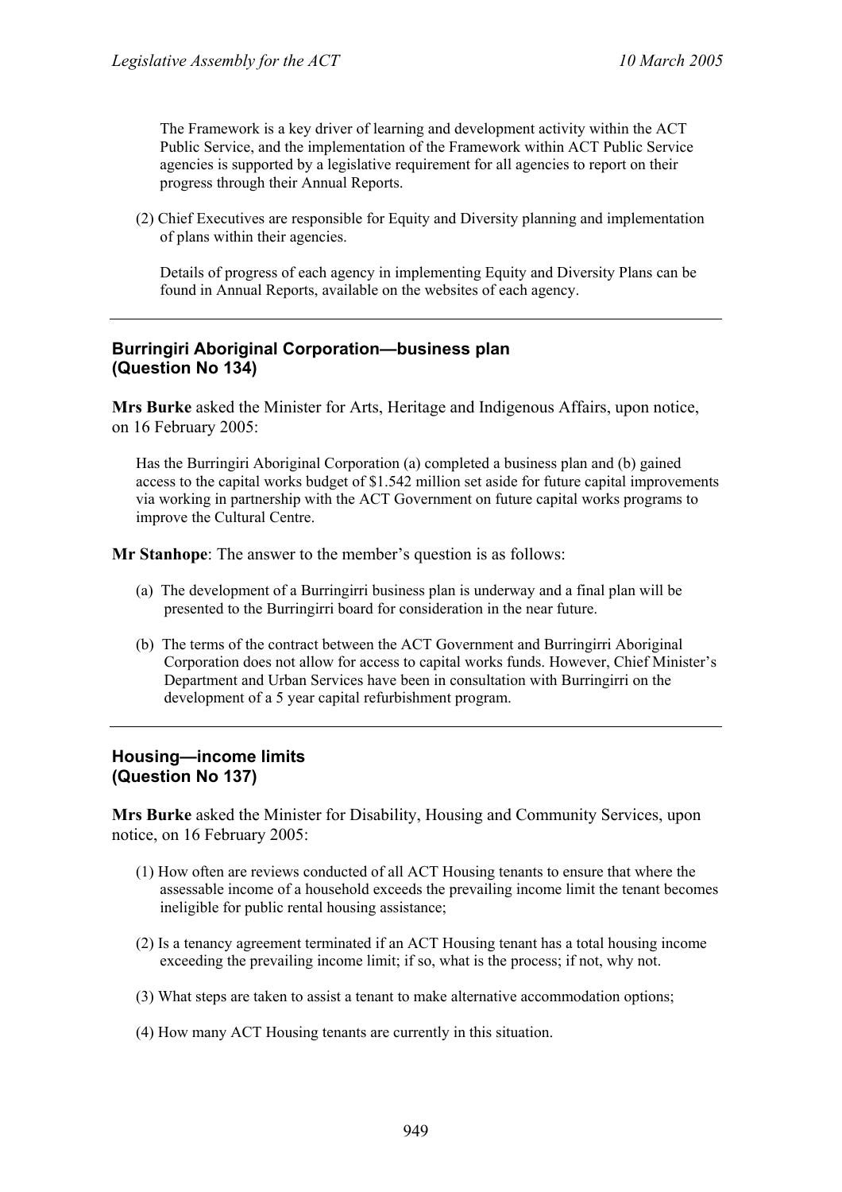The Framework is a key driver of learning and development activity within the ACT Public Service, and the implementation of the Framework within ACT Public Service agencies is supported by a legislative requirement for all agencies to report on their progress through their Annual Reports.

(2) Chief Executives are responsible for Equity and Diversity planning and implementation of plans within their agencies.

Details of progress of each agency in implementing Equity and Diversity Plans can be found in Annual Reports, available on the websites of each agency.

---

## Burringiri Aboriginal Corporation—business plan (Question No 134)

**Mrs Burke** asked the Minister for Arts, Heritage and Indigenous Affairs, upon notice, on 16 February 2005:

Has the Burringiri Aboriginal Corporation (a) completed a business plan and (b) gained access to the capital works budget of $1.542 million set aside for future capital improvements via working in partnership with the ACT Government on future capital works programs to improve the Cultural Centre.

**Mr Stanhope**: The answer to the member's question is as follows:

(a) The development of a Burringirri business plan is underway and a final plan will be presented to the Burringirri board for consideration in the near future.

(b) The terms of the contract between the ACT Government and Burringirri Aboriginal Corporation does not allow for access to capital works funds. However, Chief Minister's Department and Urban Services have been in consultation with Burringirri on the development of a 5 year capital refurbishment program.

---

## Housing—income limits (Question No 137)

**Mrs Burke** asked the Minister for Disability, Housing and Community Services, upon notice, on 16 February 2005:

(1) How often are reviews conducted of all ACT Housing tenants to ensure that where the assessable income of a household exceeds the prevailing income limit the tenant becomes ineligible for public rental housing assistance;

(2) Is a tenancy agreement terminated if an ACT Housing tenant has a total housing income exceeding the prevailing income limit; if so, what is the process; if not, why not.

(3) What steps are taken to assist a tenant to make alternative accommodation options;

(4) How many ACT Housing tenants are currently in this situation.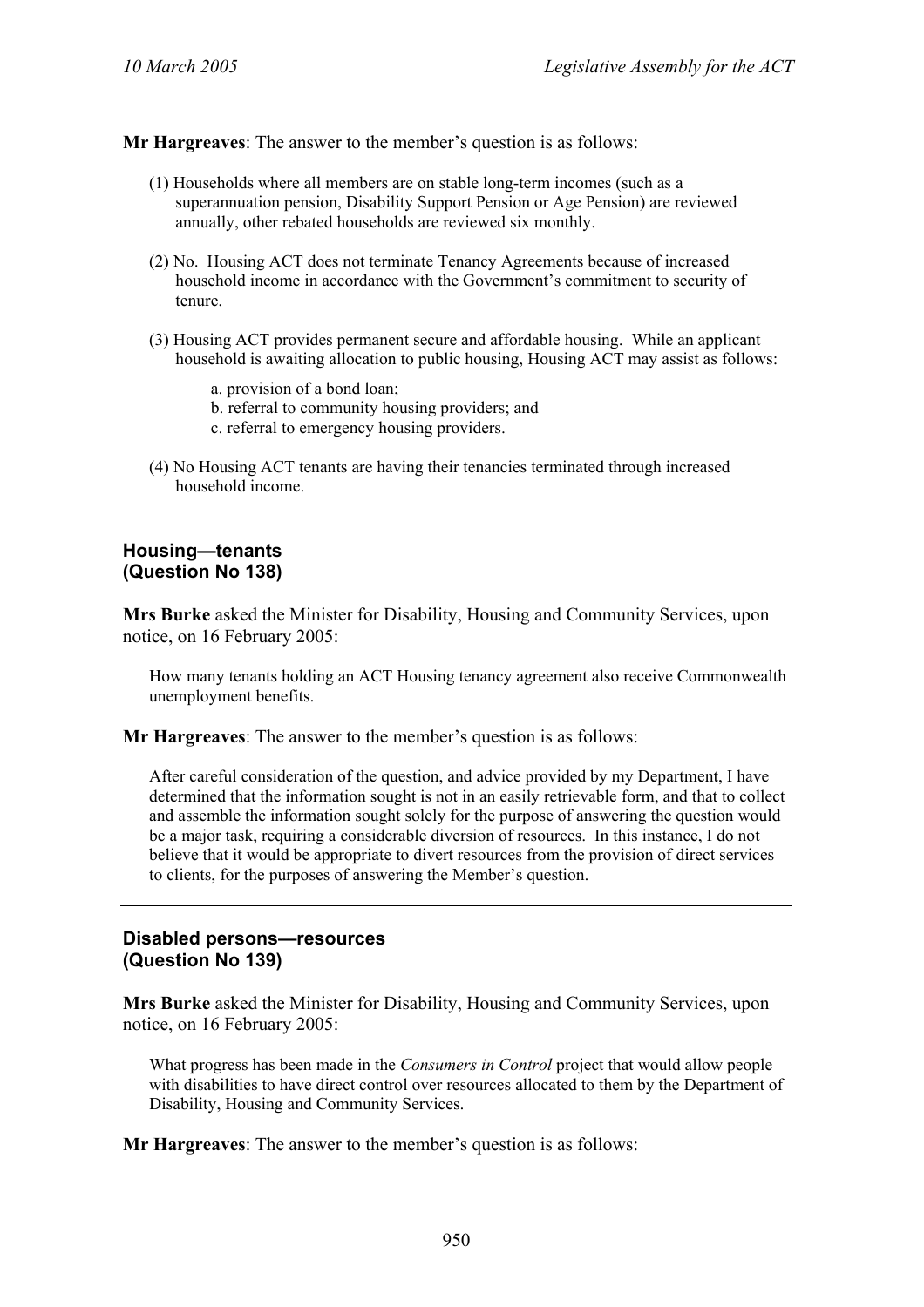**Mr Hargreaves**: The answer to the member's question is as follows:

(1) Households where all members are on stable long-term incomes (such as a superannuation pension, Disability Support Pension or Age Pension) are reviewed annually, other rebated households are reviewed six monthly.

(2) No. Housing ACT does not terminate Tenancy Agreements because of increased household income in accordance with the Government's commitment to security of tenure.

(3) Housing ACT provides permanent secure and affordable housing. While an applicant household is awaiting allocation to public housing, Housing ACT may assist as follows:

   a. provision of a bond loan;
   b. referral to community housing providers; and
   c. referral to emergency housing providers.

(4) No Housing ACT tenants are having their tenancies terminated through increased household income.

---

### Housing—tenants
### (Question No 138)

**Mrs Burke** asked the Minister for Disability, Housing and Community Services, upon notice, on 16 February 2005:

How many tenants holding an ACT Housing tenancy agreement also receive Commonwealth unemployment benefits.

**Mr Hargreaves**: The answer to the member's question is as follows:

After careful consideration of the question, and advice provided by my Department, I have determined that the information sought is not in an easily retrievable form, and that to collect and assemble the information sought solely for the purpose of answering the question would be a major task, requiring a considerable diversion of resources. In this instance, I do not believe that it would be appropriate to divert resources from the provision of direct services to clients, for the purposes of answering the Member's question.

---

### Disabled persons—resources
### (Question No 139)

**Mrs Burke** asked the Minister for Disability, Housing and Community Services, upon notice, on 16 February 2005:

What progress has been made in the *Consumers in Control* project that would allow people with disabilities to have direct control over resources allocated to them by the Department of Disability, Housing and Community Services.

**Mr Hargreaves**: The answer to the member's question is as follows: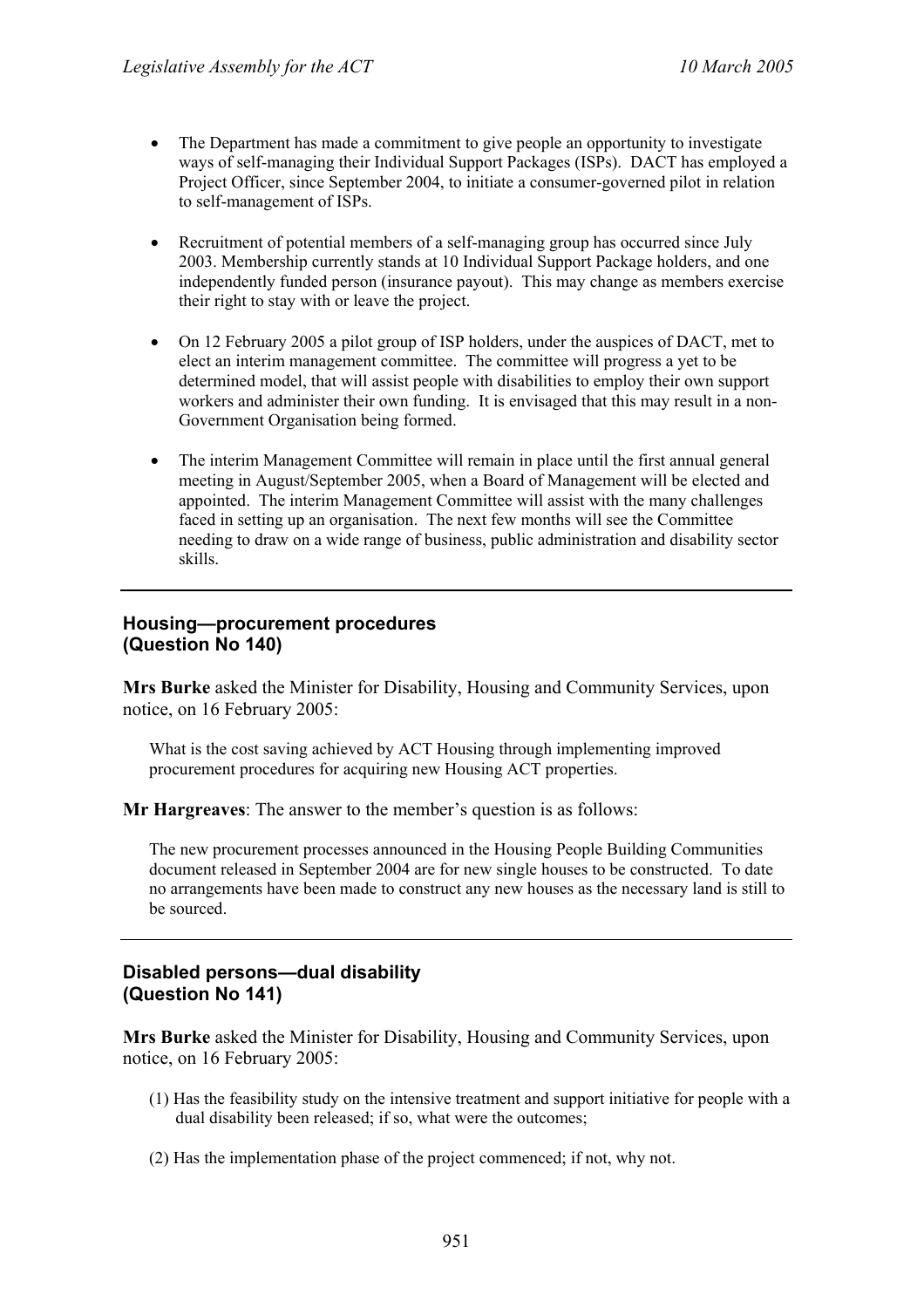- The Department has made a commitment to give people an opportunity to investigate ways of self-managing their Individual Support Packages (ISPs). DACT has employed a Project Officer, since September 2004, to initiate a consumer-governed pilot in relation to self-management of ISPs.

- Recruitment of potential members of a self-managing group has occurred since July 2003. Membership currently stands at 10 Individual Support Package holders, and one independently funded person (insurance payout). This may change as members exercise their right to stay with or leave the project.

- On 12 February 2005 a pilot group of ISP holders, under the auspices of DACT, met to elect an interim management committee. The committee will progress a yet to be determined model, that will assist people with disabilities to employ their own support workers and administer their own funding. It is envisaged that this may result in a non-Government Organisation being formed.

- The interim Management Committee will remain in place until the first annual general meeting in August/September 2005, when a Board of Management will be elected and appointed. The interim Management Committee will assist with the many challenges faced in setting up an organisation. The next few months will see the Committee needing to draw on a wide range of business, public administration and disability sector skills.

---

## Housing—procurement procedures (Question No 140)

**Mrs Burke** asked the Minister for Disability, Housing and Community Services, upon notice, on 16 February 2005:

> What is the cost saving achieved by ACT Housing through implementing improved procurement procedures for acquiring new Housing ACT properties.

**Mr Hargreaves**: The answer to the member's question is as follows:

> The new procurement processes announced in the Housing People Building Communities document released in September 2004 are for new single houses to be constructed. To date no arrangements have been made to construct any new houses as the necessary land is still to be sourced.

---

## Disabled persons—dual disability (Question No 141)

**Mrs Burke** asked the Minister for Disability, Housing and Community Services, upon notice, on 16 February 2005:

> (1) Has the feasibility study on the intensive treatment and support initiative for people with a dual disability been released; if so, what were the outcomes;
>
> (2) Has the implementation phase of the project commenced; if not, why not.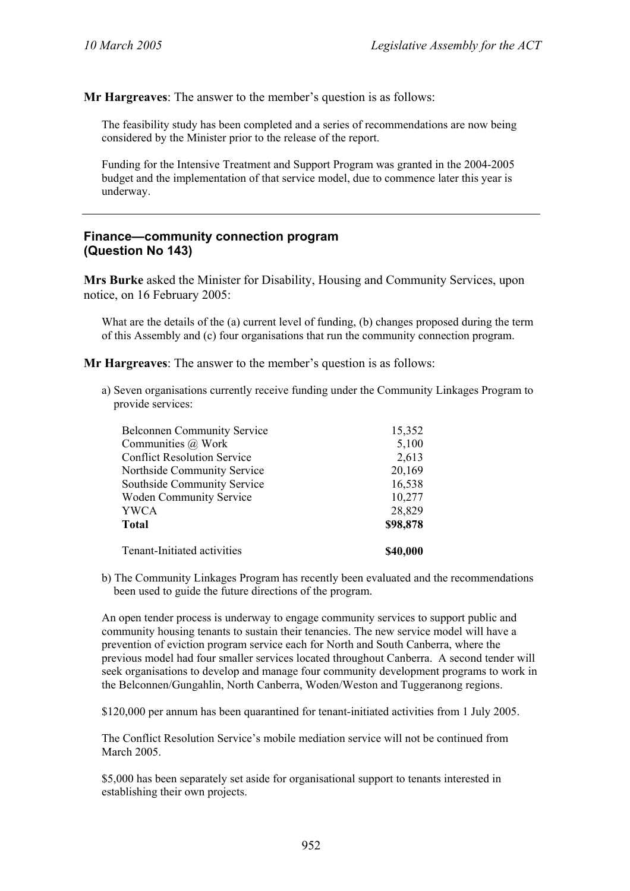**Mr Hargreaves**: The answer to the member's question is as follows:

The feasibility study has been completed and a series of recommendations are now being considered by the Minister prior to the release of the report.

Funding for the Intensive Treatment and Support Program was granted in the 2004-2005 budget and the implementation of that service model, due to commence later this year is underway.

---

### Finance—community connection program (Question No 143)

**Mrs Burke** asked the Minister for Disability, Housing and Community Services, upon notice, on 16 February 2005:

What are the details of the (a) current level of funding, (b) changes proposed during the term of this Assembly and (c) four organisations that run the community connection program.

**Mr Hargreaves**: The answer to the member's question is as follows:

a) Seven organisations currently receive funding under the Community Linkages Program to provide services:

| | |
|---|---|
| Belconnen Community Service | 15,352 |
| Communities @ Work | 5,100 |
| Conflict Resolution Service | 2,613 |
| Northside Community Service | 20,169 |
| Southside Community Service | 16,538 |
| Woden Community Service | 10,277 |
| YWCA | 28,829 |
| **Total** | **$98,878** |
| | |
| Tenant-Initiated activities | **$40,000** |

b) The Community Linkages Program has recently been evaluated and the recommendations been used to guide the future directions of the program.

An open tender process is underway to engage community services to support public and community housing tenants to sustain their tenancies. The new service model will have a prevention of eviction program service each for North and South Canberra, where the previous model had four smaller services located throughout Canberra. A second tender will seek organisations to develop and manage four community development programs to work in the Belconnen/Gungahlin, North Canberra, Woden/Weston and Tuggeranong regions.

$120,000 per annum has been quarantined for tenant-initiated activities from 1 July 2005.

The Conflict Resolution Service's mobile mediation service will not be continued from March 2005.

$5,000 has been separately set aside for organisational support to tenants interested in establishing their own projects.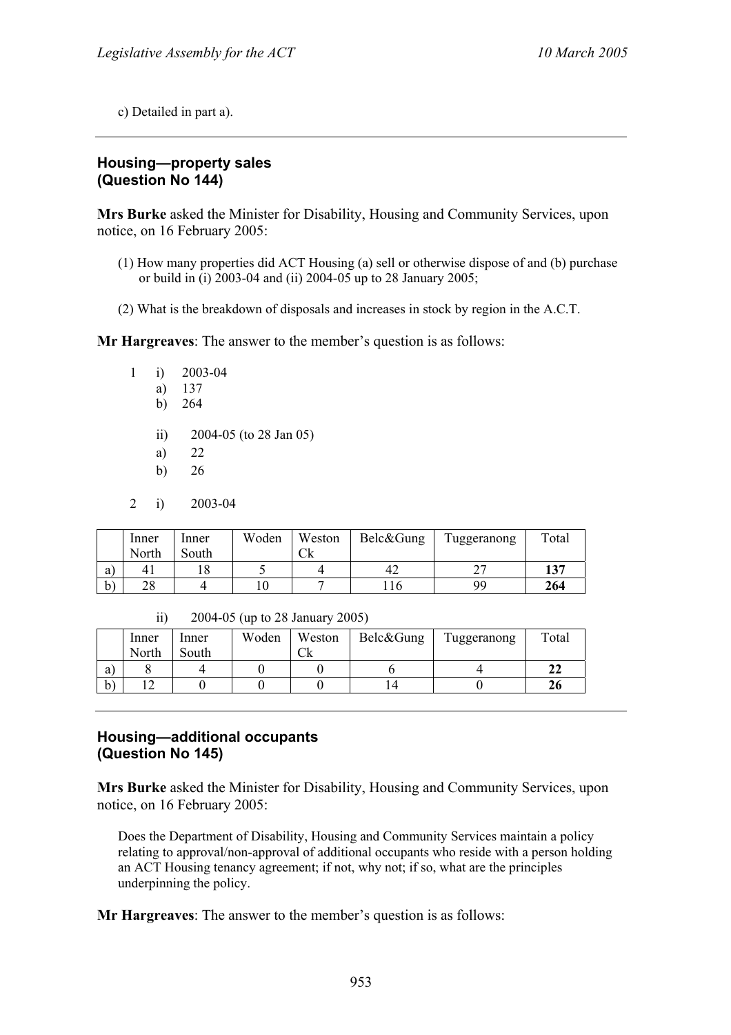c) Detailed in part a).

---

### Housing—property sales (Question No 144)

**Mrs Burke** asked the Minister for Disability, Housing and Community Services, upon notice, on 16 February 2005:

(1) How many properties did ACT Housing (a) sell or otherwise dispose of and (b) purchase or build in (i) 2003-04 and (ii) 2004-05 up to 28 January 2005;

(2) What is the breakdown of disposals and increases in stock by region in the A.C.T.

**Mr Hargreaves**: The answer to the member's question is as follows:

1 i) 2003-04
   a) 137
   b) 264

   ii) 2004-05 (to 28 Jan 05)
   a) 22
   b) 26

2 i) 2003-04

| | Inner North | Inner South | Woden | Weston Ck | Belc&Gung | Tuggeranong | Total |
|---|---|---|---|---|---|---|---|
| a) | 41 | 18 | 5 | 4 | 42 | 27 | **137** |
| b) | 28 | 4 | 10 | 7 | 116 | 99 | **264** |

ii) 2004-05 (up to 28 January 2005)

| | Inner North | Inner South | Woden | Weston Ck | Belc&Gung | Tuggeranong | Total |
|---|---|---|---|---|---|---|---|
| a) | 8 | 4 | 0 | 0 | 6 | 4 | **22** |
| b) | 12 | 0 | 0 | 0 | 14 | 0 | **26** |

---

### Housing—additional occupants (Question No 145)

**Mrs Burke** asked the Minister for Disability, Housing and Community Services, upon notice, on 16 February 2005:

Does the Department of Disability, Housing and Community Services maintain a policy relating to approval/non-approval of additional occupants who reside with a person holding an ACT Housing tenancy agreement; if not, why not; if so, what are the principles underpinning the policy.

**Mr Hargreaves**: The answer to the member's question is as follows: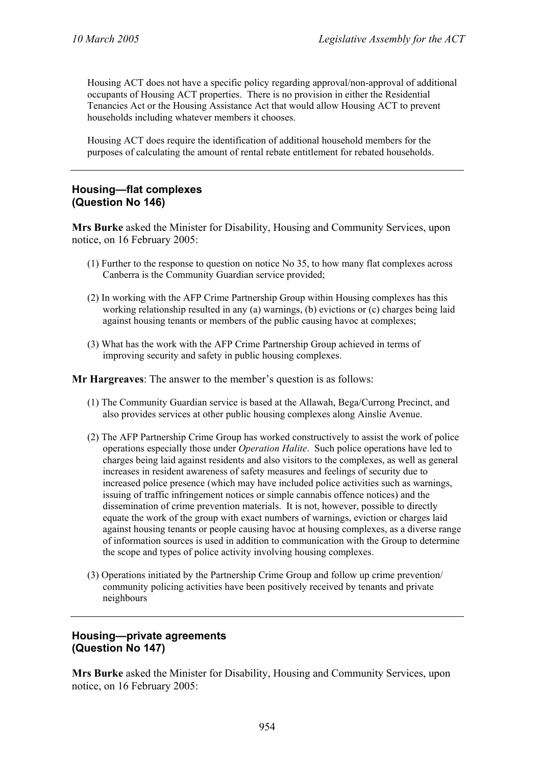Housing ACT does not have a specific policy regarding approval/non-approval of additional occupants of Housing ACT properties. There is no provision in either the Residential Tenancies Act or the Housing Assistance Act that would allow Housing ACT to prevent households including whatever members it chooses.

Housing ACT does require the identification of additional household members for the purposes of calculating the amount of rental rebate entitlement for rebated households.

---

### Housing—flat complexes (Question No 146)

**Mrs Burke** asked the Minister for Disability, Housing and Community Services, upon notice, on 16 February 2005:

(1) Further to the response to question on notice No 35, to how many flat complexes across Canberra is the Community Guardian service provided;

(2) In working with the AFP Crime Partnership Group within Housing complexes has this working relationship resulted in any (a) warnings, (b) evictions or (c) charges being laid against housing tenants or members of the public causing havoc at complexes;

(3) What has the work with the AFP Crime Partnership Group achieved in terms of improving security and safety in public housing complexes.

**Mr Hargreaves**: The answer to the member's question is as follows:

(1) The Community Guardian service is based at the Allawah, Bega/Currong Precinct, and also provides services at other public housing complexes along Ainslie Avenue.

(2) The AFP Partnership Crime Group has worked constructively to assist the work of police operations especially those under *Operation Halite*. Such police operations have led to charges being laid against residents and also visitors to the complexes, as well as general increases in resident awareness of safety measures and feelings of security due to increased police presence (which may have included police activities such as warnings, issuing of traffic infringement notices or simple cannabis offence notices) and the dissemination of crime prevention materials. It is not, however, possible to directly equate the work of the group with exact numbers of warnings, eviction or charges laid against housing tenants or people causing havoc at housing complexes, as a diverse range of information sources is used in addition to communication with the Group to determine the scope and types of police activity involving housing complexes.

(3) Operations initiated by the Partnership Crime Group and follow up crime prevention/ community policing activities have been positively received by tenants and private neighbours

---

### Housing—private agreements (Question No 147)

**Mrs Burke** asked the Minister for Disability, Housing and Community Services, upon notice, on 16 February 2005: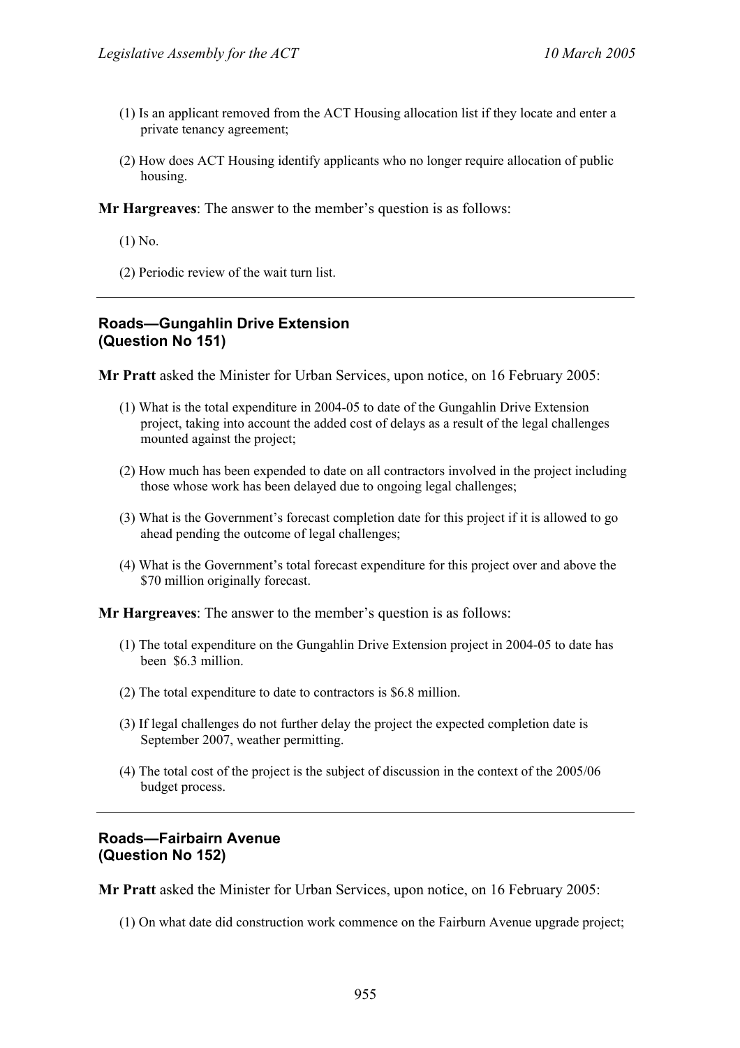(1) Is an applicant removed from the ACT Housing allocation list if they locate and enter a private tenancy agreement;

(2) How does ACT Housing identify applicants who no longer require allocation of public housing.

**Mr Hargreaves**: The answer to the member's question is as follows:

(1) No.

(2) Periodic review of the wait turn list.

---

### Roads—Gungahlin Drive Extension (Question No 151)

**Mr Pratt** asked the Minister for Urban Services, upon notice, on 16 February 2005:

(1) What is the total expenditure in 2004-05 to date of the Gungahlin Drive Extension project, taking into account the added cost of delays as a result of the legal challenges mounted against the project;

(2) How much has been expended to date on all contractors involved in the project including those whose work has been delayed due to ongoing legal challenges;

(3) What is the Government's forecast completion date for this project if it is allowed to go ahead pending the outcome of legal challenges;

(4) What is the Government's total forecast expenditure for this project over and above the $70 million originally forecast.

**Mr Hargreaves**: The answer to the member's question is as follows:

(1) The total expenditure on the Gungahlin Drive Extension project in 2004-05 to date has been $6.3 million.

(2) The total expenditure to date to contractors is $6.8 million.

(3) If legal challenges do not further delay the project the expected completion date is September 2007, weather permitting.

(4) The total cost of the project is the subject of discussion in the context of the 2005/06 budget process.

---

### Roads—Fairbairn Avenue (Question No 152)

**Mr Pratt** asked the Minister for Urban Services, upon notice, on 16 February 2005:

(1) On what date did construction work commence on the Fairburn Avenue upgrade project;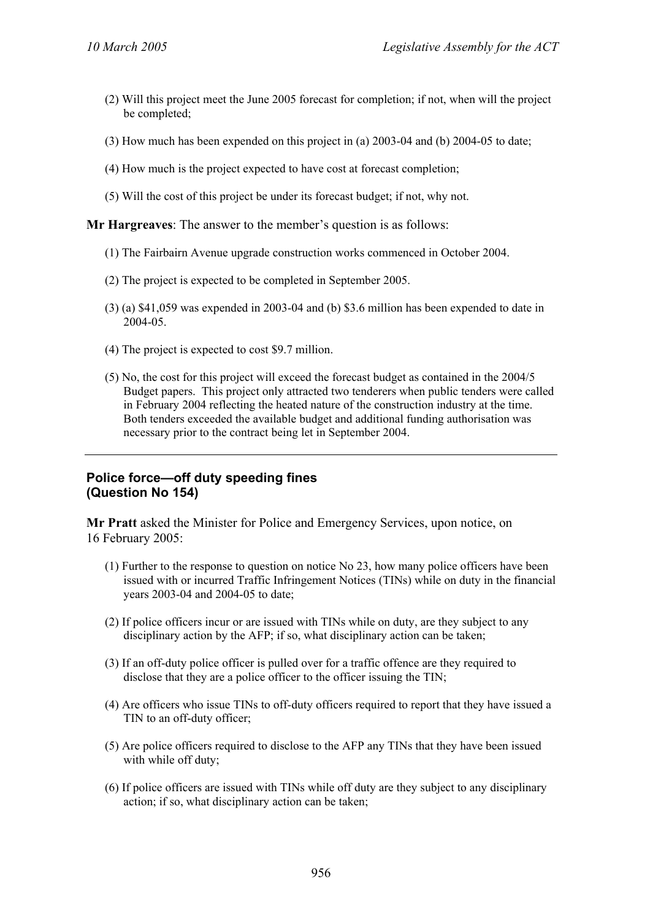(2) Will this project meet the June 2005 forecast for completion; if not, when will the project be completed;

(3) How much has been expended on this project in (a) 2003-04 and (b) 2004-05 to date;

(4) How much is the project expected to have cost at forecast completion;

(5) Will the cost of this project be under its forecast budget; if not, why not.

**Mr Hargreaves**: The answer to the member's question is as follows:

(1) The Fairbairn Avenue upgrade construction works commenced in October 2004.

(2) The project is expected to be completed in September 2005.

(3) (a) $41,059 was expended in 2003-04 and (b) $3.6 million has been expended to date in 2004-05.

(4) The project is expected to cost $9.7 million.

(5) No, the cost for this project will exceed the forecast budget as contained in the 2004/5 Budget papers. This project only attracted two tenderers when public tenders were called in February 2004 reflecting the heated nature of the construction industry at the time. Both tenders exceeded the available budget and additional funding authorisation was necessary prior to the contract being let in September 2004.

---

**Police force—off duty speeding fines**
**(Question No 154)**

**Mr Pratt** asked the Minister for Police and Emergency Services, upon notice, on 16 February 2005:

(1) Further to the response to question on notice No 23, how many police officers have been issued with or incurred Traffic Infringement Notices (TINs) while on duty in the financial years 2003-04 and 2004-05 to date;

(2) If police officers incur or are issued with TINs while on duty, are they subject to any disciplinary action by the AFP; if so, what disciplinary action can be taken;

(3) If an off-duty police officer is pulled over for a traffic offence are they required to disclose that they are a police officer to the officer issuing the TIN;

(4) Are officers who issue TINs to off-duty officers required to report that they have issued a TIN to an off-duty officer;

(5) Are police officers required to disclose to the AFP any TINs that they have been issued with while off duty;

(6) If police officers are issued with TINs while off duty are they subject to any disciplinary action; if so, what disciplinary action can be taken;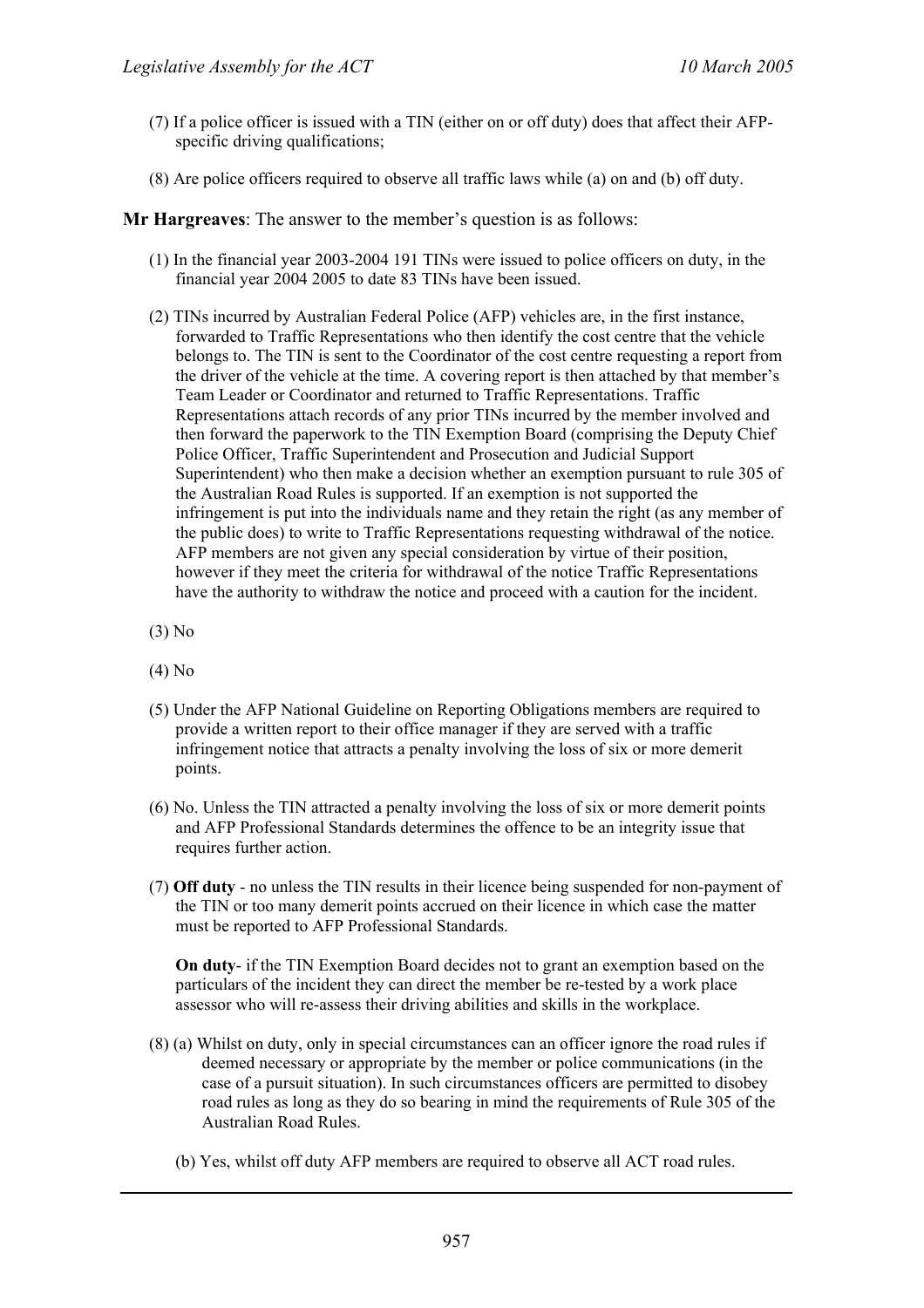(7) If a police officer is issued with a TIN (either on or off duty) does that affect their AFP-specific driving qualifications;

(8) Are police officers required to observe all traffic laws while (a) on and (b) off duty.

**Mr Hargreaves**: The answer to the member's question is as follows:

(1) In the financial year 2003-2004 191 TINs were issued to police officers on duty, in the financial year 2004 2005 to date 83 TINs have been issued.

(2) TINs incurred by Australian Federal Police (AFP) vehicles are, in the first instance, forwarded to Traffic Representations who then identify the cost centre that the vehicle belongs to. The TIN is sent to the Coordinator of the cost centre requesting a report from the driver of the vehicle at the time. A covering report is then attached by that member's Team Leader or Coordinator and returned to Traffic Representations. Traffic Representations attach records of any prior TINs incurred by the member involved and then forward the paperwork to the TIN Exemption Board (comprising the Deputy Chief Police Officer, Traffic Superintendent and Prosecution and Judicial Support Superintendent) who then make a decision whether an exemption pursuant to rule 305 of the Australian Road Rules is supported. If an exemption is not supported the infringement is put into the individuals name and they retain the right (as any member of the public does) to write to Traffic Representations requesting withdrawal of the notice. AFP members are not given any special consideration by virtue of their position, however if they meet the criteria for withdrawal of the notice Traffic Representations have the authority to withdraw the notice and proceed with a caution for the incident.

(3) No

(4) No

(5) Under the AFP National Guideline on Reporting Obligations members are required to provide a written report to their office manager if they are served with a traffic infringement notice that attracts a penalty involving the loss of six or more demerit points.

(6) No. Unless the TIN attracted a penalty involving the loss of six or more demerit points and AFP Professional Standards determines the offence to be an integrity issue that requires further action.

(7) **Off duty** - no unless the TIN results in their licence being suspended for non-payment of the TIN or too many demerit points accrued on their licence in which case the matter must be reported to AFP Professional Standards.

**On duty**- if the TIN Exemption Board decides not to grant an exemption based on the particulars of the incident they can direct the member be re-tested by a work place assessor who will re-assess their driving abilities and skills in the workplace.

(8) (a) Whilst on duty, only in special circumstances can an officer ignore the road rules if deemed necessary or appropriate by the member or police communications (in the case of a pursuit situation). In such circumstances officers are permitted to disobey road rules as long as they do so bearing in mind the requirements of Rule 305 of the Australian Road Rules.

(b) Yes, whilst off duty AFP members are required to observe all ACT road rules.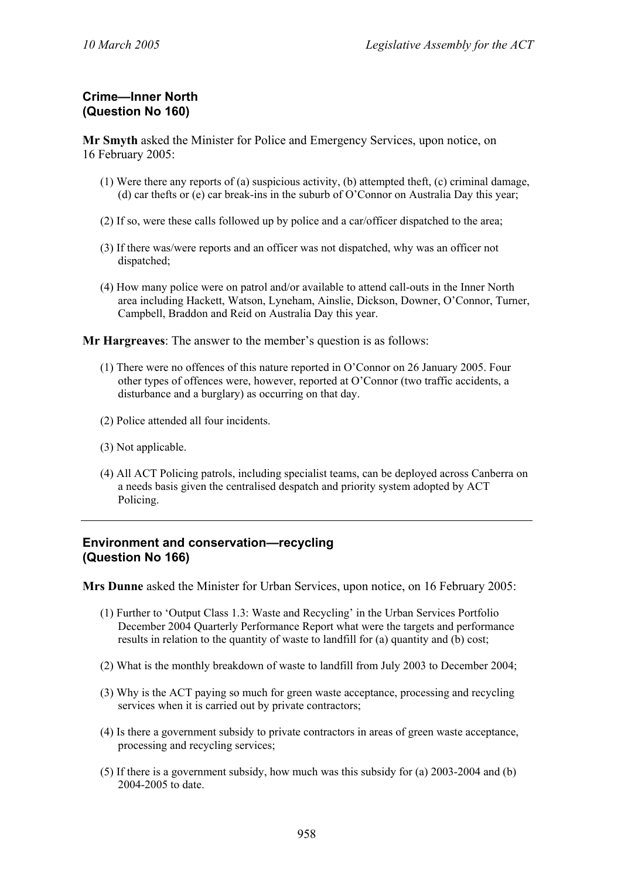## Crime—Inner North
## (Question No 160)

**Mr Smyth** asked the Minister for Police and Emergency Services, upon notice, on 16 February 2005:

(1) Were there any reports of (a) suspicious activity, (b) attempted theft, (c) criminal damage, (d) car thefts or (e) car break-ins in the suburb of O'Connor on Australia Day this year;

(2) If so, were these calls followed up by police and a car/officer dispatched to the area;

(3) If there was/were reports and an officer was not dispatched, why was an officer not dispatched;

(4) How many police were on patrol and/or available to attend call-outs in the Inner North area including Hackett, Watson, Lyneham, Ainslie, Dickson, Downer, O'Connor, Turner, Campbell, Braddon and Reid on Australia Day this year.

**Mr Hargreaves**: The answer to the member's question is as follows:

(1) There were no offences of this nature reported in O'Connor on 26 January 2005. Four other types of offences were, however, reported at O'Connor (two traffic accidents, a disturbance and a burglary) as occurring on that day.

(2) Police attended all four incidents.

(3) Not applicable.

(4) All ACT Policing patrols, including specialist teams, can be deployed across Canberra on a needs basis given the centralised despatch and priority system adopted by ACT Policing.

---

## Environment and conservation—recycling
## (Question No 166)

**Mrs Dunne** asked the Minister for Urban Services, upon notice, on 16 February 2005:

(1) Further to 'Output Class 1.3: Waste and Recycling' in the Urban Services Portfolio December 2004 Quarterly Performance Report what were the targets and performance results in relation to the quantity of waste to landfill for (a) quantity and (b) cost;

(2) What is the monthly breakdown of waste to landfill from July 2003 to December 2004;

(3) Why is the ACT paying so much for green waste acceptance, processing and recycling services when it is carried out by private contractors;

(4) Is there a government subsidy to private contractors in areas of green waste acceptance, processing and recycling services;

(5) If there is a government subsidy, how much was this subsidy for (a) 2003-2004 and (b) 2004-2005 to date.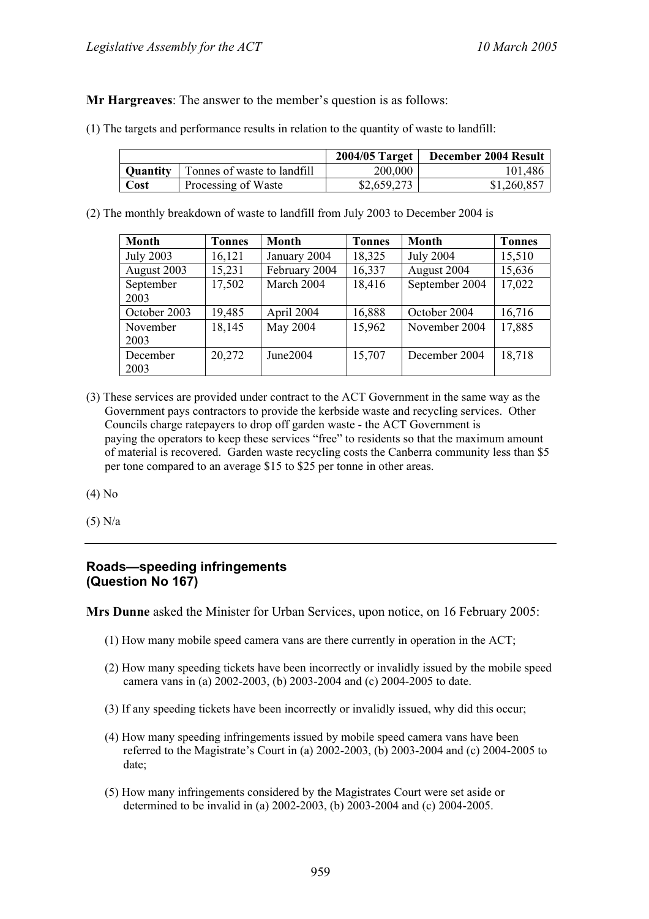**Mr Hargreaves**: The answer to the member's question is as follows:

(1) The targets and performance results in relation to the quantity of waste to landfill:

| | | 2004/05 Target | December 2004 Result |
|---|---|---|---|
| **Quantity** | Tonnes of waste to landfill | 200,000 | 101,486 |
| **Cost** | Processing of Waste | $2,659,273 | $1,260,857 |

(2) The monthly breakdown of waste to landfill from July 2003 to December 2004 is

| Month | Tonnes | Month | Tonnes | Month | Tonnes |
|---|---|---|---|---|---|
| July 2003 | 16,121 | January 2004 | 18,325 | July 2004 | 15,510 |
| August 2003 | 15,231 | February 2004 | 16,337 | August 2004 | 15,636 |
| September 2003 | 17,502 | March 2004 | 18,416 | September 2004 | 17,022 |
| October 2003 | 19,485 | April 2004 | 16,888 | October 2004 | 16,716 |
| November 2003 | 18,145 | May 2004 | 15,962 | November 2004 | 17,885 |
| December 2003 | 20,272 | June2004 | 15,707 | December 2004 | 18,718 |

(3) These services are provided under contract to the ACT Government in the same way as the Government pays contractors to provide the kerbside waste and recycling services. Other Councils charge ratepayers to drop off garden waste - the ACT Government is paying the operators to keep these services "free" to residents so that the maximum amount of material is recovered. Garden waste recycling costs the Canberra community less than $5 per tone compared to an average $15 to $25 per tonne in other areas.

(4) No

(5) N/a

---

## Roads—speeding infringements
## (Question No 167)

**Mrs Dunne** asked the Minister for Urban Services, upon notice, on 16 February 2005:

(1) How many mobile speed camera vans are there currently in operation in the ACT;

(2) How many speeding tickets have been incorrectly or invalidly issued by the mobile speed camera vans in (a) 2002-2003, (b) 2003-2004 and (c) 2004-2005 to date.

(3) If any speeding tickets have been incorrectly or invalidly issued, why did this occur;

(4) How many speeding infringements issued by mobile speed camera vans have been referred to the Magistrate's Court in (a) 2002-2003, (b) 2003-2004 and (c) 2004-2005 to date;

(5) How many infringements considered by the Magistrates Court were set aside or determined to be invalid in (a) 2002-2003, (b) 2003-2004 and (c) 2004-2005.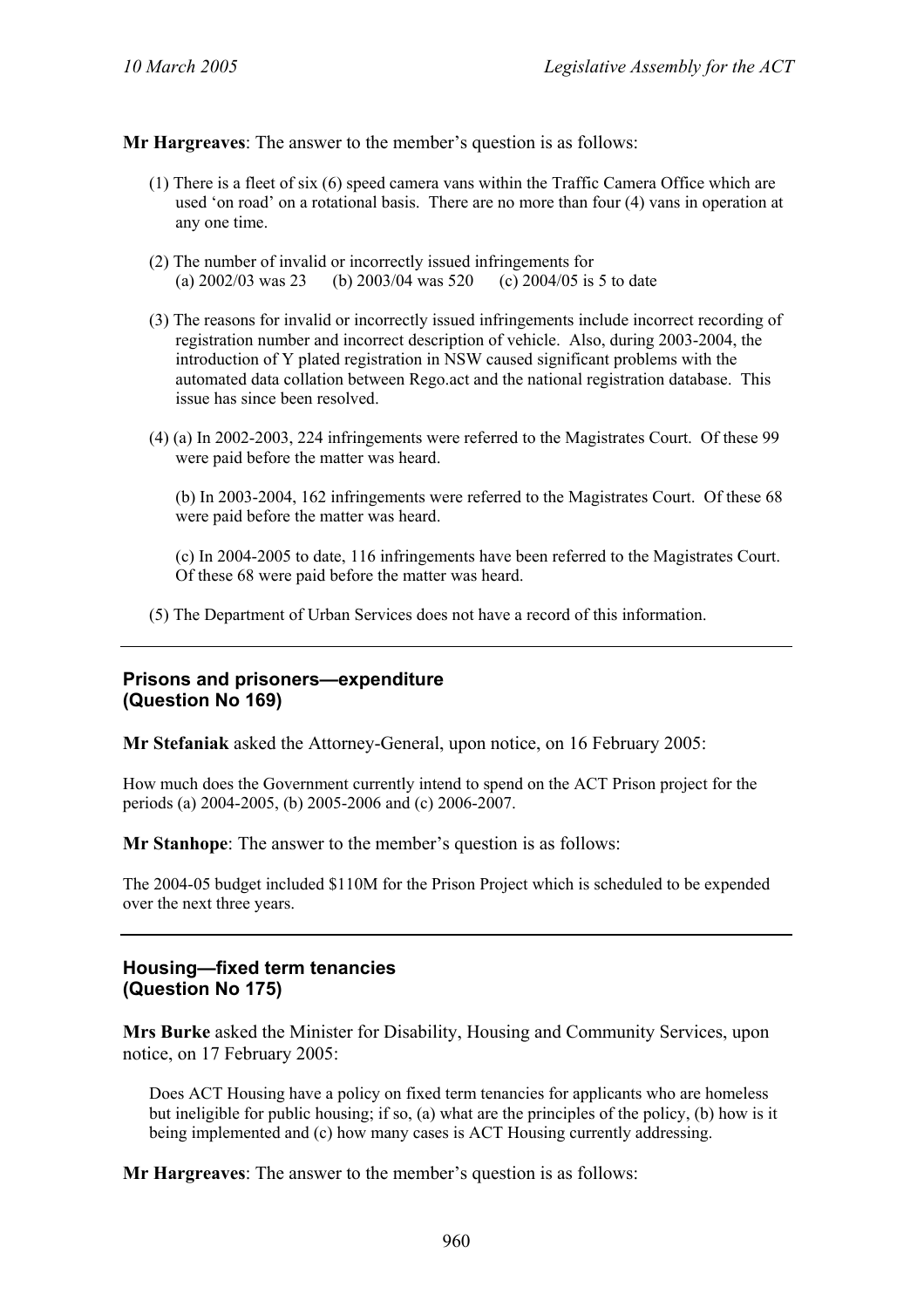**Mr Hargreaves**: The answer to the member's question is as follows:

(1) There is a fleet of six (6) speed camera vans within the Traffic Camera Office which are used 'on road' on a rotational basis. There are no more than four (4) vans in operation at any one time.

(2) The number of invalid or incorrectly issued infringements for
(a) 2002/03 was 23 (b) 2003/04 was 520 (c) 2004/05 is 5 to date

(3) The reasons for invalid or incorrectly issued infringements include incorrect recording of registration number and incorrect description of vehicle. Also, during 2003-2004, the introduction of Y plated registration in NSW caused significant problems with the automated data collation between Rego.act and the national registration database. This issue has since been resolved.

(4) (a) In 2002-2003, 224 infringements were referred to the Magistrates Court. Of these 99 were paid before the matter was heard.

(b) In 2003-2004, 162 infringements were referred to the Magistrates Court. Of these 68 were paid before the matter was heard.

(c) In 2004-2005 to date, 116 infringements have been referred to the Magistrates Court. Of these 68 were paid before the matter was heard.

(5) The Department of Urban Services does not have a record of this information.

---

## Prisons and prisoners—expenditure (Question No 169)

**Mr Stefaniak** asked the Attorney-General, upon notice, on 16 February 2005:

How much does the Government currently intend to spend on the ACT Prison project for the periods (a) 2004-2005, (b) 2005-2006 and (c) 2006-2007.

**Mr Stanhope**: The answer to the member's question is as follows:

The 2004-05 budget included $110M for the Prison Project which is scheduled to be expended over the next three years.

---

## Housing—fixed term tenancies (Question No 175)

**Mrs Burke** asked the Minister for Disability, Housing and Community Services, upon notice, on 17 February 2005:

Does ACT Housing have a policy on fixed term tenancies for applicants who are homeless but ineligible for public housing; if so, (a) what are the principles of the policy, (b) how is it being implemented and (c) how many cases is ACT Housing currently addressing.

**Mr Hargreaves**: The answer to the member's question is as follows: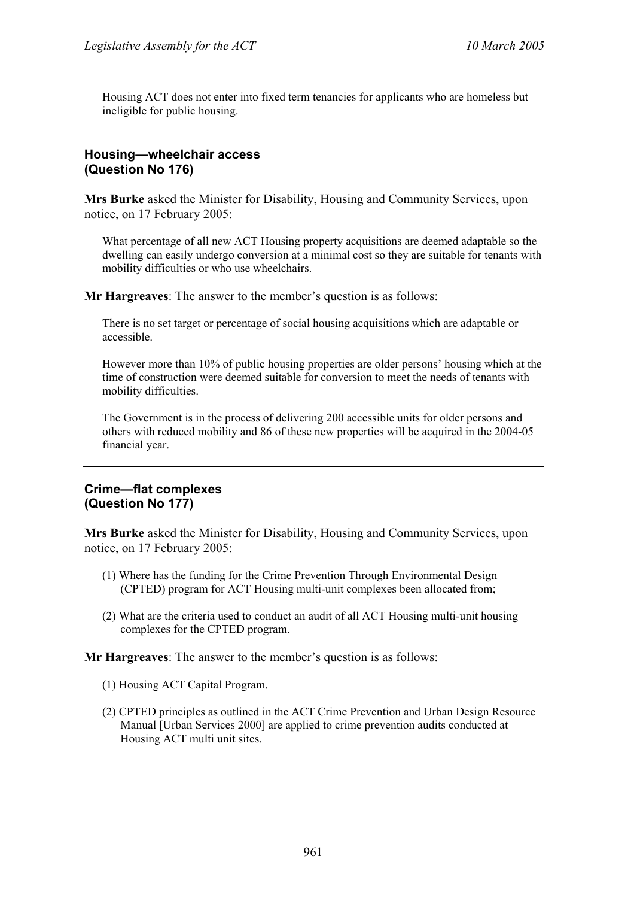Housing ACT does not enter into fixed term tenancies for applicants who are homeless but ineligible for public housing.

---

### Housing—wheelchair access (Question No 176)

**Mrs Burke** asked the Minister for Disability, Housing and Community Services, upon notice, on 17 February 2005:

> What percentage of all new ACT Housing property acquisitions are deemed adaptable so the dwelling can easily undergo conversion at a minimal cost so they are suitable for tenants with mobility difficulties or who use wheelchairs.

**Mr Hargreaves**: The answer to the member's question is as follows:

> There is no set target or percentage of social housing acquisitions which are adaptable or accessible.
>
> However more than 10% of public housing properties are older persons' housing which at the time of construction were deemed suitable for conversion to meet the needs of tenants with mobility difficulties.
>
> The Government is in the process of delivering 200 accessible units for older persons and others with reduced mobility and 86 of these new properties will be acquired in the 2004-05 financial year.

---

### Crime—flat complexes (Question No 177)

**Mrs Burke** asked the Minister for Disability, Housing and Community Services, upon notice, on 17 February 2005:

> (1) Where has the funding for the Crime Prevention Through Environmental Design (CPTED) program for ACT Housing multi-unit complexes been allocated from;
>
> (2) What are the criteria used to conduct an audit of all ACT Housing multi-unit housing complexes for the CPTED program.

**Mr Hargreaves**: The answer to the member's question is as follows:

> (1) Housing ACT Capital Program.
>
> (2) CPTED principles as outlined in the ACT Crime Prevention and Urban Design Resource Manual [Urban Services 2000] are applied to crime prevention audits conducted at Housing ACT multi unit sites.

---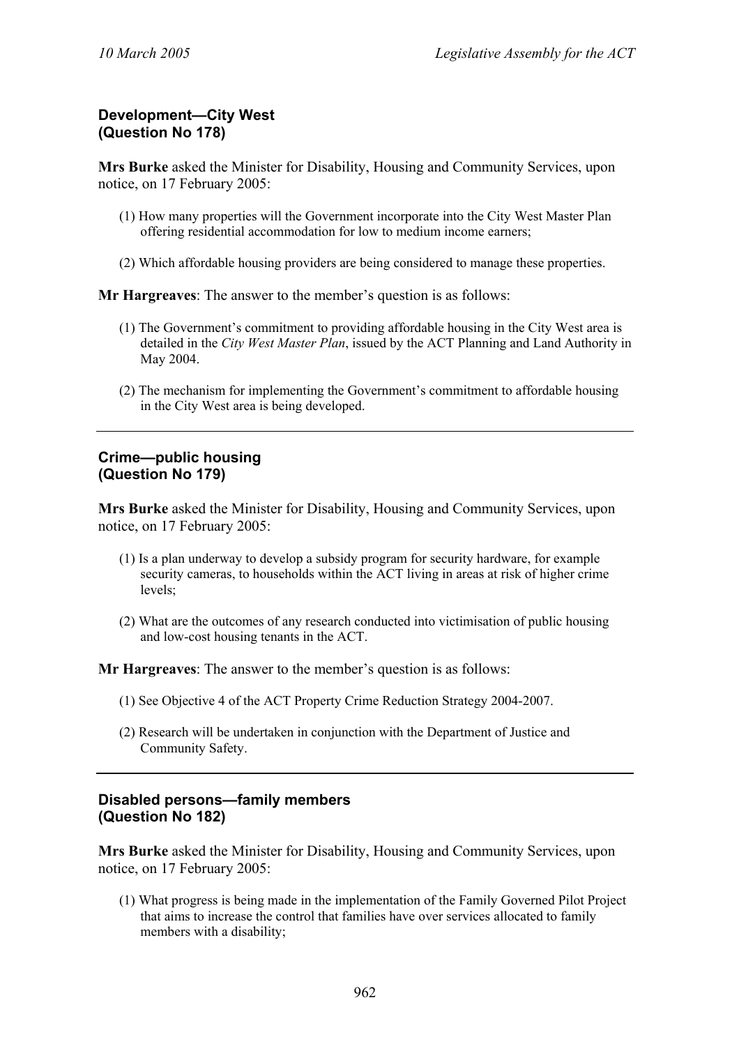## Development—City West (Question No 178)

**Mrs Burke** asked the Minister for Disability, Housing and Community Services, upon notice, on 17 February 2005:

(1) How many properties will the Government incorporate into the City West Master Plan offering residential accommodation for low to medium income earners;

(2) Which affordable housing providers are being considered to manage these properties.

**Mr Hargreaves**: The answer to the member's question is as follows:

(1) The Government's commitment to providing affordable housing in the City West area is detailed in the *City West Master Plan*, issued by the ACT Planning and Land Authority in May 2004.

(2) The mechanism for implementing the Government's commitment to affordable housing in the City West area is being developed.

---

## Crime—public housing (Question No 179)

**Mrs Burke** asked the Minister for Disability, Housing and Community Services, upon notice, on 17 February 2005:

(1) Is a plan underway to develop a subsidy program for security hardware, for example security cameras, to households within the ACT living in areas at risk of higher crime levels;

(2) What are the outcomes of any research conducted into victimisation of public housing and low-cost housing tenants in the ACT.

**Mr Hargreaves**: The answer to the member's question is as follows:

(1) See Objective 4 of the ACT Property Crime Reduction Strategy 2004-2007.

(2) Research will be undertaken in conjunction with the Department of Justice and Community Safety.

---

## Disabled persons—family members (Question No 182)

**Mrs Burke** asked the Minister for Disability, Housing and Community Services, upon notice, on 17 February 2005:

(1) What progress is being made in the implementation of the Family Governed Pilot Project that aims to increase the control that families have over services allocated to family members with a disability;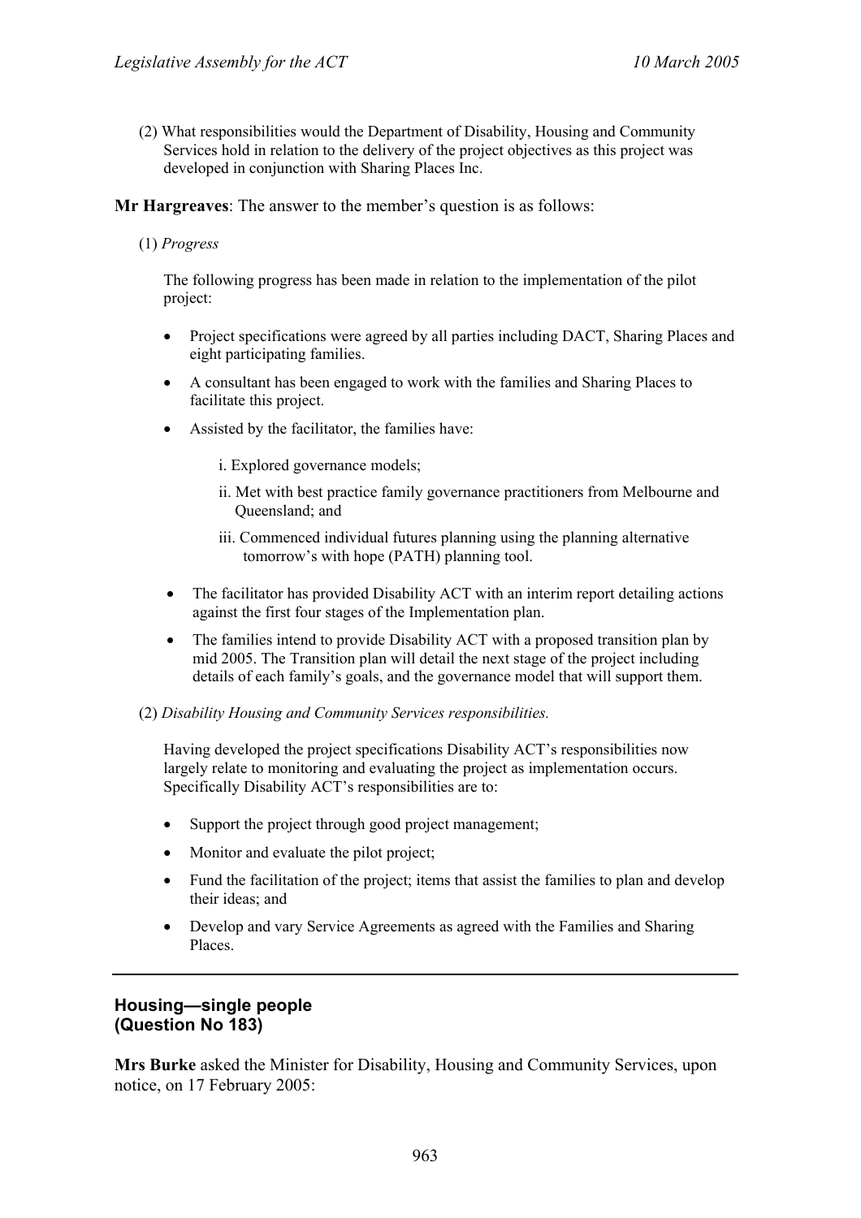(2) What responsibilities would the Department of Disability, Housing and Community Services hold in relation to the delivery of the project objectives as this project was developed in conjunction with Sharing Places Inc.

**Mr Hargreaves**: The answer to the member's question is as follows:

(1) *Progress*

The following progress has been made in relation to the implementation of the pilot project:

- Project specifications were agreed by all parties including DACT, Sharing Places and eight participating families.
- A consultant has been engaged to work with the families and Sharing Places to facilitate this project.
- Assisted by the facilitator, the families have:

  i. Explored governance models;

  ii. Met with best practice family governance practitioners from Melbourne and Queensland; and

  iii. Commenced individual futures planning using the planning alternative tomorrow's with hope (PATH) planning tool.

- The facilitator has provided Disability ACT with an interim report detailing actions against the first four stages of the Implementation plan.
- The families intend to provide Disability ACT with a proposed transition plan by mid 2005. The Transition plan will detail the next stage of the project including details of each family's goals, and the governance model that will support them.

(2) *Disability Housing and Community Services responsibilities.*

Having developed the project specifications Disability ACT's responsibilities now largely relate to monitoring and evaluating the project as implementation occurs. Specifically Disability ACT's responsibilities are to:

- Support the project through good project management;
- Monitor and evaluate the pilot project;
- Fund the facilitation of the project; items that assist the families to plan and develop their ideas; and
- Develop and vary Service Agreements as agreed with the Families and Sharing Places.

---

## Housing—single people (Question No 183)

**Mrs Burke** asked the Minister for Disability, Housing and Community Services, upon notice, on 17 February 2005: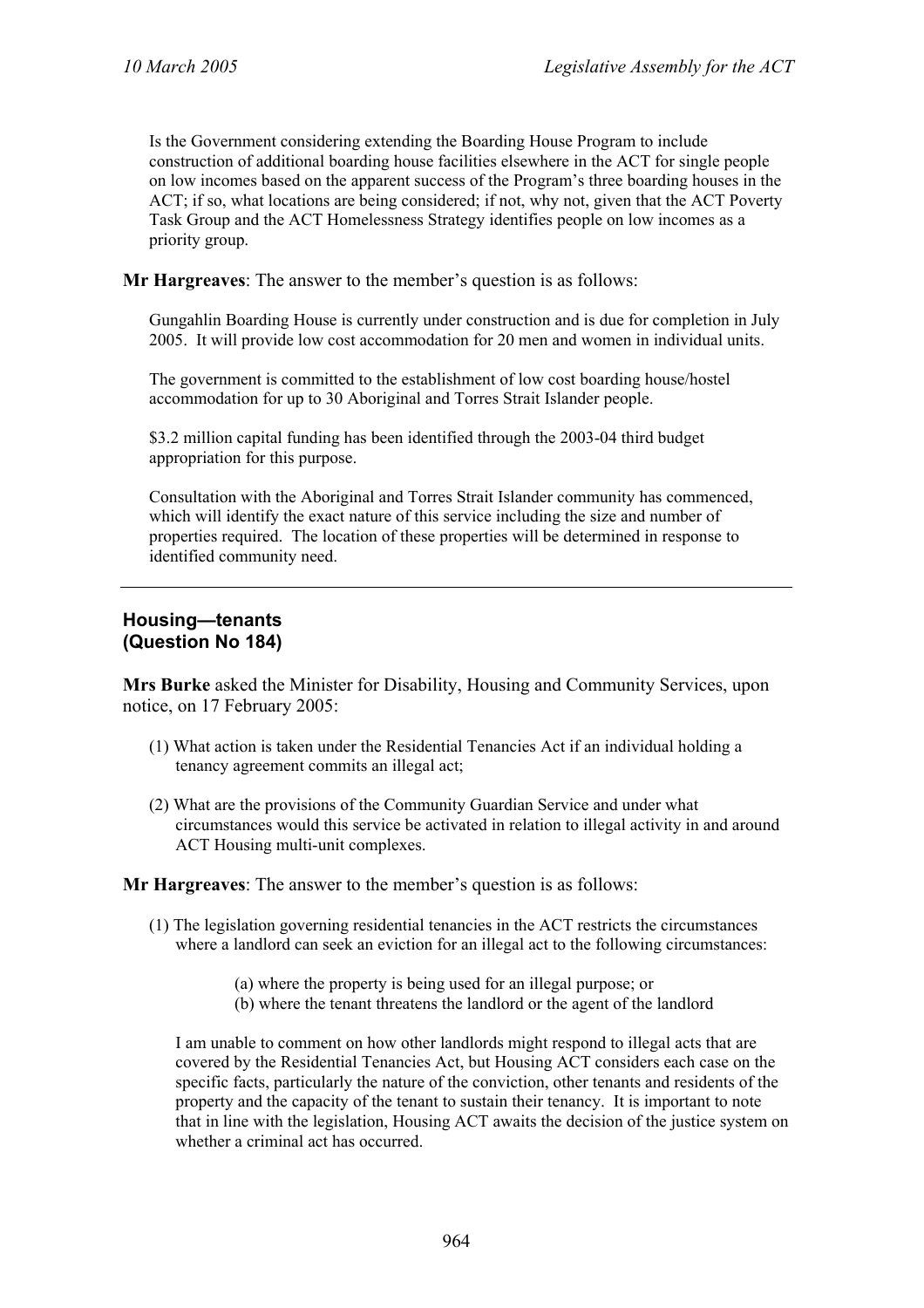Is the Government considering extending the Boarding House Program to include construction of additional boarding house facilities elsewhere in the ACT for single people on low incomes based on the apparent success of the Program's three boarding houses in the ACT; if so, what locations are being considered; if not, why not, given that the ACT Poverty Task Group and the ACT Homelessness Strategy identifies people on low incomes as a priority group.

**Mr Hargreaves**: The answer to the member's question is as follows:

Gungahlin Boarding House is currently under construction and is due for completion in July 2005. It will provide low cost accommodation for 20 men and women in individual units.

The government is committed to the establishment of low cost boarding house/hostel accommodation for up to 30 Aboriginal and Torres Strait Islander people.

$3.2 million capital funding has been identified through the 2003-04 third budget appropriation for this purpose.

Consultation with the Aboriginal and Torres Strait Islander community has commenced, which will identify the exact nature of this service including the size and number of properties required. The location of these properties will be determined in response to identified community need.

---

## Housing—tenants
## (Question No 184)

**Mrs Burke** asked the Minister for Disability, Housing and Community Services, upon notice, on 17 February 2005:

(1) What action is taken under the Residential Tenancies Act if an individual holding a tenancy agreement commits an illegal act;

(2) What are the provisions of the Community Guardian Service and under what circumstances would this service be activated in relation to illegal activity in and around ACT Housing multi-unit complexes.

**Mr Hargreaves**: The answer to the member's question is as follows:

(1) The legislation governing residential tenancies in the ACT restricts the circumstances where a landlord can seek an eviction for an illegal act to the following circumstances:

(a) where the property is being used for an illegal purpose; or
(b) where the tenant threatens the landlord or the agent of the landlord

I am unable to comment on how other landlords might respond to illegal acts that are covered by the Residential Tenancies Act, but Housing ACT considers each case on the specific facts, particularly the nature of the conviction, other tenants and residents of the property and the capacity of the tenant to sustain their tenancy. It is important to note that in line with the legislation, Housing ACT awaits the decision of the justice system on whether a criminal act has occurred.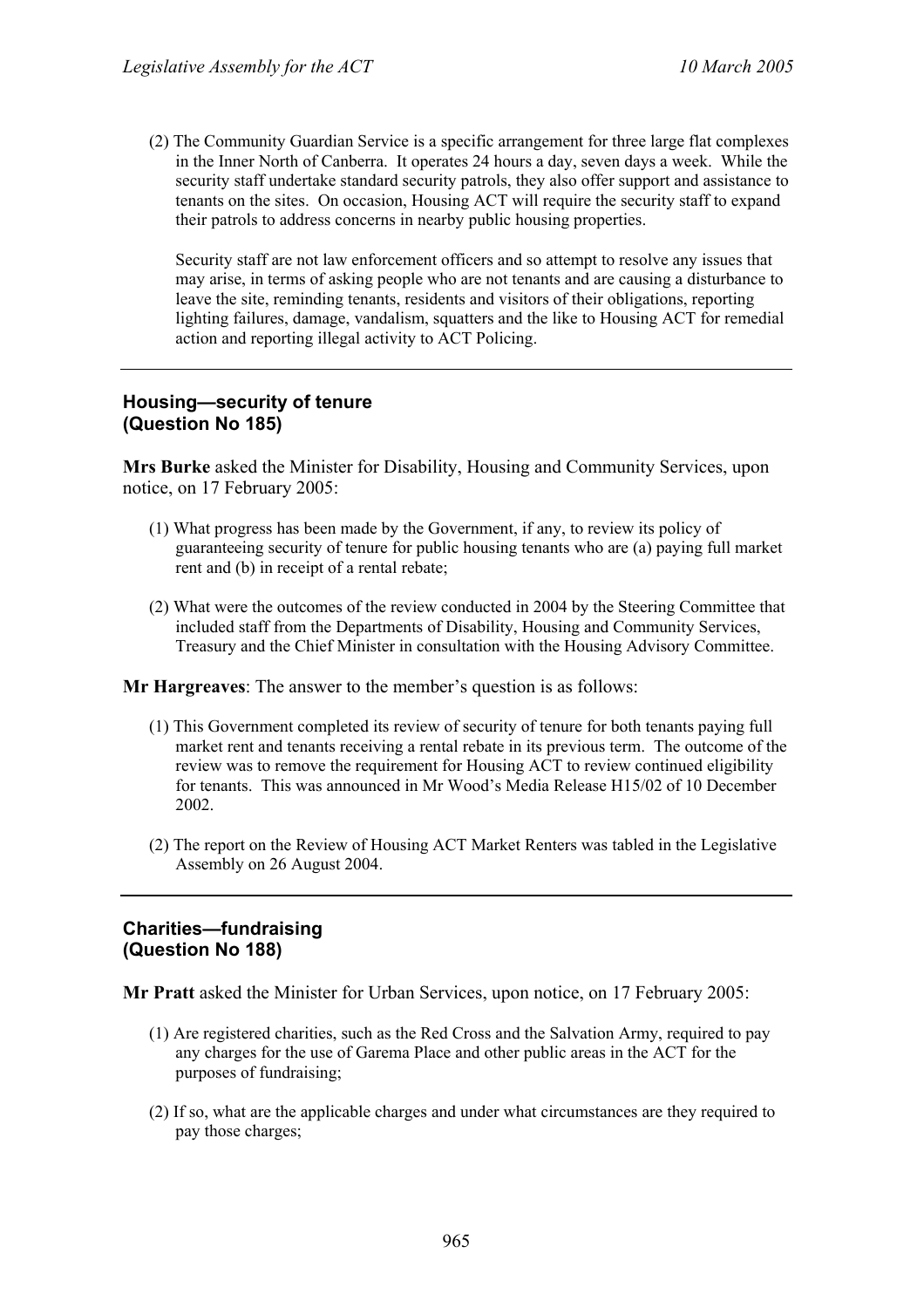(2) The Community Guardian Service is a specific arrangement for three large flat complexes in the Inner North of Canberra. It operates 24 hours a day, seven days a week. While the security staff undertake standard security patrols, they also offer support and assistance to tenants on the sites. On occasion, Housing ACT will require the security staff to expand their patrols to address concerns in nearby public housing properties.

Security staff are not law enforcement officers and so attempt to resolve any issues that may arise, in terms of asking people who are not tenants and are causing a disturbance to leave the site, reminding tenants, residents and visitors of their obligations, reporting lighting failures, damage, vandalism, squatters and the like to Housing ACT for remedial action and reporting illegal activity to ACT Policing.

---

## Housing—security of tenure (Question No 185)

**Mrs Burke** asked the Minister for Disability, Housing and Community Services, upon notice, on 17 February 2005:

(1) What progress has been made by the Government, if any, to review its policy of guaranteeing security of tenure for public housing tenants who are (a) paying full market rent and (b) in receipt of a rental rebate;

(2) What were the outcomes of the review conducted in 2004 by the Steering Committee that included staff from the Departments of Disability, Housing and Community Services, Treasury and the Chief Minister in consultation with the Housing Advisory Committee.

**Mr Hargreaves**: The answer to the member's question is as follows:

(1) This Government completed its review of security of tenure for both tenants paying full market rent and tenants receiving a rental rebate in its previous term. The outcome of the review was to remove the requirement for Housing ACT to review continued eligibility for tenants. This was announced in Mr Wood's Media Release H15/02 of 10 December 2002.

(2) The report on the Review of Housing ACT Market Renters was tabled in the Legislative Assembly on 26 August 2004.

---

## Charities—fundraising (Question No 188)

**Mr Pratt** asked the Minister for Urban Services, upon notice, on 17 February 2005:

(1) Are registered charities, such as the Red Cross and the Salvation Army, required to pay any charges for the use of Garema Place and other public areas in the ACT for the purposes of fundraising;

(2) If so, what are the applicable charges and under what circumstances are they required to pay those charges;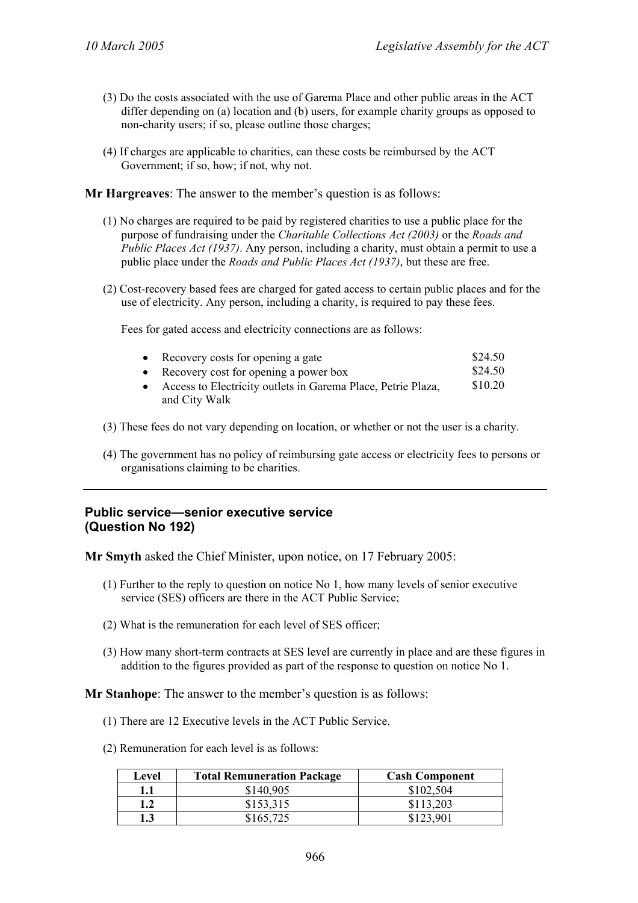(3) Do the costs associated with the use of Garema Place and other public areas in the ACT differ depending on (a) location and (b) users, for example charity groups as opposed to non-charity users; if so, please outline those charges;

(4) If charges are applicable to charities, can these costs be reimbursed by the ACT Government; if so, how; if not, why not.

**Mr Hargreaves**: The answer to the member's question is as follows:

(1) No charges are required to be paid by registered charities to use a public place for the purpose of fundraising under the *Charitable Collections Act (2003)* or the *Roads and Public Places Act (1937)*. Any person, including a charity, must obtain a permit to use a public place under the *Roads and Public Places Act (1937)*, but these are free.

(2) Cost-recovery based fees are charged for gated access to certain public places and for the use of electricity. Any person, including a charity, is required to pay these fees.

Fees for gated access and electricity connections are as follows:

- Recovery costs for opening a gate — \$24.50
- Recovery cost for opening a power box — \$24.50
- Access to Electricity outlets in Garema Place, Petrie Plaza, and City Walk — \$10.20

(3) These fees do not vary depending on location, or whether or not the user is a charity.

(4) The government has no policy of reimbursing gate access or electricity fees to persons or organisations claiming to be charities.

---

## Public service—senior executive service (Question No 192)

**Mr Smyth** asked the Chief Minister, upon notice, on 17 February 2005:

(1) Further to the reply to question on notice No 1, how many levels of senior executive service (SES) officers are there in the ACT Public Service;

(2) What is the remuneration for each level of SES officer;

(3) How many short-term contracts at SES level are currently in place and are these figures in addition to the figures provided as part of the response to question on notice No 1.

**Mr Stanhope**: The answer to the member's question is as follows:

(1) There are 12 Executive levels in the ACT Public Service.

(2) Remuneration for each level is as follows:

| Level | Total Remuneration Package | Cash Component |
|---|---|---|
| 1.1 | \$140,905 | \$102,504 |
| 1.2 | \$153,315 | \$113,203 |
| 1.3 | \$165,725 | \$123,901 |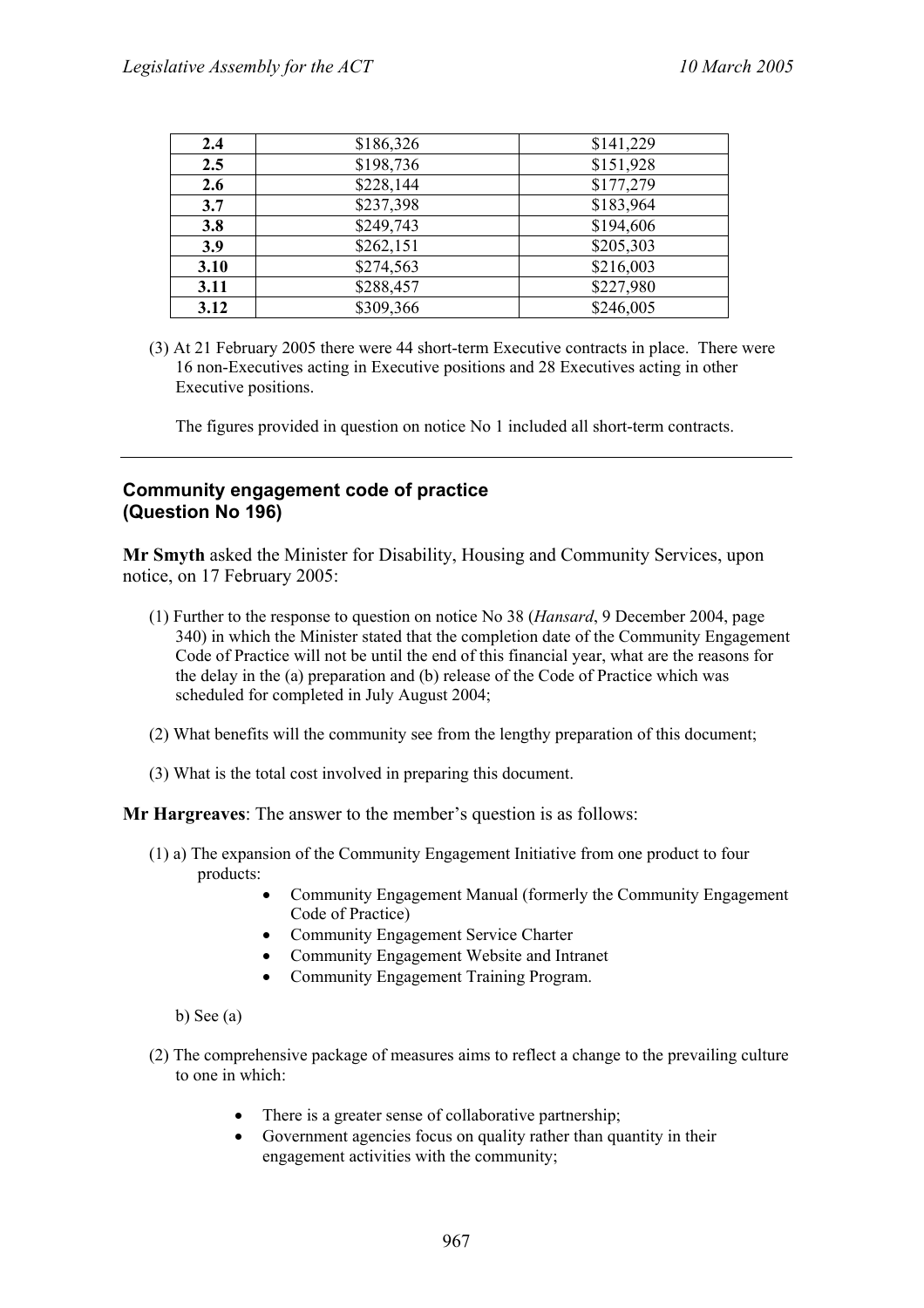| **2.4** | $186,326 | $141,229 |
|---|---|---|
| **2.5** | $198,736 | $151,928 |
| **2.6** | $228,144 | $177,279 |
| **3.7** | $237,398 | $183,964 |
| **3.8** | $249,743 | $194,606 |
| **3.9** | $262,151 | $205,303 |
| **3.10** | $274,563 | $216,003 |
| **3.11** | $288,457 | $227,980 |
| **3.12** | $309,366 | $246,005 |

(3) At 21 February 2005 there were 44 short-term Executive contracts in place. There were 16 non-Executives acting in Executive positions and 28 Executives acting in other Executive positions.

The figures provided in question on notice No 1 included all short-term contracts.

---

## Community engagement code of practice (Question No 196)

**Mr Smyth** asked the Minister for Disability, Housing and Community Services, upon notice, on 17 February 2005:

(1) Further to the response to question on notice No 38 (*Hansard*, 9 December 2004, page 340) in which the Minister stated that the completion date of the Community Engagement Code of Practice will not be until the end of this financial year, what are the reasons for the delay in the (a) preparation and (b) release of the Code of Practice which was scheduled for completed in July August 2004;

(2) What benefits will the community see from the lengthy preparation of this document;

(3) What is the total cost involved in preparing this document.

**Mr Hargreaves**: The answer to the member's question is as follows:

(1) a) The expansion of the Community Engagement Initiative from one product to four products:

- Community Engagement Manual (formerly the Community Engagement Code of Practice)
- Community Engagement Service Charter
- Community Engagement Website and Intranet
- Community Engagement Training Program.

b) See (a)

(2) The comprehensive package of measures aims to reflect a change to the prevailing culture to one in which:

- There is a greater sense of collaborative partnership;
- Government agencies focus on quality rather than quantity in their engagement activities with the community;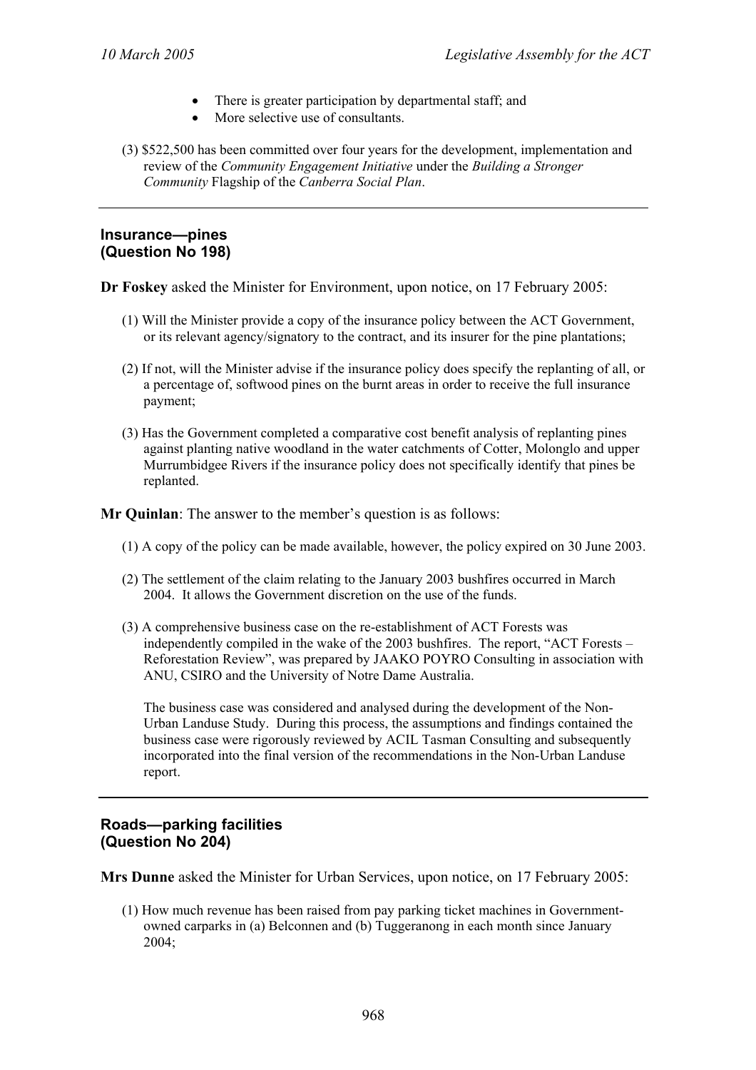- There is greater participation by departmental staff; and
- More selective use of consultants.

(3) $522,500 has been committed over four years for the development, implementation and review of the *Community Engagement Initiative* under the *Building a Stronger Community* Flagship of the *Canberra Social Plan*.

---

## Insurance—pines (Question No 198)

**Dr Foskey** asked the Minister for Environment, upon notice, on 17 February 2005:

(1) Will the Minister provide a copy of the insurance policy between the ACT Government, or its relevant agency/signatory to the contract, and its insurer for the pine plantations;

(2) If not, will the Minister advise if the insurance policy does specify the replanting of all, or a percentage of, softwood pines on the burnt areas in order to receive the full insurance payment;

(3) Has the Government completed a comparative cost benefit analysis of replanting pines against planting native woodland in the water catchments of Cotter, Molonglo and upper Murrumbidgee Rivers if the insurance policy does not specifically identify that pines be replanted.

**Mr Quinlan**: The answer to the member's question is as follows:

(1) A copy of the policy can be made available, however, the policy expired on 30 June 2003.

(2) The settlement of the claim relating to the January 2003 bushfires occurred in March 2004. It allows the Government discretion on the use of the funds.

(3) A comprehensive business case on the re-establishment of ACT Forests was independently compiled in the wake of the 2003 bushfires. The report, "ACT Forests – Reforestation Review", was prepared by JAAKO POYRO Consulting in association with ANU, CSIRO and the University of Notre Dame Australia.

The business case was considered and analysed during the development of the Non-Urban Landuse Study. During this process, the assumptions and findings contained the business case were rigorously reviewed by ACIL Tasman Consulting and subsequently incorporated into the final version of the recommendations in the Non-Urban Landuse report.

---

## Roads—parking facilities (Question No 204)

**Mrs Dunne** asked the Minister for Urban Services, upon notice, on 17 February 2005:

(1) How much revenue has been raised from pay parking ticket machines in Government-owned carparks in (a) Belconnen and (b) Tuggeranong in each month since January 2004;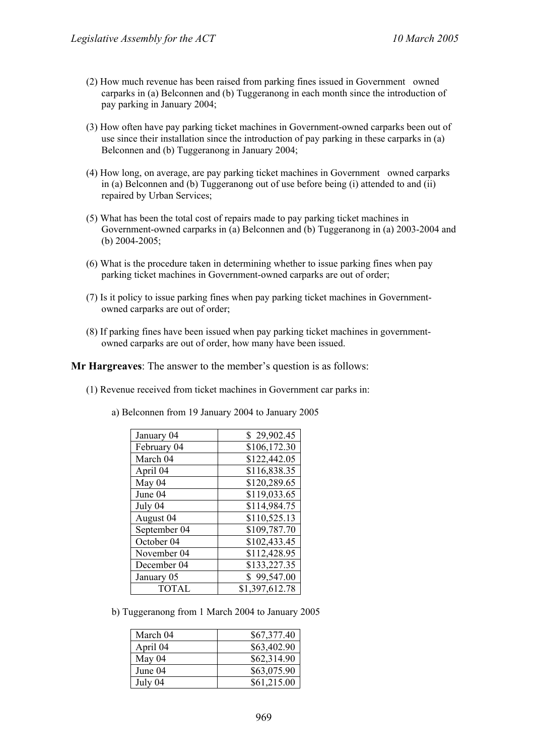(2) How much revenue has been raised from parking fines issued in Government owned carparks in (a) Belconnen and (b) Tuggeranong in each month since the introduction of pay parking in January 2004;

(3) How often have pay parking ticket machines in Government-owned carparks been out of use since their installation since the introduction of pay parking in these carparks in (a) Belconnen and (b) Tuggeranong in January 2004;

(4) How long, on average, are pay parking ticket machines in Government owned carparks in (a) Belconnen and (b) Tuggeranong out of use before being (i) attended to and (ii) repaired by Urban Services;

(5) What has been the total cost of repairs made to pay parking ticket machines in Government-owned carparks in (a) Belconnen and (b) Tuggeranong in (a) 2003-2004 and (b) 2004-2005;

(6) What is the procedure taken in determining whether to issue parking fines when pay parking ticket machines in Government-owned carparks are out of order;

(7) Is it policy to issue parking fines when pay parking ticket machines in Government-owned carparks are out of order;

(8) If parking fines have been issued when pay parking ticket machines in government-owned carparks are out of order, how many have been issued.

**Mr Hargreaves**: The answer to the member's question is as follows:

(1) Revenue received from ticket machines in Government car parks in:

a) Belconnen from 19 January 2004 to January 2005

| | |
|---|---|
| January 04 | $ 29,902.45 |
| February 04 | $106,172.30 |
| March 04 | $122,442.05 |
| April 04 | $116,838.35 |
| May 04 | $120,289.65 |
| June 04 | $119,033.65 |
| July 04 | $114,984.75 |
| August 04 | $110,525.13 |
| September 04 | $109,787.70 |
| October 04 | $102,433.45 |
| November 04 | $112,428.95 |
| December 04 | $133,227.35 |
| January 05 | $ 99,547.00 |
| TOTAL | $1,397,612.78 |

b) Tuggeranong from 1 March 2004 to January 2005

| | |
|---|---|
| March 04 | $67,377.40 |
| April 04 | $63,402.90 |
| May 04 | $62,314.90 |
| June 04 | $63,075.90 |
| July 04 | $61,215.00 |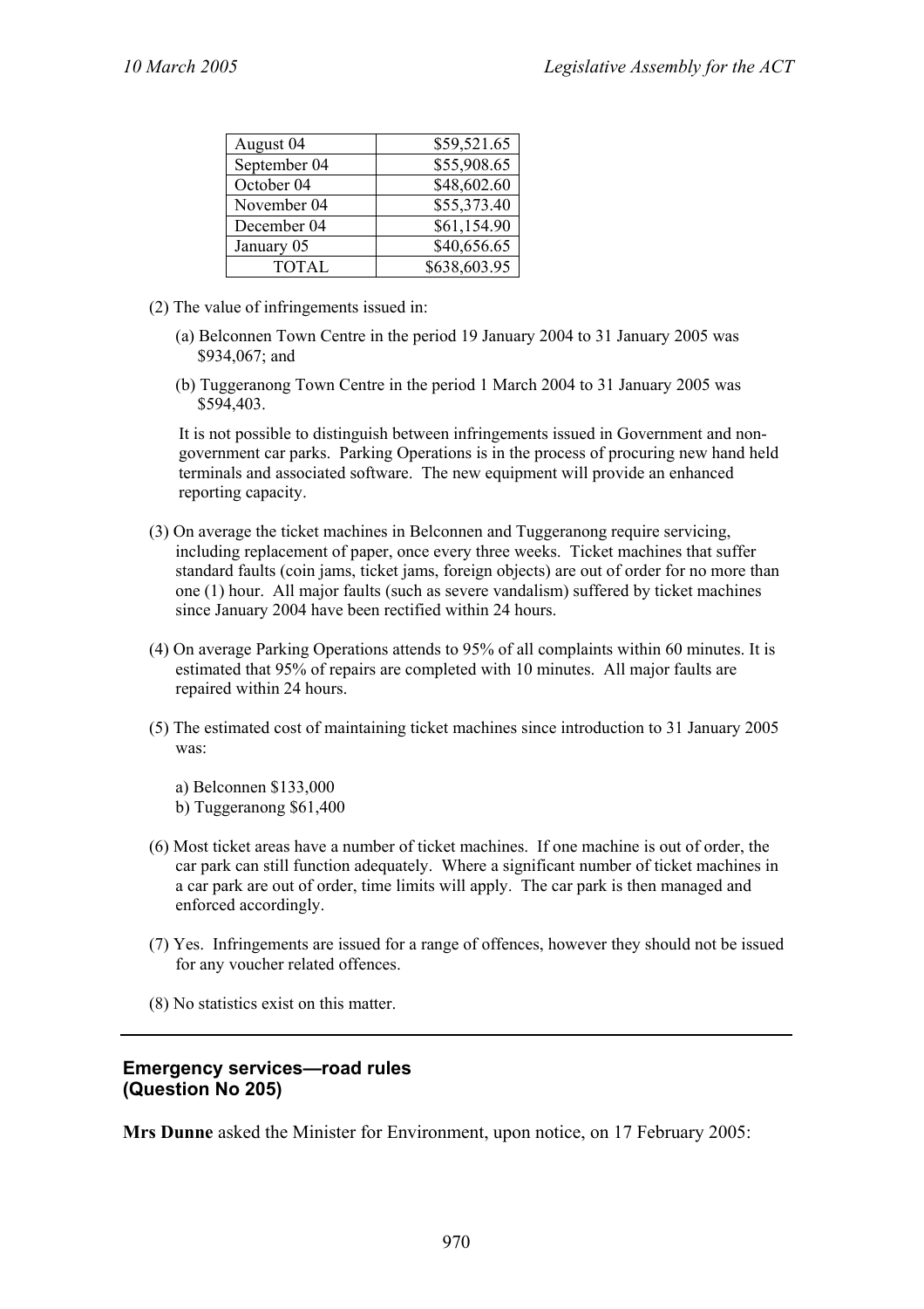| August 04 | $59,521.65 |
|---|---|
| September 04 | $55,908.65 |
| October 04 | $48,602.60 |
| November 04 | $55,373.40 |
| December 04 | $61,154.90 |
| January 05 | $40,656.65 |
| TOTAL | $638,603.95 |

(2) The value of infringements issued in:

(a) Belconnen Town Centre in the period 19 January 2004 to 31 January 2005 was $934,067; and

(b) Tuggeranong Town Centre in the period 1 March 2004 to 31 January 2005 was $594,403.

It is not possible to distinguish between infringements issued in Government and non-government car parks. Parking Operations is in the process of procuring new hand held terminals and associated software. The new equipment will provide an enhanced reporting capacity.

(3) On average the ticket machines in Belconnen and Tuggeranong require servicing, including replacement of paper, once every three weeks. Ticket machines that suffer standard faults (coin jams, ticket jams, foreign objects) are out of order for no more than one (1) hour. All major faults (such as severe vandalism) suffered by ticket machines since January 2004 have been rectified within 24 hours.

(4) On average Parking Operations attends to 95% of all complaints within 60 minutes. It is estimated that 95% of repairs are completed with 10 minutes. All major faults are repaired within 24 hours.

(5) The estimated cost of maintaining ticket machines since introduction to 31 January 2005 was:

a) Belconnen $133,000
b) Tuggeranong $61,400

(6) Most ticket areas have a number of ticket machines. If one machine is out of order, the car park can still function adequately. Where a significant number of ticket machines in a car park are out of order, time limits will apply. The car park is then managed and enforced accordingly.

(7) Yes. Infringements are issued for a range of offences, however they should not be issued for any voucher related offences.

(8) No statistics exist on this matter.

---

## Emergency services—road rules (Question No 205)

**Mrs Dunne** asked the Minister for Environment, upon notice, on 17 February 2005: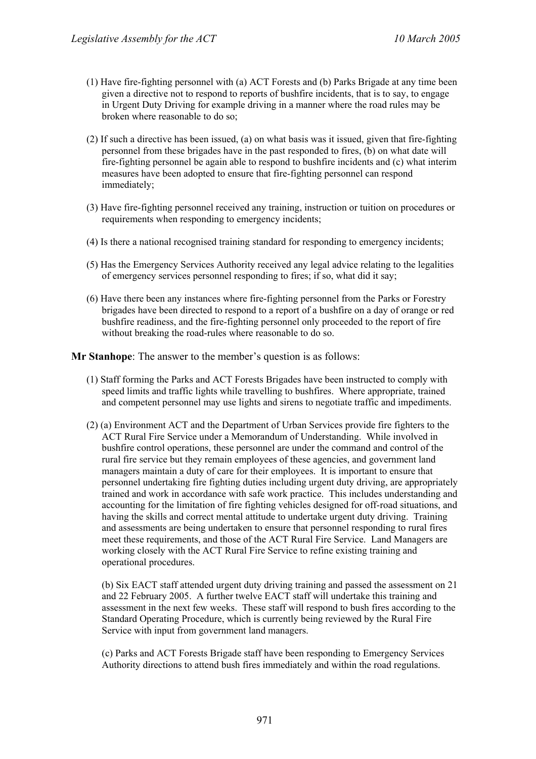(1) Have fire-fighting personnel with (a) ACT Forests and (b) Parks Brigade at any time been given a directive not to respond to reports of bushfire incidents, that is to say, to engage in Urgent Duty Driving for example driving in a manner where the road rules may be broken where reasonable to do so;

(2) If such a directive has been issued, (a) on what basis was it issued, given that fire-fighting personnel from these brigades have in the past responded to fires, (b) on what date will fire-fighting personnel be again able to respond to bushfire incidents and (c) what interim measures have been adopted to ensure that fire-fighting personnel can respond immediately;

(3) Have fire-fighting personnel received any training, instruction or tuition on procedures or requirements when responding to emergency incidents;

(4) Is there a national recognised training standard for responding to emergency incidents;

(5) Has the Emergency Services Authority received any legal advice relating to the legalities of emergency services personnel responding to fires; if so, what did it say;

(6) Have there been any instances where fire-fighting personnel from the Parks or Forestry brigades have been directed to respond to a report of a bushfire on a day of orange or red bushfire readiness, and the fire-fighting personnel only proceeded to the report of fire without breaking the road-rules where reasonable to do so.

**Mr Stanhope**: The answer to the member's question is as follows:

(1) Staff forming the Parks and ACT Forests Brigades have been instructed to comply with speed limits and traffic lights while travelling to bushfires. Where appropriate, trained and competent personnel may use lights and sirens to negotiate traffic and impediments.

(2) (a) Environment ACT and the Department of Urban Services provide fire fighters to the ACT Rural Fire Service under a Memorandum of Understanding. While involved in bushfire control operations, these personnel are under the command and control of the rural fire service but they remain employees of these agencies, and government land managers maintain a duty of care for their employees. It is important to ensure that personnel undertaking fire fighting duties including urgent duty driving, are appropriately trained and work in accordance with safe work practice. This includes understanding and accounting for the limitation of fire fighting vehicles designed for off-road situations, and having the skills and correct mental attitude to undertake urgent duty driving. Training and assessments are being undertaken to ensure that personnel responding to rural fires meet these requirements, and those of the ACT Rural Fire Service. Land Managers are working closely with the ACT Rural Fire Service to refine existing training and operational procedures.

(b) Six EACT staff attended urgent duty driving training and passed the assessment on 21 and 22 February 2005. A further twelve EACT staff will undertake this training and assessment in the next few weeks. These staff will respond to bush fires according to the Standard Operating Procedure, which is currently being reviewed by the Rural Fire Service with input from government land managers.

(c) Parks and ACT Forests Brigade staff have been responding to Emergency Services Authority directions to attend bush fires immediately and within the road regulations.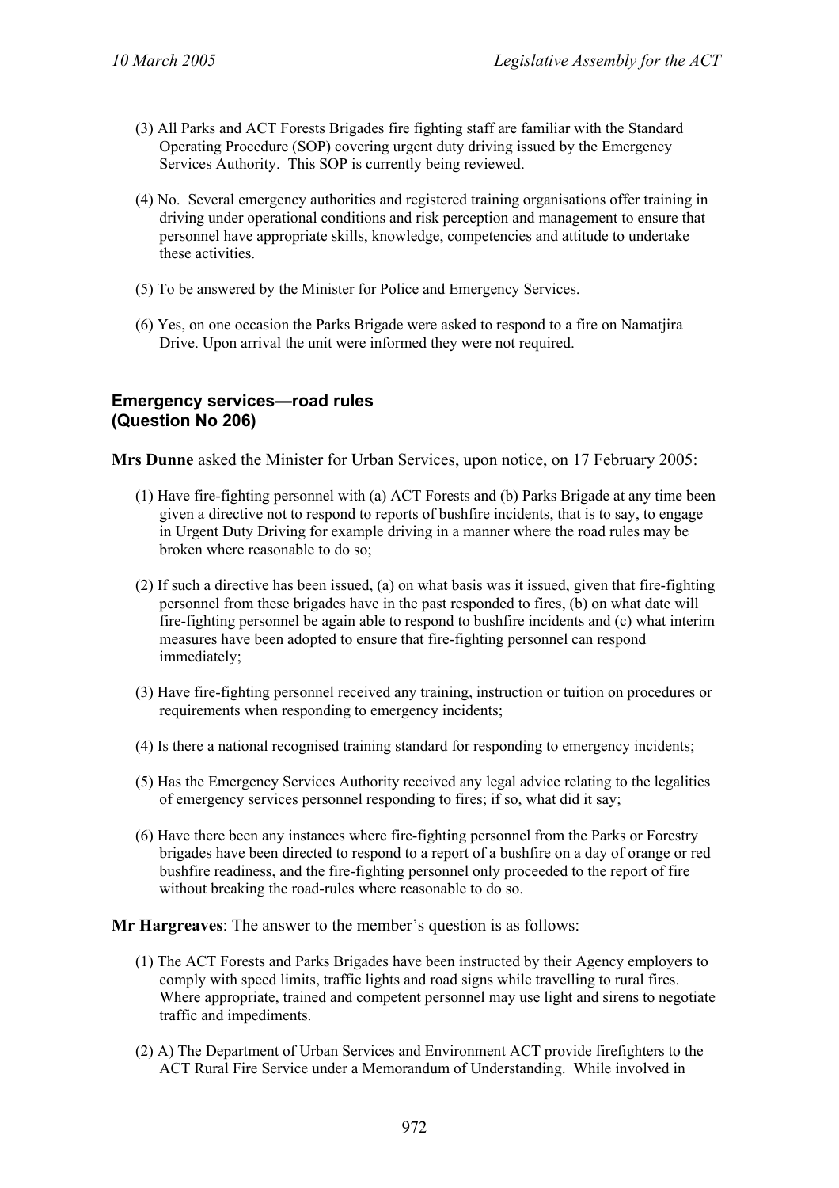(3) All Parks and ACT Forests Brigades fire fighting staff are familiar with the Standard Operating Procedure (SOP) covering urgent duty driving issued by the Emergency Services Authority. This SOP is currently being reviewed.

(4) No. Several emergency authorities and registered training organisations offer training in driving under operational conditions and risk perception and management to ensure that personnel have appropriate skills, knowledge, competencies and attitude to undertake these activities.

(5) To be answered by the Minister for Police and Emergency Services.

(6) Yes, on one occasion the Parks Brigade were asked to respond to a fire on Namatjira Drive. Upon arrival the unit were informed they were not required.

---

## Emergency services—road rules (Question No 206)

**Mrs Dunne** asked the Minister for Urban Services, upon notice, on 17 February 2005:

(1) Have fire-fighting personnel with (a) ACT Forests and (b) Parks Brigade at any time been given a directive not to respond to reports of bushfire incidents, that is to say, to engage in Urgent Duty Driving for example driving in a manner where the road rules may be broken where reasonable to do so;

(2) If such a directive has been issued, (a) on what basis was it issued, given that fire-fighting personnel from these brigades have in the past responded to fires, (b) on what date will fire-fighting personnel be again able to respond to bushfire incidents and (c) what interim measures have been adopted to ensure that fire-fighting personnel can respond immediately;

(3) Have fire-fighting personnel received any training, instruction or tuition on procedures or requirements when responding to emergency incidents;

(4) Is there a national recognised training standard for responding to emergency incidents;

(5) Has the Emergency Services Authority received any legal advice relating to the legalities of emergency services personnel responding to fires; if so, what did it say;

(6) Have there been any instances where fire-fighting personnel from the Parks or Forestry brigades have been directed to respond to a report of a bushfire on a day of orange or red bushfire readiness, and the fire-fighting personnel only proceeded to the report of fire without breaking the road-rules where reasonable to do so.

**Mr Hargreaves**: The answer to the member's question is as follows:

(1) The ACT Forests and Parks Brigades have been instructed by their Agency employers to comply with speed limits, traffic lights and road signs while travelling to rural fires. Where appropriate, trained and competent personnel may use light and sirens to negotiate traffic and impediments.

(2) A) The Department of Urban Services and Environment ACT provide firefighters to the ACT Rural Fire Service under a Memorandum of Understanding. While involved in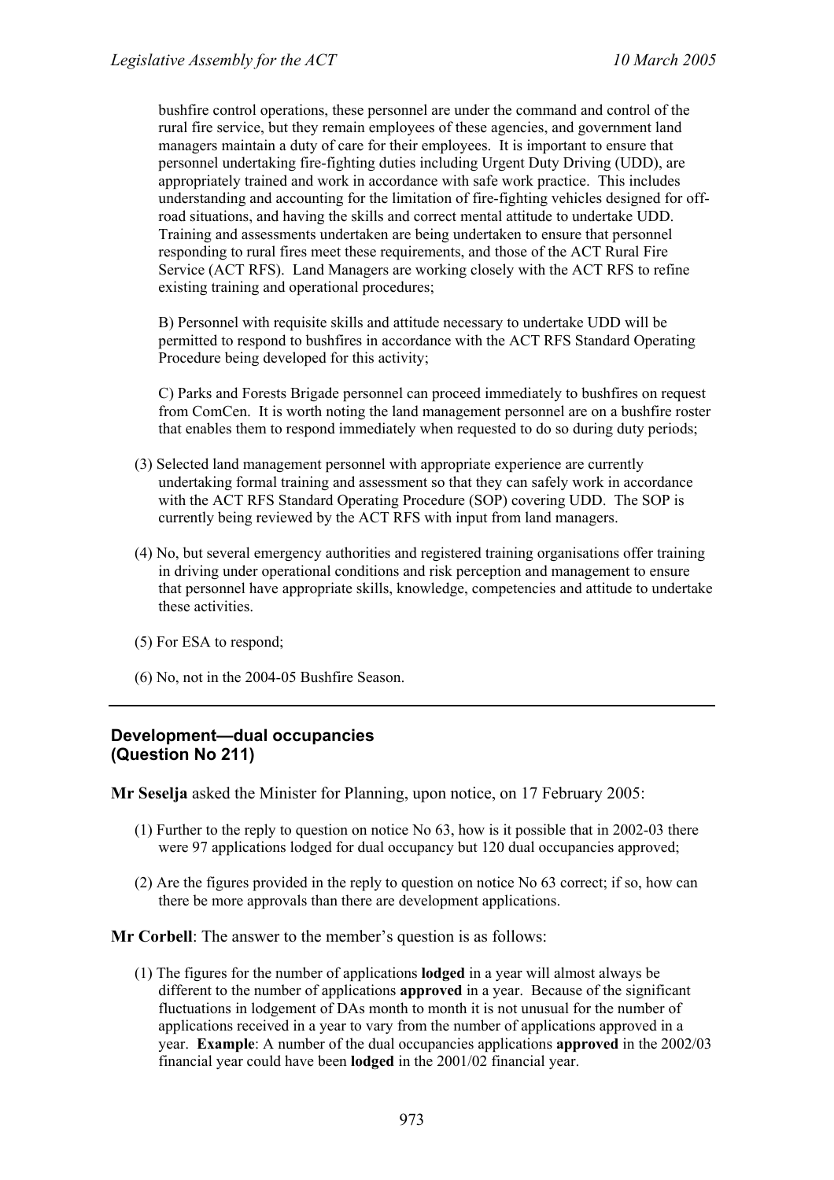bushfire control operations, these personnel are under the command and control of the rural fire service, but they remain employees of these agencies, and government land managers maintain a duty of care for their employees. It is important to ensure that personnel undertaking fire-fighting duties including Urgent Duty Driving (UDD), are appropriately trained and work in accordance with safe work practice. This includes understanding and accounting for the limitation of fire-fighting vehicles designed for off-road situations, and having the skills and correct mental attitude to undertake UDD. Training and assessments undertaken are being undertaken to ensure that personnel responding to rural fires meet these requirements, and those of the ACT Rural Fire Service (ACT RFS). Land Managers are working closely with the ACT RFS to refine existing training and operational procedures;

B) Personnel with requisite skills and attitude necessary to undertake UDD will be permitted to respond to bushfires in accordance with the ACT RFS Standard Operating Procedure being developed for this activity;

C) Parks and Forests Brigade personnel can proceed immediately to bushfires on request from ComCen. It is worth noting the land management personnel are on a bushfire roster that enables them to respond immediately when requested to do so during duty periods;

(3) Selected land management personnel with appropriate experience are currently undertaking formal training and assessment so that they can safely work in accordance with the ACT RFS Standard Operating Procedure (SOP) covering UDD. The SOP is currently being reviewed by the ACT RFS with input from land managers.

(4) No, but several emergency authorities and registered training organisations offer training in driving under operational conditions and risk perception and management to ensure that personnel have appropriate skills, knowledge, competencies and attitude to undertake these activities.

(5) For ESA to respond;

(6) No, not in the 2004-05 Bushfire Season.

---

## Development—dual occupancies (Question No 211)

**Mr Seselja** asked the Minister for Planning, upon notice, on 17 February 2005:

(1) Further to the reply to question on notice No 63, how is it possible that in 2002-03 there were 97 applications lodged for dual occupancy but 120 dual occupancies approved;

(2) Are the figures provided in the reply to question on notice No 63 correct; if so, how can there be more approvals than there are development applications.

**Mr Corbell**: The answer to the member's question is as follows:

(1) The figures for the number of applications **lodged** in a year will almost always be different to the number of applications **approved** in a year. Because of the significant fluctuations in lodgement of DAs month to month it is not unusual for the number of applications received in a year to vary from the number of applications approved in a year. **Example**: A number of the dual occupancies applications **approved** in the 2002/03 financial year could have been **lodged** in the 2001/02 financial year.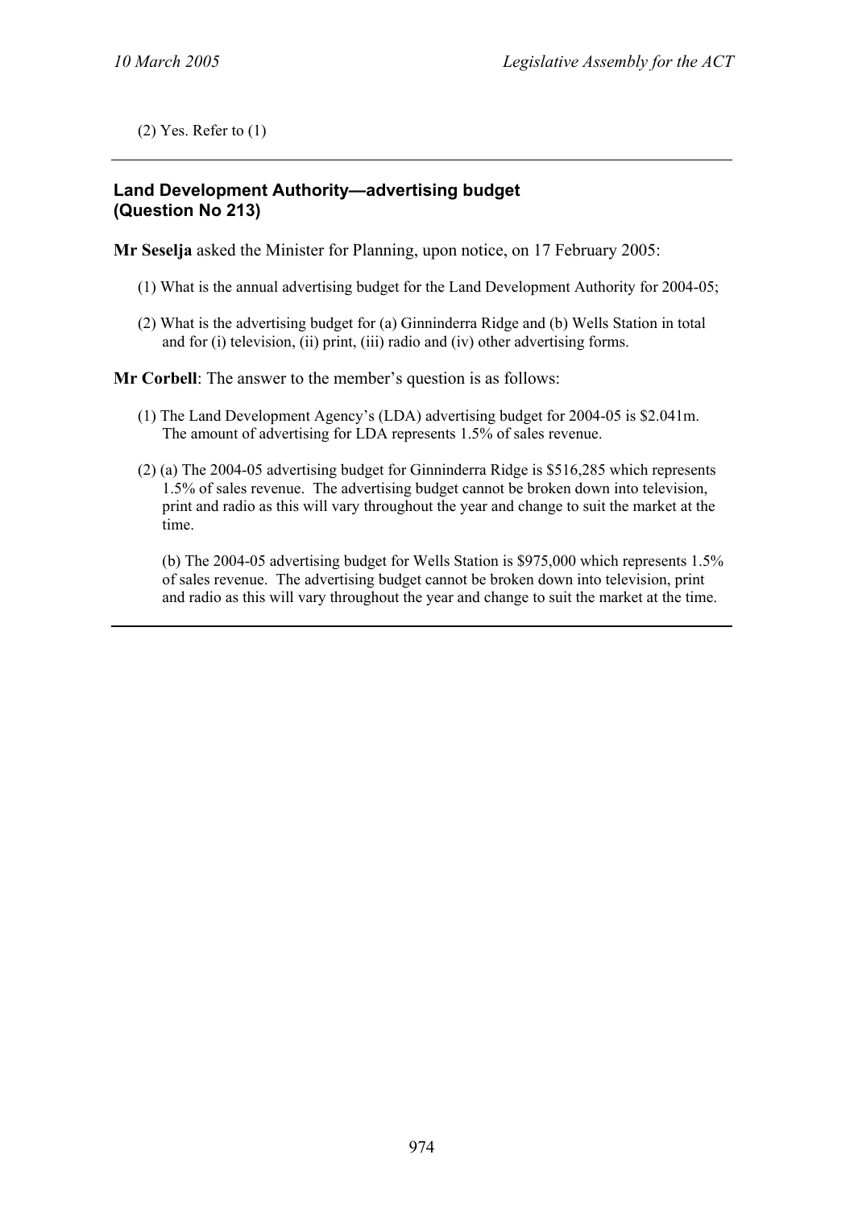(2) Yes. Refer to (1)

---

### Land Development Authority—advertising budget (Question No 213)

**Mr Seselja** asked the Minister for Planning, upon notice, on 17 February 2005:

(1) What is the annual advertising budget for the Land Development Authority for 2004-05;

(2) What is the advertising budget for (a) Ginninderra Ridge and (b) Wells Station in total and for (i) television, (ii) print, (iii) radio and (iv) other advertising forms.

**Mr Corbell**: The answer to the member's question is as follows:

(1) The Land Development Agency's (LDA) advertising budget for 2004-05 is $2.041m. The amount of advertising for LDA represents 1.5% of sales revenue.

(2) (a) The 2004-05 advertising budget for Ginninderra Ridge is $516,285 which represents 1.5% of sales revenue. The advertising budget cannot be broken down into television, print and radio as this will vary throughout the year and change to suit the market at the time.

(b) The 2004-05 advertising budget for Wells Station is $975,000 which represents 1.5% of sales revenue. The advertising budget cannot be broken down into television, print and radio as this will vary throughout the year and change to suit the market at the time.